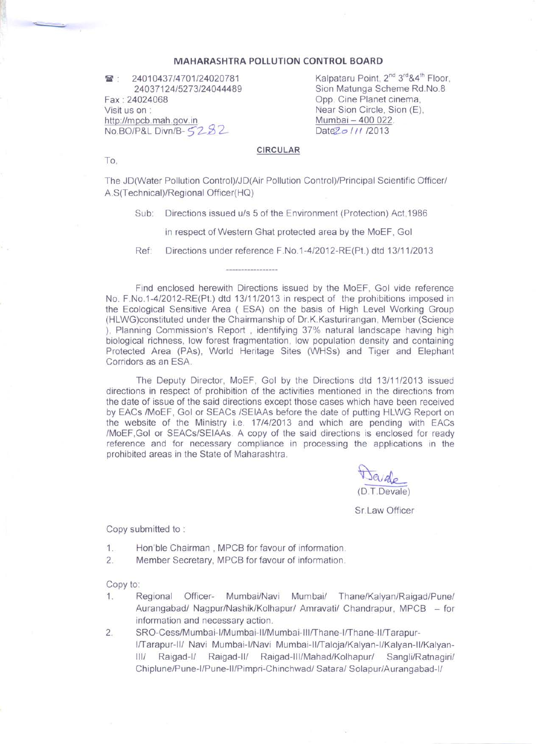# MAHARASHTRA POLLUTION CONTROL BOARD

☎ : 24010437/4701/24020781
24037124/5273/24044489
Fax : 24024068
Visit us on :
http://mpcb.mah.gov.in
No.BO/P&L Divn/B- 5282

Kalpataru Point, 2nd 3rd&4th Floor,
Sion Matunga Scheme Rd.No.8
Opp. Cine Planet cinema,
Near Sion Circle, Sion (E),
Mumbai – 400 022.
Date20/11/2013

**CIRCULAR**

To,

The JD(Water Pollution Control)/JD(Air Pollution Control)/Principal Scientific Officer/ A.S(Technical)/Regional Officer(HQ)

Sub: Directions issued u/s 5 of the Environment (Protection) Act,1986 in respect of Western Ghat protected area by the MoEF, GoI

Ref: Directions under reference F.No.1-4/2012-RE(Pt.) dtd 13/11/2013

-----------------

Find enclosed herewith Directions issued by the MoEF, GoI vide reference No. F.No.1-4/2012-RE(Pt.) dtd 13/11/2013 in respect of the prohibitions imposed in the Ecological Sensitive Area ( ESA) on the basis of High Level Working Group (HLWG)constituted under the Chairmanship of Dr.K.Kasturirangan, Member (Science ), Planning Commission's Report , identifying 37% natural landscape having high biological richness, low forest fragmentation, low population density and containing Protected Area (PAs), World Heritage Sites (WHSs) and Tiger and Elephant Corridors as an ESA.

The Deputy Director, MoEF, GoI by the Directions dtd 13/11/2013 issued directions in respect of prohibition of the activities mentioned in the directions from the date of issue of the said directions except those cases which have been received by EACs /MoEF, GoI or SEACs /SEIAAs before the date of putting HLWG Report on the website of the Ministry i.e. 17/4/2013 and which are pending with EACs /MoEF,GoI or SEACs/SEIAAs. A copy of the said directions is enclosed for ready reference and for necessary compliance in processing the applications in the prohibited areas in the State of Maharashtra.

(D.T.Devale)

Sr.Law Officer

Copy submitted to :

1. Hon'ble Chairman , MPCB for favour of information.
2. Member Secretary, MPCB for favour of information.

Copy to:

1. Regional Officer- Mumbai/Navi Mumbai/ Thane/Kalyan/Raigad/Pune/ Aurangabad/ Nagpur/Nashik/Kolhapur/ Amravati/ Chandrapur, MPCB – for information and necessary action.
2. SRO-Cess/Mumbai-I/Mumbai-II/Mumbai-III/Thane-I/Thane-II/Tarapur-I/Tarapur-II/ Navi Mumbai-I/Navi Mumbai-II/Taloja/Kalyan-I/Kalyan-II/Kalyan-III/ Raigad-I/ Raigad-II/ Raigad-III/Mahad/Kolhapur/ Sangli/Ratnagiri/ Chiplune/Pune-I/Pune-II/Pimpri-Chinchwad/ Satara/ Solapur/Aurangabad-I/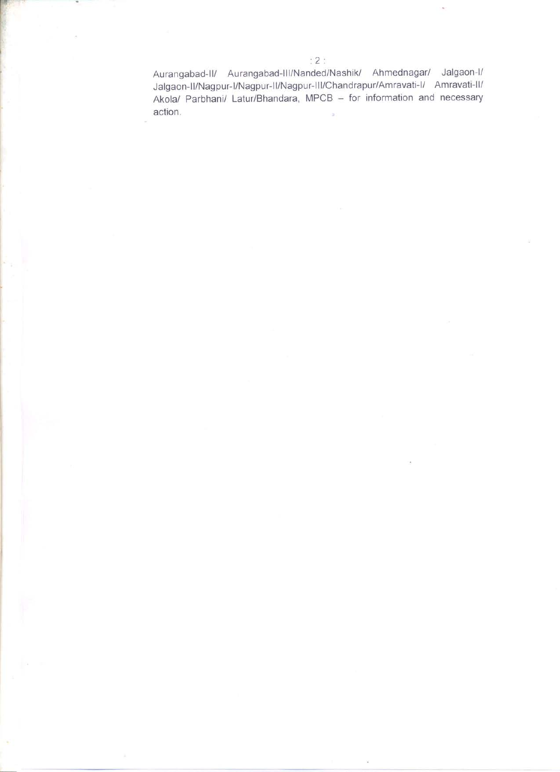Aurangabad-II/ Aurangabad-III/Nanded/Nashik/ Ahmednagar/ Jalgaon-I/ Jalgaon-II/Nagpur-I/Nagpur-II/Nagpur-III/Chandrapur/Amravati-I/ Amravati-II/ Akola/ Parbhani/ Latur/Bhandara, MPCB – for information and necessary action.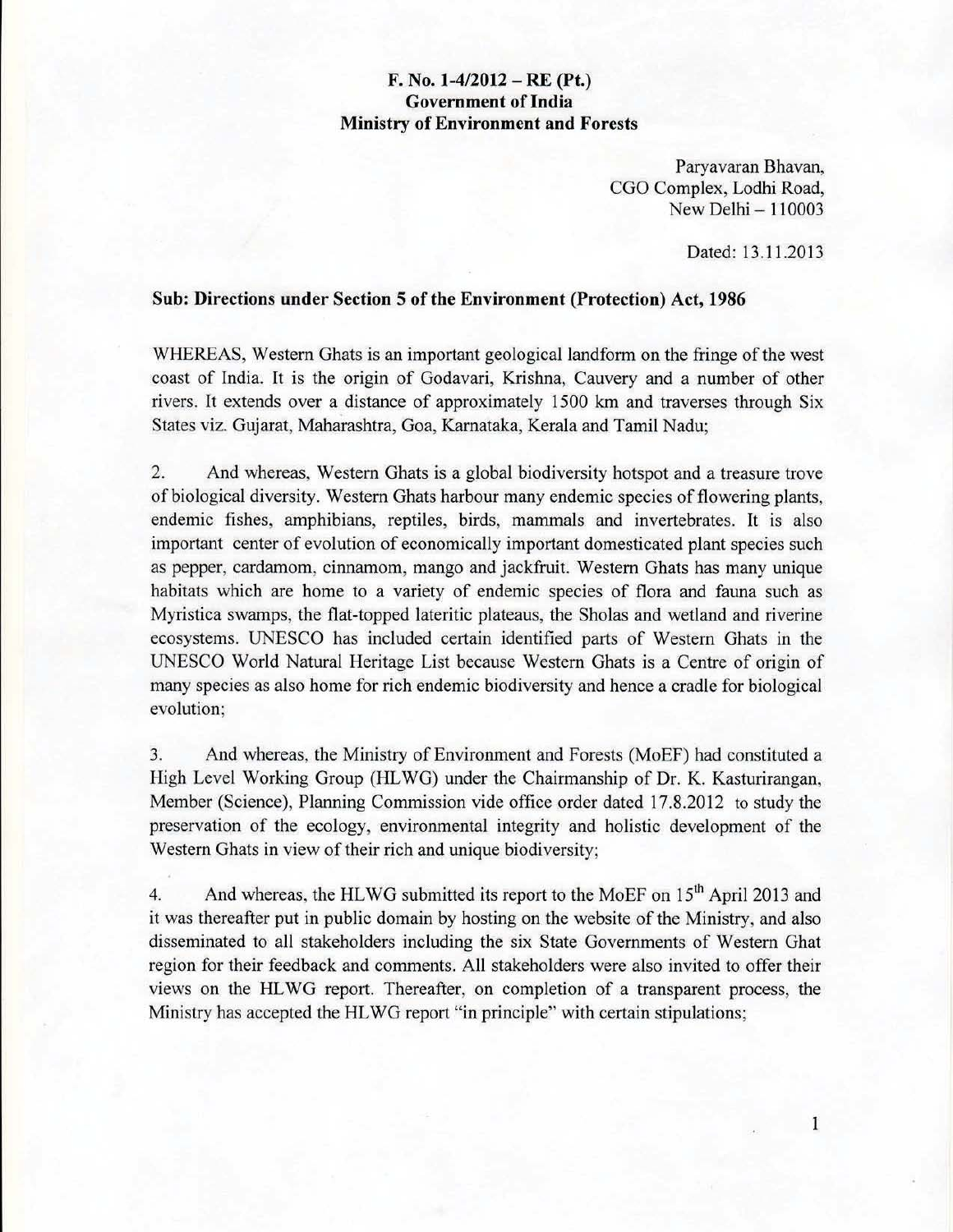**F. No. 1-4/2012 – RE (Pt.)**
**Government of India**
**Ministry of Environment and Forests**

Paryavaran Bhavan,
CGO Complex, Lodhi Road,
New Delhi – 110003

Dated: 13.11.2013

**Sub: Directions under Section 5 of the Environment (Protection) Act, 1986**

WHEREAS, Western Ghats is an important geological landform on the fringe of the west coast of India. It is the origin of Godavari, Krishna, Cauvery and a number of other rivers. It extends over a distance of approximately 1500 km and traverses through Six States viz. Gujarat, Maharashtra, Goa, Karnataka, Kerala and Tamil Nadu;

2. And whereas, Western Ghats is a global biodiversity hotspot and a treasure trove of biological diversity. Western Ghats harbour many endemic species of flowering plants, endemic fishes, amphibians, reptiles, birds, mammals and invertebrates. It is also important center of evolution of economically important domesticated plant species such as pepper, cardamom, cinnamom, mango and jackfruit. Western Ghats has many unique habitats which are home to a variety of endemic species of flora and fauna such as Myristica swamps, the flat-topped lateritic plateaus, the Sholas and wetland and riverine ecosystems. UNESCO has included certain identified parts of Western Ghats in the UNESCO World Natural Heritage List because Western Ghats is a Centre of origin of many species as also home for rich endemic biodiversity and hence a cradle for biological evolution;

3. And whereas, the Ministry of Environment and Forests (MoEF) had constituted a High Level Working Group (HLWG) under the Chairmanship of Dr. K. Kasturirangan, Member (Science), Planning Commission vide office order dated 17.8.2012 to study the preservation of the ecology, environmental integrity and holistic development of the Western Ghats in view of their rich and unique biodiversity;

4. And whereas, the HLWG submitted its report to the MoEF on 15th April 2013 and it was thereafter put in public domain by hosting on the website of the Ministry, and also disseminated to all stakeholders including the six State Governments of Western Ghat region for their feedback and comments. All stakeholders were also invited to offer their views on the HLWG report. Thereafter, on completion of a transparent process, the Ministry has accepted the HLWG report "in principle" with certain stipulations;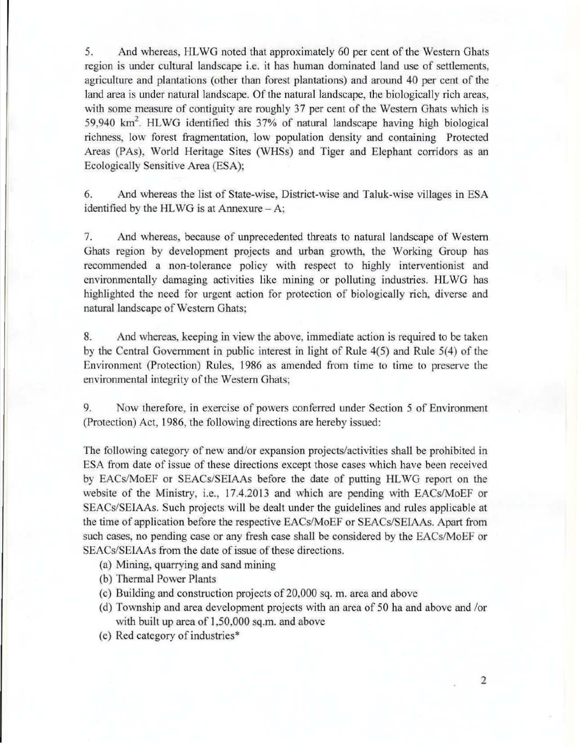5. And whereas, HLWG noted that approximately 60 per cent of the Western Ghats region is under cultural landscape i.e. it has human dominated land use of settlements, agriculture and plantations (other than forest plantations) and around 40 per cent of the land area is under natural landscape. Of the natural landscape, the biologically rich areas, with some measure of contiguity are roughly 37 per cent of the Western Ghats which is 59,940 $km^2$. HLWG identified this 37% of natural landscape having high biological richness, low forest fragmentation, low population density and containing Protected Areas (PAs), World Heritage Sites (WHSs) and Tiger and Elephant corridors as an Ecologically Sensitive Area (ESA);

6. And whereas the list of State-wise, District-wise and Taluk-wise villages in ESA identified by the HLWG is at Annexure – A;

7. And whereas, because of unprecedented threats to natural landscape of Western Ghats region by development projects and urban growth, the Working Group has recommended a non-tolerance policy with respect to highly interventionist and environmentally damaging activities like mining or polluting industries. HLWG has highlighted the need for urgent action for protection of biologically rich, diverse and natural landscape of Western Ghats;

8. And whereas, keeping in view the above, immediate action is required to be taken by the Central Government in public interest in light of Rule 4(5) and Rule 5(4) of the Environment (Protection) Rules, 1986 as amended from time to time to preserve the environmental integrity of the Western Ghats;

9. Now therefore, in exercise of powers conferred under Section 5 of Environment (Protection) Act, 1986, the following directions are hereby issued:

The following category of new and/or expansion projects/activities shall be prohibited in ESA from date of issue of these directions except those cases which have been received by EACs/MoEF or SEACs/SEIAAs before the date of putting HLWG report on the website of the Ministry, i.e., 17.4.2013 and which are pending with EACs/MoEF or SEACs/SEIAAs. Such projects will be dealt under the guidelines and rules applicable at the time of application before the respective EACs/MoEF or SEACs/SEIAAs. Apart from such cases, no pending case or any fresh case shall be considered by the EACs/MoEF or SEACs/SEIAAs from the date of issue of these directions.

(a) Mining, quarrying and sand mining
(b) Thermal Power Plants
(c) Building and construction projects of 20,000 sq. m. area and above
(d) Township and area development projects with an area of 50 ha and above and /or with built up area of 1,50,000 sq.m. and above
(e) Red category of industries*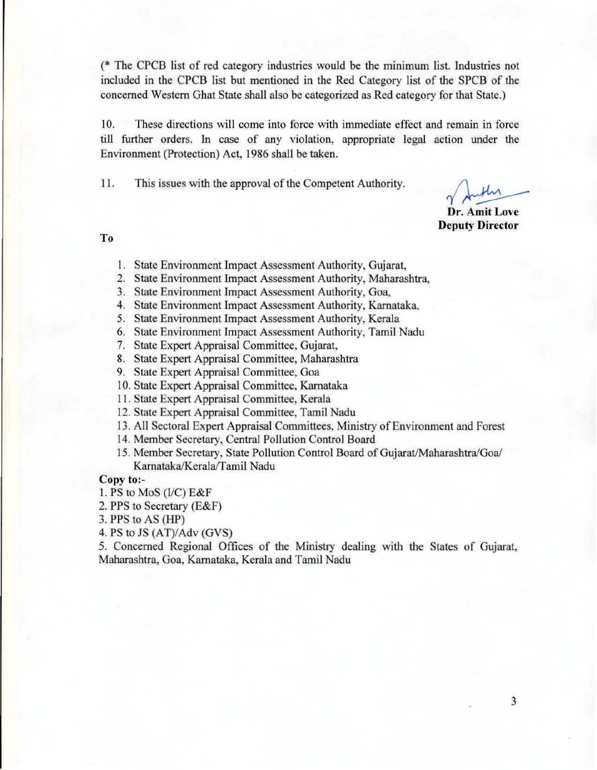(* The CPCB list of red category industries would be the minimum list. Industries not included in the CPCB list but mentioned in the Red Category list of the SPCB of the concerned Western Ghat State shall also be categorized as Red category for that State.)

10. These directions will come into force with immediate effect and remain in force till further orders. In case of any violation, appropriate legal action under the Environment (Protection) Act, 1986 shall be taken.

11. This issues with the approval of the Competent Authority.

**Dr. Amit Love**
**Deputy Director**

**To**

1. State Environment Impact Assessment Authority, Gujarat,
2. State Environment Impact Assessment Authority, Maharashtra,
3. State Environment Impact Assessment Authority, Goa,
4. State Environment Impact Assessment Authority, Karnataka,
5. State Environment Impact Assessment Authority, Kerala
6. State Environment Impact Assessment Authority, Tamil Nadu
7. State Expert Appraisal Committee, Gujarat,
8. State Expert Appraisal Committee, Maharashtra
9. State Expert Appraisal Committee, Goa
10. State Expert Appraisal Committee, Karnataka
11. State Expert Appraisal Committee, Kerala
12. State Expert Appraisal Committee, Tamil Nadu
13. All Sectoral Expert Appraisal Committees, Ministry of Environment and Forest
14. Member Secretary, Central Pollution Control Board
15. Member Secretary, State Pollution Control Board of Gujarat/Maharashtra/Goa/Karnataka/Kerala/Tamil Nadu

**Copy to:-**

1. PS to MoS (I/C) E&F
2. PPS to Secretary (E&F)
3. PPS to AS (HP)
4. PS to JS (AT)/Adv (GVS)
5. Concerned Regional Offices of the Ministry dealing with the States of Gujarat, Maharashtra, Goa, Karnataka, Kerala and Tamil Nadu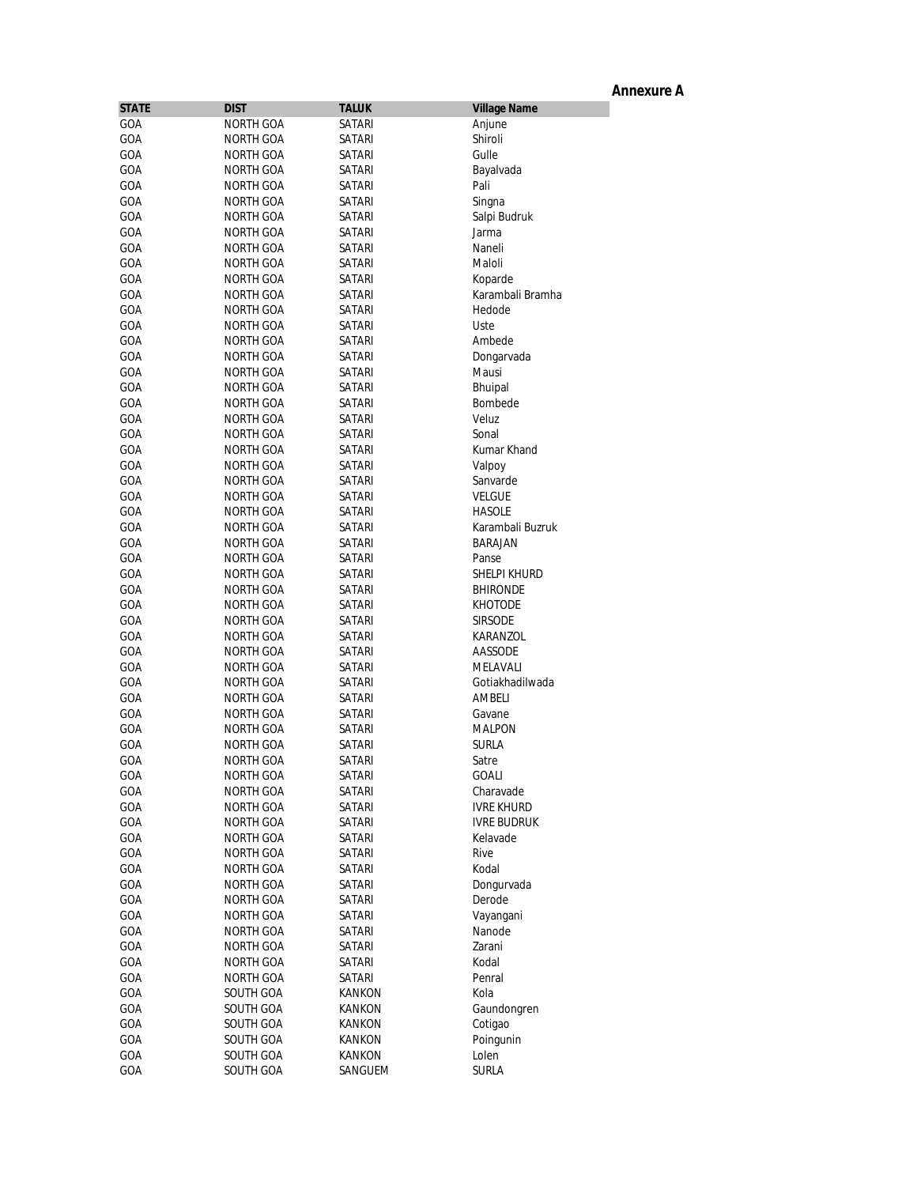**Annexure A**

| STATE | DIST | TALUK | Village Name |
| --- | --- | --- | --- |
| GOA | NORTH GOA | SATARI | Anjune |
| GOA | NORTH GOA | SATARI | Shiroli |
| GOA | NORTH GOA | SATARI | Gulle |
| GOA | NORTH GOA | SATARI | Bayalvada |
| GOA | NORTH GOA | SATARI | Pali |
| GOA | NORTH GOA | SATARI | Singna |
| GOA | NORTH GOA | SATARI | Salpi Budruk |
| GOA | NORTH GOA | SATARI | Jarma |
| GOA | NORTH GOA | SATARI | Naneli |
| GOA | NORTH GOA | SATARI | Maloli |
| GOA | NORTH GOA | SATARI | Koparde |
| GOA | NORTH GOA | SATARI | Karambali Bramha |
| GOA | NORTH GOA | SATARI | Hedode |
| GOA | NORTH GOA | SATARI | Uste |
| GOA | NORTH GOA | SATARI | Ambede |
| GOA | NORTH GOA | SATARI | Dongarvada |
| GOA | NORTH GOA | SATARI | Mausi |
| GOA | NORTH GOA | SATARI | Bhuipal |
| GOA | NORTH GOA | SATARI | Bombede |
| GOA | NORTH GOA | SATARI | Veluz |
| GOA | NORTH GOA | SATARI | Sonal |
| GOA | NORTH GOA | SATARI | Kumar Khand |
| GOA | NORTH GOA | SATARI | Valpoy |
| GOA | NORTH GOA | SATARI | Sanvarde |
| GOA | NORTH GOA | SATARI | VELGUE |
| GOA | NORTH GOA | SATARI | HASOLE |
| GOA | NORTH GOA | SATARI | Karambali Buzruk |
| GOA | NORTH GOA | SATARI | BARAJAN |
| GOA | NORTH GOA | SATARI | Panse |
| GOA | NORTH GOA | SATARI | SHELPI KHURD |
| GOA | NORTH GOA | SATARI | BHIRONDE |
| GOA | NORTH GOA | SATARI | KHOTODE |
| GOA | NORTH GOA | SATARI | SIRSODE |
| GOA | NORTH GOA | SATARI | KARANZOL |
| GOA | NORTH GOA | SATARI | AASSODE |
| GOA | NORTH GOA | SATARI | MELAVALI |
| GOA | NORTH GOA | SATARI | Gotiakhadilwada |
| GOA | NORTH GOA | SATARI | AMBELI |
| GOA | NORTH GOA | SATARI | Gavane |
| GOA | NORTH GOA | SATARI | MALPON |
| GOA | NORTH GOA | SATARI | SURLA |
| GOA | NORTH GOA | SATARI | Satre |
| GOA | NORTH GOA | SATARI | GOALI |
| GOA | NORTH GOA | SATARI | Charavade |
| GOA | NORTH GOA | SATARI | IVRE KHURD |
| GOA | NORTH GOA | SATARI | IVRE BUDRUK |
| GOA | NORTH GOA | SATARI | Kelavade |
| GOA | NORTH GOA | SATARI | Rive |
| GOA | NORTH GOA | SATARI | Kodal |
| GOA | NORTH GOA | SATARI | Dongurvada |
| GOA | NORTH GOA | SATARI | Derode |
| GOA | NORTH GOA | SATARI | Vayangani |
| GOA | NORTH GOA | SATARI | Nanode |
| GOA | NORTH GOA | SATARI | Zarani |
| GOA | NORTH GOA | SATARI | Kodal |
| GOA | NORTH GOA | SATARI | Penral |
| GOA | SOUTH GOA | KANKON | Kola |
| GOA | SOUTH GOA | KANKON | Gaundongren |
| GOA | SOUTH GOA | KANKON | Cotigao |
| GOA | SOUTH GOA | KANKON | Poingunin |
| GOA | SOUTH GOA | KANKON | Lolen |
| GOA | SOUTH GOA | SANGUEM | SURLA |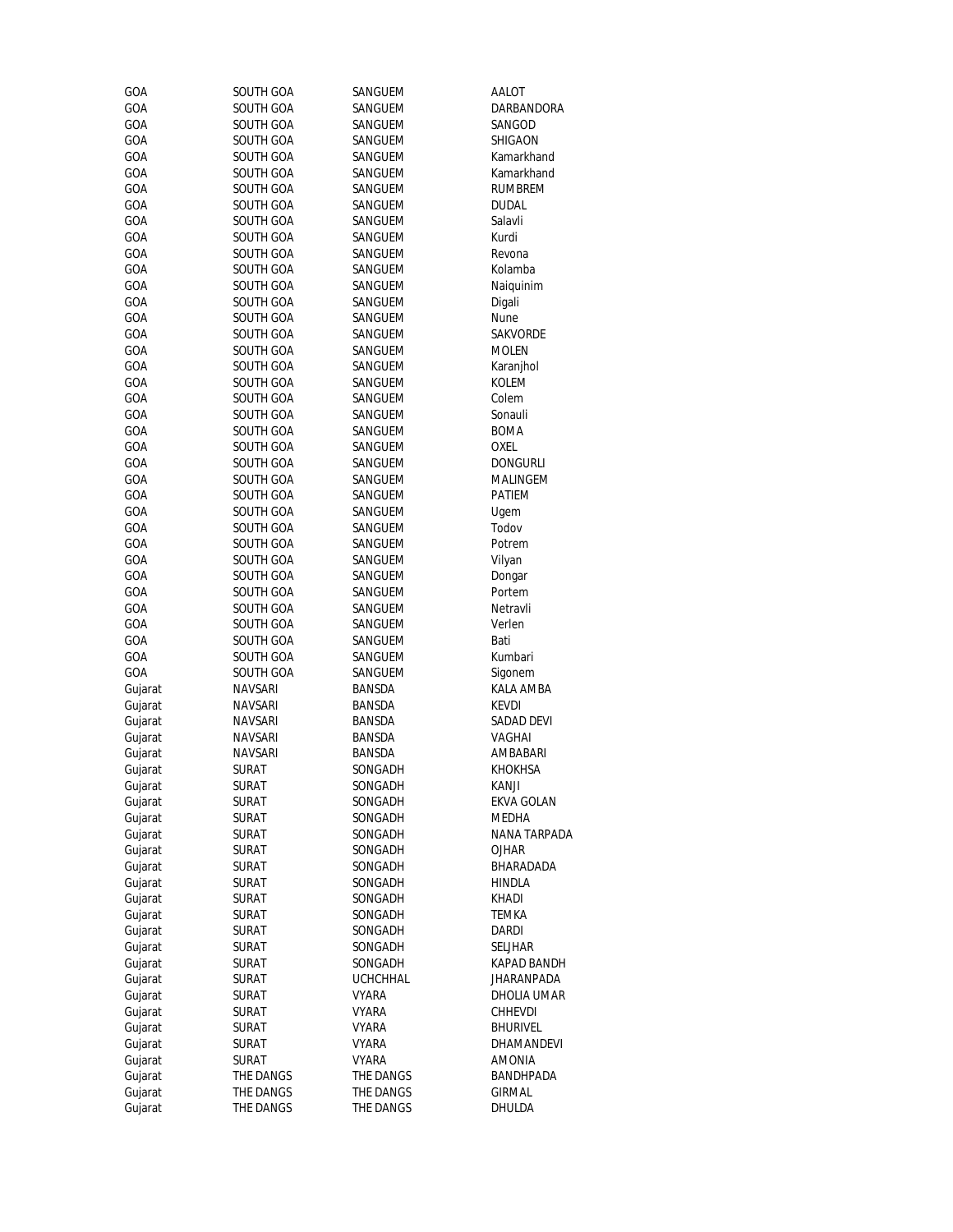| | | | |
|---|---|---|---|
| GOA | SOUTH GOA | SANGUEM | AALOT |
| GOA | SOUTH GOA | SANGUEM | DARBANDORA |
| GOA | SOUTH GOA | SANGUEM | SANGOD |
| GOA | SOUTH GOA | SANGUEM | SHIGAON |
| GOA | SOUTH GOA | SANGUEM | Kamarkhand |
| GOA | SOUTH GOA | SANGUEM | Kamarkhand |
| GOA | SOUTH GOA | SANGUEM | RUMBREM |
| GOA | SOUTH GOA | SANGUEM | DUDAL |
| GOA | SOUTH GOA | SANGUEM | Salavli |
| GOA | SOUTH GOA | SANGUEM | Kurdi |
| GOA | SOUTH GOA | SANGUEM | Revona |
| GOA | SOUTH GOA | SANGUEM | Kolamba |
| GOA | SOUTH GOA | SANGUEM | Naiquinim |
| GOA | SOUTH GOA | SANGUEM | Digali |
| GOA | SOUTH GOA | SANGUEM | Nune |
| GOA | SOUTH GOA | SANGUEM | SAKVORDE |
| GOA | SOUTH GOA | SANGUEM | MOLEN |
| GOA | SOUTH GOA | SANGUEM | Karanjhol |
| GOA | SOUTH GOA | SANGUEM | KOLEM |
| GOA | SOUTH GOA | SANGUEM | Colem |
| GOA | SOUTH GOA | SANGUEM | Sonauli |
| GOA | SOUTH GOA | SANGUEM | BOMA |
| GOA | SOUTH GOA | SANGUEM | OXEL |
| GOA | SOUTH GOA | SANGUEM | DONGURLI |
| GOA | SOUTH GOA | SANGUEM | MALINGEM |
| GOA | SOUTH GOA | SANGUEM | PATIEM |
| GOA | SOUTH GOA | SANGUEM | Ugem |
| GOA | SOUTH GOA | SANGUEM | Todov |
| GOA | SOUTH GOA | SANGUEM | Potrem |
| GOA | SOUTH GOA | SANGUEM | Vilyan |
| GOA | SOUTH GOA | SANGUEM | Dongar |
| GOA | SOUTH GOA | SANGUEM | Portem |
| GOA | SOUTH GOA | SANGUEM | Netravli |
| GOA | SOUTH GOA | SANGUEM | Verlen |
| GOA | SOUTH GOA | SANGUEM | Bati |
| GOA | SOUTH GOA | SANGUEM | Kumbari |
| GOA | SOUTH GOA | SANGUEM | Sigonem |
| Gujarat | NAVSARI | BANSDA | KALA AMBA |
| Gujarat | NAVSARI | BANSDA | KEVDI |
| Gujarat | NAVSARI | BANSDA | SADAD DEVI |
| Gujarat | NAVSARI | BANSDA | VAGHAI |
| Gujarat | NAVSARI | BANSDA | AMBABARI |
| Gujarat | SURAT | SONGADH | KHOKHSA |
| Gujarat | SURAT | SONGADH | KANJI |
| Gujarat | SURAT | SONGADH | EKVA GOLAN |
| Gujarat | SURAT | SONGADH | MEDHA |
| Gujarat | SURAT | SONGADH | NANA TARPADA |
| Gujarat | SURAT | SONGADH | OJHAR |
| Gujarat | SURAT | SONGADH | BHARADADA |
| Gujarat | SURAT | SONGADH | HINDLA |
| Gujarat | SURAT | SONGADH | KHADI |
| Gujarat | SURAT | SONGADH | TEMKA |
| Gujarat | SURAT | SONGADH | DARDI |
| Gujarat | SURAT | SONGADH | SELJHAR |
| Gujarat | SURAT | SONGADH | KAPAD BANDH |
| Gujarat | SURAT | UCHCHHAL | JHARANPADA |
| Gujarat | SURAT | VYARA | DHOLIA UMAR |
| Gujarat | SURAT | VYARA | CHHEVDI |
| Gujarat | SURAT | VYARA | BHURIVEL |
| Gujarat | SURAT | VYARA | DHAMANDEVI |
| Gujarat | SURAT | VYARA | AMONIA |
| Gujarat | THE DANGS | THE DANGS | BANDHPADA |
| Gujarat | THE DANGS | THE DANGS | GIRMAL |
| Gujarat | THE DANGS | THE DANGS | DHULDA |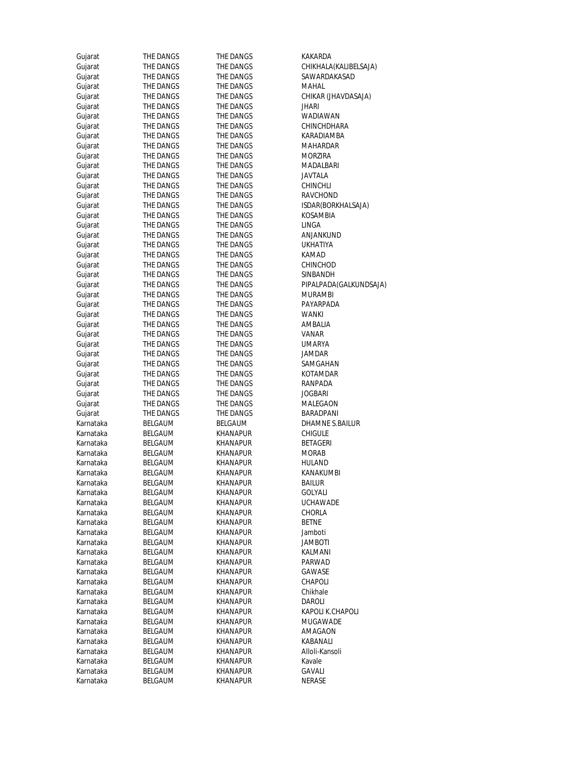| | | | |
|---|---|---|---|
| Gujarat | THE DANGS | THE DANGS | KAKARDA |
| Gujarat | THE DANGS | THE DANGS | CHIKHALA(KALIBELSAJA) |
| Gujarat | THE DANGS | THE DANGS | SAWARDAKASAD |
| Gujarat | THE DANGS | THE DANGS | MAHAL |
| Gujarat | THE DANGS | THE DANGS | CHIKAR (JHAVDASAJA) |
| Gujarat | THE DANGS | THE DANGS | JHARI |
| Gujarat | THE DANGS | THE DANGS | WADIAWAN |
| Gujarat | THE DANGS | THE DANGS | CHINCHDHARA |
| Gujarat | THE DANGS | THE DANGS | KARADIAMBA |
| Gujarat | THE DANGS | THE DANGS | MAHARDAR |
| Gujarat | THE DANGS | THE DANGS | MORZIRA |
| Gujarat | THE DANGS | THE DANGS | MADALBARI |
| Gujarat | THE DANGS | THE DANGS | JAVTALA |
| Gujarat | THE DANGS | THE DANGS | CHINCHLI |
| Gujarat | THE DANGS | THE DANGS | RAVCHOND |
| Gujarat | THE DANGS | THE DANGS | ISDAR(BORKHALSAJA) |
| Gujarat | THE DANGS | THE DANGS | KOSAMBIA |
| Gujarat | THE DANGS | THE DANGS | LINGA |
| Gujarat | THE DANGS | THE DANGS | ANJANKUND |
| Gujarat | THE DANGS | THE DANGS | UKHATIYA |
| Gujarat | THE DANGS | THE DANGS | KAMAD |
| Gujarat | THE DANGS | THE DANGS | CHINCHOD |
| Gujarat | THE DANGS | THE DANGS | SINBANDH |
| Gujarat | THE DANGS | THE DANGS | PIPALPADA(GALKUNDSAJA) |
| Gujarat | THE DANGS | THE DANGS | MURAMBI |
| Gujarat | THE DANGS | THE DANGS | PAYARPADA |
| Gujarat | THE DANGS | THE DANGS | WANKI |
| Gujarat | THE DANGS | THE DANGS | AMBALIA |
| Gujarat | THE DANGS | THE DANGS | VANAR |
| Gujarat | THE DANGS | THE DANGS | UMARYA |
| Gujarat | THE DANGS | THE DANGS | JAMDAR |
| Gujarat | THE DANGS | THE DANGS | SAMGAHAN |
| Gujarat | THE DANGS | THE DANGS | KOTAMDAR |
| Gujarat | THE DANGS | THE DANGS | RANPADA |
| Gujarat | THE DANGS | THE DANGS | JOGBARI |
| Gujarat | THE DANGS | THE DANGS | MALEGAON |
| Gujarat | THE DANGS | THE DANGS | BARADPANI |
| Karnataka | BELGAUM | BELGAUM | DHAMNE S.BAILUR |
| Karnataka | BELGAUM | KHANAPUR | CHIGULE |
| Karnataka | BELGAUM | KHANAPUR | BETAGERI |
| Karnataka | BELGAUM | KHANAPUR | MORAB |
| Karnataka | BELGAUM | KHANAPUR | HULAND |
| Karnataka | BELGAUM | KHANAPUR | KANAKUMBI |
| Karnataka | BELGAUM | KHANAPUR | BAILUR |
| Karnataka | BELGAUM | KHANAPUR | GOLYALI |
| Karnataka | BELGAUM | KHANAPUR | UCHAWADE |
| Karnataka | BELGAUM | KHANAPUR | CHORLA |
| Karnataka | BELGAUM | KHANAPUR | BETNE |
| Karnataka | BELGAUM | KHANAPUR | Jamboti |
| Karnataka | BELGAUM | KHANAPUR | JAMBOTI |
| Karnataka | BELGAUM | KHANAPUR | KALMANI |
| Karnataka | BELGAUM | KHANAPUR | PARWAD |
| Karnataka | BELGAUM | KHANAPUR | GAWASE |
| Karnataka | BELGAUM | KHANAPUR | CHAPOLI |
| Karnataka | BELGAUM | KHANAPUR | Chikhale |
| Karnataka | BELGAUM | KHANAPUR | DAROLI |
| Karnataka | BELGAUM | KHANAPUR | KAPOLI K.CHAPOLI |
| Karnataka | BELGAUM | KHANAPUR | MUGAWADE |
| Karnataka | BELGAUM | KHANAPUR | AMAGAON |
| Karnataka | BELGAUM | KHANAPUR | KABANALI |
| Karnataka | BELGAUM | KHANAPUR | Alloli-Kansoli |
| Karnataka | BELGAUM | KHANAPUR | Kavale |
| Karnataka | BELGAUM | KHANAPUR | GAVALI |
| Karnataka | BELGAUM | KHANAPUR | NERASE |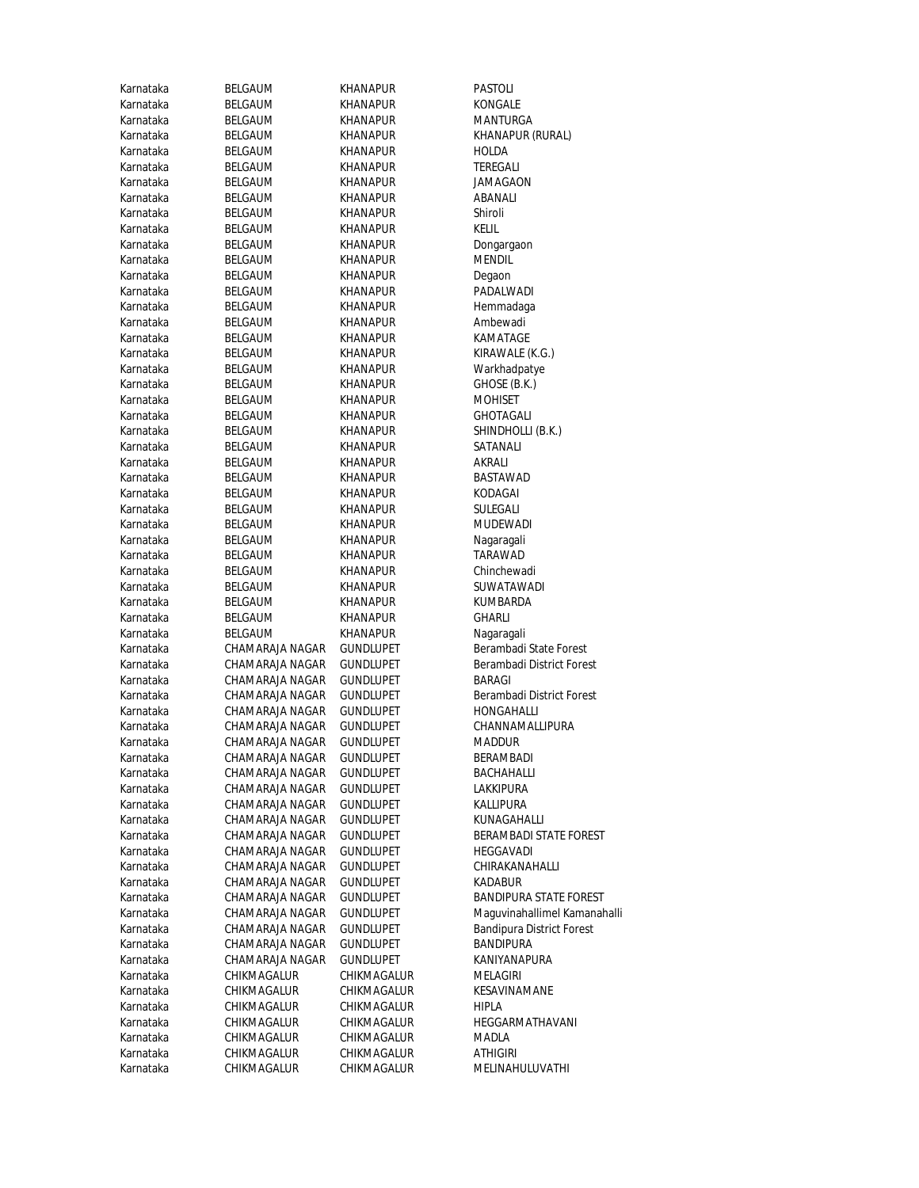| Karnataka | BELGAUM | KHANAPUR | PASTOLI |
|---|---|---|---|
| Karnataka | BELGAUM | KHANAPUR | KONGALE |
| Karnataka | BELGAUM | KHANAPUR | MANTURGA |
| Karnataka | BELGAUM | KHANAPUR | KHANAPUR (RURAL) |
| Karnataka | BELGAUM | KHANAPUR | HOLDA |
| Karnataka | BELGAUM | KHANAPUR | TEREGALI |
| Karnataka | BELGAUM | KHANAPUR | JAMAGAON |
| Karnataka | BELGAUM | KHANAPUR | ABANALI |
| Karnataka | BELGAUM | KHANAPUR | Shiroli |
| Karnataka | BELGAUM | KHANAPUR | KELIL |
| Karnataka | BELGAUM | KHANAPUR | Dongargaon |
| Karnataka | BELGAUM | KHANAPUR | MENDIL |
| Karnataka | BELGAUM | KHANAPUR | Degaon |
| Karnataka | BELGAUM | KHANAPUR | PADALWADI |
| Karnataka | BELGAUM | KHANAPUR | Hemmadaga |
| Karnataka | BELGAUM | KHANAPUR | Ambewadi |
| Karnataka | BELGAUM | KHANAPUR | KAMATAGE |
| Karnataka | BELGAUM | KHANAPUR | KIRAWALE (K.G.) |
| Karnataka | BELGAUM | KHANAPUR | Warkhadpatye |
| Karnataka | BELGAUM | KHANAPUR | GHOSE (B.K.) |
| Karnataka | BELGAUM | KHANAPUR | MOHISET |
| Karnataka | BELGAUM | KHANAPUR | GHOTAGALI |
| Karnataka | BELGAUM | KHANAPUR | SHINDHOLLI (B.K.) |
| Karnataka | BELGAUM | KHANAPUR | SATANALI |
| Karnataka | BELGAUM | KHANAPUR | AKRALI |
| Karnataka | BELGAUM | KHANAPUR | BASTAWAD |
| Karnataka | BELGAUM | KHANAPUR | KODAGAI |
| Karnataka | BELGAUM | KHANAPUR | SULEGALI |
| Karnataka | BELGAUM | KHANAPUR | MUDEWADI |
| Karnataka | BELGAUM | KHANAPUR | Nagaragali |
| Karnataka | BELGAUM | KHANAPUR | TARAWAD |
| Karnataka | BELGAUM | KHANAPUR | Chinchewadi |
| Karnataka | BELGAUM | KHANAPUR | SUWATAWADI |
| Karnataka | BELGAUM | KHANAPUR | KUMBARDA |
| Karnataka | BELGAUM | KHANAPUR | GHARLI |
| Karnataka | BELGAUM | KHANAPUR | Nagaragali |
| Karnataka | CHAMARAJA NAGAR | GUNDLUPET | Berambadi State Forest |
| Karnataka | CHAMARAJA NAGAR | GUNDLUPET | Berambadi District Forest |
| Karnataka | CHAMARAJA NAGAR | GUNDLUPET | BARAGI |
| Karnataka | CHAMARAJA NAGAR | GUNDLUPET | Berambadi District Forest |
| Karnataka | CHAMARAJA NAGAR | GUNDLUPET | HONGAHALLI |
| Karnataka | CHAMARAJA NAGAR | GUNDLUPET | CHANNAMALLIPURA |
| Karnataka | CHAMARAJA NAGAR | GUNDLUPET | MADDUR |
| Karnataka | CHAMARAJA NAGAR | GUNDLUPET | BERAMBADI |
| Karnataka | CHAMARAJA NAGAR | GUNDLUPET | BACHAHALLI |
| Karnataka | CHAMARAJA NAGAR | GUNDLUPET | LAKKIPURA |
| Karnataka | CHAMARAJA NAGAR | GUNDLUPET | KALLIPURA |
| Karnataka | CHAMARAJA NAGAR | GUNDLUPET | KUNAGAHALLI |
| Karnataka | CHAMARAJA NAGAR | GUNDLUPET | BERAMBADI STATE FOREST |
| Karnataka | CHAMARAJA NAGAR | GUNDLUPET | HEGGAVADI |
| Karnataka | CHAMARAJA NAGAR | GUNDLUPET | CHIRAKANAHALLI |
| Karnataka | CHAMARAJA NAGAR | GUNDLUPET | KADABUR |
| Karnataka | CHAMARAJA NAGAR | GUNDLUPET | BANDIPURA STATE FOREST |
| Karnataka | CHAMARAJA NAGAR | GUNDLUPET | Maguvinahallimel Kamanahalli |
| Karnataka | CHAMARAJA NAGAR | GUNDLUPET | Bandipura District Forest |
| Karnataka | CHAMARAJA NAGAR | GUNDLUPET | BANDIPURA |
| Karnataka | CHAMARAJA NAGAR | GUNDLUPET | KANIYANAPURA |
| Karnataka | CHIKMAGALUR | CHIKMAGALUR | MELAGIRI |
| Karnataka | CHIKMAGALUR | CHIKMAGALUR | KESAVINAMANE |
| Karnataka | CHIKMAGALUR | CHIKMAGALUR | HIPLA |
| Karnataka | CHIKMAGALUR | CHIKMAGALUR | HEGGARMATHAVANI |
| Karnataka | CHIKMAGALUR | CHIKMAGALUR | MADLA |
| Karnataka | CHIKMAGALUR | CHIKMAGALUR | ATHIGIRI |
| Karnataka | CHIKMAGALUR | CHIKMAGALUR | MELINAHULUVATHI |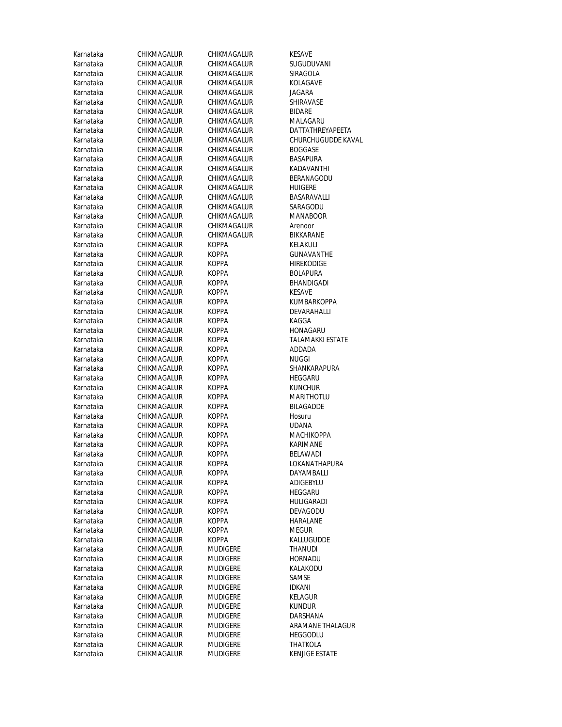| | | | |
|---|---|---|---|
| Karnataka | CHIKMAGALUR | CHIKMAGALUR | KESAVE |
| Karnataka | CHIKMAGALUR | CHIKMAGALUR | SUGUDUVANI |
| Karnataka | CHIKMAGALUR | CHIKMAGALUR | SIRAGOLA |
| Karnataka | CHIKMAGALUR | CHIKMAGALUR | KOLAGAVE |
| Karnataka | CHIKMAGALUR | CHIKMAGALUR | JAGARA |
| Karnataka | CHIKMAGALUR | CHIKMAGALUR | SHIRAVASE |
| Karnataka | CHIKMAGALUR | CHIKMAGALUR | BIDARE |
| Karnataka | CHIKMAGALUR | CHIKMAGALUR | MALAGARU |
| Karnataka | CHIKMAGALUR | CHIKMAGALUR | DATTATHREYAPEETA |
| Karnataka | CHIKMAGALUR | CHIKMAGALUR | CHURCHUGUDDE KAVAL |
| Karnataka | CHIKMAGALUR | CHIKMAGALUR | BOGGASE |
| Karnataka | CHIKMAGALUR | CHIKMAGALUR | BASAPURA |
| Karnataka | CHIKMAGALUR | CHIKMAGALUR | KADAVANTHI |
| Karnataka | CHIKMAGALUR | CHIKMAGALUR | BERANAGODU |
| Karnataka | CHIKMAGALUR | CHIKMAGALUR | HUIGERE |
| Karnataka | CHIKMAGALUR | CHIKMAGALUR | BASARAVALLI |
| Karnataka | CHIKMAGALUR | CHIKMAGALUR | SARAGODU |
| Karnataka | CHIKMAGALUR | CHIKMAGALUR | MANABOOR |
| Karnataka | CHIKMAGALUR | CHIKMAGALUR | Arenoor |
| Karnataka | CHIKMAGALUR | CHIKMAGALUR | BIKKARANE |
| Karnataka | CHIKMAGALUR | KOPPA | KELAKULI |
| Karnataka | CHIKMAGALUR | KOPPA | GUNAVANTHE |
| Karnataka | CHIKMAGALUR | KOPPA | HIREKODIGE |
| Karnataka | CHIKMAGALUR | KOPPA | BOLAPURA |
| Karnataka | CHIKMAGALUR | KOPPA | BHANDIGADI |
| Karnataka | CHIKMAGALUR | KOPPA | KESAVE |
| Karnataka | CHIKMAGALUR | KOPPA | KUMBARKOPPA |
| Karnataka | CHIKMAGALUR | KOPPA | DEVARAHALLI |
| Karnataka | CHIKMAGALUR | KOPPA | KAGGA |
| Karnataka | CHIKMAGALUR | KOPPA | HONAGARU |
| Karnataka | CHIKMAGALUR | KOPPA | TALAMAKKI ESTATE |
| Karnataka | CHIKMAGALUR | KOPPA | ADDADA |
| Karnataka | CHIKMAGALUR | KOPPA | NUGGI |
| Karnataka | CHIKMAGALUR | KOPPA | SHANKARAPURA |
| Karnataka | CHIKMAGALUR | KOPPA | HEGGARU |
| Karnataka | CHIKMAGALUR | KOPPA | KUNCHUR |
| Karnataka | CHIKMAGALUR | KOPPA | MARITHOTLU |
| Karnataka | CHIKMAGALUR | KOPPA | BILAGADDE |
| Karnataka | CHIKMAGALUR | KOPPA | Hosuru |
| Karnataka | CHIKMAGALUR | KOPPA | UDANA |
| Karnataka | CHIKMAGALUR | KOPPA | MACHIKOPPA |
| Karnataka | CHIKMAGALUR | KOPPA | KARIMANE |
| Karnataka | CHIKMAGALUR | KOPPA | BELAWADI |
| Karnataka | CHIKMAGALUR | KOPPA | LOKANATHAPURA |
| Karnataka | CHIKMAGALUR | KOPPA | DAYAMBALLI |
| Karnataka | CHIKMAGALUR | KOPPA | ADIGEBYLU |
| Karnataka | CHIKMAGALUR | KOPPA | HEGGARU |
| Karnataka | CHIKMAGALUR | KOPPA | HULIGARADI |
| Karnataka | CHIKMAGALUR | KOPPA | DEVAGODU |
| Karnataka | CHIKMAGALUR | KOPPA | HARALANE |
| Karnataka | CHIKMAGALUR | KOPPA | MEGUR |
| Karnataka | CHIKMAGALUR | KOPPA | KALLUGUDDE |
| Karnataka | CHIKMAGALUR | MUDIGERE | THANUDI |
| Karnataka | CHIKMAGALUR | MUDIGERE | HORNADU |
| Karnataka | CHIKMAGALUR | MUDIGERE | KALAKODU |
| Karnataka | CHIKMAGALUR | MUDIGERE | SAMSE |
| Karnataka | CHIKMAGALUR | MUDIGERE | IDKANI |
| Karnataka | CHIKMAGALUR | MUDIGERE | KELAGUR |
| Karnataka | CHIKMAGALUR | MUDIGERE | KUNDUR |
| Karnataka | CHIKMAGALUR | MUDIGERE | DARSHANA |
| Karnataka | CHIKMAGALUR | MUDIGERE | ARAMANE THALAGUR |
| Karnataka | CHIKMAGALUR | MUDIGERE | HEGGODLU |
| Karnataka | CHIKMAGALUR | MUDIGERE | THATKOLA |
| Karnataka | CHIKMAGALUR | MUDIGERE | KENJIGE ESTATE |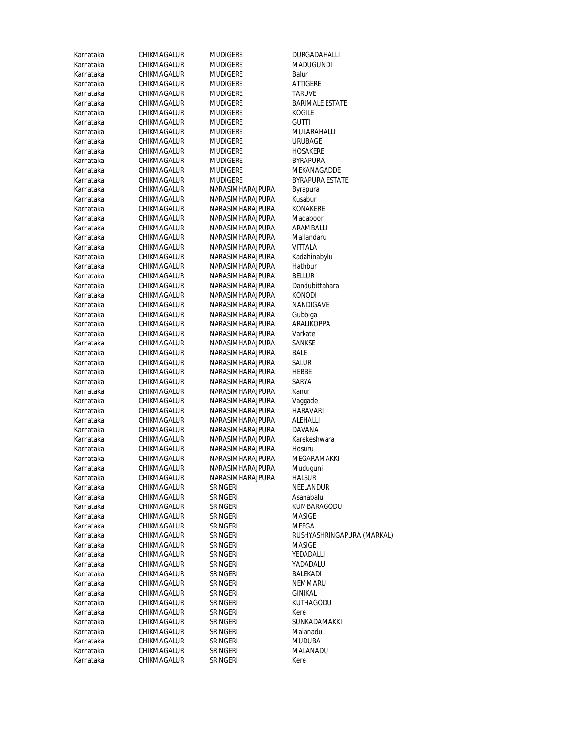| | | | |
|---|---|---|---|
| Karnataka | CHIKMAGALUR | MUDIGERE | DURGADAHALLI |
| Karnataka | CHIKMAGALUR | MUDIGERE | MADUGUNDI |
| Karnataka | CHIKMAGALUR | MUDIGERE | Balur |
| Karnataka | CHIKMAGALUR | MUDIGERE | ATTIGERE |
| Karnataka | CHIKMAGALUR | MUDIGERE | TARUVE |
| Karnataka | CHIKMAGALUR | MUDIGERE | BARIMALE ESTATE |
| Karnataka | CHIKMAGALUR | MUDIGERE | KOGILE |
| Karnataka | CHIKMAGALUR | MUDIGERE | GUTTI |
| Karnataka | CHIKMAGALUR | MUDIGERE | MULARAHALLI |
| Karnataka | CHIKMAGALUR | MUDIGERE | URUBAGE |
| Karnataka | CHIKMAGALUR | MUDIGERE | HOSAKERE |
| Karnataka | CHIKMAGALUR | MUDIGERE | BYRAPURA |
| Karnataka | CHIKMAGALUR | MUDIGERE | MEKANAGADDE |
| Karnataka | CHIKMAGALUR | MUDIGERE | BYRAPURA ESTATE |
| Karnataka | CHIKMAGALUR | NARASIMHARAJPURA | Byrapura |
| Karnataka | CHIKMAGALUR | NARASIMHARAJPURA | Kusabur |
| Karnataka | CHIKMAGALUR | NARASIMHARAJPURA | KONAKERE |
| Karnataka | CHIKMAGALUR | NARASIMHARAJPURA | Madaboor |
| Karnataka | CHIKMAGALUR | NARASIMHARAJPURA | ARAMBALLI |
| Karnataka | CHIKMAGALUR | NARASIMHARAJPURA | Mallandaru |
| Karnataka | CHIKMAGALUR | NARASIMHARAJPURA | VITTALA |
| Karnataka | CHIKMAGALUR | NARASIMHARAJPURA | Kadahinabylu |
| Karnataka | CHIKMAGALUR | NARASIMHARAJPURA | Hathbur |
| Karnataka | CHIKMAGALUR | NARASIMHARAJPURA | BELLUR |
| Karnataka | CHIKMAGALUR | NARASIMHARAJPURA | Dandubittahara |
| Karnataka | CHIKMAGALUR | NARASIMHARAJPURA | KONODI |
| Karnataka | CHIKMAGALUR | NARASIMHARAJPURA | NANDIGAVE |
| Karnataka | CHIKMAGALUR | NARASIMHARAJPURA | Gubbiga |
| Karnataka | CHIKMAGALUR | NARASIMHARAJPURA | ARALIKOPPA |
| Karnataka | CHIKMAGALUR | NARASIMHARAJPURA | Varkate |
| Karnataka | CHIKMAGALUR | NARASIMHARAJPURA | SANKSE |
| Karnataka | CHIKMAGALUR | NARASIMHARAJPURA | BALE |
| Karnataka | CHIKMAGALUR | NARASIMHARAJPURA | SALUR |
| Karnataka | CHIKMAGALUR | NARASIMHARAJPURA | HEBBE |
| Karnataka | CHIKMAGALUR | NARASIMHARAJPURA | SARYA |
| Karnataka | CHIKMAGALUR | NARASIMHARAJPURA | Kanur |
| Karnataka | CHIKMAGALUR | NARASIMHARAJPURA | Vaggade |
| Karnataka | CHIKMAGALUR | NARASIMHARAJPURA | HARAVARI |
| Karnataka | CHIKMAGALUR | NARASIMHARAJPURA | ALEHALLI |
| Karnataka | CHIKMAGALUR | NARASIMHARAJPURA | DAVANA |
| Karnataka | CHIKMAGALUR | NARASIMHARAJPURA | Karekeshwara |
| Karnataka | CHIKMAGALUR | NARASIMHARAJPURA | Hosuru |
| Karnataka | CHIKMAGALUR | NARASIMHARAJPURA | MEGARAMAKKI |
| Karnataka | CHIKMAGALUR | NARASIMHARAJPURA | Muduguni |
| Karnataka | CHIKMAGALUR | NARASIMHARAJPURA | HALSUR |
| Karnataka | CHIKMAGALUR | SRINGERI | NEELANDUR |
| Karnataka | CHIKMAGALUR | SRINGERI | Asanabalu |
| Karnataka | CHIKMAGALUR | SRINGERI | KUMBARAGODU |
| Karnataka | CHIKMAGALUR | SRINGERI | MASIGE |
| Karnataka | CHIKMAGALUR | SRINGERI | MEEGA |
| Karnataka | CHIKMAGALUR | SRINGERI | RUSHYASHRINGAPURA (MARKAL) |
| Karnataka | CHIKMAGALUR | SRINGERI | MASIGE |
| Karnataka | CHIKMAGALUR | SRINGERI | YEDADALLI |
| Karnataka | CHIKMAGALUR | SRINGERI | YADADALU |
| Karnataka | CHIKMAGALUR | SRINGERI | BALEKADI |
| Karnataka | CHIKMAGALUR | SRINGERI | NEMMARU |
| Karnataka | CHIKMAGALUR | SRINGERI | GINIKAL |
| Karnataka | CHIKMAGALUR | SRINGERI | KUTHAGODU |
| Karnataka | CHIKMAGALUR | SRINGERI | Kere |
| Karnataka | CHIKMAGALUR | SRINGERI | SUNKADAMAKKI |
| Karnataka | CHIKMAGALUR | SRINGERI | Malanadu |
| Karnataka | CHIKMAGALUR | SRINGERI | MUDUBA |
| Karnataka | CHIKMAGALUR | SRINGERI | MALANADU |
| Karnataka | CHIKMAGALUR | SRINGERI | Kere |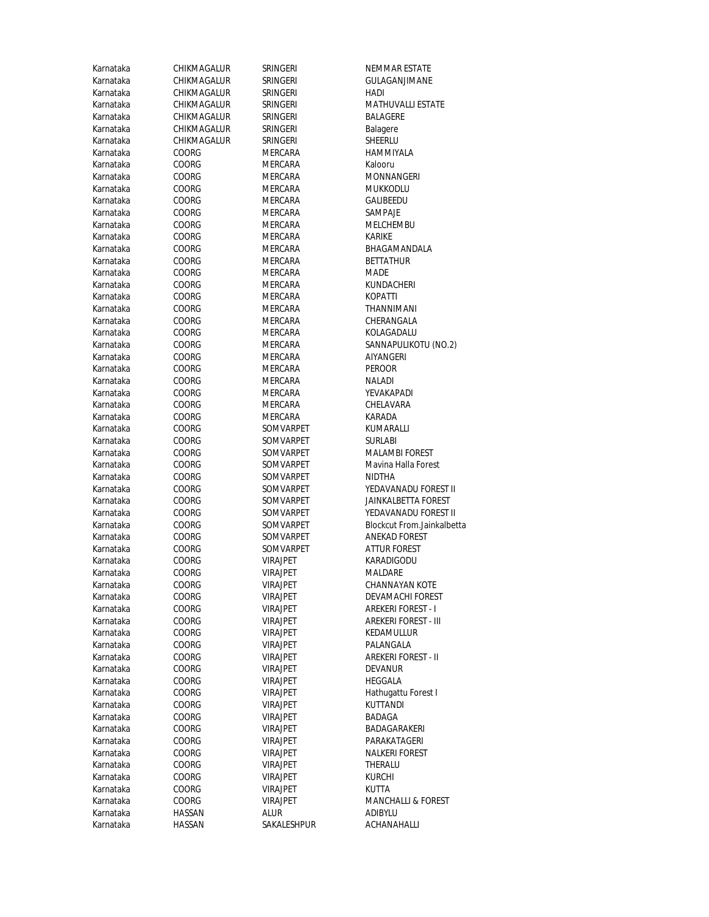| Karnataka | CHIKMAGALUR | SRINGERI | NEMMAR ESTATE |
|---|---|---|---|
| Karnataka | CHIKMAGALUR | SRINGERI | GULAGANJIMANE |
| Karnataka | CHIKMAGALUR | SRINGERI | HADI |
| Karnataka | CHIKMAGALUR | SRINGERI | MATHUVALLI ESTATE |
| Karnataka | CHIKMAGALUR | SRINGERI | BALAGERE |
| Karnataka | CHIKMAGALUR | SRINGERI | Balagere |
| Karnataka | CHIKMAGALUR | SRINGERI | SHEERLU |
| Karnataka | COORG | MERCARA | HAMMIYALA |
| Karnataka | COORG | MERCARA | Kalooru |
| Karnataka | COORG | MERCARA | MONNANGERI |
| Karnataka | COORG | MERCARA | MUKKODLU |
| Karnataka | COORG | MERCARA | GALIBEEDU |
| Karnataka | COORG | MERCARA | SAMPAJE |
| Karnataka | COORG | MERCARA | MELCHEMBU |
| Karnataka | COORG | MERCARA | KARIKE |
| Karnataka | COORG | MERCARA | BHAGAMANDALA |
| Karnataka | COORG | MERCARA | BETTATHUR |
| Karnataka | COORG | MERCARA | MADE |
| Karnataka | COORG | MERCARA | KUNDACHERI |
| Karnataka | COORG | MERCARA | KOPATTI |
| Karnataka | COORG | MERCARA | THANNIMANI |
| Karnataka | COORG | MERCARA | CHERANGALA |
| Karnataka | COORG | MERCARA | KOLAGADALU |
| Karnataka | COORG | MERCARA | SANNAPULIKOTU (NO.2) |
| Karnataka | COORG | MERCARA | AIYANGERI |
| Karnataka | COORG | MERCARA | PEROOR |
| Karnataka | COORG | MERCARA | NALADI |
| Karnataka | COORG | MERCARA | YEVAKAPADI |
| Karnataka | COORG | MERCARA | CHELAVARA |
| Karnataka | COORG | MERCARA | KARADA |
| Karnataka | COORG | SOMVARPET | KUMARALLI |
| Karnataka | COORG | SOMVARPET | SURLABI |
| Karnataka | COORG | SOMVARPET | MALAMBI FOREST |
| Karnataka | COORG | SOMVARPET | Mavina Halla Forest |
| Karnataka | COORG | SOMVARPET | NIDTHA |
| Karnataka | COORG | SOMVARPET | YEDAVANADU FOREST II |
| Karnataka | COORG | SOMVARPET | JAINKALBETTA FOREST |
| Karnataka | COORG | SOMVARPET | YEDAVANADU FOREST II |
| Karnataka | COORG | SOMVARPET | Blockcut From.Jainkalbetta |
| Karnataka | COORG | SOMVARPET | ANEKAD FOREST |
| Karnataka | COORG | SOMVARPET | ATTUR FOREST |
| Karnataka | COORG | VIRAJPET | KARADIGODU |
| Karnataka | COORG | VIRAJPET | MALDARE |
| Karnataka | COORG | VIRAJPET | CHANNAYAN KOTE |
| Karnataka | COORG | VIRAJPET | DEVAMACHI FOREST |
| Karnataka | COORG | VIRAJPET | AREKERI FOREST - I |
| Karnataka | COORG | VIRAJPET | AREKERI FOREST - III |
| Karnataka | COORG | VIRAJPET | KEDAMULLUR |
| Karnataka | COORG | VIRAJPET | PALANGALA |
| Karnataka | COORG | VIRAJPET | AREKERI FOREST - II |
| Karnataka | COORG | VIRAJPET | DEVANUR |
| Karnataka | COORG | VIRAJPET | HEGGALA |
| Karnataka | COORG | VIRAJPET | Hathugattu Forest I |
| Karnataka | COORG | VIRAJPET | KUTTANDI |
| Karnataka | COORG | VIRAJPET | BADAGA |
| Karnataka | COORG | VIRAJPET | BADAGARAKERI |
| Karnataka | COORG | VIRAJPET | PARAKATAGERI |
| Karnataka | COORG | VIRAJPET | NALKERI FOREST |
| Karnataka | COORG | VIRAJPET | THERALU |
| Karnataka | COORG | VIRAJPET | KURCHI |
| Karnataka | COORG | VIRAJPET | KUTTA |
| Karnataka | COORG | VIRAJPET | MANCHALLI & FOREST |
| Karnataka | HASSAN | ALUR | ADIBYLU |
| Karnataka | HASSAN | SAKALESHPUR | ACHANAHALLI |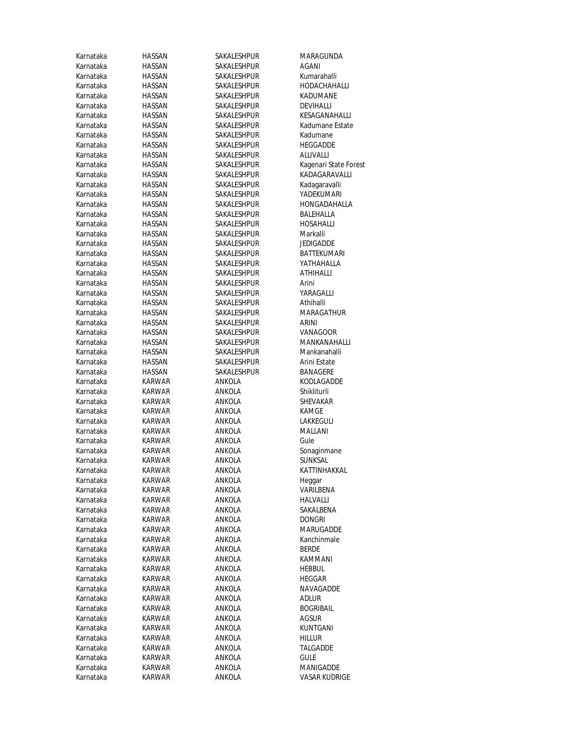| Karnataka | HASSAN | SAKALESHPUR | MARAGUNDA |
|---|---|---|---|
| Karnataka | HASSAN | SAKALESHPUR | AGANI |
| Karnataka | HASSAN | SAKALESHPUR | Kumarahalli |
| Karnataka | HASSAN | SAKALESHPUR | HODACHAHALLI |
| Karnataka | HASSAN | SAKALESHPUR | KADUMANE |
| Karnataka | HASSAN | SAKALESHPUR | DEVIHALLI |
| Karnataka | HASSAN | SAKALESHPUR | KESAGANAHALLI |
| Karnataka | HASSAN | SAKALESHPUR | Kadumane Estate |
| Karnataka | HASSAN | SAKALESHPUR | Kadumane |
| Karnataka | HASSAN | SAKALESHPUR | HEGGADDE |
| Karnataka | HASSAN | SAKALESHPUR | ALUVALLI |
| Karnataka | HASSAN | SAKALESHPUR | Kagenari State Forest |
| Karnataka | HASSAN | SAKALESHPUR | KADAGARAVALLI |
| Karnataka | HASSAN | SAKALESHPUR | Kadagaravalli |
| Karnataka | HASSAN | SAKALESHPUR | YADEKUMARI |
| Karnataka | HASSAN | SAKALESHPUR | HONGADAHALLA |
| Karnataka | HASSAN | SAKALESHPUR | BALEHALLA |
| Karnataka | HASSAN | SAKALESHPUR | HOSAHALLI |
| Karnataka | HASSAN | SAKALESHPUR | Markalli |
| Karnataka | HASSAN | SAKALESHPUR | JEDIGADDE |
| Karnataka | HASSAN | SAKALESHPUR | BATTEKUMARI |
| Karnataka | HASSAN | SAKALESHPUR | YATHAHALLA |
| Karnataka | HASSAN | SAKALESHPUR | ATHIHALLI |
| Karnataka | HASSAN | SAKALESHPUR | Arini |
| Karnataka | HASSAN | SAKALESHPUR | YARAGALLI |
| Karnataka | HASSAN | SAKALESHPUR | Athihalli |
| Karnataka | HASSAN | SAKALESHPUR | MARAGATHUR |
| Karnataka | HASSAN | SAKALESHPUR | ARINI |
| Karnataka | HASSAN | SAKALESHPUR | VANAGOOR |
| Karnataka | HASSAN | SAKALESHPUR | MANKANAHALLI |
| Karnataka | HASSAN | SAKALESHPUR | Mankanahalli |
| Karnataka | HASSAN | SAKALESHPUR | Arini Estate |
| Karnataka | HASSAN | SAKALESHPUR | BANAGERE |
| Karnataka | KARWAR | ANKOLA | KODLAGADDE |
| Karnataka | KARWAR | ANKOLA | Shikliturli |
| Karnataka | KARWAR | ANKOLA | SHEVAKAR |
| Karnataka | KARWAR | ANKOLA | KAMGE |
| Karnataka | KARWAR | ANKOLA | LAKKEGULI |
| Karnataka | KARWAR | ANKOLA | MALLANI |
| Karnataka | KARWAR | ANKOLA | Gule |
| Karnataka | KARWAR | ANKOLA | Sonaginmane |
| Karnataka | KARWAR | ANKOLA | SUNKSAL |
| Karnataka | KARWAR | ANKOLA | KATTINHAKKAL |
| Karnataka | KARWAR | ANKOLA | Heggar |
| Karnataka | KARWAR | ANKOLA | VARILBENA |
| Karnataka | KARWAR | ANKOLA | HALVALLI |
| Karnataka | KARWAR | ANKOLA | SAKALBENA |
| Karnataka | KARWAR | ANKOLA | DONGRI |
| Karnataka | KARWAR | ANKOLA | MARUGADDE |
| Karnataka | KARWAR | ANKOLA | Kanchinmale |
| Karnataka | KARWAR | ANKOLA | BERDE |
| Karnataka | KARWAR | ANKOLA | KAMMANI |
| Karnataka | KARWAR | ANKOLA | HEBBUL |
| Karnataka | KARWAR | ANKOLA | HEGGAR |
| Karnataka | KARWAR | ANKOLA | NAVAGADDE |
| Karnataka | KARWAR | ANKOLA | ADLUR |
| Karnataka | KARWAR | ANKOLA | BOGRIBAIL |
| Karnataka | KARWAR | ANKOLA | AGSUR |
| Karnataka | KARWAR | ANKOLA | KUNTGANI |
| Karnataka | KARWAR | ANKOLA | HILLUR |
| Karnataka | KARWAR | ANKOLA | TALGADDE |
| Karnataka | KARWAR | ANKOLA | GULE |
| Karnataka | KARWAR | ANKOLA | MANIGADDE |
| Karnataka | KARWAR | ANKOLA | VASAR KUDRIGE |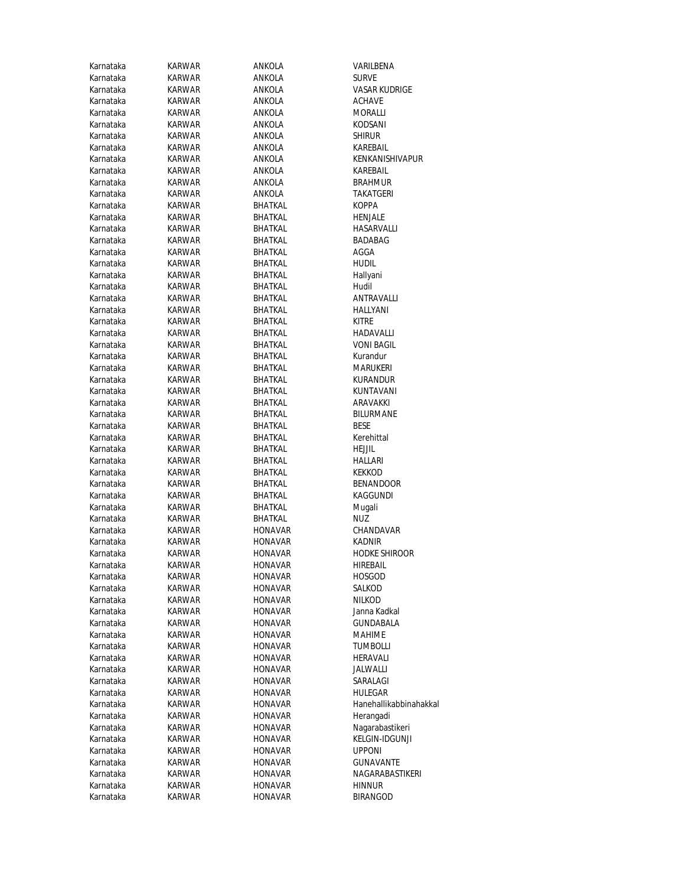| | | | |
|---|---|---|---|
| Karnataka | KARWAR | ANKOLA | VARILBENA |
| Karnataka | KARWAR | ANKOLA | SURVE |
| Karnataka | KARWAR | ANKOLA | VASAR KUDRIGE |
| Karnataka | KARWAR | ANKOLA | ACHAVE |
| Karnataka | KARWAR | ANKOLA | MORALLI |
| Karnataka | KARWAR | ANKOLA | KODSANI |
| Karnataka | KARWAR | ANKOLA | SHIRUR |
| Karnataka | KARWAR | ANKOLA | KAREBAIL |
| Karnataka | KARWAR | ANKOLA | KENKANISHIVAPUR |
| Karnataka | KARWAR | ANKOLA | KAREBAIL |
| Karnataka | KARWAR | ANKOLA | BRAHMUR |
| Karnataka | KARWAR | ANKOLA | TAKATGERI |
| Karnataka | KARWAR | BHATKAL | KOPPA |
| Karnataka | KARWAR | BHATKAL | HENJALE |
| Karnataka | KARWAR | BHATKAL | HASARVALLI |
| Karnataka | KARWAR | BHATKAL | BADABAG |
| Karnataka | KARWAR | BHATKAL | AGGA |
| Karnataka | KARWAR | BHATKAL | HUDIL |
| Karnataka | KARWAR | BHATKAL | Hallyani |
| Karnataka | KARWAR | BHATKAL | Hudil |
| Karnataka | KARWAR | BHATKAL | ANTRAVALLI |
| Karnataka | KARWAR | BHATKAL | HALLYANI |
| Karnataka | KARWAR | BHATKAL | KITRE |
| Karnataka | KARWAR | BHATKAL | HADAVALLI |
| Karnataka | KARWAR | BHATKAL | VONI BAGIL |
| Karnataka | KARWAR | BHATKAL | Kurandur |
| Karnataka | KARWAR | BHATKAL | MARUKERI |
| Karnataka | KARWAR | BHATKAL | KURANDUR |
| Karnataka | KARWAR | BHATKAL | KUNTAVANI |
| Karnataka | KARWAR | BHATKAL | ARAVAKKI |
| Karnataka | KARWAR | BHATKAL | BILURMANE |
| Karnataka | KARWAR | BHATKAL | BESE |
| Karnataka | KARWAR | BHATKAL | Kerehittal |
| Karnataka | KARWAR | BHATKAL | HEJJIL |
| Karnataka | KARWAR | BHATKAL | HALLARI |
| Karnataka | KARWAR | BHATKAL | KEKKOD |
| Karnataka | KARWAR | BHATKAL | BENANDOOR |
| Karnataka | KARWAR | BHATKAL | KAGGUNDI |
| Karnataka | KARWAR | BHATKAL | Mugali |
| Karnataka | KARWAR | BHATKAL | NUZ |
| Karnataka | KARWAR | HONAVAR | CHANDAVAR |
| Karnataka | KARWAR | HONAVAR | KADNIR |
| Karnataka | KARWAR | HONAVAR | HODKE SHIROOR |
| Karnataka | KARWAR | HONAVAR | HIREBAIL |
| Karnataka | KARWAR | HONAVAR | HOSGOD |
| Karnataka | KARWAR | HONAVAR | SALKOD |
| Karnataka | KARWAR | HONAVAR | NILKOD |
| Karnataka | KARWAR | HONAVAR | Janna Kadkal |
| Karnataka | KARWAR | HONAVAR | GUNDABALA |
| Karnataka | KARWAR | HONAVAR | MAHIME |
| Karnataka | KARWAR | HONAVAR | TUMBOLLI |
| Karnataka | KARWAR | HONAVAR | HERAVALI |
| Karnataka | KARWAR | HONAVAR | JALWALLI |
| Karnataka | KARWAR | HONAVAR | SARALAGI |
| Karnataka | KARWAR | HONAVAR | HULEGAR |
| Karnataka | KARWAR | HONAVAR | Hanehallikabbinahakkal |
| Karnataka | KARWAR | HONAVAR | Herangadi |
| Karnataka | KARWAR | HONAVAR | Nagarabastikeri |
| Karnataka | KARWAR | HONAVAR | KELGIN-IDGUNJI |
| Karnataka | KARWAR | HONAVAR | UPPONI |
| Karnataka | KARWAR | HONAVAR | GUNAVANTE |
| Karnataka | KARWAR | HONAVAR | NAGARABASTIKERI |
| Karnataka | KARWAR | HONAVAR | HINNUR |
| Karnataka | KARWAR | HONAVAR | BIRANGOD |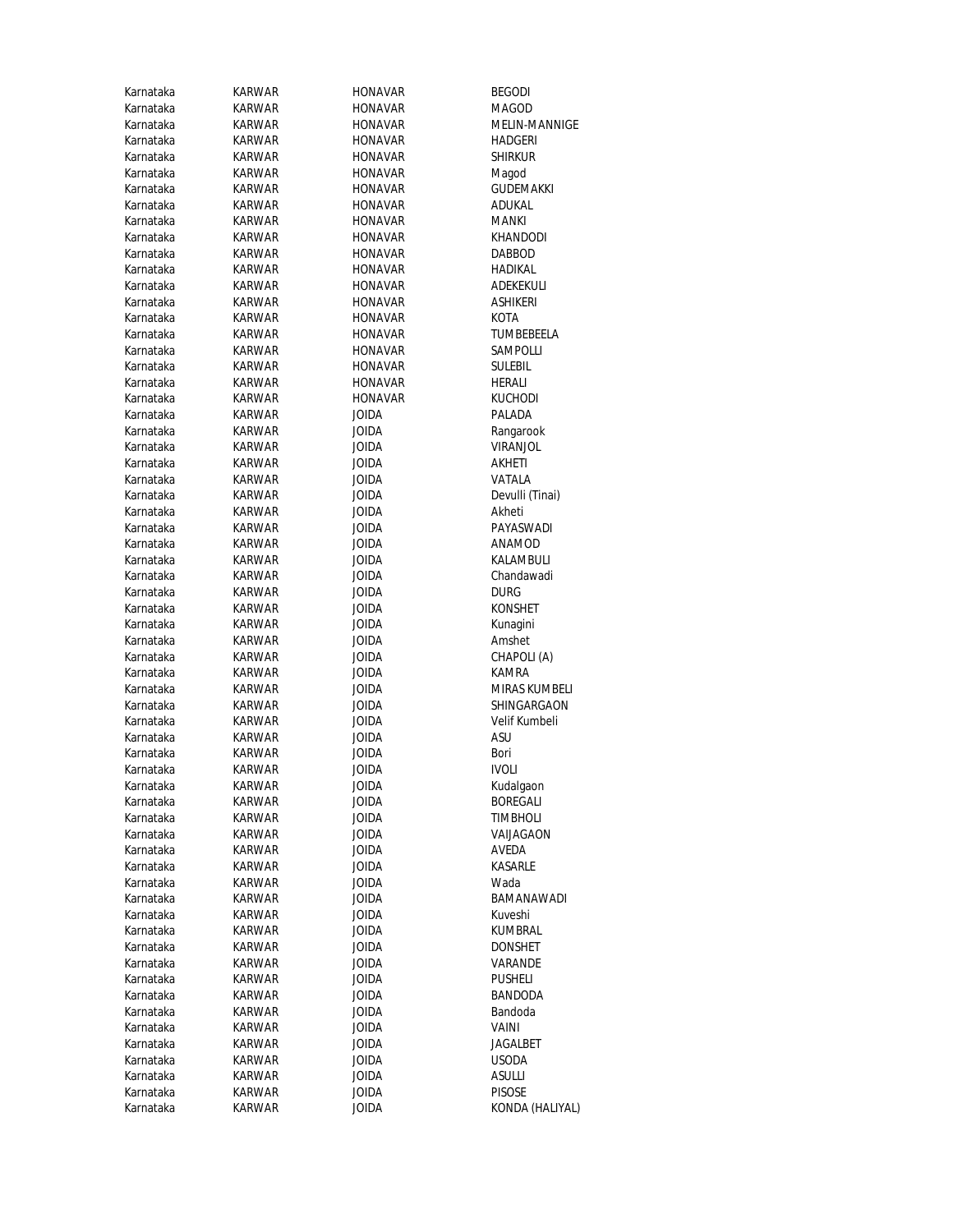| Karnataka | KARWAR | HONAVAR | BEGODI |
|---|---|---|---|
| Karnataka | KARWAR | HONAVAR | MAGOD |
| Karnataka | KARWAR | HONAVAR | MELIN-MANNIGE |
| Karnataka | KARWAR | HONAVAR | HADGERI |
| Karnataka | KARWAR | HONAVAR | SHIRKUR |
| Karnataka | KARWAR | HONAVAR | Magod |
| Karnataka | KARWAR | HONAVAR | GUDEMAKKI |
| Karnataka | KARWAR | HONAVAR | ADUKAL |
| Karnataka | KARWAR | HONAVAR | MANKI |
| Karnataka | KARWAR | HONAVAR | KHANDODI |
| Karnataka | KARWAR | HONAVAR | DABBOD |
| Karnataka | KARWAR | HONAVAR | HADIKAL |
| Karnataka | KARWAR | HONAVAR | ADEKEKULI |
| Karnataka | KARWAR | HONAVAR | ASHIKERI |
| Karnataka | KARWAR | HONAVAR | KOTA |
| Karnataka | KARWAR | HONAVAR | TUMBEBEELA |
| Karnataka | KARWAR | HONAVAR | SAMPOLLI |
| Karnataka | KARWAR | HONAVAR | SULEBIL |
| Karnataka | KARWAR | HONAVAR | HERALI |
| Karnataka | KARWAR | HONAVAR | KUCHODI |
| Karnataka | KARWAR | JOIDA | PALADA |
| Karnataka | KARWAR | JOIDA | Rangarook |
| Karnataka | KARWAR | JOIDA | VIRANJOL |
| Karnataka | KARWAR | JOIDA | AKHETI |
| Karnataka | KARWAR | JOIDA | VATALA |
| Karnataka | KARWAR | JOIDA | Devulli (Tinai) |
| Karnataka | KARWAR | JOIDA | Akheti |
| Karnataka | KARWAR | JOIDA | PAYASWADI |
| Karnataka | KARWAR | JOIDA | ANAMOD |
| Karnataka | KARWAR | JOIDA | KALAMBULI |
| Karnataka | KARWAR | JOIDA | Chandawadi |
| Karnataka | KARWAR | JOIDA | DURG |
| Karnataka | KARWAR | JOIDA | KONSHET |
| Karnataka | KARWAR | JOIDA | Kunagini |
| Karnataka | KARWAR | JOIDA | Amshet |
| Karnataka | KARWAR | JOIDA | CHAPOLI (A) |
| Karnataka | KARWAR | JOIDA | KAMRA |
| Karnataka | KARWAR | JOIDA | MIRAS KUMBELI |
| Karnataka | KARWAR | JOIDA | SHINGARGAON |
| Karnataka | KARWAR | JOIDA | Velif Kumbeli |
| Karnataka | KARWAR | JOIDA | ASU |
| Karnataka | KARWAR | JOIDA | Bori |
| Karnataka | KARWAR | JOIDA | IVOLI |
| Karnataka | KARWAR | JOIDA | Kudalgaon |
| Karnataka | KARWAR | JOIDA | BOREGALI |
| Karnataka | KARWAR | JOIDA | TIMBHOLI |
| Karnataka | KARWAR | JOIDA | VAIJAGAON |
| Karnataka | KARWAR | JOIDA | AVEDA |
| Karnataka | KARWAR | JOIDA | KASARLE |
| Karnataka | KARWAR | JOIDA | Wada |
| Karnataka | KARWAR | JOIDA | BAMANAWADI |
| Karnataka | KARWAR | JOIDA | Kuveshi |
| Karnataka | KARWAR | JOIDA | KUMBRAL |
| Karnataka | KARWAR | JOIDA | DONSHET |
| Karnataka | KARWAR | JOIDA | VARANDE |
| Karnataka | KARWAR | JOIDA | PUSHELI |
| Karnataka | KARWAR | JOIDA | BANDODA |
| Karnataka | KARWAR | JOIDA | Bandoda |
| Karnataka | KARWAR | JOIDA | VAINI |
| Karnataka | KARWAR | JOIDA | JAGALBET |
| Karnataka | KARWAR | JOIDA | USODA |
| Karnataka | KARWAR | JOIDA | ASULLI |
| Karnataka | KARWAR | JOIDA | PISOSE |
| Karnataka | KARWAR | JOIDA | KONDA (HALIYAL) |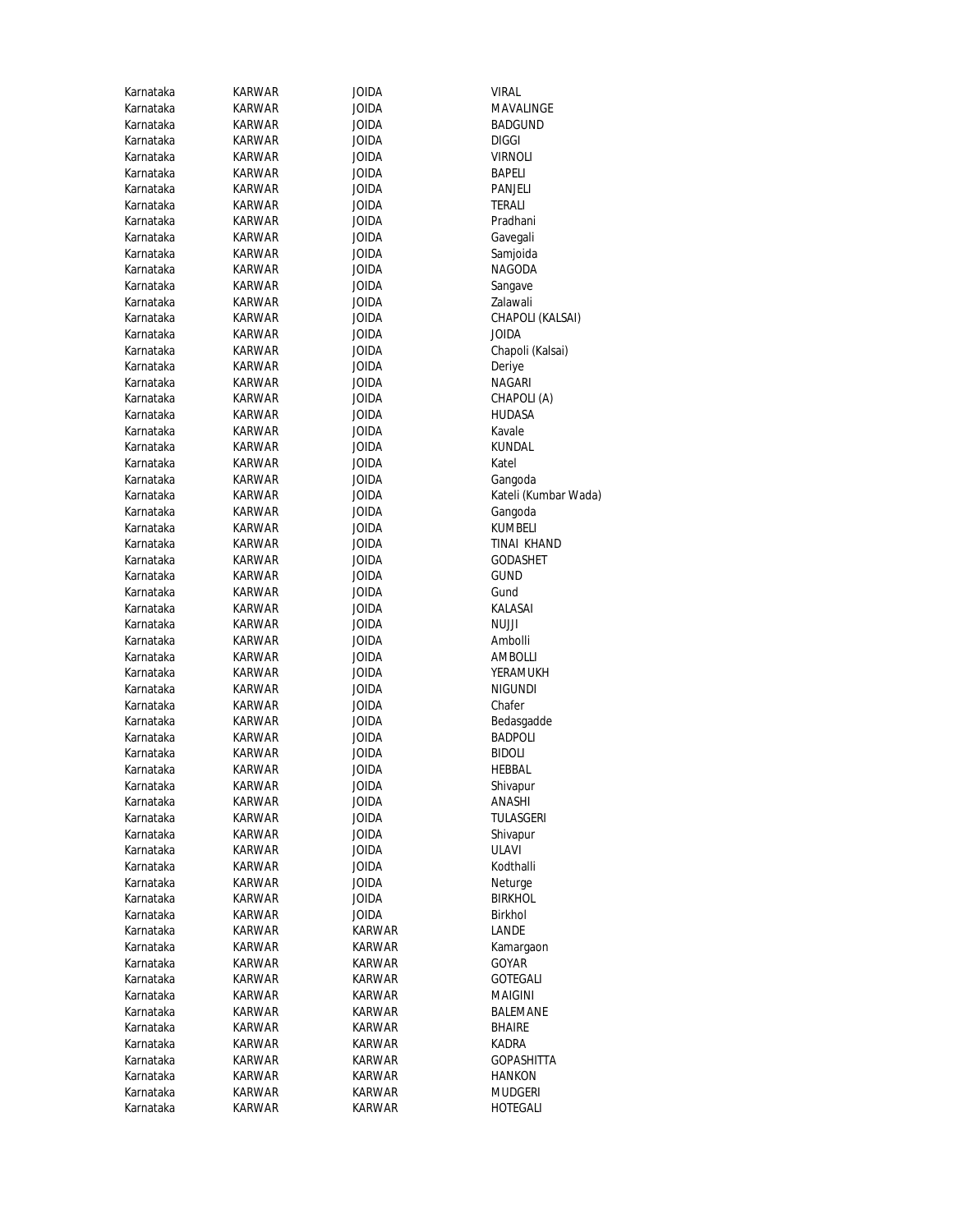| Karnataka | KARWAR | JOIDA | VIRAL |
|---|---|---|---|
| Karnataka | KARWAR | JOIDA | MAVALINGE |
| Karnataka | KARWAR | JOIDA | BADGUND |
| Karnataka | KARWAR | JOIDA | DIGGI |
| Karnataka | KARWAR | JOIDA | VIRNOLI |
| Karnataka | KARWAR | JOIDA | BAPELI |
| Karnataka | KARWAR | JOIDA | PANJELI |
| Karnataka | KARWAR | JOIDA | TERALI |
| Karnataka | KARWAR | JOIDA | Pradhani |
| Karnataka | KARWAR | JOIDA | Gavegali |
| Karnataka | KARWAR | JOIDA | Samjoida |
| Karnataka | KARWAR | JOIDA | NAGODA |
| Karnataka | KARWAR | JOIDA | Sangave |
| Karnataka | KARWAR | JOIDA | Zalawali |
| Karnataka | KARWAR | JOIDA | CHAPOLI (KALSAI) |
| Karnataka | KARWAR | JOIDA | JOIDA |
| Karnataka | KARWAR | JOIDA | Chapoli (Kalsai) |
| Karnataka | KARWAR | JOIDA | Deriye |
| Karnataka | KARWAR | JOIDA | NAGARI |
| Karnataka | KARWAR | JOIDA | CHAPOLI (A) |
| Karnataka | KARWAR | JOIDA | HUDASA |
| Karnataka | KARWAR | JOIDA | Kavale |
| Karnataka | KARWAR | JOIDA | KUNDAL |
| Karnataka | KARWAR | JOIDA | Katel |
| Karnataka | KARWAR | JOIDA | Gangoda |
| Karnataka | KARWAR | JOIDA | Kateli (Kumbar Wada) |
| Karnataka | KARWAR | JOIDA | Gangoda |
| Karnataka | KARWAR | JOIDA | KUMBELI |
| Karnataka | KARWAR | JOIDA | TINAI KHAND |
| Karnataka | KARWAR | JOIDA | GODASHET |
| Karnataka | KARWAR | JOIDA | GUND |
| Karnataka | KARWAR | JOIDA | Gund |
| Karnataka | KARWAR | JOIDA | KALASAI |
| Karnataka | KARWAR | JOIDA | NUJJI |
| Karnataka | KARWAR | JOIDA | Ambolli |
| Karnataka | KARWAR | JOIDA | AMBOLLI |
| Karnataka | KARWAR | JOIDA | YERAMUKH |
| Karnataka | KARWAR | JOIDA | NIGUNDI |
| Karnataka | KARWAR | JOIDA | Chafer |
| Karnataka | KARWAR | JOIDA | Bedasgadde |
| Karnataka | KARWAR | JOIDA | BADPOLI |
| Karnataka | KARWAR | JOIDA | BIDOLI |
| Karnataka | KARWAR | JOIDA | HEBBAL |
| Karnataka | KARWAR | JOIDA | Shivapur |
| Karnataka | KARWAR | JOIDA | ANASHI |
| Karnataka | KARWAR | JOIDA | TULASGERI |
| Karnataka | KARWAR | JOIDA | Shivapur |
| Karnataka | KARWAR | JOIDA | ULAVI |
| Karnataka | KARWAR | JOIDA | Kodthalli |
| Karnataka | KARWAR | JOIDA | Neturge |
| Karnataka | KARWAR | JOIDA | BIRKHOL |
| Karnataka | KARWAR | JOIDA | Birkhol |
| Karnataka | KARWAR | KARWAR | LANDE |
| Karnataka | KARWAR | KARWAR | Kamargaon |
| Karnataka | KARWAR | KARWAR | GOYAR |
| Karnataka | KARWAR | KARWAR | GOTEGALI |
| Karnataka | KARWAR | KARWAR | MAIGINI |
| Karnataka | KARWAR | KARWAR | BALEMANE |
| Karnataka | KARWAR | KARWAR | BHAIRE |
| Karnataka | KARWAR | KARWAR | KADRA |
| Karnataka | KARWAR | KARWAR | GOPASHITTA |
| Karnataka | KARWAR | KARWAR | HANKON |
| Karnataka | KARWAR | KARWAR | MUDGERI |
| Karnataka | KARWAR | KARWAR | HOTEGALI |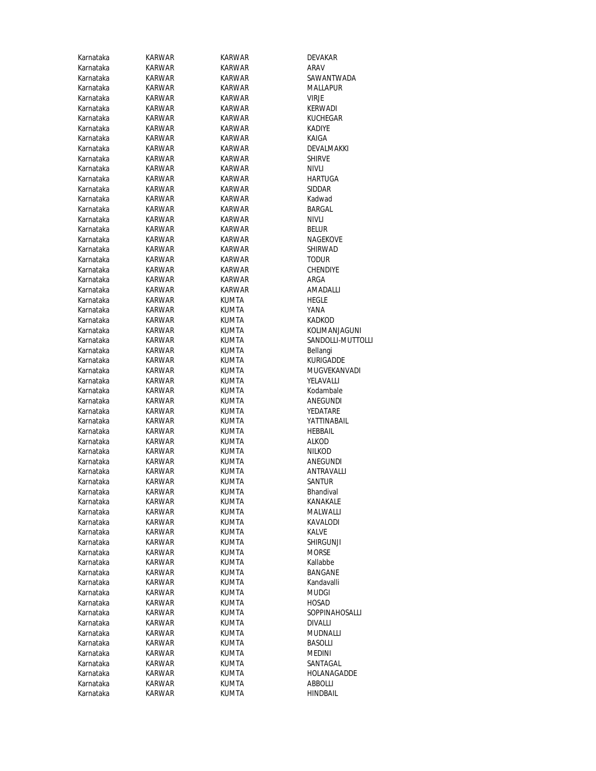| | | | |
|---|---|---|---|
| Karnataka | KARWAR | KARWAR | DEVAKAR |
| Karnataka | KARWAR | KARWAR | ARAV |
| Karnataka | KARWAR | KARWAR | SAWANTWADA |
| Karnataka | KARWAR | KARWAR | MALLAPUR |
| Karnataka | KARWAR | KARWAR | VIRJE |
| Karnataka | KARWAR | KARWAR | KERWADI |
| Karnataka | KARWAR | KARWAR | KUCHEGAR |
| Karnataka | KARWAR | KARWAR | KADIYE |
| Karnataka | KARWAR | KARWAR | KAIGA |
| Karnataka | KARWAR | KARWAR | DEVALMAKKI |
| Karnataka | KARWAR | KARWAR | SHIRVE |
| Karnataka | KARWAR | KARWAR | NIVLI |
| Karnataka | KARWAR | KARWAR | HARTUGA |
| Karnataka | KARWAR | KARWAR | SIDDAR |
| Karnataka | KARWAR | KARWAR | Kadwad |
| Karnataka | KARWAR | KARWAR | BARGAL |
| Karnataka | KARWAR | KARWAR | NIVLI |
| Karnataka | KARWAR | KARWAR | BELUR |
| Karnataka | KARWAR | KARWAR | NAGEKOVE |
| Karnataka | KARWAR | KARWAR | SHIRWAD |
| Karnataka | KARWAR | KARWAR | TODUR |
| Karnataka | KARWAR | KARWAR | CHENDIYE |
| Karnataka | KARWAR | KARWAR | ARGA |
| Karnataka | KARWAR | KARWAR | AMADALLI |
| Karnataka | KARWAR | KUMTA | HEGLE |
| Karnataka | KARWAR | KUMTA | YANA |
| Karnataka | KARWAR | KUMTA | KADKOD |
| Karnataka | KARWAR | KUMTA | KOLIMANJAGUNI |
| Karnataka | KARWAR | KUMTA | SANDOLLI-MUTTOLLI |
| Karnataka | KARWAR | KUMTA | Bellangi |
| Karnataka | KARWAR | KUMTA | KURIGADDE |
| Karnataka | KARWAR | KUMTA | MUGVEKANVADI |
| Karnataka | KARWAR | KUMTA | YELAVALLI |
| Karnataka | KARWAR | KUMTA | Kodambale |
| Karnataka | KARWAR | KUMTA | ANEGUNDI |
| Karnataka | KARWAR | KUMTA | YEDATARE |
| Karnataka | KARWAR | KUMTA | YATTINABAIL |
| Karnataka | KARWAR | KUMTA | HEBBAIL |
| Karnataka | KARWAR | KUMTA | ALKOD |
| Karnataka | KARWAR | KUMTA | NILKOD |
| Karnataka | KARWAR | KUMTA | ANEGUNDI |
| Karnataka | KARWAR | KUMTA | ANTRAVALLI |
| Karnataka | KARWAR | KUMTA | SANTUR |
| Karnataka | KARWAR | KUMTA | Bhandival |
| Karnataka | KARWAR | KUMTA | KANAKALE |
| Karnataka | KARWAR | KUMTA | MALWALLI |
| Karnataka | KARWAR | KUMTA | KAVALODI |
| Karnataka | KARWAR | KUMTA | KALVE |
| Karnataka | KARWAR | KUMTA | SHIRGUNJI |
| Karnataka | KARWAR | KUMTA | MORSE |
| Karnataka | KARWAR | KUMTA | Kallabbe |
| Karnataka | KARWAR | KUMTA | BANGANE |
| Karnataka | KARWAR | KUMTA | Kandavalli |
| Karnataka | KARWAR | KUMTA | MUDGI |
| Karnataka | KARWAR | KUMTA | HOSAD |
| Karnataka | KARWAR | KUMTA | SOPPINAHOSALLI |
| Karnataka | KARWAR | KUMTA | DIVALLI |
| Karnataka | KARWAR | KUMTA | MUDNALLI |
| Karnataka | KARWAR | KUMTA | BASOLLI |
| Karnataka | KARWAR | KUMTA | MEDINI |
| Karnataka | KARWAR | KUMTA | SANTAGAL |
| Karnataka | KARWAR | KUMTA | HOLANAGADDE |
| Karnataka | KARWAR | KUMTA | ABBOLLI |
| Karnataka | KARWAR | KUMTA | HINDBAIL |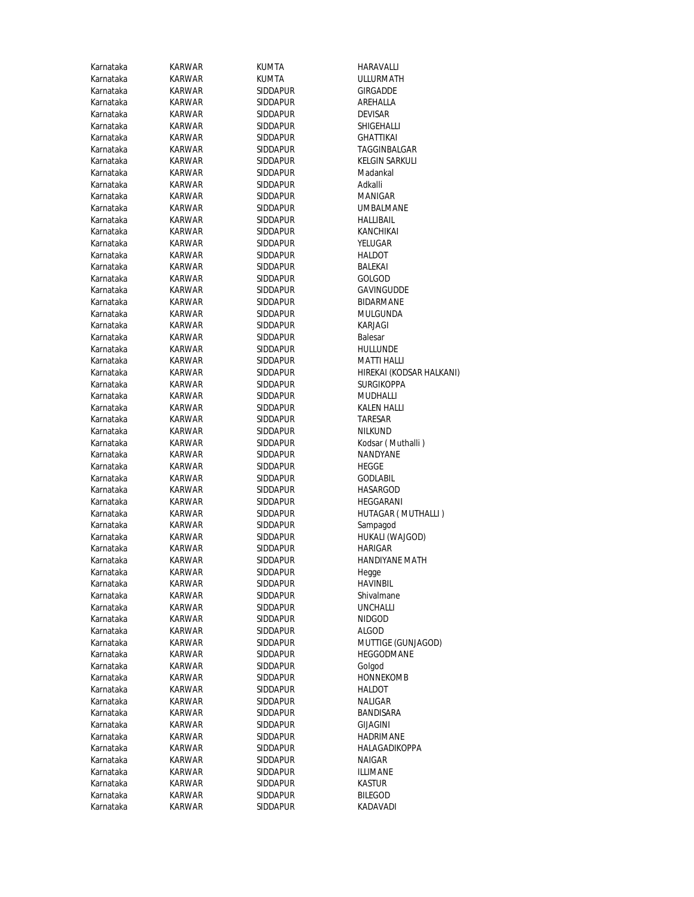| Karnataka | KARWAR | KUMTA | HARAVALLI |
|---|---|---|---|
| Karnataka | KARWAR | KUMTA | ULLURMATH |
| Karnataka | KARWAR | SIDDAPUR | GIRGADDE |
| Karnataka | KARWAR | SIDDAPUR | AREHALLA |
| Karnataka | KARWAR | SIDDAPUR | DEVISAR |
| Karnataka | KARWAR | SIDDAPUR | SHIGEHALLI |
| Karnataka | KARWAR | SIDDAPUR | GHATTIKAI |
| Karnataka | KARWAR | SIDDAPUR | TAGGINBALGAR |
| Karnataka | KARWAR | SIDDAPUR | KELGIN SARKULI |
| Karnataka | KARWAR | SIDDAPUR | Madankal |
| Karnataka | KARWAR | SIDDAPUR | Adkalli |
| Karnataka | KARWAR | SIDDAPUR | MANIGAR |
| Karnataka | KARWAR | SIDDAPUR | UMBALMANE |
| Karnataka | KARWAR | SIDDAPUR | HALLIBAIL |
| Karnataka | KARWAR | SIDDAPUR | KANCHIKAI |
| Karnataka | KARWAR | SIDDAPUR | YELUGAR |
| Karnataka | KARWAR | SIDDAPUR | HALDOT |
| Karnataka | KARWAR | SIDDAPUR | BALEKAI |
| Karnataka | KARWAR | SIDDAPUR | GOLGOD |
| Karnataka | KARWAR | SIDDAPUR | GAVINGUDDE |
| Karnataka | KARWAR | SIDDAPUR | BIDARMANE |
| Karnataka | KARWAR | SIDDAPUR | MULGUNDA |
| Karnataka | KARWAR | SIDDAPUR | KARJAGI |
| Karnataka | KARWAR | SIDDAPUR | Balesar |
| Karnataka | KARWAR | SIDDAPUR | HULLUNDE |
| Karnataka | KARWAR | SIDDAPUR | MATTI HALLI |
| Karnataka | KARWAR | SIDDAPUR | HIREKAI (KODSAR HALKANI) |
| Karnataka | KARWAR | SIDDAPUR | SURGIKOPPA |
| Karnataka | KARWAR | SIDDAPUR | MUDHALLI |
| Karnataka | KARWAR | SIDDAPUR | KALEN HALLI |
| Karnataka | KARWAR | SIDDAPUR | TARESAR |
| Karnataka | KARWAR | SIDDAPUR | NILKUND |
| Karnataka | KARWAR | SIDDAPUR | Kodsar ( Muthalli ) |
| Karnataka | KARWAR | SIDDAPUR | NANDYANE |
| Karnataka | KARWAR | SIDDAPUR | HEGGE |
| Karnataka | KARWAR | SIDDAPUR | GODLABIL |
| Karnataka | KARWAR | SIDDAPUR | HASARGOD |
| Karnataka | KARWAR | SIDDAPUR | HEGGARANI |
| Karnataka | KARWAR | SIDDAPUR | HUTAGAR ( MUTHALLI ) |
| Karnataka | KARWAR | SIDDAPUR | Sampagod |
| Karnataka | KARWAR | SIDDAPUR | HUKALI (WAJGOD) |
| Karnataka | KARWAR | SIDDAPUR | HARIGAR |
| Karnataka | KARWAR | SIDDAPUR | HANDIYANE MATH |
| Karnataka | KARWAR | SIDDAPUR | Hegge |
| Karnataka | KARWAR | SIDDAPUR | HAVINBIL |
| Karnataka | KARWAR | SIDDAPUR | Shivalmane |
| Karnataka | KARWAR | SIDDAPUR | UNCHALLI |
| Karnataka | KARWAR | SIDDAPUR | NIDGOD |
| Karnataka | KARWAR | SIDDAPUR | ALGOD |
| Karnataka | KARWAR | SIDDAPUR | MUTTIGE (GUNJAGOD) |
| Karnataka | KARWAR | SIDDAPUR | HEGGODMANE |
| Karnataka | KARWAR | SIDDAPUR | Golgod |
| Karnataka | KARWAR | SIDDAPUR | HONNEKOMB |
| Karnataka | KARWAR | SIDDAPUR | HALDOT |
| Karnataka | KARWAR | SIDDAPUR | NALIGAR |
| Karnataka | KARWAR | SIDDAPUR | BANDISARA |
| Karnataka | KARWAR | SIDDAPUR | GIJAGINI |
| Karnataka | KARWAR | SIDDAPUR | HADRIMANE |
| Karnataka | KARWAR | SIDDAPUR | HALAGADIKOPPA |
| Karnataka | KARWAR | SIDDAPUR | NAIGAR |
| Karnataka | KARWAR | SIDDAPUR | ILLIMANE |
| Karnataka | KARWAR | SIDDAPUR | KASTUR |
| Karnataka | KARWAR | SIDDAPUR | BILEGOD |
| Karnataka | KARWAR | SIDDAPUR | KADAVADI |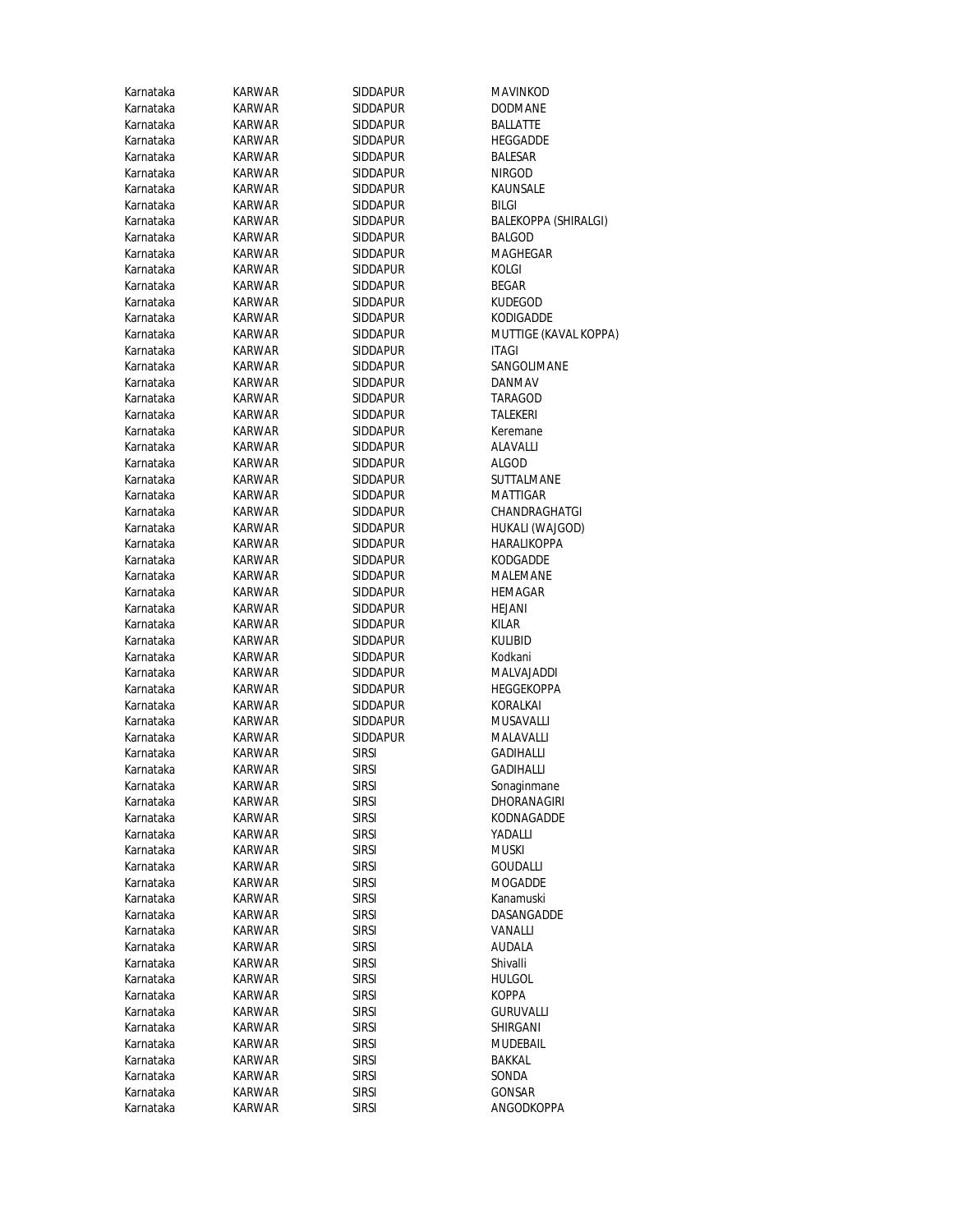| | | | |
|---|---|---|---|
| Karnataka | KARWAR | SIDDAPUR | MAVINKOD |
| Karnataka | KARWAR | SIDDAPUR | DODMANE |
| Karnataka | KARWAR | SIDDAPUR | BALLATTE |
| Karnataka | KARWAR | SIDDAPUR | HEGGADDE |
| Karnataka | KARWAR | SIDDAPUR | BALESAR |
| Karnataka | KARWAR | SIDDAPUR | NIRGOD |
| Karnataka | KARWAR | SIDDAPUR | KAUNSALE |
| Karnataka | KARWAR | SIDDAPUR | BILGI |
| Karnataka | KARWAR | SIDDAPUR | BALEKOPPA (SHIRALGI) |
| Karnataka | KARWAR | SIDDAPUR | BALGOD |
| Karnataka | KARWAR | SIDDAPUR | MAGHEGAR |
| Karnataka | KARWAR | SIDDAPUR | KOLGI |
| Karnataka | KARWAR | SIDDAPUR | BEGAR |
| Karnataka | KARWAR | SIDDAPUR | KUDEGOD |
| Karnataka | KARWAR | SIDDAPUR | KODIGADDE |
| Karnataka | KARWAR | SIDDAPUR | MUTTIGE (KAVAL KOPPA) |
| Karnataka | KARWAR | SIDDAPUR | ITAGI |
| Karnataka | KARWAR | SIDDAPUR | SANGOLIMANE |
| Karnataka | KARWAR | SIDDAPUR | DANMAV |
| Karnataka | KARWAR | SIDDAPUR | TARAGOD |
| Karnataka | KARWAR | SIDDAPUR | TALEKERI |
| Karnataka | KARWAR | SIDDAPUR | Keremane |
| Karnataka | KARWAR | SIDDAPUR | ALAVALLI |
| Karnataka | KARWAR | SIDDAPUR | ALGOD |
| Karnataka | KARWAR | SIDDAPUR | SUTTALMANE |
| Karnataka | KARWAR | SIDDAPUR | MATTIGAR |
| Karnataka | KARWAR | SIDDAPUR | CHANDRAGHATGI |
| Karnataka | KARWAR | SIDDAPUR | HUKALI (WAJGOD) |
| Karnataka | KARWAR | SIDDAPUR | HARALIKOPPA |
| Karnataka | KARWAR | SIDDAPUR | KODGADDE |
| Karnataka | KARWAR | SIDDAPUR | MALEMANE |
| Karnataka | KARWAR | SIDDAPUR | HEMAGAR |
| Karnataka | KARWAR | SIDDAPUR | HEJANI |
| Karnataka | KARWAR | SIDDAPUR | KILAR |
| Karnataka | KARWAR | SIDDAPUR | KULIBID |
| Karnataka | KARWAR | SIDDAPUR | Kodkani |
| Karnataka | KARWAR | SIDDAPUR | MALVAJADDI |
| Karnataka | KARWAR | SIDDAPUR | HEGGEKOPPA |
| Karnataka | KARWAR | SIDDAPUR | KORALKAI |
| Karnataka | KARWAR | SIDDAPUR | MUSAVALLI |
| Karnataka | KARWAR | SIDDAPUR | MALAVALLI |
| Karnataka | KARWAR | SIRSI | GADIHALLI |
| Karnataka | KARWAR | SIRSI | GADIHALLI |
| Karnataka | KARWAR | SIRSI | Sonaginmane |
| Karnataka | KARWAR | SIRSI | DHORANAGIRI |
| Karnataka | KARWAR | SIRSI | KODNAGADDE |
| Karnataka | KARWAR | SIRSI | YADALLI |
| Karnataka | KARWAR | SIRSI | MUSKI |
| Karnataka | KARWAR | SIRSI | GOUDALLI |
| Karnataka | KARWAR | SIRSI | MOGADDE |
| Karnataka | KARWAR | SIRSI | Kanamuski |
| Karnataka | KARWAR | SIRSI | DASANGADDE |
| Karnataka | KARWAR | SIRSI | VANALLI |
| Karnataka | KARWAR | SIRSI | AUDALA |
| Karnataka | KARWAR | SIRSI | Shivalli |
| Karnataka | KARWAR | SIRSI | HULGOL |
| Karnataka | KARWAR | SIRSI | KOPPA |
| Karnataka | KARWAR | SIRSI | GURUVALLI |
| Karnataka | KARWAR | SIRSI | SHIRGANI |
| Karnataka | KARWAR | SIRSI | MUDEBAIL |
| Karnataka | KARWAR | SIRSI | BAKKAL |
| Karnataka | KARWAR | SIRSI | SONDA |
| Karnataka | KARWAR | SIRSI | GONSAR |
| Karnataka | KARWAR | SIRSI | ANGODKOPPA |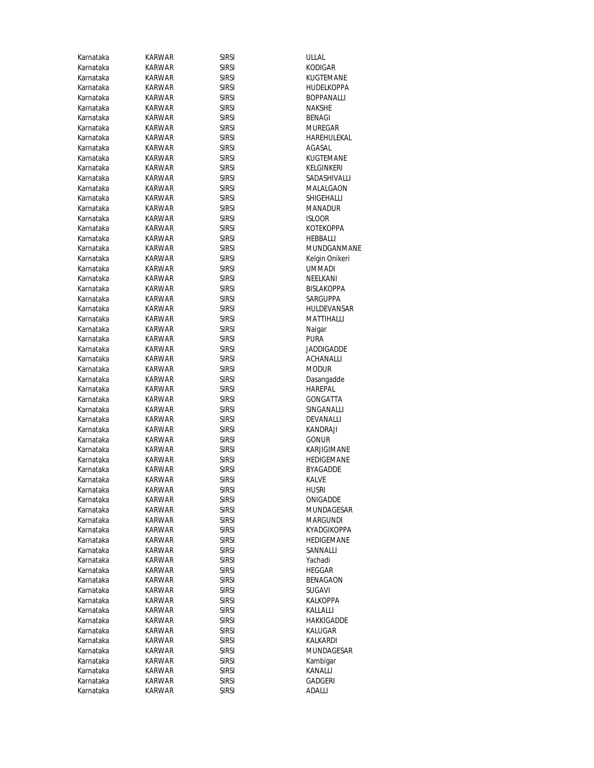| Karnataka | KARWAR | SIRSI | ULLAL |
|---|---|---|---|
| Karnataka | KARWAR | SIRSI | KODIGAR |
| Karnataka | KARWAR | SIRSI | KUGTEMANE |
| Karnataka | KARWAR | SIRSI | HUDELKOPPA |
| Karnataka | KARWAR | SIRSI | BOPPANALLI |
| Karnataka | KARWAR | SIRSI | NAKSHE |
| Karnataka | KARWAR | SIRSI | BENAGI |
| Karnataka | KARWAR | SIRSI | MUREGAR |
| Karnataka | KARWAR | SIRSI | HAREHULEKAL |
| Karnataka | KARWAR | SIRSI | AGASAL |
| Karnataka | KARWAR | SIRSI | KUGTEMANE |
| Karnataka | KARWAR | SIRSI | KELGINKERI |
| Karnataka | KARWAR | SIRSI | SADASHIVALLI |
| Karnataka | KARWAR | SIRSI | MALALGAON |
| Karnataka | KARWAR | SIRSI | SHIGEHALLI |
| Karnataka | KARWAR | SIRSI | MANADUR |
| Karnataka | KARWAR | SIRSI | ISLOOR |
| Karnataka | KARWAR | SIRSI | KOTEKOPPA |
| Karnataka | KARWAR | SIRSI | HEBBALLI |
| Karnataka | KARWAR | SIRSI | MUNDGANMANE |
| Karnataka | KARWAR | SIRSI | Kelgin Onikeri |
| Karnataka | KARWAR | SIRSI | UMMADI |
| Karnataka | KARWAR | SIRSI | NEELKANI |
| Karnataka | KARWAR | SIRSI | BISLAKOPPA |
| Karnataka | KARWAR | SIRSI | SARGUPPA |
| Karnataka | KARWAR | SIRSI | HULDEVANSAR |
| Karnataka | KARWAR | SIRSI | MATTIHALLI |
| Karnataka | KARWAR | SIRSI | Naigar |
| Karnataka | KARWAR | SIRSI | PURA |
| Karnataka | KARWAR | SIRSI | JADDIGADDE |
| Karnataka | KARWAR | SIRSI | ACHANALLI |
| Karnataka | KARWAR | SIRSI | MODUR |
| Karnataka | KARWAR | SIRSI | Dasangadde |
| Karnataka | KARWAR | SIRSI | HAREPAL |
| Karnataka | KARWAR | SIRSI | GONGATTA |
| Karnataka | KARWAR | SIRSI | SINGANALLI |
| Karnataka | KARWAR | SIRSI | DEVANALLI |
| Karnataka | KARWAR | SIRSI | KANDRAJI |
| Karnataka | KARWAR | SIRSI | GONUR |
| Karnataka | KARWAR | SIRSI | KARJIGIMANE |
| Karnataka | KARWAR | SIRSI | HEDIGEMANE |
| Karnataka | KARWAR | SIRSI | BYAGADDE |
| Karnataka | KARWAR | SIRSI | KALVE |
| Karnataka | KARWAR | SIRSI | HUSRI |
| Karnataka | KARWAR | SIRSI | ONIGADDE |
| Karnataka | KARWAR | SIRSI | MUNDAGESAR |
| Karnataka | KARWAR | SIRSI | MARGUNDI |
| Karnataka | KARWAR | SIRSI | KYADGIKOPPA |
| Karnataka | KARWAR | SIRSI | HEDIGEMANE |
| Karnataka | KARWAR | SIRSI | SANNALLI |
| Karnataka | KARWAR | SIRSI | Yachadi |
| Karnataka | KARWAR | SIRSI | HEGGAR |
| Karnataka | KARWAR | SIRSI | BENAGAON |
| Karnataka | KARWAR | SIRSI | SUGAVI |
| Karnataka | KARWAR | SIRSI | KALKOPPA |
| Karnataka | KARWAR | SIRSI | KALLALLI |
| Karnataka | KARWAR | SIRSI | HAKKIGADDE |
| Karnataka | KARWAR | SIRSI | KALUGAR |
| Karnataka | KARWAR | SIRSI | KALKARDI |
| Karnataka | KARWAR | SIRSI | MUNDAGESAR |
| Karnataka | KARWAR | SIRSI | Kambigar |
| Karnataka | KARWAR | SIRSI | KANALLI |
| Karnataka | KARWAR | SIRSI | GADGERI |
| Karnataka | KARWAR | SIRSI | ADALLI |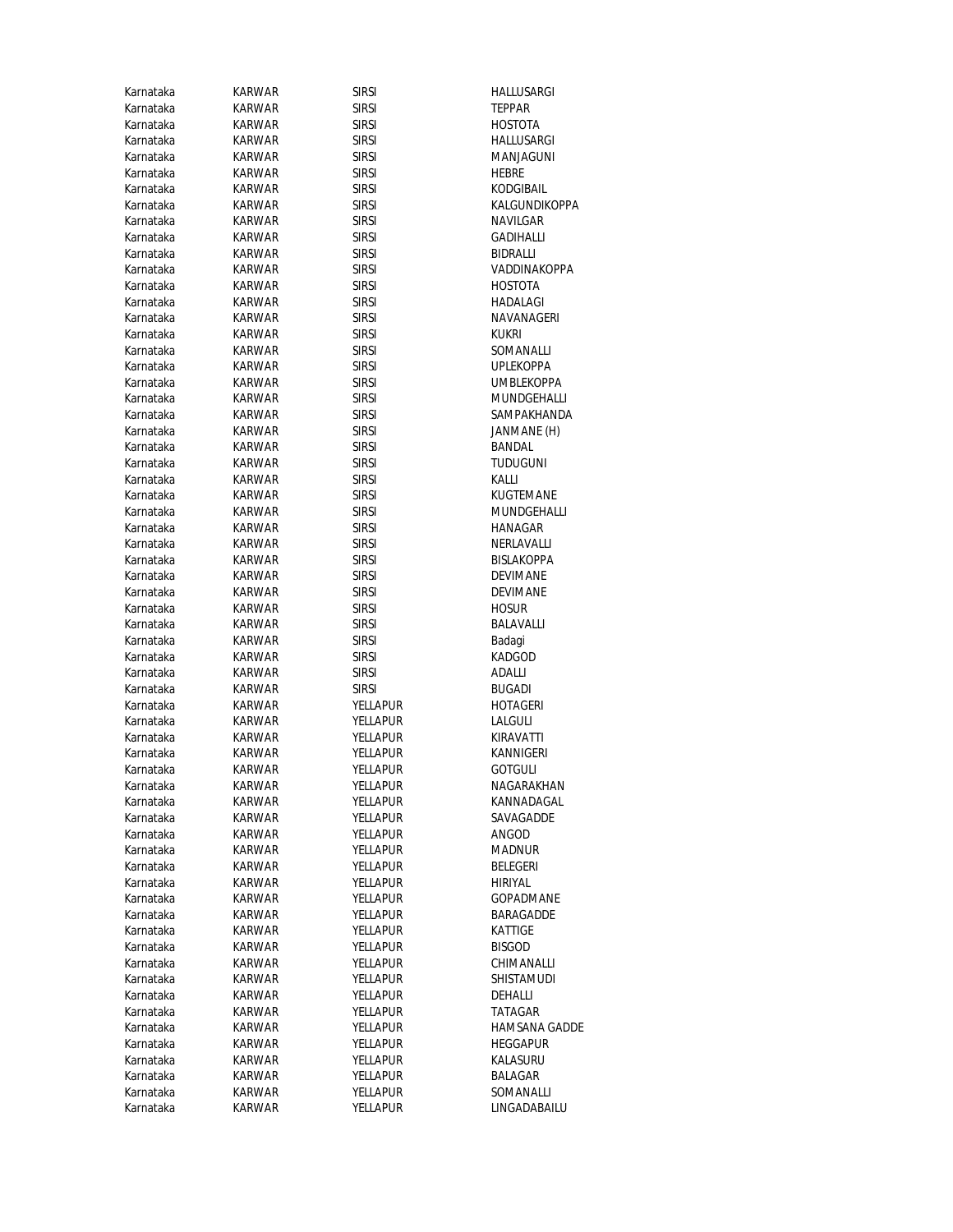| Karnataka | KARWAR | SIRSI | HALLUSARGI |
|---|---|---|---|
| Karnataka | KARWAR | SIRSI | TEPPAR |
| Karnataka | KARWAR | SIRSI | HOSTOTA |
| Karnataka | KARWAR | SIRSI | HALLUSARGI |
| Karnataka | KARWAR | SIRSI | MANJAGUNI |
| Karnataka | KARWAR | SIRSI | HEBRE |
| Karnataka | KARWAR | SIRSI | KODGIBAIL |
| Karnataka | KARWAR | SIRSI | KALGUNDIKOPPA |
| Karnataka | KARWAR | SIRSI | NAVILGAR |
| Karnataka | KARWAR | SIRSI | GADIHALLI |
| Karnataka | KARWAR | SIRSI | BIDRALLI |
| Karnataka | KARWAR | SIRSI | VADDINAKOPPA |
| Karnataka | KARWAR | SIRSI | HOSTOTA |
| Karnataka | KARWAR | SIRSI | HADALAGI |
| Karnataka | KARWAR | SIRSI | NAVANAGERI |
| Karnataka | KARWAR | SIRSI | KUKRI |
| Karnataka | KARWAR | SIRSI | SOMANALLI |
| Karnataka | KARWAR | SIRSI | UPLEKOPPA |
| Karnataka | KARWAR | SIRSI | UMBLEKOPPA |
| Karnataka | KARWAR | SIRSI | MUNDGEHALLI |
| Karnataka | KARWAR | SIRSI | SAMPAKHANDA |
| Karnataka | KARWAR | SIRSI | JANMANE (H) |
| Karnataka | KARWAR | SIRSI | BANDAL |
| Karnataka | KARWAR | SIRSI | TUDUGUNI |
| Karnataka | KARWAR | SIRSI | KALLI |
| Karnataka | KARWAR | SIRSI | KUGTEMANE |
| Karnataka | KARWAR | SIRSI | MUNDGEHALLI |
| Karnataka | KARWAR | SIRSI | HANAGAR |
| Karnataka | KARWAR | SIRSI | NERLAVALLI |
| Karnataka | KARWAR | SIRSI | BISLAKOPPA |
| Karnataka | KARWAR | SIRSI | DEVIMANE |
| Karnataka | KARWAR | SIRSI | DEVIMANE |
| Karnataka | KARWAR | SIRSI | HOSUR |
| Karnataka | KARWAR | SIRSI | BALAVALLI |
| Karnataka | KARWAR | SIRSI | Badagi |
| Karnataka | KARWAR | SIRSI | KADGOD |
| Karnataka | KARWAR | SIRSI | ADALLI |
| Karnataka | KARWAR | SIRSI | BUGADI |
| Karnataka | KARWAR | YELLAPUR | HOTAGERI |
| Karnataka | KARWAR | YELLAPUR | LALGULI |
| Karnataka | KARWAR | YELLAPUR | KIRAVATTI |
| Karnataka | KARWAR | YELLAPUR | KANNIGERI |
| Karnataka | KARWAR | YELLAPUR | GOTGULI |
| Karnataka | KARWAR | YELLAPUR | NAGARAKHAN |
| Karnataka | KARWAR | YELLAPUR | KANNADAGAL |
| Karnataka | KARWAR | YELLAPUR | SAVAGADDE |
| Karnataka | KARWAR | YELLAPUR | ANGOD |
| Karnataka | KARWAR | YELLAPUR | MADNUR |
| Karnataka | KARWAR | YELLAPUR | BELEGERI |
| Karnataka | KARWAR | YELLAPUR | HIRIYAL |
| Karnataka | KARWAR | YELLAPUR | GOPADMANE |
| Karnataka | KARWAR | YELLAPUR | BARAGADDE |
| Karnataka | KARWAR | YELLAPUR | KATTIGE |
| Karnataka | KARWAR | YELLAPUR | BISGOD |
| Karnataka | KARWAR | YELLAPUR | CHIMANALLI |
| Karnataka | KARWAR | YELLAPUR | SHISTAMUDI |
| Karnataka | KARWAR | YELLAPUR | DEHALLI |
| Karnataka | KARWAR | YELLAPUR | TATAGAR |
| Karnataka | KARWAR | YELLAPUR | HAMSANA GADDE |
| Karnataka | KARWAR | YELLAPUR | HEGGAPUR |
| Karnataka | KARWAR | YELLAPUR | KALASURU |
| Karnataka | KARWAR | YELLAPUR | BALAGAR |
| Karnataka | KARWAR | YELLAPUR | SOMANALLI |
| Karnataka | KARWAR | YELLAPUR | LINGADABAILU |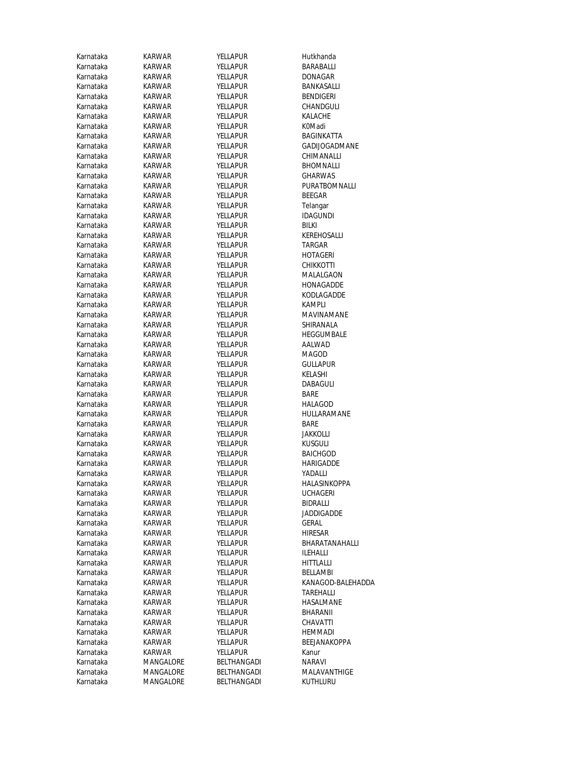| | | | |
|---|---|---|---|
| Karnataka | KARWAR | YELLAPUR | Hutkhanda |
| Karnataka | KARWAR | YELLAPUR | BARABALLI |
| Karnataka | KARWAR | YELLAPUR | DONAGAR |
| Karnataka | KARWAR | YELLAPUR | BANKASALLI |
| Karnataka | KARWAR | YELLAPUR | BENDIGERI |
| Karnataka | KARWAR | YELLAPUR | CHANDGULI |
| Karnataka | KARWAR | YELLAPUR | KALACHE |
| Karnataka | KARWAR | YELLAPUR | K0Madi |
| Karnataka | KARWAR | YELLAPUR | BAGINKATTA |
| Karnataka | KARWAR | YELLAPUR | GADIJOGADMANE |
| Karnataka | KARWAR | YELLAPUR | CHIMANALLI |
| Karnataka | KARWAR | YELLAPUR | BHOMNALLI |
| Karnataka | KARWAR | YELLAPUR | GHARWAS |
| Karnataka | KARWAR | YELLAPUR | PURATBOMNALLI |
| Karnataka | KARWAR | YELLAPUR | BEEGAR |
| Karnataka | KARWAR | YELLAPUR | Telangar |
| Karnataka | KARWAR | YELLAPUR | IDAGUNDI |
| Karnataka | KARWAR | YELLAPUR | BILKI |
| Karnataka | KARWAR | YELLAPUR | KEREHOSALLI |
| Karnataka | KARWAR | YELLAPUR | TARGAR |
| Karnataka | KARWAR | YELLAPUR | HOTAGERI |
| Karnataka | KARWAR | YELLAPUR | CHIKKOTTI |
| Karnataka | KARWAR | YELLAPUR | MALALGAON |
| Karnataka | KARWAR | YELLAPUR | HONAGADDE |
| Karnataka | KARWAR | YELLAPUR | KODLAGADDE |
| Karnataka | KARWAR | YELLAPUR | KAMPLI |
| Karnataka | KARWAR | YELLAPUR | MAVINAMANE |
| Karnataka | KARWAR | YELLAPUR | SHIRANALA |
| Karnataka | KARWAR | YELLAPUR | HEGGUMBALE |
| Karnataka | KARWAR | YELLAPUR | AALWAD |
| Karnataka | KARWAR | YELLAPUR | MAGOD |
| Karnataka | KARWAR | YELLAPUR | GULLAPUR |
| Karnataka | KARWAR | YELLAPUR | KELASHI |
| Karnataka | KARWAR | YELLAPUR | DABAGULI |
| Karnataka | KARWAR | YELLAPUR | BARE |
| Karnataka | KARWAR | YELLAPUR | HALAGOD |
| Karnataka | KARWAR | YELLAPUR | HULLARAMANE |
| Karnataka | KARWAR | YELLAPUR | BARE |
| Karnataka | KARWAR | YELLAPUR | JAKKOLLI |
| Karnataka | KARWAR | YELLAPUR | KUSGULI |
| Karnataka | KARWAR | YELLAPUR | BAICHGOD |
| Karnataka | KARWAR | YELLAPUR | HARIGADDE |
| Karnataka | KARWAR | YELLAPUR | YADALLI |
| Karnataka | KARWAR | YELLAPUR | HALASINKOPPA |
| Karnataka | KARWAR | YELLAPUR | UCHAGERI |
| Karnataka | KARWAR | YELLAPUR | BIDRALLI |
| Karnataka | KARWAR | YELLAPUR | JADDIGADDE |
| Karnataka | KARWAR | YELLAPUR | GERAL |
| Karnataka | KARWAR | YELLAPUR | HIRESAR |
| Karnataka | KARWAR | YELLAPUR | BHARATANAHALLI |
| Karnataka | KARWAR | YELLAPUR | ILEHALLI |
| Karnataka | KARWAR | YELLAPUR | HITTLALLI |
| Karnataka | KARWAR | YELLAPUR | BELLAMBI |
| Karnataka | KARWAR | YELLAPUR | KANAGOD-BALEHADDA |
| Karnataka | KARWAR | YELLAPUR | TAREHALLI |
| Karnataka | KARWAR | YELLAPUR | HASALMANE |
| Karnataka | KARWAR | YELLAPUR | BHARANII |
| Karnataka | KARWAR | YELLAPUR | CHAVATTI |
| Karnataka | KARWAR | YELLAPUR | HEMMADI |
| Karnataka | KARWAR | YELLAPUR | BEEJANAKOPPA |
| Karnataka | KARWAR | YELLAPUR | Kanur |
| Karnataka | MANGALORE | BELTHANGADI | NARAVI |
| Karnataka | MANGALORE | BELTHANGADI | MALAVANTHIGE |
| Karnataka | MANGALORE | BELTHANGADI | KUTHLURU |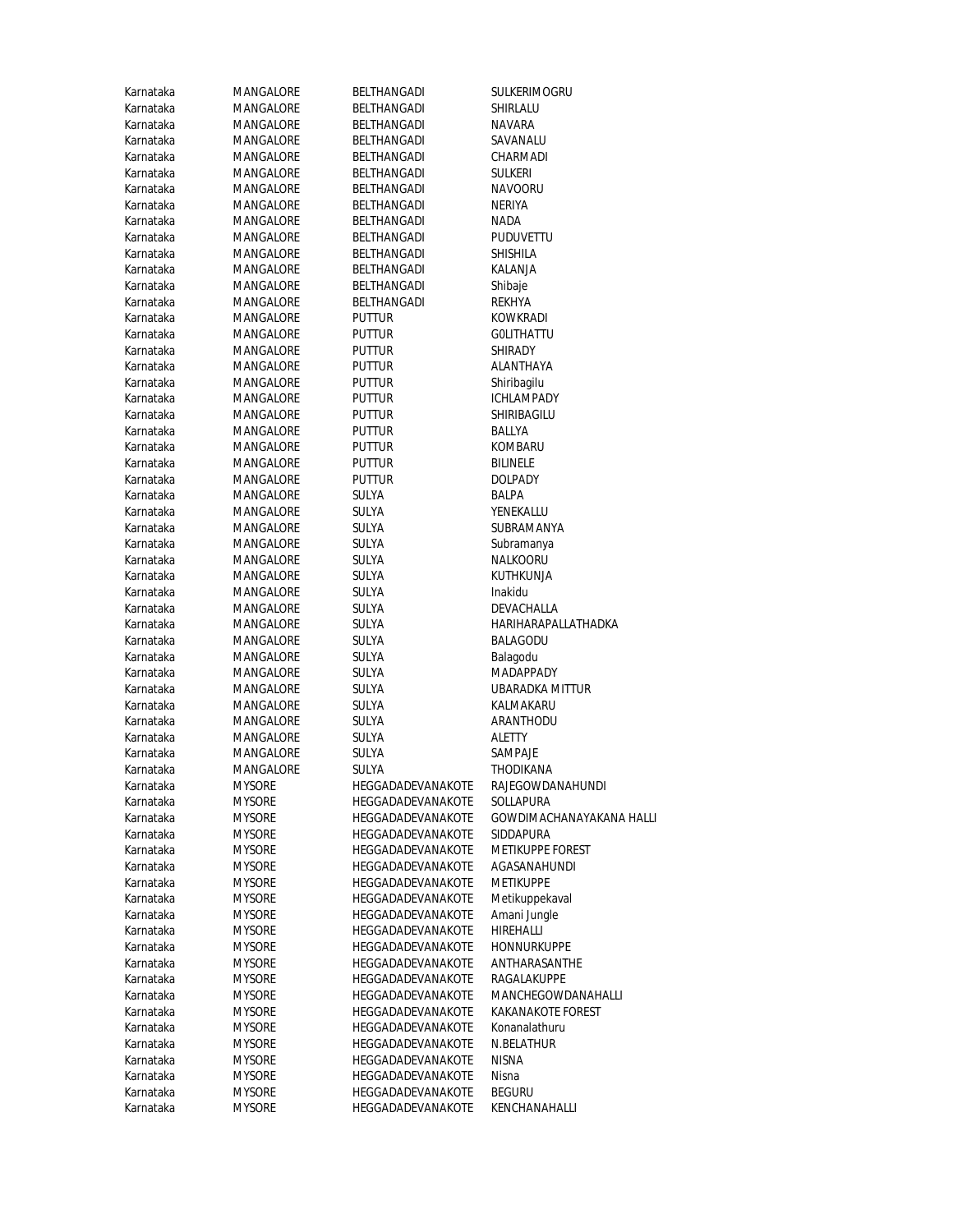| Karnataka | MANGALORE | BELTHANGADI | SULKERIMOGRU |
|---|---|---|---|
| Karnataka | MANGALORE | BELTHANGADI | SHIRLALU |
| Karnataka | MANGALORE | BELTHANGADI | NAVARA |
| Karnataka | MANGALORE | BELTHANGADI | SAVANALU |
| Karnataka | MANGALORE | BELTHANGADI | CHARMADI |
| Karnataka | MANGALORE | BELTHANGADI | SULKERI |
| Karnataka | MANGALORE | BELTHANGADI | NAVOORU |
| Karnataka | MANGALORE | BELTHANGADI | NERIYA |
| Karnataka | MANGALORE | BELTHANGADI | NADA |
| Karnataka | MANGALORE | BELTHANGADI | PUDUVETTU |
| Karnataka | MANGALORE | BELTHANGADI | SHISHILA |
| Karnataka | MANGALORE | BELTHANGADI | KALANJA |
| Karnataka | MANGALORE | BELTHANGADI | Shibaje |
| Karnataka | MANGALORE | BELTHANGADI | REKHYA |
| Karnataka | MANGALORE | PUTTUR | KOWKRADI |
| Karnataka | MANGALORE | PUTTUR | G0LITHATTU |
| Karnataka | MANGALORE | PUTTUR | SHIRADY |
| Karnataka | MANGALORE | PUTTUR | ALANTHAYA |
| Karnataka | MANGALORE | PUTTUR | Shiribagilu |
| Karnataka | MANGALORE | PUTTUR | ICHLAMPADY |
| Karnataka | MANGALORE | PUTTUR | SHIRIBAGILU |
| Karnataka | MANGALORE | PUTTUR | BALLYA |
| Karnataka | MANGALORE | PUTTUR | KOMBARU |
| Karnataka | MANGALORE | PUTTUR | BILINELE |
| Karnataka | MANGALORE | PUTTUR | DOLPADY |
| Karnataka | MANGALORE | SULYA | BALPA |
| Karnataka | MANGALORE | SULYA | YENEKALLU |
| Karnataka | MANGALORE | SULYA | SUBRAMANYA |
| Karnataka | MANGALORE | SULYA | Subramanya |
| Karnataka | MANGALORE | SULYA | NALKOORU |
| Karnataka | MANGALORE | SULYA | KUTHKUNJA |
| Karnataka | MANGALORE | SULYA | Inakidu |
| Karnataka | MANGALORE | SULYA | DEVACHALLA |
| Karnataka | MANGALORE | SULYA | HARIHARAPALLATHADKA |
| Karnataka | MANGALORE | SULYA | BALAGODU |
| Karnataka | MANGALORE | SULYA | Balagodu |
| Karnataka | MANGALORE | SULYA | MADAPPADY |
| Karnataka | MANGALORE | SULYA | UBARADKA MITTUR |
| Karnataka | MANGALORE | SULYA | KALMAKARU |
| Karnataka | MANGALORE | SULYA | ARANTHODU |
| Karnataka | MANGALORE | SULYA | ALETTY |
| Karnataka | MANGALORE | SULYA | SAMPAJE |
| Karnataka | MANGALORE | SULYA | THODIKANA |
| Karnataka | MYSORE | HEGGADADEVANAKOTE | RAJEGOWDANAHUNDI |
| Karnataka | MYSORE | HEGGADADEVANAKOTE | SOLLAPURA |
| Karnataka | MYSORE | HEGGADADEVANAKOTE | GOWDIMACHANAYAKANA HALLI |
| Karnataka | MYSORE | HEGGADADEVANAKOTE | SIDDAPURA |
| Karnataka | MYSORE | HEGGADADEVANAKOTE | METIKUPPE FOREST |
| Karnataka | MYSORE | HEGGADADEVANAKOTE | AGASANAHUNDI |
| Karnataka | MYSORE | HEGGADADEVANAKOTE | METIKUPPE |
| Karnataka | MYSORE | HEGGADADEVANAKOTE | Metikuppekaval |
| Karnataka | MYSORE | HEGGADADEVANAKOTE | Amani Jungle |
| Karnataka | MYSORE | HEGGADADEVANAKOTE | HIREHALLI |
| Karnataka | MYSORE | HEGGADADEVANAKOTE | HONNURKUPPE |
| Karnataka | MYSORE | HEGGADADEVANAKOTE | ANTHARASANTHE |
| Karnataka | MYSORE | HEGGADADEVANAKOTE | RAGALAKUPPE |
| Karnataka | MYSORE | HEGGADADEVANAKOTE | MANCHEGOWDANAHALLI |
| Karnataka | MYSORE | HEGGADADEVANAKOTE | KAKANAKOTE FOREST |
| Karnataka | MYSORE | HEGGADADEVANAKOTE | Konanalathuru |
| Karnataka | MYSORE | HEGGADADEVANAKOTE | N.BELATHUR |
| Karnataka | MYSORE | HEGGADADEVANAKOTE | NISNA |
| Karnataka | MYSORE | HEGGADADEVANAKOTE | Nisna |
| Karnataka | MYSORE | HEGGADADEVANAKOTE | BEGURU |
| Karnataka | MYSORE | HEGGADADEVANAKOTE | KENCHANAHALLI |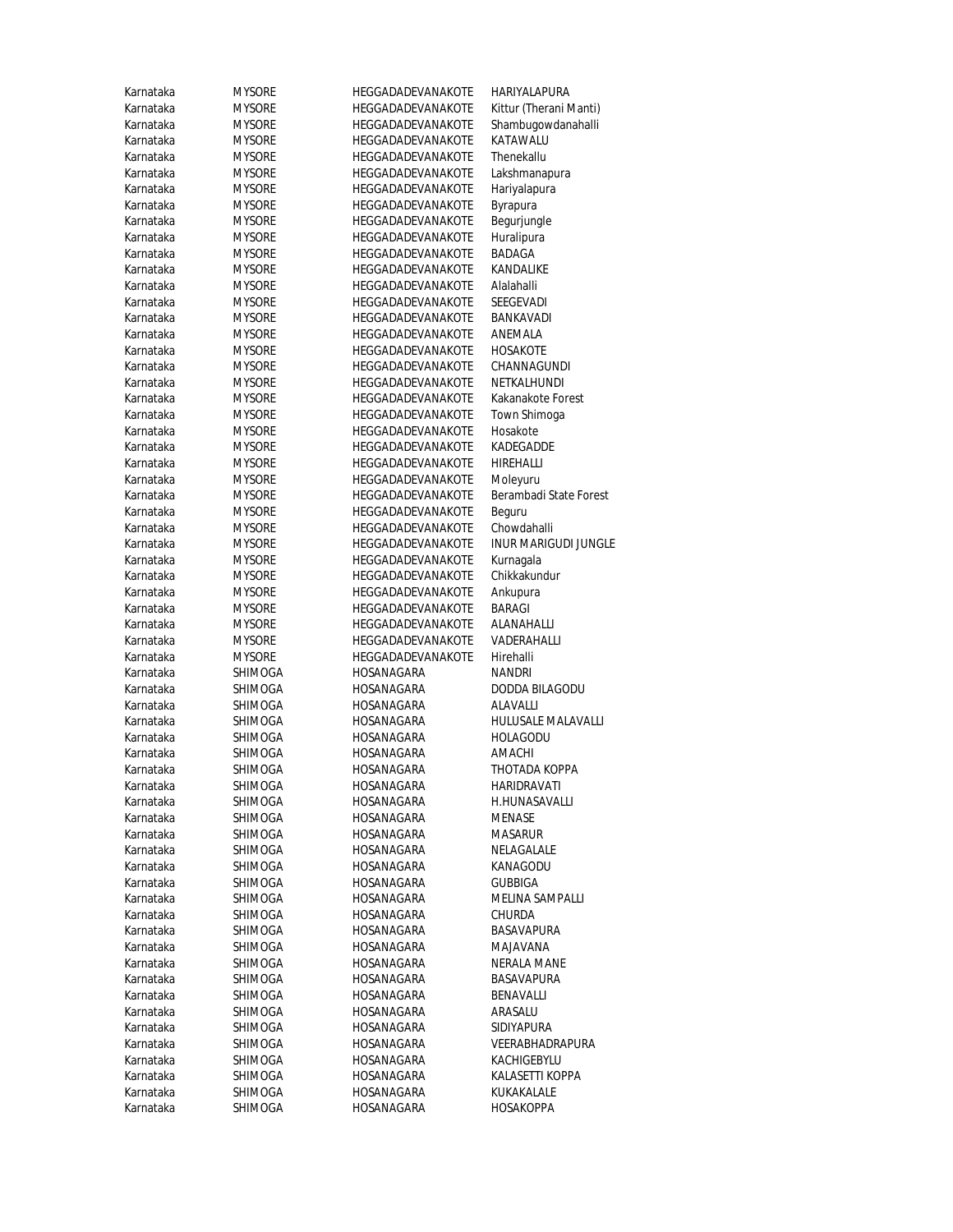| Karnataka | MYSORE | HEGGADADEVANAKOTE | HARIYALAPURA |
|---|---|---|---|
| Karnataka | MYSORE | HEGGADADEVANAKOTE | Kittur (Therani Manti) |
| Karnataka | MYSORE | HEGGADADEVANAKOTE | Shambugowdanahalli |
| Karnataka | MYSORE | HEGGADADEVANAKOTE | KATAWALU |
| Karnataka | MYSORE | HEGGADADEVANAKOTE | Thenekallu |
| Karnataka | MYSORE | HEGGADADEVANAKOTE | Lakshmanapura |
| Karnataka | MYSORE | HEGGADADEVANAKOTE | Hariyalapura |
| Karnataka | MYSORE | HEGGADADEVANAKOTE | Byrapura |
| Karnataka | MYSORE | HEGGADADEVANAKOTE | Begurjungle |
| Karnataka | MYSORE | HEGGADADEVANAKOTE | Huralipura |
| Karnataka | MYSORE | HEGGADADEVANAKOTE | BADAGA |
| Karnataka | MYSORE | HEGGADADEVANAKOTE | KANDALIKE |
| Karnataka | MYSORE | HEGGADADEVANAKOTE | Alalahalli |
| Karnataka | MYSORE | HEGGADADEVANAKOTE | SEEGEVADI |
| Karnataka | MYSORE | HEGGADADEVANAKOTE | BANKAVADI |
| Karnataka | MYSORE | HEGGADADEVANAKOTE | ANEMALA |
| Karnataka | MYSORE | HEGGADADEVANAKOTE | HOSAKOTE |
| Karnataka | MYSORE | HEGGADADEVANAKOTE | CHANNAGUNDI |
| Karnataka | MYSORE | HEGGADADEVANAKOTE | NETKALHUNDI |
| Karnataka | MYSORE | HEGGADADEVANAKOTE | Kakanakote Forest |
| Karnataka | MYSORE | HEGGADADEVANAKOTE | Town Shimoga |
| Karnataka | MYSORE | HEGGADADEVANAKOTE | Hosakote |
| Karnataka | MYSORE | HEGGADADEVANAKOTE | KADEGADDE |
| Karnataka | MYSORE | HEGGADADEVANAKOTE | HIREHALLI |
| Karnataka | MYSORE | HEGGADADEVANAKOTE | Moleyuru |
| Karnataka | MYSORE | HEGGADADEVANAKOTE | Berambadi State Forest |
| Karnataka | MYSORE | HEGGADADEVANAKOTE | Beguru |
| Karnataka | MYSORE | HEGGADADEVANAKOTE | Chowdahalli |
| Karnataka | MYSORE | HEGGADADEVANAKOTE | INUR MARIGUDI JUNGLE |
| Karnataka | MYSORE | HEGGADADEVANAKOTE | Kurnagala |
| Karnataka | MYSORE | HEGGADADEVANAKOTE | Chikkakundur |
| Karnataka | MYSORE | HEGGADADEVANAKOTE | Ankupura |
| Karnataka | MYSORE | HEGGADADEVANAKOTE | BARAGI |
| Karnataka | MYSORE | HEGGADADEVANAKOTE | ALANAHALLI |
| Karnataka | MYSORE | HEGGADADEVANAKOTE | VADERAHALLI |
| Karnataka | MYSORE | HEGGADADEVANAKOTE | Hirehalli |
| Karnataka | SHIMOGA | HOSANAGARA | NANDRI |
| Karnataka | SHIMOGA | HOSANAGARA | DODDA BILAGODU |
| Karnataka | SHIMOGA | HOSANAGARA | ALAVALLI |
| Karnataka | SHIMOGA | HOSANAGARA | HULUSALE MALAVALLI |
| Karnataka | SHIMOGA | HOSANAGARA | HOLAGODU |
| Karnataka | SHIMOGA | HOSANAGARA | AMACHI |
| Karnataka | SHIMOGA | HOSANAGARA | THOTADA KOPPA |
| Karnataka | SHIMOGA | HOSANAGARA | HARIDRAVATI |
| Karnataka | SHIMOGA | HOSANAGARA | H.HUNASAVALLI |
| Karnataka | SHIMOGA | HOSANAGARA | MENASE |
| Karnataka | SHIMOGA | HOSANAGARA | MASARUR |
| Karnataka | SHIMOGA | HOSANAGARA | NELAGALALE |
| Karnataka | SHIMOGA | HOSANAGARA | KANAGODU |
| Karnataka | SHIMOGA | HOSANAGARA | GUBBIGA |
| Karnataka | SHIMOGA | HOSANAGARA | MELINA SAMPALLI |
| Karnataka | SHIMOGA | HOSANAGARA | CHURDA |
| Karnataka | SHIMOGA | HOSANAGARA | BASAVAPURA |
| Karnataka | SHIMOGA | HOSANAGARA | MAJAVANA |
| Karnataka | SHIMOGA | HOSANAGARA | NERALA MANE |
| Karnataka | SHIMOGA | HOSANAGARA | BASAVAPURA |
| Karnataka | SHIMOGA | HOSANAGARA | BENAVALLI |
| Karnataka | SHIMOGA | HOSANAGARA | ARASALU |
| Karnataka | SHIMOGA | HOSANAGARA | SIDIYAPURA |
| Karnataka | SHIMOGA | HOSANAGARA | VEERABHADRAPURA |
| Karnataka | SHIMOGA | HOSANAGARA | KACHIGEBYLU |
| Karnataka | SHIMOGA | HOSANAGARA | KALASETTI KOPPA |
| Karnataka | SHIMOGA | HOSANAGARA | KUKAKALALE |
| Karnataka | SHIMOGA | HOSANAGARA | HOSAKOPPA |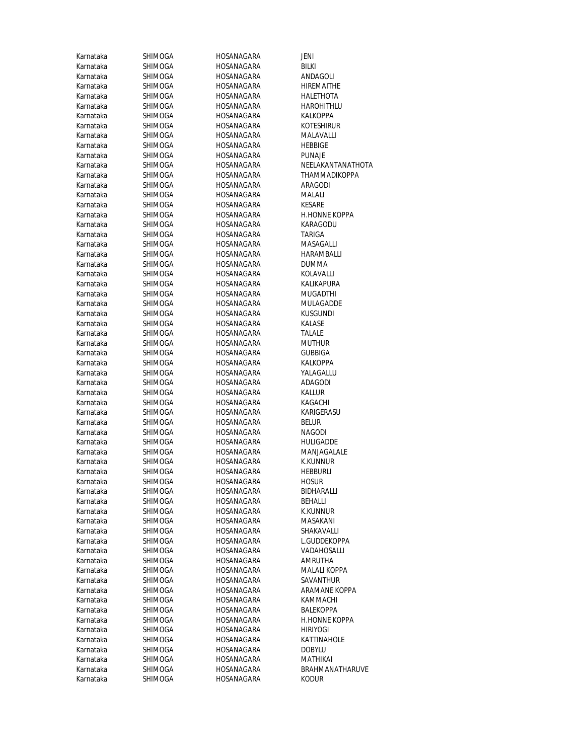| Karnataka | SHIMOGA | HOSANAGARA | JENI |
|---|---|---|---|
| Karnataka | SHIMOGA | HOSANAGARA | BILKI |
| Karnataka | SHIMOGA | HOSANAGARA | ANDAGOLI |
| Karnataka | SHIMOGA | HOSANAGARA | HIREMAITHE |
| Karnataka | SHIMOGA | HOSANAGARA | HALETHOTA |
| Karnataka | SHIMOGA | HOSANAGARA | HAROHITHLU |
| Karnataka | SHIMOGA | HOSANAGARA | KALKOPPA |
| Karnataka | SHIMOGA | HOSANAGARA | KOTESHIRUR |
| Karnataka | SHIMOGA | HOSANAGARA | MALAVALLI |
| Karnataka | SHIMOGA | HOSANAGARA | HEBBIGE |
| Karnataka | SHIMOGA | HOSANAGARA | PUNAJE |
| Karnataka | SHIMOGA | HOSANAGARA | NEELAKANTANATHOTA |
| Karnataka | SHIMOGA | HOSANAGARA | THAMMADIKOPPA |
| Karnataka | SHIMOGA | HOSANAGARA | ARAGODI |
| Karnataka | SHIMOGA | HOSANAGARA | MALALI |
| Karnataka | SHIMOGA | HOSANAGARA | KESARE |
| Karnataka | SHIMOGA | HOSANAGARA | H.HONNE KOPPA |
| Karnataka | SHIMOGA | HOSANAGARA | KARAGODU |
| Karnataka | SHIMOGA | HOSANAGARA | TARIGA |
| Karnataka | SHIMOGA | HOSANAGARA | MASAGALLI |
| Karnataka | SHIMOGA | HOSANAGARA | HARAMBALLI |
| Karnataka | SHIMOGA | HOSANAGARA | DUMMA |
| Karnataka | SHIMOGA | HOSANAGARA | KOLAVALLI |
| Karnataka | SHIMOGA | HOSANAGARA | KALIKAPURA |
| Karnataka | SHIMOGA | HOSANAGARA | MUGADTHI |
| Karnataka | SHIMOGA | HOSANAGARA | MULAGADDE |
| Karnataka | SHIMOGA | HOSANAGARA | KUSGUNDI |
| Karnataka | SHIMOGA | HOSANAGARA | KALASE |
| Karnataka | SHIMOGA | HOSANAGARA | TALALE |
| Karnataka | SHIMOGA | HOSANAGARA | MUTHUR |
| Karnataka | SHIMOGA | HOSANAGARA | GUBBIGA |
| Karnataka | SHIMOGA | HOSANAGARA | KALKOPPA |
| Karnataka | SHIMOGA | HOSANAGARA | YALAGALLU |
| Karnataka | SHIMOGA | HOSANAGARA | ADAGODI |
| Karnataka | SHIMOGA | HOSANAGARA | KALLUR |
| Karnataka | SHIMOGA | HOSANAGARA | KAGACHI |
| Karnataka | SHIMOGA | HOSANAGARA | KARIGERASU |
| Karnataka | SHIMOGA | HOSANAGARA | BELUR |
| Karnataka | SHIMOGA | HOSANAGARA | NAGODI |
| Karnataka | SHIMOGA | HOSANAGARA | HULIGADDE |
| Karnataka | SHIMOGA | HOSANAGARA | MANJAGALALE |
| Karnataka | SHIMOGA | HOSANAGARA | K.KUNNUR |
| Karnataka | SHIMOGA | HOSANAGARA | HEBBURLI |
| Karnataka | SHIMOGA | HOSANAGARA | HOSUR |
| Karnataka | SHIMOGA | HOSANAGARA | BIDHARALLI |
| Karnataka | SHIMOGA | HOSANAGARA | BEHALLI |
| Karnataka | SHIMOGA | HOSANAGARA | K.KUNNUR |
| Karnataka | SHIMOGA | HOSANAGARA | MASAKANI |
| Karnataka | SHIMOGA | HOSANAGARA | SHAKAVALLI |
| Karnataka | SHIMOGA | HOSANAGARA | L.GUDDEKOPPA |
| Karnataka | SHIMOGA | HOSANAGARA | VADAHOSALLI |
| Karnataka | SHIMOGA | HOSANAGARA | AMRUTHA |
| Karnataka | SHIMOGA | HOSANAGARA | MALALI KOPPA |
| Karnataka | SHIMOGA | HOSANAGARA | SAVANTHUR |
| Karnataka | SHIMOGA | HOSANAGARA | ARAMANE KOPPA |
| Karnataka | SHIMOGA | HOSANAGARA | KAMMACHI |
| Karnataka | SHIMOGA | HOSANAGARA | BALEKOPPA |
| Karnataka | SHIMOGA | HOSANAGARA | H.HONNE KOPPA |
| Karnataka | SHIMOGA | HOSANAGARA | HIRIYOGI |
| Karnataka | SHIMOGA | HOSANAGARA | KATTINAHOLE |
| Karnataka | SHIMOGA | HOSANAGARA | DOBYLU |
| Karnataka | SHIMOGA | HOSANAGARA | MATHIKAI |
| Karnataka | SHIMOGA | HOSANAGARA | BRAHMANATHARUVE |
| Karnataka | SHIMOGA | HOSANAGARA | KODUR |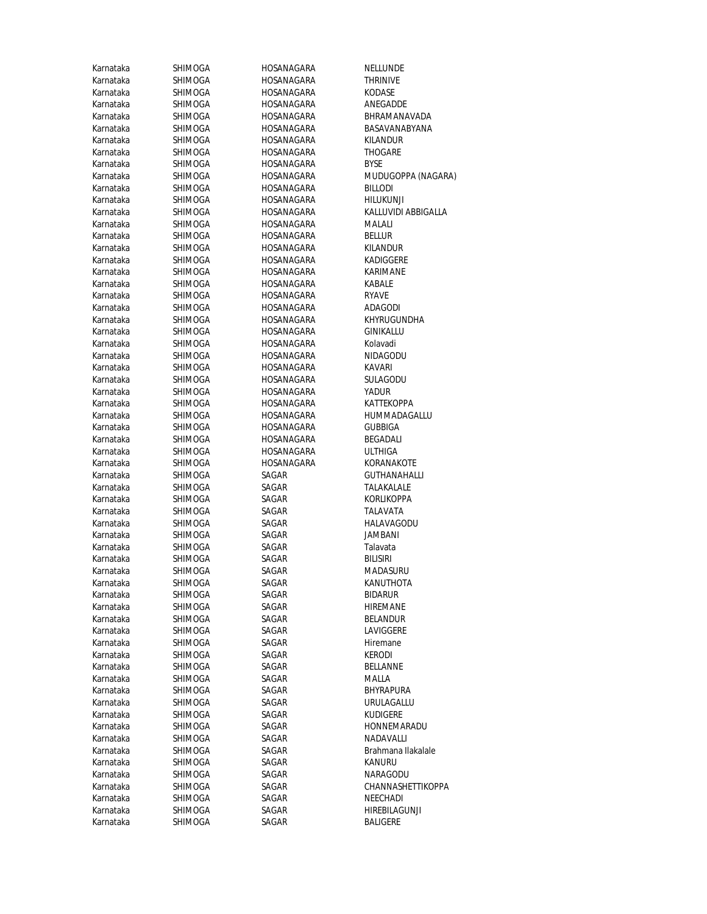| | | | |
|---|---|---|---|
| Karnataka | SHIMOGA | HOSANAGARA | NELLUNDE |
| Karnataka | SHIMOGA | HOSANAGARA | THRINIVE |
| Karnataka | SHIMOGA | HOSANAGARA | KODASE |
| Karnataka | SHIMOGA | HOSANAGARA | ANEGADDE |
| Karnataka | SHIMOGA | HOSANAGARA | BHRAMANAVADA |
| Karnataka | SHIMOGA | HOSANAGARA | BASAVANABYANA |
| Karnataka | SHIMOGA | HOSANAGARA | KILANDUR |
| Karnataka | SHIMOGA | HOSANAGARA | THOGARE |
| Karnataka | SHIMOGA | HOSANAGARA | BYSE |
| Karnataka | SHIMOGA | HOSANAGARA | MUDUGOPPA (NAGARA) |
| Karnataka | SHIMOGA | HOSANAGARA | BILLODI |
| Karnataka | SHIMOGA | HOSANAGARA | HILUKUNJI |
| Karnataka | SHIMOGA | HOSANAGARA | KALLUVIDI ABBIGALLA |
| Karnataka | SHIMOGA | HOSANAGARA | MALALI |
| Karnataka | SHIMOGA | HOSANAGARA | BELLUR |
| Karnataka | SHIMOGA | HOSANAGARA | KILANDUR |
| Karnataka | SHIMOGA | HOSANAGARA | KADIGGERE |
| Karnataka | SHIMOGA | HOSANAGARA | KARIMANE |
| Karnataka | SHIMOGA | HOSANAGARA | KABALE |
| Karnataka | SHIMOGA | HOSANAGARA | RYAVE |
| Karnataka | SHIMOGA | HOSANAGARA | ADAGODI |
| Karnataka | SHIMOGA | HOSANAGARA | KHYRUGUNDHA |
| Karnataka | SHIMOGA | HOSANAGARA | GINIKALLU |
| Karnataka | SHIMOGA | HOSANAGARA | Kolavadi |
| Karnataka | SHIMOGA | HOSANAGARA | NIDAGODU |
| Karnataka | SHIMOGA | HOSANAGARA | KAVARI |
| Karnataka | SHIMOGA | HOSANAGARA | SULAGODU |
| Karnataka | SHIMOGA | HOSANAGARA | YADUR |
| Karnataka | SHIMOGA | HOSANAGARA | KATTEKOPPA |
| Karnataka | SHIMOGA | HOSANAGARA | HUMMADAGALLU |
| Karnataka | SHIMOGA | HOSANAGARA | GUBBIGA |
| Karnataka | SHIMOGA | HOSANAGARA | BEGADALI |
| Karnataka | SHIMOGA | HOSANAGARA | ULTHIGA |
| Karnataka | SHIMOGA | HOSANAGARA | KORANAKOTE |
| Karnataka | SHIMOGA | SAGAR | GUTHANAHALLI |
| Karnataka | SHIMOGA | SAGAR | TALAKALALE |
| Karnataka | SHIMOGA | SAGAR | KORLIKOPPA |
| Karnataka | SHIMOGA | SAGAR | TALAVATA |
| Karnataka | SHIMOGA | SAGAR | HALAVAGODU |
| Karnataka | SHIMOGA | SAGAR | JAMBANI |
| Karnataka | SHIMOGA | SAGAR | Talavata |
| Karnataka | SHIMOGA | SAGAR | BILISIRI |
| Karnataka | SHIMOGA | SAGAR | MADASURU |
| Karnataka | SHIMOGA | SAGAR | KANUTHOTA |
| Karnataka | SHIMOGA | SAGAR | BIDARUR |
| Karnataka | SHIMOGA | SAGAR | HIREMANE |
| Karnataka | SHIMOGA | SAGAR | BELANDUR |
| Karnataka | SHIMOGA | SAGAR | LAVIGGERE |
| Karnataka | SHIMOGA | SAGAR | Hiremane |
| Karnataka | SHIMOGA | SAGAR | KERODI |
| Karnataka | SHIMOGA | SAGAR | BELLANNE |
| Karnataka | SHIMOGA | SAGAR | MALLA |
| Karnataka | SHIMOGA | SAGAR | BHYRAPURA |
| Karnataka | SHIMOGA | SAGAR | URULAGALLU |
| Karnataka | SHIMOGA | SAGAR | KUDIGERE |
| Karnataka | SHIMOGA | SAGAR | HONNEMARADU |
| Karnataka | SHIMOGA | SAGAR | NADAVALLI |
| Karnataka | SHIMOGA | SAGAR | Brahmana Ilakalale |
| Karnataka | SHIMOGA | SAGAR | KANURU |
| Karnataka | SHIMOGA | SAGAR | NARAGODU |
| Karnataka | SHIMOGA | SAGAR | CHANNASHETTIKOPPA |
| Karnataka | SHIMOGA | SAGAR | NEECHADI |
| Karnataka | SHIMOGA | SAGAR | HIREBILAGUNJI |
| Karnataka | SHIMOGA | SAGAR | BALIGERE |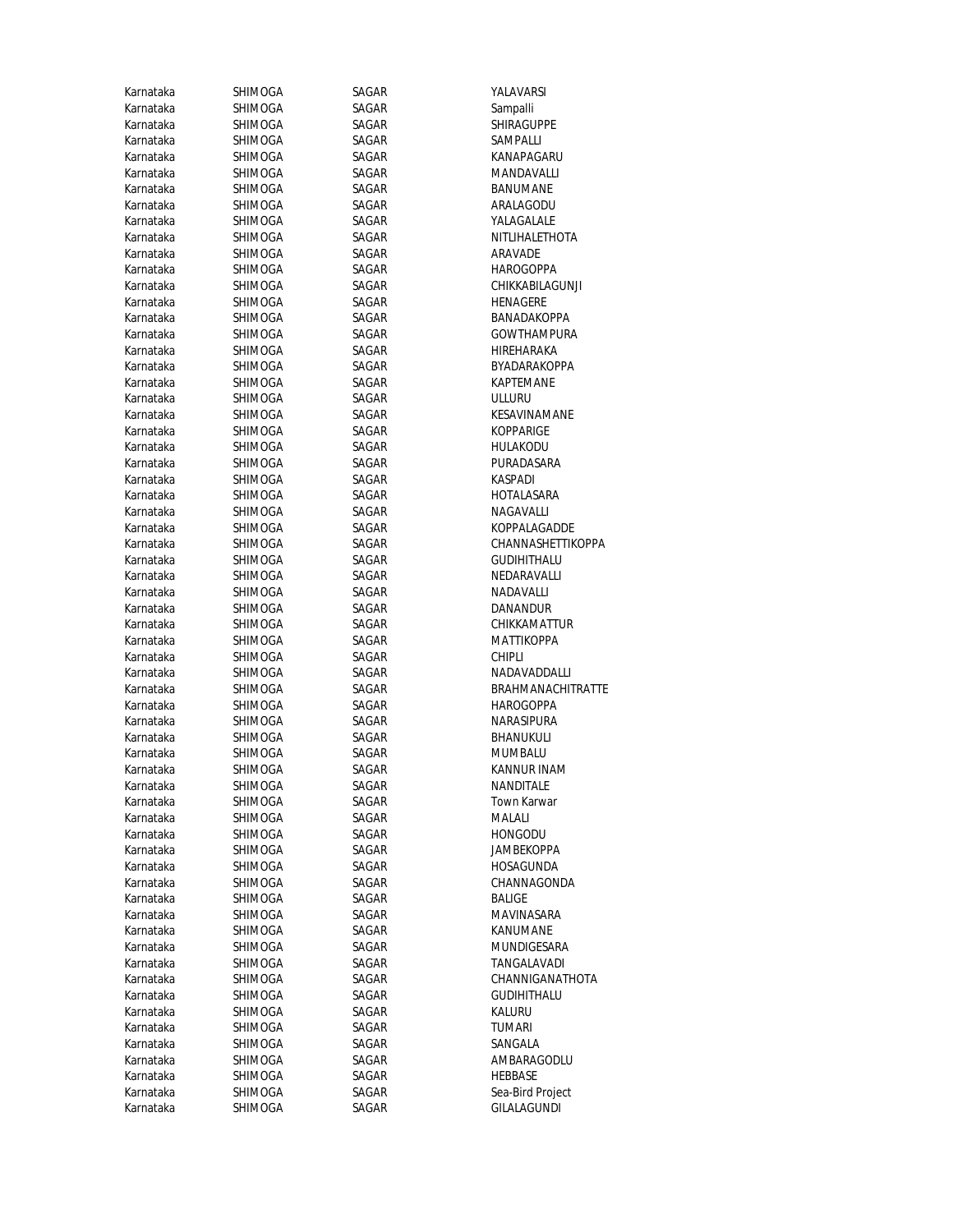| Karnataka | SHIMOGA | SAGAR | YALAVARSI |
|---|---|---|---|
| Karnataka | SHIMOGA | SAGAR | Sampalli |
| Karnataka | SHIMOGA | SAGAR | SHIRAGUPPE |
| Karnataka | SHIMOGA | SAGAR | SAMPALLI |
| Karnataka | SHIMOGA | SAGAR | KANAPAGARU |
| Karnataka | SHIMOGA | SAGAR | MANDAVALLI |
| Karnataka | SHIMOGA | SAGAR | BANUMANE |
| Karnataka | SHIMOGA | SAGAR | ARALAGODU |
| Karnataka | SHIMOGA | SAGAR | YALAGALALE |
| Karnataka | SHIMOGA | SAGAR | NITLIHALETHOTA |
| Karnataka | SHIMOGA | SAGAR | ARAVADE |
| Karnataka | SHIMOGA | SAGAR | HAROGOPPA |
| Karnataka | SHIMOGA | SAGAR | CHIKKABILAGUNJI |
| Karnataka | SHIMOGA | SAGAR | HENAGERE |
| Karnataka | SHIMOGA | SAGAR | BANADAKOPPA |
| Karnataka | SHIMOGA | SAGAR | GOWTHAMPURA |
| Karnataka | SHIMOGA | SAGAR | HIREHARAKA |
| Karnataka | SHIMOGA | SAGAR | BYADARAKOPPA |
| Karnataka | SHIMOGA | SAGAR | KAPTEMANE |
| Karnataka | SHIMOGA | SAGAR | ULLURU |
| Karnataka | SHIMOGA | SAGAR | KESAVINAMANE |
| Karnataka | SHIMOGA | SAGAR | KOPPARIGE |
| Karnataka | SHIMOGA | SAGAR | HULAKODU |
| Karnataka | SHIMOGA | SAGAR | PURADASARA |
| Karnataka | SHIMOGA | SAGAR | KASPADI |
| Karnataka | SHIMOGA | SAGAR | HOTALASARA |
| Karnataka | SHIMOGA | SAGAR | NAGAVALLI |
| Karnataka | SHIMOGA | SAGAR | KOPPALAGADDE |
| Karnataka | SHIMOGA | SAGAR | CHANNASHETTIKOPPA |
| Karnataka | SHIMOGA | SAGAR | GUDIHITHALU |
| Karnataka | SHIMOGA | SAGAR | NEDARAVALLI |
| Karnataka | SHIMOGA | SAGAR | NADAVALLI |
| Karnataka | SHIMOGA | SAGAR | DANANDUR |
| Karnataka | SHIMOGA | SAGAR | CHIKKAMATTUR |
| Karnataka | SHIMOGA | SAGAR | MATTIKOPPA |
| Karnataka | SHIMOGA | SAGAR | CHIPLI |
| Karnataka | SHIMOGA | SAGAR | NADAVADDALLI |
| Karnataka | SHIMOGA | SAGAR | BRAHMANACHITRATTE |
| Karnataka | SHIMOGA | SAGAR | HAROGOPPA |
| Karnataka | SHIMOGA | SAGAR | NARASIPURA |
| Karnataka | SHIMOGA | SAGAR | BHANUKULI |
| Karnataka | SHIMOGA | SAGAR | MUMBALU |
| Karnataka | SHIMOGA | SAGAR | KANNUR INAM |
| Karnataka | SHIMOGA | SAGAR | NANDITALE |
| Karnataka | SHIMOGA | SAGAR | Town Karwar |
| Karnataka | SHIMOGA | SAGAR | MALALI |
| Karnataka | SHIMOGA | SAGAR | HONGODU |
| Karnataka | SHIMOGA | SAGAR | JAMBEKOPPA |
| Karnataka | SHIMOGA | SAGAR | HOSAGUNDA |
| Karnataka | SHIMOGA | SAGAR | CHANNAGONDA |
| Karnataka | SHIMOGA | SAGAR | BALIGE |
| Karnataka | SHIMOGA | SAGAR | MAVINASARA |
| Karnataka | SHIMOGA | SAGAR | KANUMANE |
| Karnataka | SHIMOGA | SAGAR | MUNDIGESARA |
| Karnataka | SHIMOGA | SAGAR | TANGALAVADI |
| Karnataka | SHIMOGA | SAGAR | CHANNIGANATHOTA |
| Karnataka | SHIMOGA | SAGAR | GUDIHITHALU |
| Karnataka | SHIMOGA | SAGAR | KALURU |
| Karnataka | SHIMOGA | SAGAR | TUMARI |
| Karnataka | SHIMOGA | SAGAR | SANGALA |
| Karnataka | SHIMOGA | SAGAR | AMBARAGODLU |
| Karnataka | SHIMOGA | SAGAR | HEBBASE |
| Karnataka | SHIMOGA | SAGAR | Sea-Bird Project |
| Karnataka | SHIMOGA | SAGAR | GILALAGUNDI |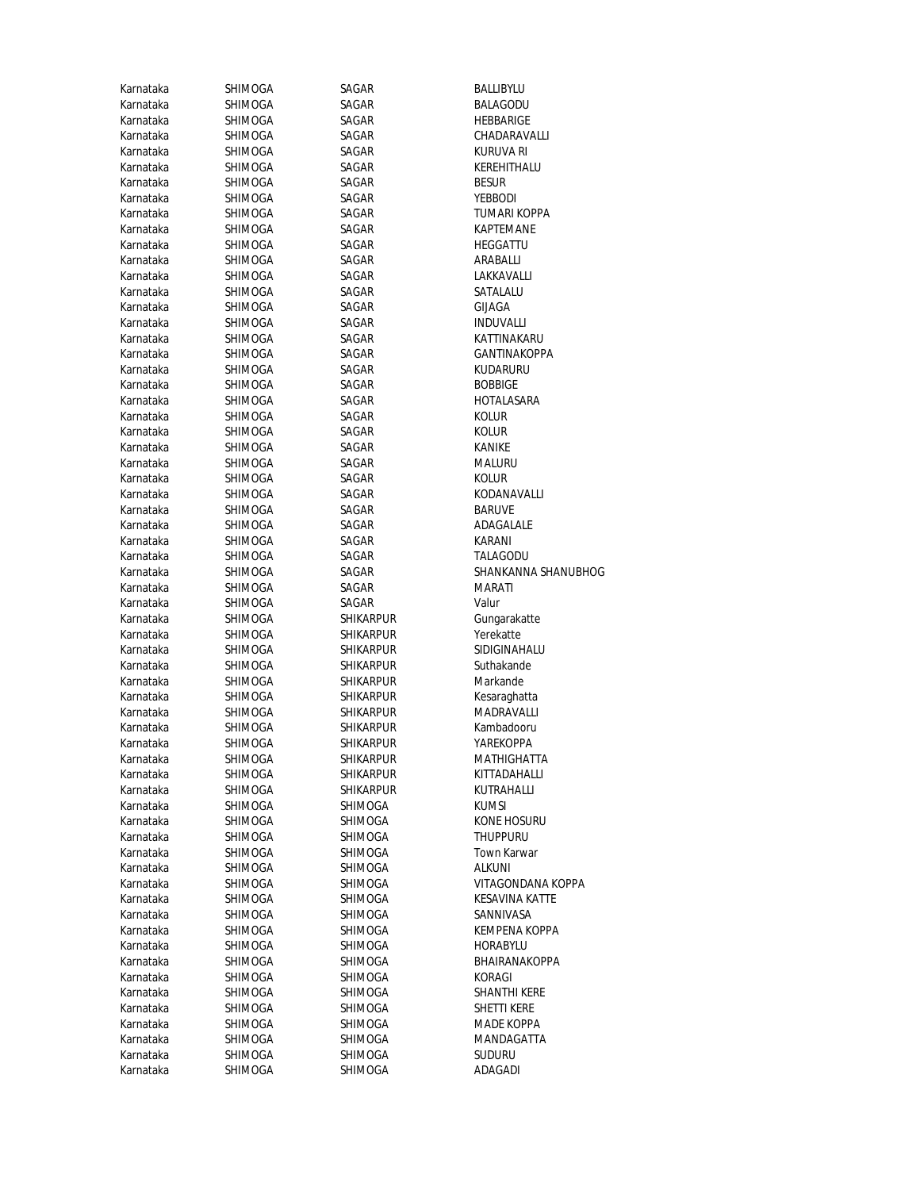| | | | |
|---|---|---|---|
| Karnataka | SHIMOGA | SAGAR | BALLIBYLU |
| Karnataka | SHIMOGA | SAGAR | BALAGODU |
| Karnataka | SHIMOGA | SAGAR | HEBBARIGE |
| Karnataka | SHIMOGA | SAGAR | CHADARAVALLI |
| Karnataka | SHIMOGA | SAGAR | KURUVA RI |
| Karnataka | SHIMOGA | SAGAR | KEREHITHALU |
| Karnataka | SHIMOGA | SAGAR | BESUR |
| Karnataka | SHIMOGA | SAGAR | YEBBODI |
| Karnataka | SHIMOGA | SAGAR | TUMARI KOPPA |
| Karnataka | SHIMOGA | SAGAR | KAPTEMANE |
| Karnataka | SHIMOGA | SAGAR | HEGGATTU |
| Karnataka | SHIMOGA | SAGAR | ARABALLI |
| Karnataka | SHIMOGA | SAGAR | LAKKAVALLI |
| Karnataka | SHIMOGA | SAGAR | SATALALU |
| Karnataka | SHIMOGA | SAGAR | GIJAGA |
| Karnataka | SHIMOGA | SAGAR | INDUVALLI |
| Karnataka | SHIMOGA | SAGAR | KATTINAKARU |
| Karnataka | SHIMOGA | SAGAR | GANTINAKOPPA |
| Karnataka | SHIMOGA | SAGAR | KUDARURU |
| Karnataka | SHIMOGA | SAGAR | BOBBIGE |
| Karnataka | SHIMOGA | SAGAR | HOTALASARA |
| Karnataka | SHIMOGA | SAGAR | KOLUR |
| Karnataka | SHIMOGA | SAGAR | KOLUR |
| Karnataka | SHIMOGA | SAGAR | KANIKE |
| Karnataka | SHIMOGA | SAGAR | MALURU |
| Karnataka | SHIMOGA | SAGAR | KOLUR |
| Karnataka | SHIMOGA | SAGAR | KODANAVALLI |
| Karnataka | SHIMOGA | SAGAR | BARUVE |
| Karnataka | SHIMOGA | SAGAR | ADAGALALE |
| Karnataka | SHIMOGA | SAGAR | KARANI |
| Karnataka | SHIMOGA | SAGAR | TALAGODU |
| Karnataka | SHIMOGA | SAGAR | SHANKANNA SHANUBHOG |
| Karnataka | SHIMOGA | SAGAR | MARATI |
| Karnataka | SHIMOGA | SAGAR | Valur |
| Karnataka | SHIMOGA | SHIKARPUR | Gungarakatte |
| Karnataka | SHIMOGA | SHIKARPUR | Yerekatte |
| Karnataka | SHIMOGA | SHIKARPUR | SIDIGINAHALU |
| Karnataka | SHIMOGA | SHIKARPUR | Suthakande |
| Karnataka | SHIMOGA | SHIKARPUR | Markande |
| Karnataka | SHIMOGA | SHIKARPUR | Kesaraghatta |
| Karnataka | SHIMOGA | SHIKARPUR | MADRAVALLI |
| Karnataka | SHIMOGA | SHIKARPUR | Kambadooru |
| Karnataka | SHIMOGA | SHIKARPUR | YAREKOPPA |
| Karnataka | SHIMOGA | SHIKARPUR | MATHIGHATTA |
| Karnataka | SHIMOGA | SHIKARPUR | KITTADAHALLI |
| Karnataka | SHIMOGA | SHIKARPUR | KUTRAHALLI |
| Karnataka | SHIMOGA | SHIMOGA | KUMSI |
| Karnataka | SHIMOGA | SHIMOGA | KONE HOSURU |
| Karnataka | SHIMOGA | SHIMOGA | THUPPURU |
| Karnataka | SHIMOGA | SHIMOGA | Town Karwar |
| Karnataka | SHIMOGA | SHIMOGA | ALKUNI |
| Karnataka | SHIMOGA | SHIMOGA | VITAGONDANA KOPPA |
| Karnataka | SHIMOGA | SHIMOGA | KESAVINA KATTE |
| Karnataka | SHIMOGA | SHIMOGA | SANNIVASA |
| Karnataka | SHIMOGA | SHIMOGA | KEMPENA KOPPA |
| Karnataka | SHIMOGA | SHIMOGA | HORABYLU |
| Karnataka | SHIMOGA | SHIMOGA | BHAIRANAKOPPA |
| Karnataka | SHIMOGA | SHIMOGA | KORAGI |
| Karnataka | SHIMOGA | SHIMOGA | SHANTHI KERE |
| Karnataka | SHIMOGA | SHIMOGA | SHETTI KERE |
| Karnataka | SHIMOGA | SHIMOGA | MADE KOPPA |
| Karnataka | SHIMOGA | SHIMOGA | MANDAGATTA |
| Karnataka | SHIMOGA | SHIMOGA | SUDURU |
| Karnataka | SHIMOGA | SHIMOGA | ADAGADI |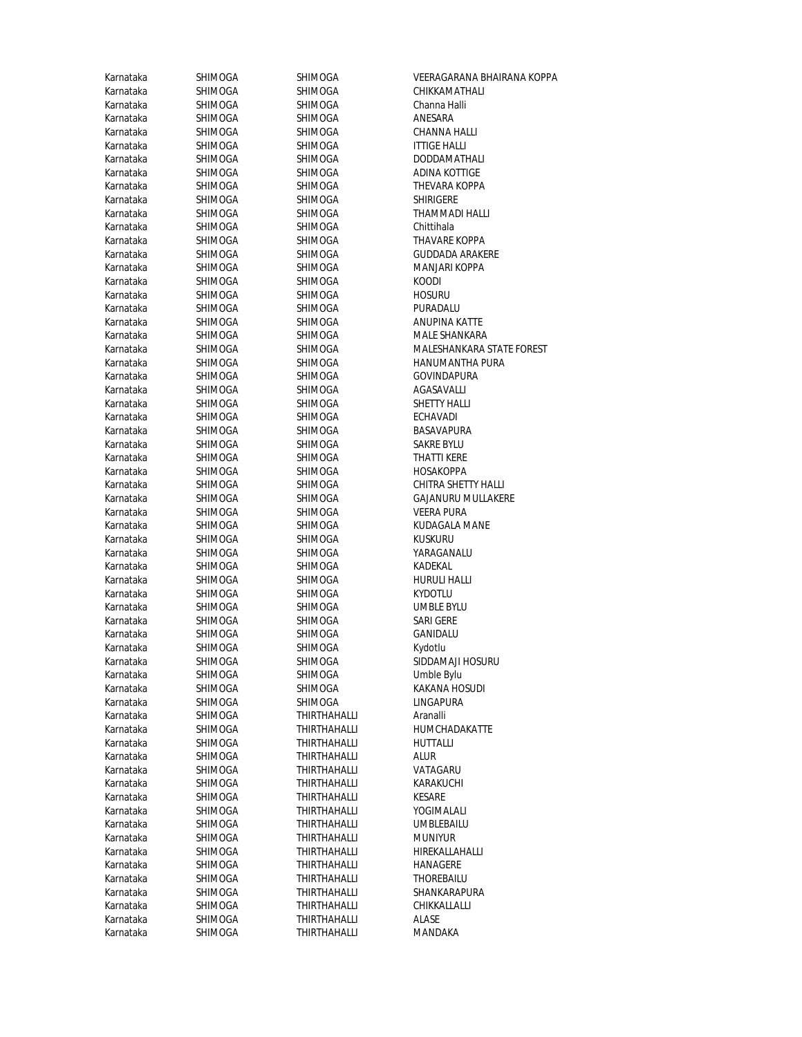| | | | |
|---|---|---|---|
| Karnataka | SHIMOGA | SHIMOGA | VEERAGARANA BHAIRANA KOPPA |
| Karnataka | SHIMOGA | SHIMOGA | CHIKKAMATHALI |
| Karnataka | SHIMOGA | SHIMOGA | Channa Halli |
| Karnataka | SHIMOGA | SHIMOGA | ANESARA |
| Karnataka | SHIMOGA | SHIMOGA | CHANNA HALLI |
| Karnataka | SHIMOGA | SHIMOGA | ITTIGE HALLI |
| Karnataka | SHIMOGA | SHIMOGA | DODDAMATHALI |
| Karnataka | SHIMOGA | SHIMOGA | ADINA KOTTIGE |
| Karnataka | SHIMOGA | SHIMOGA | THEVARA KOPPA |
| Karnataka | SHIMOGA | SHIMOGA | SHIRIGERE |
| Karnataka | SHIMOGA | SHIMOGA | THAMMADI HALLI |
| Karnataka | SHIMOGA | SHIMOGA | Chittihala |
| Karnataka | SHIMOGA | SHIMOGA | THAVARE KOPPA |
| Karnataka | SHIMOGA | SHIMOGA | GUDDADA ARAKERE |
| Karnataka | SHIMOGA | SHIMOGA | MANJARI KOPPA |
| Karnataka | SHIMOGA | SHIMOGA | KOODI |
| Karnataka | SHIMOGA | SHIMOGA | HOSURU |
| Karnataka | SHIMOGA | SHIMOGA | PURADALU |
| Karnataka | SHIMOGA | SHIMOGA | ANUPINA KATTE |
| Karnataka | SHIMOGA | SHIMOGA | MALE SHANKARA |
| Karnataka | SHIMOGA | SHIMOGA | MALESHANKARA STATE FOREST |
| Karnataka | SHIMOGA | SHIMOGA | HANUMANTHA PURA |
| Karnataka | SHIMOGA | SHIMOGA | GOVINDAPURA |
| Karnataka | SHIMOGA | SHIMOGA | AGASAVALLI |
| Karnataka | SHIMOGA | SHIMOGA | SHETTY HALLI |
| Karnataka | SHIMOGA | SHIMOGA | ECHAVADI |
| Karnataka | SHIMOGA | SHIMOGA | BASAVAPURA |
| Karnataka | SHIMOGA | SHIMOGA | SAKRE BYLU |
| Karnataka | SHIMOGA | SHIMOGA | THATTI KERE |
| Karnataka | SHIMOGA | SHIMOGA | HOSAKOPPA |
| Karnataka | SHIMOGA | SHIMOGA | CHITRA SHETTY HALLI |
| Karnataka | SHIMOGA | SHIMOGA | GAJANURU MULLAKERE |
| Karnataka | SHIMOGA | SHIMOGA | VEERA PURA |
| Karnataka | SHIMOGA | SHIMOGA | KUDAGALA MANE |
| Karnataka | SHIMOGA | SHIMOGA | KUSKURU |
| Karnataka | SHIMOGA | SHIMOGA | YARAGANALU |
| Karnataka | SHIMOGA | SHIMOGA | KADEKAL |
| Karnataka | SHIMOGA | SHIMOGA | HURULI HALLI |
| Karnataka | SHIMOGA | SHIMOGA | KYDOTLU |
| Karnataka | SHIMOGA | SHIMOGA | UMBLE BYLU |
| Karnataka | SHIMOGA | SHIMOGA | SARI GERE |
| Karnataka | SHIMOGA | SHIMOGA | GANIDALU |
| Karnataka | SHIMOGA | SHIMOGA | Kydotlu |
| Karnataka | SHIMOGA | SHIMOGA | SIDDAMAJI HOSURU |
| Karnataka | SHIMOGA | SHIMOGA | Umble Bylu |
| Karnataka | SHIMOGA | SHIMOGA | KAKANA HOSUDI |
| Karnataka | SHIMOGA | SHIMOGA | LINGAPURA |
| Karnataka | SHIMOGA | THIRTHAHALLI | Aranalli |
| Karnataka | SHIMOGA | THIRTHAHALLI | HUMCHADAKATTE |
| Karnataka | SHIMOGA | THIRTHAHALLI | HUTTALLI |
| Karnataka | SHIMOGA | THIRTHAHALLI | ALUR |
| Karnataka | SHIMOGA | THIRTHAHALLI | VATAGARU |
| Karnataka | SHIMOGA | THIRTHAHALLI | KARAKUCHI |
| Karnataka | SHIMOGA | THIRTHAHALLI | KESARE |
| Karnataka | SHIMOGA | THIRTHAHALLI | YOGIMALALI |
| Karnataka | SHIMOGA | THIRTHAHALLI | UMBLEBAILU |
| Karnataka | SHIMOGA | THIRTHAHALLI | MUNIYUR |
| Karnataka | SHIMOGA | THIRTHAHALLI | HIREKALLAHALLI |
| Karnataka | SHIMOGA | THIRTHAHALLI | HANAGERE |
| Karnataka | SHIMOGA | THIRTHAHALLI | THOREBAILU |
| Karnataka | SHIMOGA | THIRTHAHALLI | SHANKARAPURA |
| Karnataka | SHIMOGA | THIRTHAHALLI | CHIKKALLALLI |
| Karnataka | SHIMOGA | THIRTHAHALLI | ALASE |
| Karnataka | SHIMOGA | THIRTHAHALLI | MANDAKA |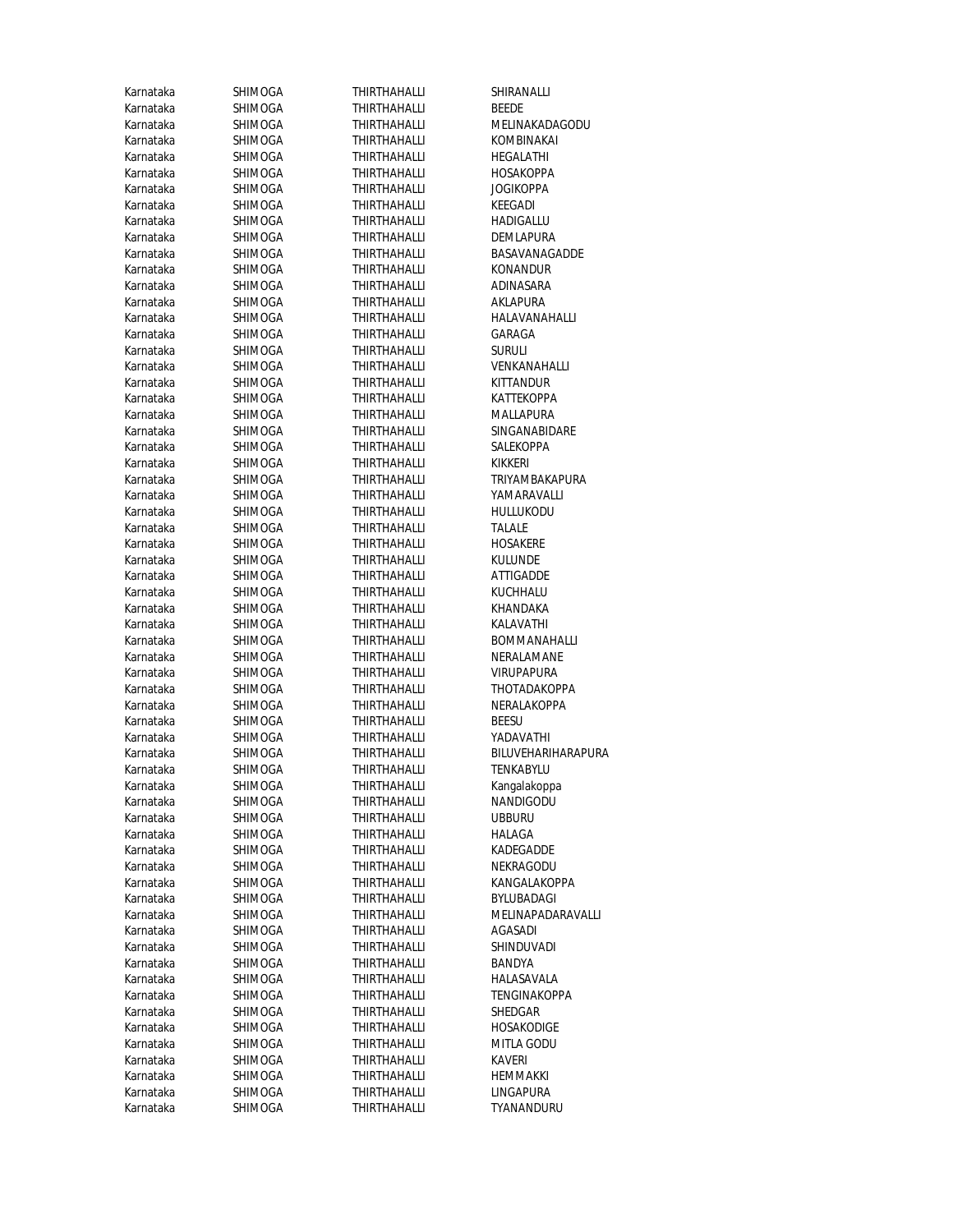| Karnataka | SHIMOGA | THIRTHAHALLI | SHIRANALLI |
|---|---|---|---|
| Karnataka | SHIMOGA | THIRTHAHALLI | BEEDE |
| Karnataka | SHIMOGA | THIRTHAHALLI | MELINAKADAGODU |
| Karnataka | SHIMOGA | THIRTHAHALLI | KOMBINAKAI |
| Karnataka | SHIMOGA | THIRTHAHALLI | HEGALATHI |
| Karnataka | SHIMOGA | THIRTHAHALLI | HOSAKOPPA |
| Karnataka | SHIMOGA | THIRTHAHALLI | JOGIKOPPA |
| Karnataka | SHIMOGA | THIRTHAHALLI | KEEGADI |
| Karnataka | SHIMOGA | THIRTHAHALLI | HADIGALLU |
| Karnataka | SHIMOGA | THIRTHAHALLI | DEMLAPURA |
| Karnataka | SHIMOGA | THIRTHAHALLI | BASAVANAGADDE |
| Karnataka | SHIMOGA | THIRTHAHALLI | KONANDUR |
| Karnataka | SHIMOGA | THIRTHAHALLI | ADINASARA |
| Karnataka | SHIMOGA | THIRTHAHALLI | AKLAPURA |
| Karnataka | SHIMOGA | THIRTHAHALLI | HALAVANAHALLI |
| Karnataka | SHIMOGA | THIRTHAHALLI | GARAGA |
| Karnataka | SHIMOGA | THIRTHAHALLI | SURULI |
| Karnataka | SHIMOGA | THIRTHAHALLI | VENKANAHALLI |
| Karnataka | SHIMOGA | THIRTHAHALLI | KITTANDUR |
| Karnataka | SHIMOGA | THIRTHAHALLI | KATTEKOPPA |
| Karnataka | SHIMOGA | THIRTHAHALLI | MALLAPURA |
| Karnataka | SHIMOGA | THIRTHAHALLI | SINGANABIDARE |
| Karnataka | SHIMOGA | THIRTHAHALLI | SALEKOPPA |
| Karnataka | SHIMOGA | THIRTHAHALLI | KIKKERI |
| Karnataka | SHIMOGA | THIRTHAHALLI | TRIYAMBAKAPURA |
| Karnataka | SHIMOGA | THIRTHAHALLI | YAMARAVALLI |
| Karnataka | SHIMOGA | THIRTHAHALLI | HULLUKODU |
| Karnataka | SHIMOGA | THIRTHAHALLI | TALALE |
| Karnataka | SHIMOGA | THIRTHAHALLI | HOSAKERE |
| Karnataka | SHIMOGA | THIRTHAHALLI | KULUNDE |
| Karnataka | SHIMOGA | THIRTHAHALLI | ATTIGADDE |
| Karnataka | SHIMOGA | THIRTHAHALLI | KUCHHALU |
| Karnataka | SHIMOGA | THIRTHAHALLI | KHANDAKA |
| Karnataka | SHIMOGA | THIRTHAHALLI | KALAVATHI |
| Karnataka | SHIMOGA | THIRTHAHALLI | BOMMANAHALLI |
| Karnataka | SHIMOGA | THIRTHAHALLI | NERALAMANE |
| Karnataka | SHIMOGA | THIRTHAHALLI | VIRUPAPURA |
| Karnataka | SHIMOGA | THIRTHAHALLI | THOTADAKOPPA |
| Karnataka | SHIMOGA | THIRTHAHALLI | NERALAKOPPA |
| Karnataka | SHIMOGA | THIRTHAHALLI | BEESU |
| Karnataka | SHIMOGA | THIRTHAHALLI | YADAVATHI |
| Karnataka | SHIMOGA | THIRTHAHALLI | BILUVEHARIHARAPURA |
| Karnataka | SHIMOGA | THIRTHAHALLI | TENKABYLU |
| Karnataka | SHIMOGA | THIRTHAHALLI | Kangalakoppa |
| Karnataka | SHIMOGA | THIRTHAHALLI | NANDIGODU |
| Karnataka | SHIMOGA | THIRTHAHALLI | UBBURU |
| Karnataka | SHIMOGA | THIRTHAHALLI | HALAGA |
| Karnataka | SHIMOGA | THIRTHAHALLI | KADEGADDE |
| Karnataka | SHIMOGA | THIRTHAHALLI | NEKRAGODU |
| Karnataka | SHIMOGA | THIRTHAHALLI | KANGALAKOPPA |
| Karnataka | SHIMOGA | THIRTHAHALLI | BYLUBADAGI |
| Karnataka | SHIMOGA | THIRTHAHALLI | MELINAPADARAVALLI |
| Karnataka | SHIMOGA | THIRTHAHALLI | AGASADI |
| Karnataka | SHIMOGA | THIRTHAHALLI | SHINDUVADI |
| Karnataka | SHIMOGA | THIRTHAHALLI | BANDYA |
| Karnataka | SHIMOGA | THIRTHAHALLI | HALASAVALA |
| Karnataka | SHIMOGA | THIRTHAHALLI | TENGINAKOPPA |
| Karnataka | SHIMOGA | THIRTHAHALLI | SHEDGAR |
| Karnataka | SHIMOGA | THIRTHAHALLI | HOSAKODIGE |
| Karnataka | SHIMOGA | THIRTHAHALLI | MITLA GODU |
| Karnataka | SHIMOGA | THIRTHAHALLI | KAVERI |
| Karnataka | SHIMOGA | THIRTHAHALLI | HEMMAKKI |
| Karnataka | SHIMOGA | THIRTHAHALLI | LINGAPURA |
| Karnataka | SHIMOGA | THIRTHAHALLI | TYANANDURU |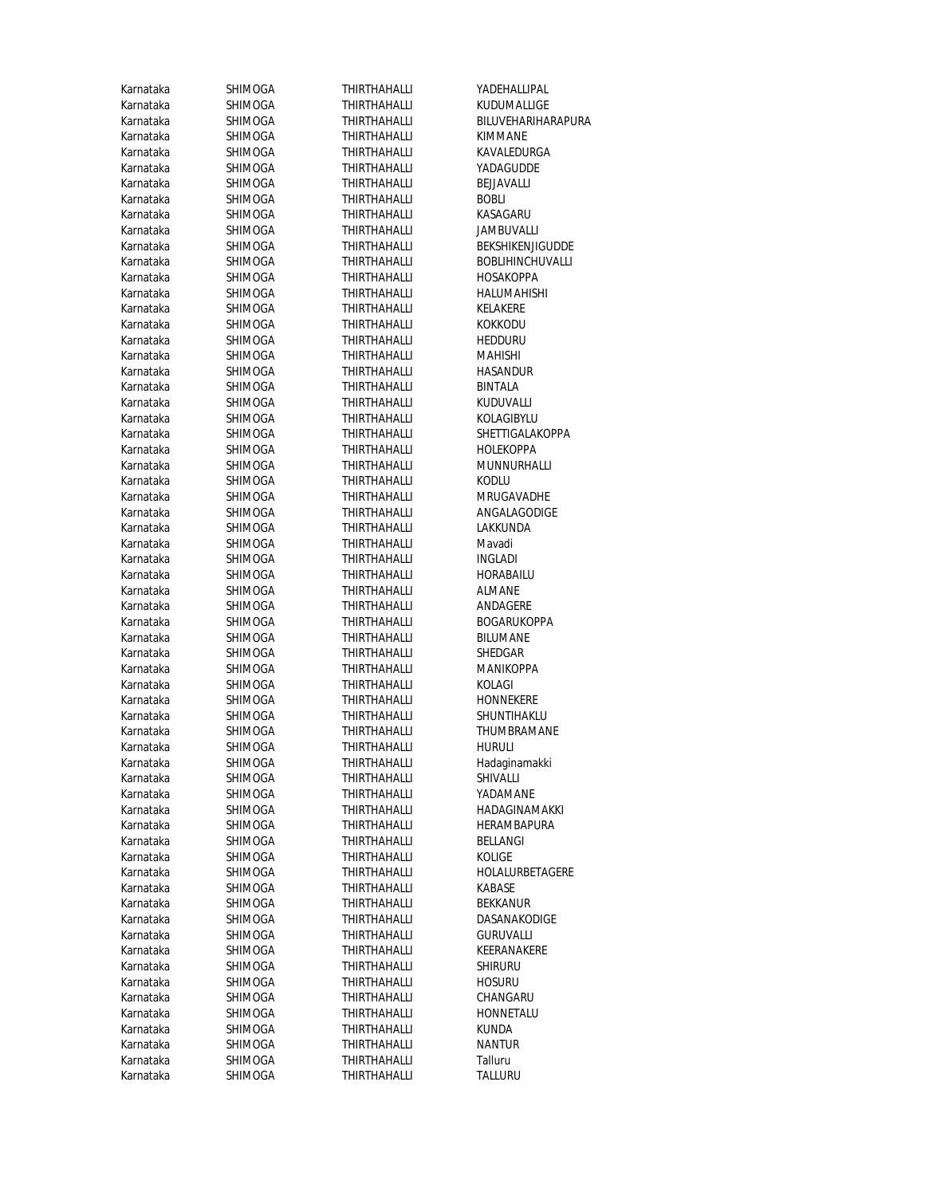| | | | |
|---|---|---|---|
| Karnataka | SHIMOGA | THIRTHAHALLI | YADEHALLIPAL |
| Karnataka | SHIMOGA | THIRTHAHALLI | KUDUMALLIGE |
| Karnataka | SHIMOGA | THIRTHAHALLI | BILUVEHARIHARAPURA |
| Karnataka | SHIMOGA | THIRTHAHALLI | KIMMANE |
| Karnataka | SHIMOGA | THIRTHAHALLI | KAVALEDURGA |
| Karnataka | SHIMOGA | THIRTHAHALLI | YADAGUDDE |
| Karnataka | SHIMOGA | THIRTHAHALLI | BEJJAVALLI |
| Karnataka | SHIMOGA | THIRTHAHALLI | BOBLI |
| Karnataka | SHIMOGA | THIRTHAHALLI | KASAGARU |
| Karnataka | SHIMOGA | THIRTHAHALLI | JAMBUVALLI |
| Karnataka | SHIMOGA | THIRTHAHALLI | BEKSHIKENJIGUDDE |
| Karnataka | SHIMOGA | THIRTHAHALLI | BOBLIHINCHUVALLI |
| Karnataka | SHIMOGA | THIRTHAHALLI | HOSAKOPPA |
| Karnataka | SHIMOGA | THIRTHAHALLI | HALUMAHISHI |
| Karnataka | SHIMOGA | THIRTHAHALLI | KELAKERE |
| Karnataka | SHIMOGA | THIRTHAHALLI | KOKKODU |
| Karnataka | SHIMOGA | THIRTHAHALLI | HEDDURU |
| Karnataka | SHIMOGA | THIRTHAHALLI | MAHISHI |
| Karnataka | SHIMOGA | THIRTHAHALLI | HASANDUR |
| Karnataka | SHIMOGA | THIRTHAHALLI | BINTALA |
| Karnataka | SHIMOGA | THIRTHAHALLI | KUDUVALLI |
| Karnataka | SHIMOGA | THIRTHAHALLI | KOLAGIBYLU |
| Karnataka | SHIMOGA | THIRTHAHALLI | SHETTIGALAKOPPA |
| Karnataka | SHIMOGA | THIRTHAHALLI | HOLEKOPPA |
| Karnataka | SHIMOGA | THIRTHAHALLI | MUNNURHALLI |
| Karnataka | SHIMOGA | THIRTHAHALLI | KODLU |
| Karnataka | SHIMOGA | THIRTHAHALLI | MRUGAVADHE |
| Karnataka | SHIMOGA | THIRTHAHALLI | ANGALAGODIGE |
| Karnataka | SHIMOGA | THIRTHAHALLI | LAKKUNDA |
| Karnataka | SHIMOGA | THIRTHAHALLI | Mavadi |
| Karnataka | SHIMOGA | THIRTHAHALLI | INGLADI |
| Karnataka | SHIMOGA | THIRTHAHALLI | HORABAILU |
| Karnataka | SHIMOGA | THIRTHAHALLI | ALMANE |
| Karnataka | SHIMOGA | THIRTHAHALLI | ANDAGERE |
| Karnataka | SHIMOGA | THIRTHAHALLI | BOGARUKOPPA |
| Karnataka | SHIMOGA | THIRTHAHALLI | BILUMANE |
| Karnataka | SHIMOGA | THIRTHAHALLI | SHEDGAR |
| Karnataka | SHIMOGA | THIRTHAHALLI | MANIKOPPA |
| Karnataka | SHIMOGA | THIRTHAHALLI | KOLAGI |
| Karnataka | SHIMOGA | THIRTHAHALLI | HONNEKERE |
| Karnataka | SHIMOGA | THIRTHAHALLI | SHUNTIHAKLU |
| Karnataka | SHIMOGA | THIRTHAHALLI | THUMBRAMANE |
| Karnataka | SHIMOGA | THIRTHAHALLI | HURULI |
| Karnataka | SHIMOGA | THIRTHAHALLI | Hadaginamakki |
| Karnataka | SHIMOGA | THIRTHAHALLI | SHIVALLI |
| Karnataka | SHIMOGA | THIRTHAHALLI | YADAMANE |
| Karnataka | SHIMOGA | THIRTHAHALLI | HADAGINAMAKKI |
| Karnataka | SHIMOGA | THIRTHAHALLI | HERAMBAPURA |
| Karnataka | SHIMOGA | THIRTHAHALLI | BELLANGI |
| Karnataka | SHIMOGA | THIRTHAHALLI | KOLIGE |
| Karnataka | SHIMOGA | THIRTHAHALLI | HOLALURBETAGERE |
| Karnataka | SHIMOGA | THIRTHAHALLI | KABASE |
| Karnataka | SHIMOGA | THIRTHAHALLI | BEKKANUR |
| Karnataka | SHIMOGA | THIRTHAHALLI | DASANAKODIGE |
| Karnataka | SHIMOGA | THIRTHAHALLI | GURUVALLI |
| Karnataka | SHIMOGA | THIRTHAHALLI | KEERANAKERE |
| Karnataka | SHIMOGA | THIRTHAHALLI | SHIRURU |
| Karnataka | SHIMOGA | THIRTHAHALLI | HOSURU |
| Karnataka | SHIMOGA | THIRTHAHALLI | CHANGARU |
| Karnataka | SHIMOGA | THIRTHAHALLI | HONNETALU |
| Karnataka | SHIMOGA | THIRTHAHALLI | KUNDA |
| Karnataka | SHIMOGA | THIRTHAHALLI | NANTUR |
| Karnataka | SHIMOGA | THIRTHAHALLI | Talluru |
| Karnataka | SHIMOGA | THIRTHAHALLI | TALLURU |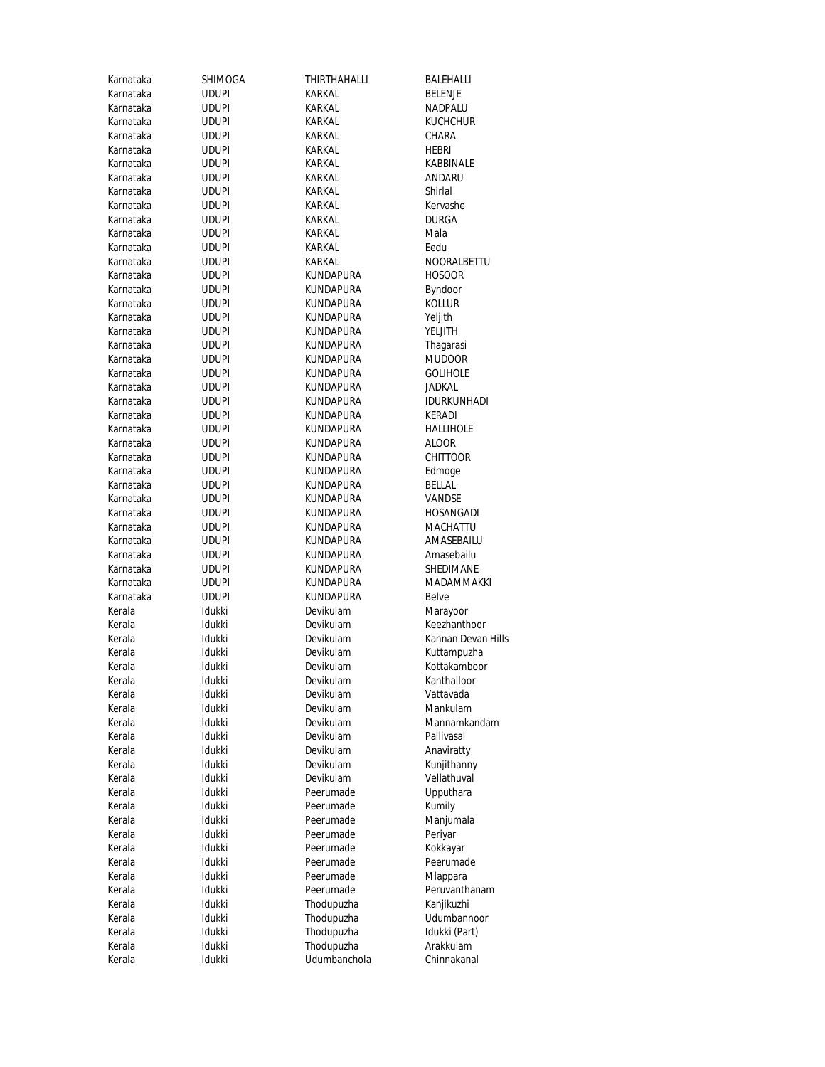| Karnataka | SHIMOGA | THIRTHAHALLI | BALEHALLI |
|---|---|---|---|
| Karnataka | UDUPI | KARKAL | BELENJE |
| Karnataka | UDUPI | KARKAL | NADPALU |
| Karnataka | UDUPI | KARKAL | KUCHCHUR |
| Karnataka | UDUPI | KARKAL | CHARA |
| Karnataka | UDUPI | KARKAL | HEBRI |
| Karnataka | UDUPI | KARKAL | KABBINALE |
| Karnataka | UDUPI | KARKAL | ANDARU |
| Karnataka | UDUPI | KARKAL | Shirlal |
| Karnataka | UDUPI | KARKAL | Kervashe |
| Karnataka | UDUPI | KARKAL | DURGA |
| Karnataka | UDUPI | KARKAL | Mala |
| Karnataka | UDUPI | KARKAL | Eedu |
| Karnataka | UDUPI | KARKAL | NOORALBETTU |
| Karnataka | UDUPI | KUNDAPURA | HOSOOR |
| Karnataka | UDUPI | KUNDAPURA | Byndoor |
| Karnataka | UDUPI | KUNDAPURA | KOLLUR |
| Karnataka | UDUPI | KUNDAPURA | Yeljith |
| Karnataka | UDUPI | KUNDAPURA | YELJITH |
| Karnataka | UDUPI | KUNDAPURA | Thagarasi |
| Karnataka | UDUPI | KUNDAPURA | MUDOOR |
| Karnataka | UDUPI | KUNDAPURA | GOLIHOLE |
| Karnataka | UDUPI | KUNDAPURA | JADKAL |
| Karnataka | UDUPI | KUNDAPURA | IDURKUNHADI |
| Karnataka | UDUPI | KUNDAPURA | KERADI |
| Karnataka | UDUPI | KUNDAPURA | HALLIHOLE |
| Karnataka | UDUPI | KUNDAPURA | ALOOR |
| Karnataka | UDUPI | KUNDAPURA | CHITTOOR |
| Karnataka | UDUPI | KUNDAPURA | Edmoge |
| Karnataka | UDUPI | KUNDAPURA | BELLAL |
| Karnataka | UDUPI | KUNDAPURA | VANDSE |
| Karnataka | UDUPI | KUNDAPURA | HOSANGADI |
| Karnataka | UDUPI | KUNDAPURA | MACHATTU |
| Karnataka | UDUPI | KUNDAPURA | AMASEBAILU |
| Karnataka | UDUPI | KUNDAPURA | Amasebailu |
| Karnataka | UDUPI | KUNDAPURA | SHEDIMANE |
| Karnataka | UDUPI | KUNDAPURA | MADAMMAKKI |
| Karnataka | UDUPI | KUNDAPURA | Belve |
| Kerala | Idukki | Devikulam | Marayoor |
| Kerala | Idukki | Devikulam | Keezhanthoor |
| Kerala | Idukki | Devikulam | Kannan Devan Hills |
| Kerala | Idukki | Devikulam | Kuttampuzha |
| Kerala | Idukki | Devikulam | Kottakamboor |
| Kerala | Idukki | Devikulam | Kanthalloor |
| Kerala | Idukki | Devikulam | Vattavada |
| Kerala | Idukki | Devikulam | Mankulam |
| Kerala | Idukki | Devikulam | Mannamkandam |
| Kerala | Idukki | Devikulam | Pallivasal |
| Kerala | Idukki | Devikulam | Anaviratty |
| Kerala | Idukki | Devikulam | Kunjithanny |
| Kerala | Idukki | Devikulam | Vellathuval |
| Kerala | Idukki | Peerumade | Upputhara |
| Kerala | Idukki | Peerumade | Kumily |
| Kerala | Idukki | Peerumade | Manjumala |
| Kerala | Idukki | Peerumade | Periyar |
| Kerala | Idukki | Peerumade | Kokkayar |
| Kerala | Idukki | Peerumade | Peerumade |
| Kerala | Idukki | Peerumade | Mlappara |
| Kerala | Idukki | Peerumade | Peruvanthanam |
| Kerala | Idukki | Thodupuzha | Kanjikuzhi |
| Kerala | Idukki | Thodupuzha | Udumbannoor |
| Kerala | Idukki | Thodupuzha | Idukki (Part) |
| Kerala | Idukki | Thodupuzha | Arakkulam |
| Kerala | Idukki | Udumbanchola | Chinnakanal |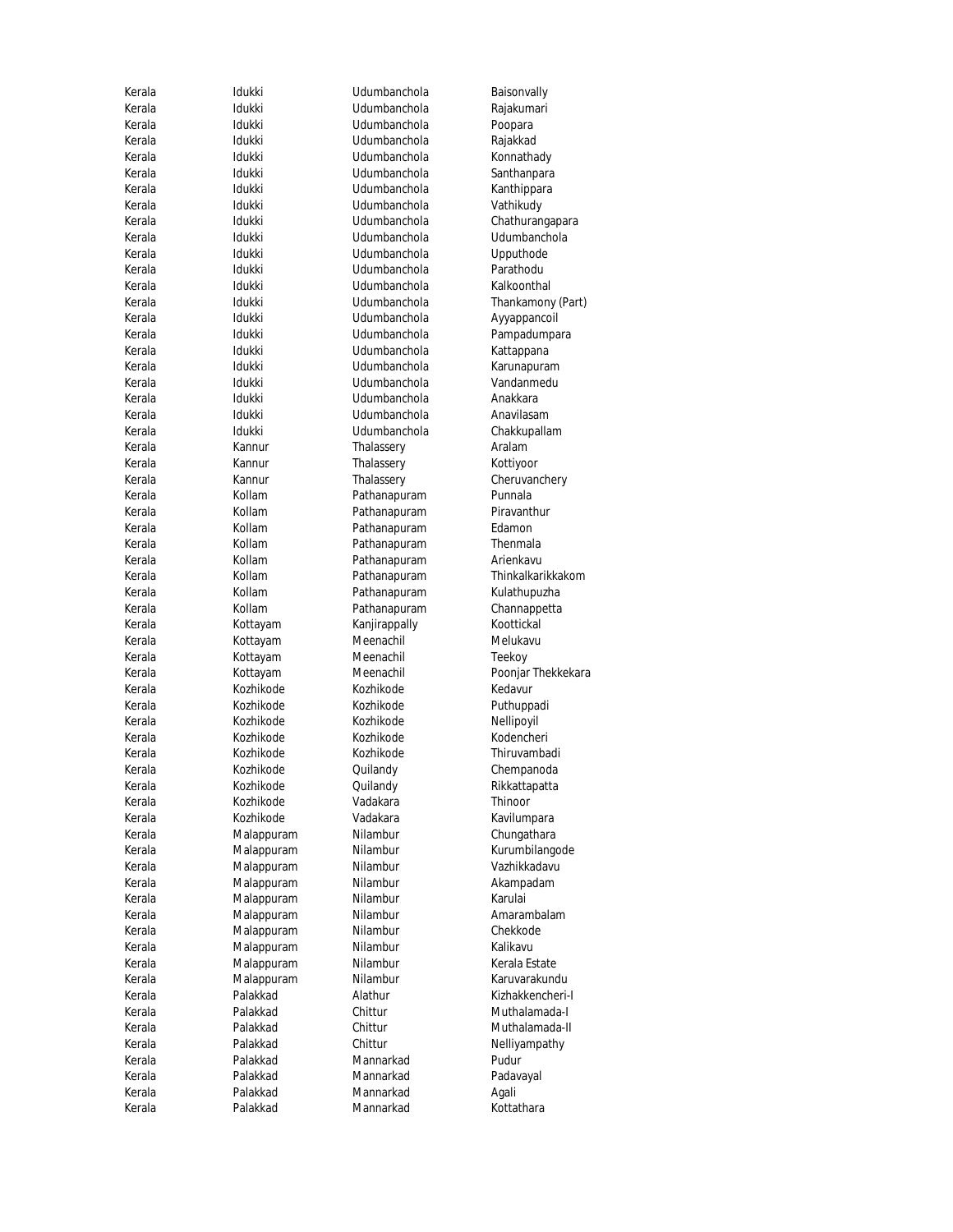| Kerala | Idukki | Udumbanchola | Baisonvally |
|---|---|---|---|
| Kerala | Idukki | Udumbanchola | Rajakumari |
| Kerala | Idukki | Udumbanchola | Poopara |
| Kerala | Idukki | Udumbanchola | Rajakkad |
| Kerala | Idukki | Udumbanchola | Konnathady |
| Kerala | Idukki | Udumbanchola | Santhanpara |
| Kerala | Idukki | Udumbanchola | Kanthippara |
| Kerala | Idukki | Udumbanchola | Vathikudy |
| Kerala | Idukki | Udumbanchola | Chathurangapara |
| Kerala | Idukki | Udumbanchola | Udumbanchola |
| Kerala | Idukki | Udumbanchola | Upputhode |
| Kerala | Idukki | Udumbanchola | Parathodu |
| Kerala | Idukki | Udumbanchola | Kalkoonthal |
| Kerala | Idukki | Udumbanchola | Thankamony (Part) |
| Kerala | Idukki | Udumbanchola | Ayyappancoil |
| Kerala | Idukki | Udumbanchola | Pampadumpara |
| Kerala | Idukki | Udumbanchola | Kattappana |
| Kerala | Idukki | Udumbanchola | Karunapuram |
| Kerala | Idukki | Udumbanchola | Vandanmedu |
| Kerala | Idukki | Udumbanchola | Anakkara |
| Kerala | Idukki | Udumbanchola | Anavilasam |
| Kerala | Idukki | Udumbanchola | Chakkupallam |
| Kerala | Kannur | Thalassery | Aralam |
| Kerala | Kannur | Thalassery | Kottiyoor |
| Kerala | Kannur | Thalassery | Cheruvanchery |
| Kerala | Kollam | Pathanapuram | Punnala |
| Kerala | Kollam | Pathanapuram | Piravanthur |
| Kerala | Kollam | Pathanapuram | Edamon |
| Kerala | Kollam | Pathanapuram | Thenmala |
| Kerala | Kollam | Pathanapuram | Arienkavu |
| Kerala | Kollam | Pathanapuram | Thinkalkarikkakom |
| Kerala | Kollam | Pathanapuram | Kulathupuzha |
| Kerala | Kollam | Pathanapuram | Channappetta |
| Kerala | Kottayam | Kanjirappally | Koottickal |
| Kerala | Kottayam | Meenachil | Melukavu |
| Kerala | Kottayam | Meenachil | Teekoy |
| Kerala | Kottayam | Meenachil | Poonjar Thekkekara |
| Kerala | Kozhikode | Kozhikode | Kedavur |
| Kerala | Kozhikode | Kozhikode | Puthuppadi |
| Kerala | Kozhikode | Kozhikode | Nellipoyil |
| Kerala | Kozhikode | Kozhikode | Kodencheri |
| Kerala | Kozhikode | Kozhikode | Thiruvambadi |
| Kerala | Kozhikode | Quilandy | Chempanoda |
| Kerala | Kozhikode | Quilandy | Rikkattapatta |
| Kerala | Kozhikode | Vadakara | Thinoor |
| Kerala | Kozhikode | Vadakara | Kavilumpara |
| Kerala | Malappuram | Nilambur | Chungathara |
| Kerala | Malappuram | Nilambur | Kurumbilangode |
| Kerala | Malappuram | Nilambur | Vazhikkadavu |
| Kerala | Malappuram | Nilambur | Akampadam |
| Kerala | Malappuram | Nilambur | Karulai |
| Kerala | Malappuram | Nilambur | Amarambalam |
| Kerala | Malappuram | Nilambur | Chekkode |
| Kerala | Malappuram | Nilambur | Kalikavu |
| Kerala | Malappuram | Nilambur | Kerala Estate |
| Kerala | Malappuram | Nilambur | Karuvarakundu |
| Kerala | Palakkad | Alathur | Kizhakkencheri-I |
| Kerala | Palakkad | Chittur | Muthalamada-I |
| Kerala | Palakkad | Chittur | Muthalamada-II |
| Kerala | Palakkad | Chittur | Nelliyampathy |
| Kerala | Palakkad | Mannarkad | Pudur |
| Kerala | Palakkad | Mannarkad | Padavayal |
| Kerala | Palakkad | Mannarkad | Agali |
| Kerala | Palakkad | Mannarkad | Kottathara |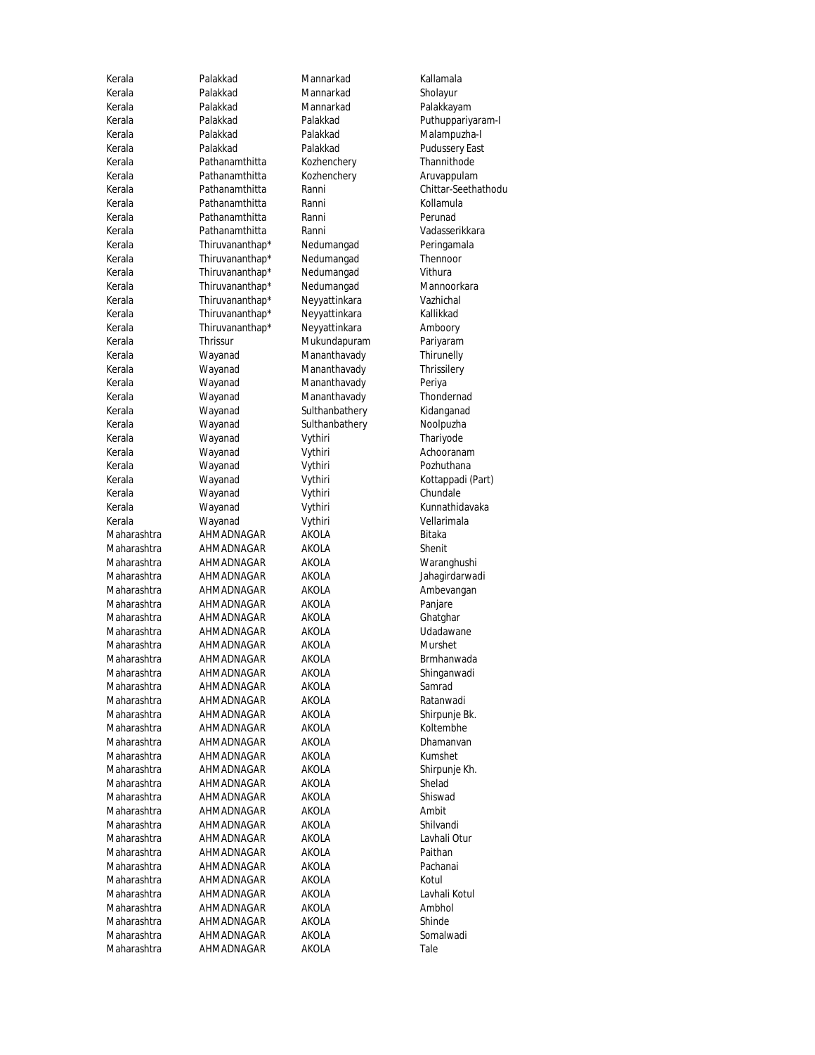| | | | |
|---|---|---|---|
| Kerala | Palakkad | Mannarkad | Kallamala |
| Kerala | Palakkad | Mannarkad | Sholayur |
| Kerala | Palakkad | Mannarkad | Palakkayam |
| Kerala | Palakkad | Palakkad | Puthuppariyaram-I |
| Kerala | Palakkad | Palakkad | Malampuzha-I |
| Kerala | Palakkad | Palakkad | Pudussery East |
| Kerala | Pathanamthitta | Kozhenchery | Thannithode |
| Kerala | Pathanamthitta | Kozhenchery | Aruvappulam |
| Kerala | Pathanamthitta | Ranni | Chittar-Seethathodu |
| Kerala | Pathanamthitta | Ranni | Kollamula |
| Kerala | Pathanamthitta | Ranni | Perunad |
| Kerala | Pathanamthitta | Ranni | Vadasserikkara |
| Kerala | Thiruvananthap* | Nedumangad | Peringamala |
| Kerala | Thiruvananthap* | Nedumangad | Thennoor |
| Kerala | Thiruvananthap* | Nedumangad | Vithura |
| Kerala | Thiruvananthap* | Nedumangad | Mannoorkara |
| Kerala | Thiruvananthap* | Neyyattinkara | Vazhichal |
| Kerala | Thiruvananthap* | Neyyattinkara | Kallikkad |
| Kerala | Thiruvananthap* | Neyyattinkara | Amboory |
| Kerala | Thrissur | Mukundapuram | Pariyaram |
| Kerala | Wayanad | Mananthavady | Thirunelly |
| Kerala | Wayanad | Mananthavady | Thrissilery |
| Kerala | Wayanad | Mananthavady | Periya |
| Kerala | Wayanad | Mananthavady | Thondernad |
| Kerala | Wayanad | Sulthanbathery | Kidanganad |
| Kerala | Wayanad | Sulthanbathery | Noolpuzha |
| Kerala | Wayanad | Vythiri | Thariyode |
| Kerala | Wayanad | Vythiri | Achooranam |
| Kerala | Wayanad | Vythiri | Pozhuthana |
| Kerala | Wayanad | Vythiri | Kottappadi (Part) |
| Kerala | Wayanad | Vythiri | Chundale |
| Kerala | Wayanad | Vythiri | Kunnathidavaka |
| Kerala | Wayanad | Vythiri | Vellarimala |
| Maharashtra | AHMADNAGAR | AKOLA | Bitaka |
| Maharashtra | AHMADNAGAR | AKOLA | Shenit |
| Maharashtra | AHMADNAGAR | AKOLA | Waranghushi |
| Maharashtra | AHMADNAGAR | AKOLA | Jahagirdarwadi |
| Maharashtra | AHMADNAGAR | AKOLA | Ambevangan |
| Maharashtra | AHMADNAGAR | AKOLA | Panjare |
| Maharashtra | AHMADNAGAR | AKOLA | Ghatghar |
| Maharashtra | AHMADNAGAR | AKOLA | Udadawane |
| Maharashtra | AHMADNAGAR | AKOLA | Murshet |
| Maharashtra | AHMADNAGAR | AKOLA | Brmhanwada |
| Maharashtra | AHMADNAGAR | AKOLA | Shinganwadi |
| Maharashtra | AHMADNAGAR | AKOLA | Samrad |
| Maharashtra | AHMADNAGAR | AKOLA | Ratanwadi |
| Maharashtra | AHMADNAGAR | AKOLA | Shirpunje Bk. |
| Maharashtra | AHMADNAGAR | AKOLA | Koltembhe |
| Maharashtra | AHMADNAGAR | AKOLA | Dhamanvan |
| Maharashtra | AHMADNAGAR | AKOLA | Kumshet |
| Maharashtra | AHMADNAGAR | AKOLA | Shirpunje Kh. |
| Maharashtra | AHMADNAGAR | AKOLA | Shelad |
| Maharashtra | AHMADNAGAR | AKOLA | Shiswad |
| Maharashtra | AHMADNAGAR | AKOLA | Ambit |
| Maharashtra | AHMADNAGAR | AKOLA | Shilvandi |
| Maharashtra | AHMADNAGAR | AKOLA | Lavhali Otur |
| Maharashtra | AHMADNAGAR | AKOLA | Paithan |
| Maharashtra | AHMADNAGAR | AKOLA | Pachanai |
| Maharashtra | AHMADNAGAR | AKOLA | Kotul |
| Maharashtra | AHMADNAGAR | AKOLA | Lavhali Kotul |
| Maharashtra | AHMADNAGAR | AKOLA | Ambhol |
| Maharashtra | AHMADNAGAR | AKOLA | Shinde |
| Maharashtra | AHMADNAGAR | AKOLA | Somalwadi |
| Maharashtra | AHMADNAGAR | AKOLA | Tale |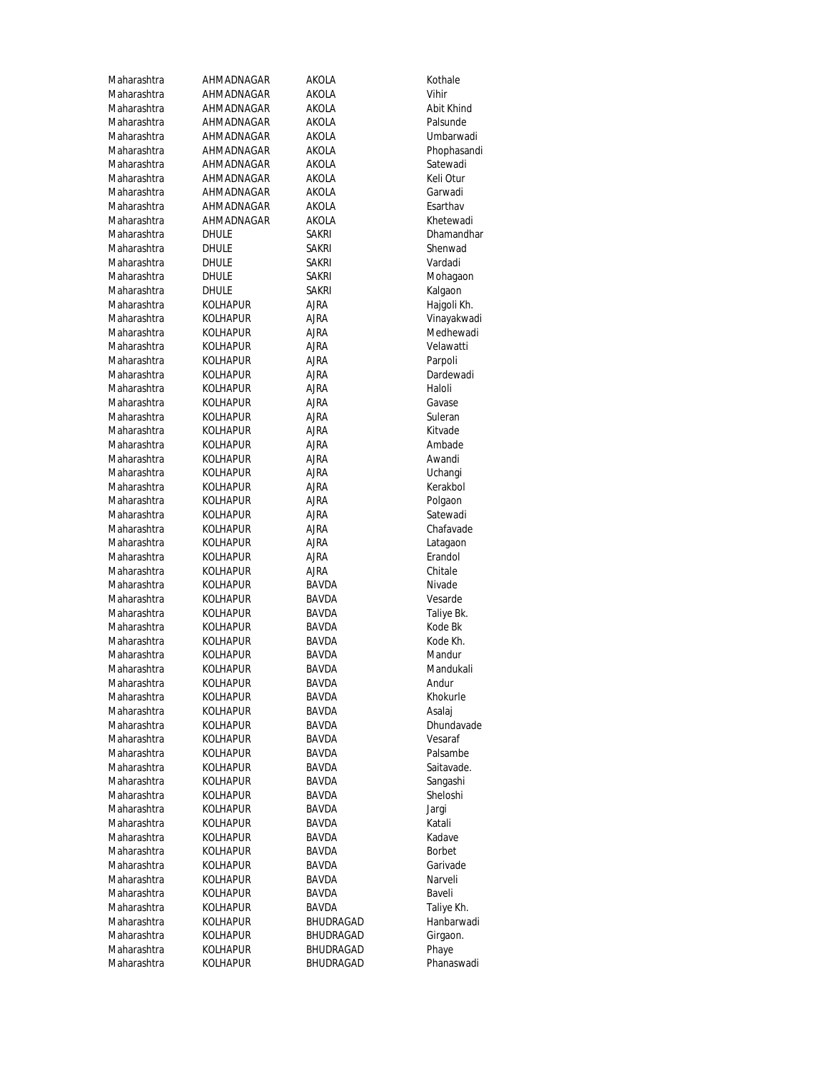| | | | |
|---|---|---|---|
| Maharashtra | AHMADNAGAR | AKOLA | Kothale |
| Maharashtra | AHMADNAGAR | AKOLA | Vihir |
| Maharashtra | AHMADNAGAR | AKOLA | Abit Khind |
| Maharashtra | AHMADNAGAR | AKOLA | Palsunde |
| Maharashtra | AHMADNAGAR | AKOLA | Umbarwadi |
| Maharashtra | AHMADNAGAR | AKOLA | Phophasandi |
| Maharashtra | AHMADNAGAR | AKOLA | Satewadi |
| Maharashtra | AHMADNAGAR | AKOLA | Keli Otur |
| Maharashtra | AHMADNAGAR | AKOLA | Garwadi |
| Maharashtra | AHMADNAGAR | AKOLA | Esarthav |
| Maharashtra | AHMADNAGAR | AKOLA | Khetewadi |
| Maharashtra | DHULE | SAKRI | Dhamandhar |
| Maharashtra | DHULE | SAKRI | Shenwad |
| Maharashtra | DHULE | SAKRI | Vardadi |
| Maharashtra | DHULE | SAKRI | Mohagaon |
| Maharashtra | DHULE | SAKRI | Kalgaon |
| Maharashtra | KOLHAPUR | AJRA | Hajgoli Kh. |
| Maharashtra | KOLHAPUR | AJRA | Vinayakwadi |
| Maharashtra | KOLHAPUR | AJRA | Medhewadi |
| Maharashtra | KOLHAPUR | AJRA | Velawatti |
| Maharashtra | KOLHAPUR | AJRA | Parpoli |
| Maharashtra | KOLHAPUR | AJRA | Dardewadi |
| Maharashtra | KOLHAPUR | AJRA | Haloli |
| Maharashtra | KOLHAPUR | AJRA | Gavase |
| Maharashtra | KOLHAPUR | AJRA | Suleran |
| Maharashtra | KOLHAPUR | AJRA | Kitvade |
| Maharashtra | KOLHAPUR | AJRA | Ambade |
| Maharashtra | KOLHAPUR | AJRA | Awandi |
| Maharashtra | KOLHAPUR | AJRA | Uchangi |
| Maharashtra | KOLHAPUR | AJRA | Kerakbol |
| Maharashtra | KOLHAPUR | AJRA | Polgaon |
| Maharashtra | KOLHAPUR | AJRA | Satewadi |
| Maharashtra | KOLHAPUR | AJRA | Chafavade |
| Maharashtra | KOLHAPUR | AJRA | Latagaon |
| Maharashtra | KOLHAPUR | AJRA | Erandol |
| Maharashtra | KOLHAPUR | AJRA | Chitale |
| Maharashtra | KOLHAPUR | BAVDA | Nivade |
| Maharashtra | KOLHAPUR | BAVDA | Vesarde |
| Maharashtra | KOLHAPUR | BAVDA | Taliye Bk. |
| Maharashtra | KOLHAPUR | BAVDA | Kode Bk |
| Maharashtra | KOLHAPUR | BAVDA | Kode Kh. |
| Maharashtra | KOLHAPUR | BAVDA | Mandur |
| Maharashtra | KOLHAPUR | BAVDA | Mandukali |
| Maharashtra | KOLHAPUR | BAVDA | Andur |
| Maharashtra | KOLHAPUR | BAVDA | Khokurle |
| Maharashtra | KOLHAPUR | BAVDA | Asalaj |
| Maharashtra | KOLHAPUR | BAVDA | Dhundavade |
| Maharashtra | KOLHAPUR | BAVDA | Vesaraf |
| Maharashtra | KOLHAPUR | BAVDA | Palsambe |
| Maharashtra | KOLHAPUR | BAVDA | Saitavade. |
| Maharashtra | KOLHAPUR | BAVDA | Sangashi |
| Maharashtra | KOLHAPUR | BAVDA | Sheloshi |
| Maharashtra | KOLHAPUR | BAVDA | Jargi |
| Maharashtra | KOLHAPUR | BAVDA | Katali |
| Maharashtra | KOLHAPUR | BAVDA | Kadave |
| Maharashtra | KOLHAPUR | BAVDA | Borbet |
| Maharashtra | KOLHAPUR | BAVDA | Garivade |
| Maharashtra | KOLHAPUR | BAVDA | Narveli |
| Maharashtra | KOLHAPUR | BAVDA | Baveli |
| Maharashtra | KOLHAPUR | BAVDA | Taliye Kh. |
| Maharashtra | KOLHAPUR | BHUDRAGAD | Hanbarwadi |
| Maharashtra | KOLHAPUR | BHUDRAGAD | Girgaon. |
| Maharashtra | KOLHAPUR | BHUDRAGAD | Phaye |
| Maharashtra | KOLHAPUR | BHUDRAGAD | Phanaswadi |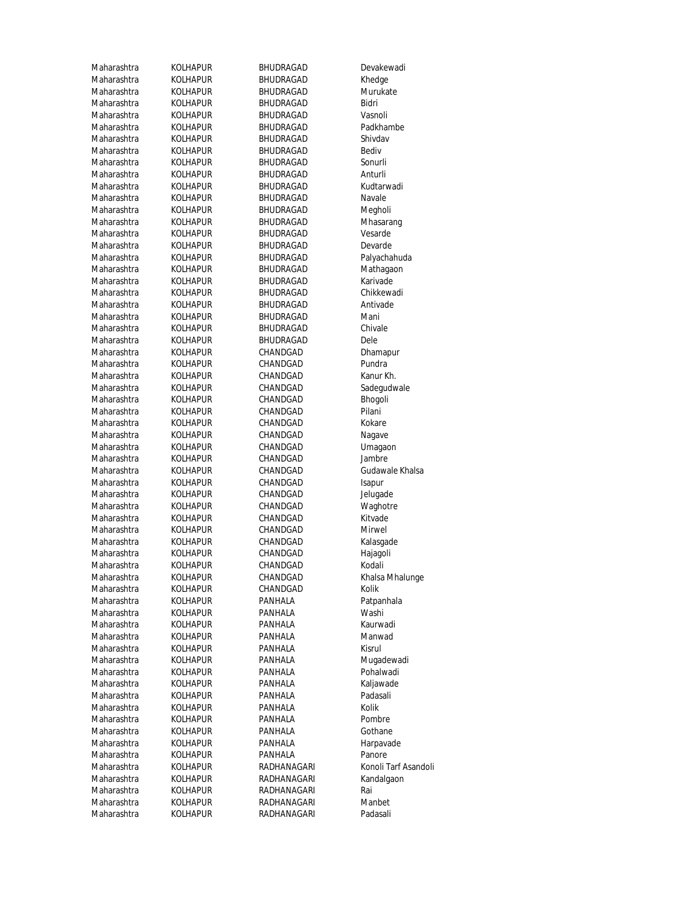| Maharashtra | KOLHAPUR | BHUDRAGAD | Devakewadi |
|---|---|---|---|
| Maharashtra | KOLHAPUR | BHUDRAGAD | Khedge |
| Maharashtra | KOLHAPUR | BHUDRAGAD | Murukate |
| Maharashtra | KOLHAPUR | BHUDRAGAD | Bidri |
| Maharashtra | KOLHAPUR | BHUDRAGAD | Vasnoli |
| Maharashtra | KOLHAPUR | BHUDRAGAD | Padkhambe |
| Maharashtra | KOLHAPUR | BHUDRAGAD | Shivdav |
| Maharashtra | KOLHAPUR | BHUDRAGAD | Bediv |
| Maharashtra | KOLHAPUR | BHUDRAGAD | Sonurli |
| Maharashtra | KOLHAPUR | BHUDRAGAD | Anturli |
| Maharashtra | KOLHAPUR | BHUDRAGAD | Kudtarwadi |
| Maharashtra | KOLHAPUR | BHUDRAGAD | Navale |
| Maharashtra | KOLHAPUR | BHUDRAGAD | Megholi |
| Maharashtra | KOLHAPUR | BHUDRAGAD | Mhasarang |
| Maharashtra | KOLHAPUR | BHUDRAGAD | Vesarde |
| Maharashtra | KOLHAPUR | BHUDRAGAD | Devarde |
| Maharashtra | KOLHAPUR | BHUDRAGAD | Palyachahuda |
| Maharashtra | KOLHAPUR | BHUDRAGAD | Mathagaon |
| Maharashtra | KOLHAPUR | BHUDRAGAD | Karivade |
| Maharashtra | KOLHAPUR | BHUDRAGAD | Chikkewadi |
| Maharashtra | KOLHAPUR | BHUDRAGAD | Antivade |
| Maharashtra | KOLHAPUR | BHUDRAGAD | Mani |
| Maharashtra | KOLHAPUR | BHUDRAGAD | Chivale |
| Maharashtra | KOLHAPUR | BHUDRAGAD | Dele |
| Maharashtra | KOLHAPUR | CHANDGAD | Dhamapur |
| Maharashtra | KOLHAPUR | CHANDGAD | Pundra |
| Maharashtra | KOLHAPUR | CHANDGAD | Kanur Kh. |
| Maharashtra | KOLHAPUR | CHANDGAD | Sadegudwale |
| Maharashtra | KOLHAPUR | CHANDGAD | Bhogoli |
| Maharashtra | KOLHAPUR | CHANDGAD | Pilani |
| Maharashtra | KOLHAPUR | CHANDGAD | Kokare |
| Maharashtra | KOLHAPUR | CHANDGAD | Nagave |
| Maharashtra | KOLHAPUR | CHANDGAD | Umagaon |
| Maharashtra | KOLHAPUR | CHANDGAD | Jambre |
| Maharashtra | KOLHAPUR | CHANDGAD | Gudawale Khalsa |
| Maharashtra | KOLHAPUR | CHANDGAD | Isapur |
| Maharashtra | KOLHAPUR | CHANDGAD | Jelugade |
| Maharashtra | KOLHAPUR | CHANDGAD | Waghotre |
| Maharashtra | KOLHAPUR | CHANDGAD | Kitvade |
| Maharashtra | KOLHAPUR | CHANDGAD | Mirwel |
| Maharashtra | KOLHAPUR | CHANDGAD | Kalasgade |
| Maharashtra | KOLHAPUR | CHANDGAD | Hajagoli |
| Maharashtra | KOLHAPUR | CHANDGAD | Kodali |
| Maharashtra | KOLHAPUR | CHANDGAD | Khalsa Mhalunge |
| Maharashtra | KOLHAPUR | CHANDGAD | Kolik |
| Maharashtra | KOLHAPUR | PANHALA | Patpanhala |
| Maharashtra | KOLHAPUR | PANHALA | Washi |
| Maharashtra | KOLHAPUR | PANHALA | Kaurwadi |
| Maharashtra | KOLHAPUR | PANHALA | Manwad |
| Maharashtra | KOLHAPUR | PANHALA | Kisrul |
| Maharashtra | KOLHAPUR | PANHALA | Mugadewadi |
| Maharashtra | KOLHAPUR | PANHALA | Pohalwadi |
| Maharashtra | KOLHAPUR | PANHALA | Kaljawade |
| Maharashtra | KOLHAPUR | PANHALA | Padasali |
| Maharashtra | KOLHAPUR | PANHALA | Kolik |
| Maharashtra | KOLHAPUR | PANHALA | Pombre |
| Maharashtra | KOLHAPUR | PANHALA | Gothane |
| Maharashtra | KOLHAPUR | PANHALA | Harpavade |
| Maharashtra | KOLHAPUR | PANHALA | Panore |
| Maharashtra | KOLHAPUR | RADHANAGARI | Konoli Tarf Asandoli |
| Maharashtra | KOLHAPUR | RADHANAGARI | Kandalgaon |
| Maharashtra | KOLHAPUR | RADHANAGARI | Rai |
| Maharashtra | KOLHAPUR | RADHANAGARI | Manbet |
| Maharashtra | KOLHAPUR | RADHANAGARI | Padasali |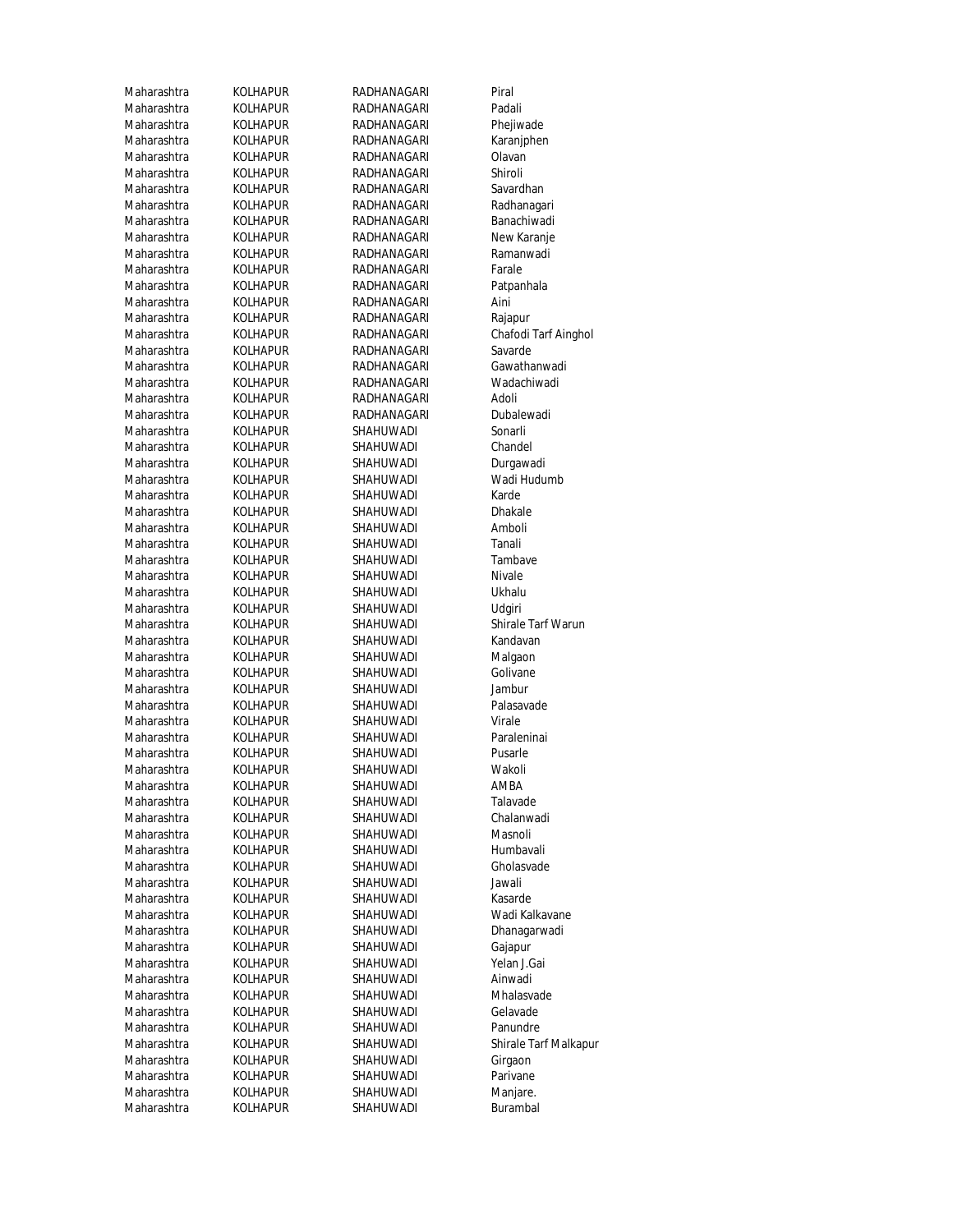| Maharashtra | KOLHAPUR | RADHANAGARI | Piral |
|---|---|---|---|
| Maharashtra | KOLHAPUR | RADHANAGARI | Padali |
| Maharashtra | KOLHAPUR | RADHANAGARI | Phejiwade |
| Maharashtra | KOLHAPUR | RADHANAGARI | Karanjphen |
| Maharashtra | KOLHAPUR | RADHANAGARI | Olavan |
| Maharashtra | KOLHAPUR | RADHANAGARI | Shiroli |
| Maharashtra | KOLHAPUR | RADHANAGARI | Savardhan |
| Maharashtra | KOLHAPUR | RADHANAGARI | Radhanagari |
| Maharashtra | KOLHAPUR | RADHANAGARI | Banachiwadi |
| Maharashtra | KOLHAPUR | RADHANAGARI | New Karanje |
| Maharashtra | KOLHAPUR | RADHANAGARI | Ramanwadi |
| Maharashtra | KOLHAPUR | RADHANAGARI | Farale |
| Maharashtra | KOLHAPUR | RADHANAGARI | Patpanhala |
| Maharashtra | KOLHAPUR | RADHANAGARI | Aini |
| Maharashtra | KOLHAPUR | RADHANAGARI | Rajapur |
| Maharashtra | KOLHAPUR | RADHANAGARI | Chafodi Tarf Ainghol |
| Maharashtra | KOLHAPUR | RADHANAGARI | Savarde |
| Maharashtra | KOLHAPUR | RADHANAGARI | Gawathanwadi |
| Maharashtra | KOLHAPUR | RADHANAGARI | Wadachiwadi |
| Maharashtra | KOLHAPUR | RADHANAGARI | Adoli |
| Maharashtra | KOLHAPUR | RADHANAGARI | Dubalewadi |
| Maharashtra | KOLHAPUR | SHAHUWADI | Sonarli |
| Maharashtra | KOLHAPUR | SHAHUWADI | Chandel |
| Maharashtra | KOLHAPUR | SHAHUWADI | Durgawadi |
| Maharashtra | KOLHAPUR | SHAHUWADI | Wadi Hudumb |
| Maharashtra | KOLHAPUR | SHAHUWADI | Karde |
| Maharashtra | KOLHAPUR | SHAHUWADI | Dhakale |
| Maharashtra | KOLHAPUR | SHAHUWADI | Amboli |
| Maharashtra | KOLHAPUR | SHAHUWADI | Tanali |
| Maharashtra | KOLHAPUR | SHAHUWADI | Tambave |
| Maharashtra | KOLHAPUR | SHAHUWADI | Nivale |
| Maharashtra | KOLHAPUR | SHAHUWADI | Ukhalu |
| Maharashtra | KOLHAPUR | SHAHUWADI | Udgiri |
| Maharashtra | KOLHAPUR | SHAHUWADI | Shirale Tarf Warun |
| Maharashtra | KOLHAPUR | SHAHUWADI | Kandavan |
| Maharashtra | KOLHAPUR | SHAHUWADI | Malgaon |
| Maharashtra | KOLHAPUR | SHAHUWADI | Golivane |
| Maharashtra | KOLHAPUR | SHAHUWADI | Jambur |
| Maharashtra | KOLHAPUR | SHAHUWADI | Palasavade |
| Maharashtra | KOLHAPUR | SHAHUWADI | Virale |
| Maharashtra | KOLHAPUR | SHAHUWADI | Paraleninai |
| Maharashtra | KOLHAPUR | SHAHUWADI | Pusarle |
| Maharashtra | KOLHAPUR | SHAHUWADI | Wakoli |
| Maharashtra | KOLHAPUR | SHAHUWADI | AMBA |
| Maharashtra | KOLHAPUR | SHAHUWADI | Talavade |
| Maharashtra | KOLHAPUR | SHAHUWADI | Chalanwadi |
| Maharashtra | KOLHAPUR | SHAHUWADI | Masnoli |
| Maharashtra | KOLHAPUR | SHAHUWADI | Humbavali |
| Maharashtra | KOLHAPUR | SHAHUWADI | Gholasvade |
| Maharashtra | KOLHAPUR | SHAHUWADI | Jawali |
| Maharashtra | KOLHAPUR | SHAHUWADI | Kasarde |
| Maharashtra | KOLHAPUR | SHAHUWADI | Wadi Kalkavane |
| Maharashtra | KOLHAPUR | SHAHUWADI | Dhanagarwadi |
| Maharashtra | KOLHAPUR | SHAHUWADI | Gajapur |
| Maharashtra | KOLHAPUR | SHAHUWADI | Yelan J.Gai |
| Maharashtra | KOLHAPUR | SHAHUWADI | Ainwadi |
| Maharashtra | KOLHAPUR | SHAHUWADI | Mhalasvade |
| Maharashtra | KOLHAPUR | SHAHUWADI | Gelavade |
| Maharashtra | KOLHAPUR | SHAHUWADI | Panundre |
| Maharashtra | KOLHAPUR | SHAHUWADI | Shirale Tarf Malkapur |
| Maharashtra | KOLHAPUR | SHAHUWADI | Girgaon |
| Maharashtra | KOLHAPUR | SHAHUWADI | Parivane |
| Maharashtra | KOLHAPUR | SHAHUWADI | Manjare. |
| Maharashtra | KOLHAPUR | SHAHUWADI | Burambal |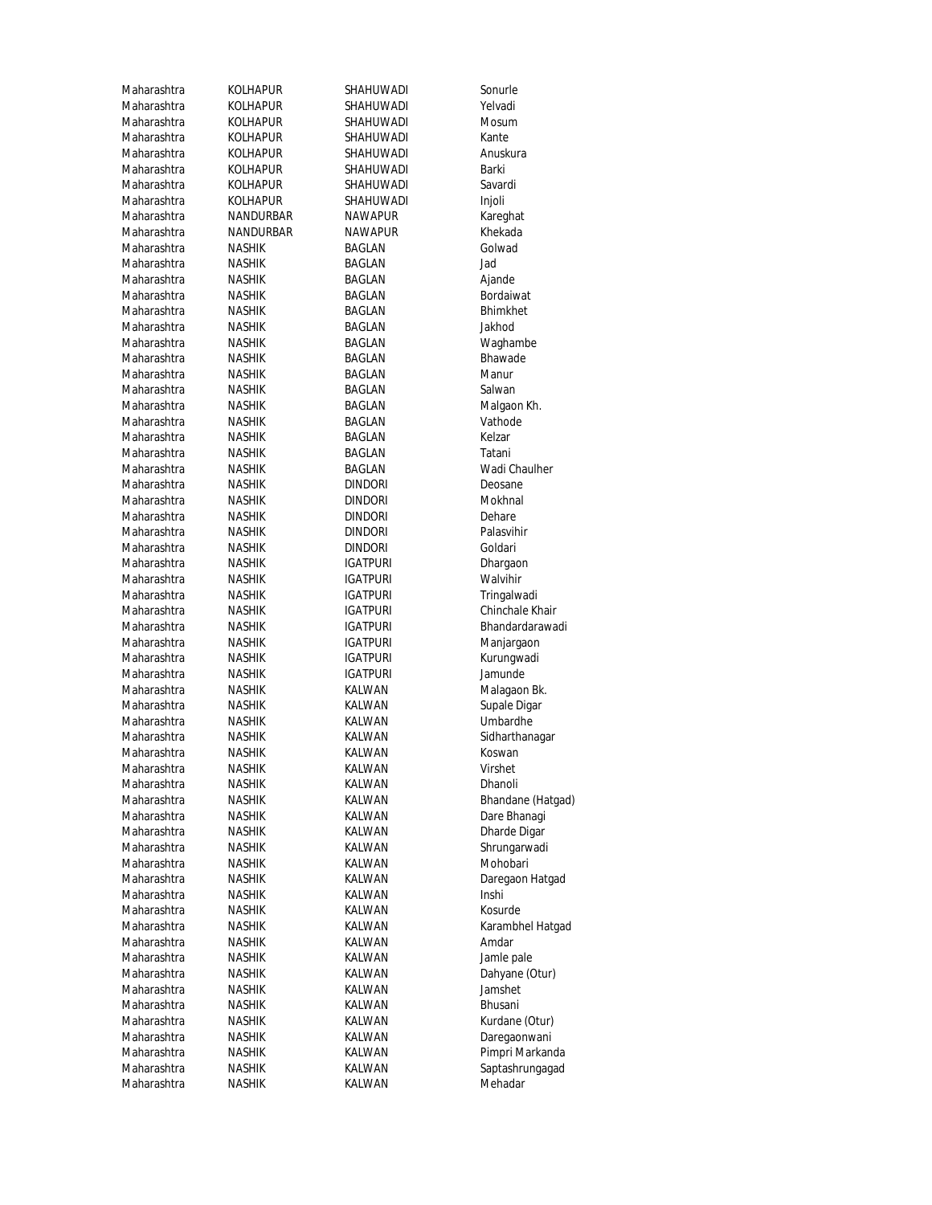| | | | |
|---|---|---|---|
| Maharashtra | KOLHAPUR | SHAHUWADI | Sonurle |
| Maharashtra | KOLHAPUR | SHAHUWADI | Yelvadi |
| Maharashtra | KOLHAPUR | SHAHUWADI | Mosum |
| Maharashtra | KOLHAPUR | SHAHUWADI | Kante |
| Maharashtra | KOLHAPUR | SHAHUWADI | Anuskura |
| Maharashtra | KOLHAPUR | SHAHUWADI | Barki |
| Maharashtra | KOLHAPUR | SHAHUWADI | Savardi |
| Maharashtra | KOLHAPUR | SHAHUWADI | Injoli |
| Maharashtra | NANDURBAR | NAWAPUR | Kareghat |
| Maharashtra | NANDURBAR | NAWAPUR | Khekada |
| Maharashtra | NASHIK | BAGLAN | Golwad |
| Maharashtra | NASHIK | BAGLAN | Jad |
| Maharashtra | NASHIK | BAGLAN | Ajande |
| Maharashtra | NASHIK | BAGLAN | Bordaiwat |
| Maharashtra | NASHIK | BAGLAN | Bhimkhet |
| Maharashtra | NASHIK | BAGLAN | Jakhod |
| Maharashtra | NASHIK | BAGLAN | Waghambe |
| Maharashtra | NASHIK | BAGLAN | Bhawade |
| Maharashtra | NASHIK | BAGLAN | Manur |
| Maharashtra | NASHIK | BAGLAN | Salwan |
| Maharashtra | NASHIK | BAGLAN | Malgaon Kh. |
| Maharashtra | NASHIK | BAGLAN | Vathode |
| Maharashtra | NASHIK | BAGLAN | Kelzar |
| Maharashtra | NASHIK | BAGLAN | Tatani |
| Maharashtra | NASHIK | BAGLAN | Wadi Chaulher |
| Maharashtra | NASHIK | DINDORI | Deosane |
| Maharashtra | NASHIK | DINDORI | Mokhnal |
| Maharashtra | NASHIK | DINDORI | Dehare |
| Maharashtra | NASHIK | DINDORI | Palasvihir |
| Maharashtra | NASHIK | DINDORI | Goldari |
| Maharashtra | NASHIK | IGATPURI | Dhargaon |
| Maharashtra | NASHIK | IGATPURI | Walvihir |
| Maharashtra | NASHIK | IGATPURI | Tringalwadi |
| Maharashtra | NASHIK | IGATPURI | Chinchale Khair |
| Maharashtra | NASHIK | IGATPURI | Bhandardarawadi |
| Maharashtra | NASHIK | IGATPURI | Manjargaon |
| Maharashtra | NASHIK | IGATPURI | Kurungwadi |
| Maharashtra | NASHIK | IGATPURI | Jamunde |
| Maharashtra | NASHIK | KALWAN | Malagaon Bk. |
| Maharashtra | NASHIK | KALWAN | Supale Digar |
| Maharashtra | NASHIK | KALWAN | Umbardhe |
| Maharashtra | NASHIK | KALWAN | Sidharthanagar |
| Maharashtra | NASHIK | KALWAN | Koswan |
| Maharashtra | NASHIK | KALWAN | Virshet |
| Maharashtra | NASHIK | KALWAN | Dhanoli |
| Maharashtra | NASHIK | KALWAN | Bhandane (Hatgad) |
| Maharashtra | NASHIK | KALWAN | Dare Bhanagi |
| Maharashtra | NASHIK | KALWAN | Dharde Digar |
| Maharashtra | NASHIK | KALWAN | Shrungarwadi |
| Maharashtra | NASHIK | KALWAN | Mohobari |
| Maharashtra | NASHIK | KALWAN | Daregaon Hatgad |
| Maharashtra | NASHIK | KALWAN | Inshi |
| Maharashtra | NASHIK | KALWAN | Kosurde |
| Maharashtra | NASHIK | KALWAN | Karambhel Hatgad |
| Maharashtra | NASHIK | KALWAN | Amdar |
| Maharashtra | NASHIK | KALWAN | Jamle pale |
| Maharashtra | NASHIK | KALWAN | Dahyane (Otur) |
| Maharashtra | NASHIK | KALWAN | Jamshet |
| Maharashtra | NASHIK | KALWAN | Bhusani |
| Maharashtra | NASHIK | KALWAN | Kurdane (Otur) |
| Maharashtra | NASHIK | KALWAN | Daregaonwani |
| Maharashtra | NASHIK | KALWAN | Pimpri Markanda |
| Maharashtra | NASHIK | KALWAN | Saptashrungagad |
| Maharashtra | NASHIK | KALWAN | Mehadar |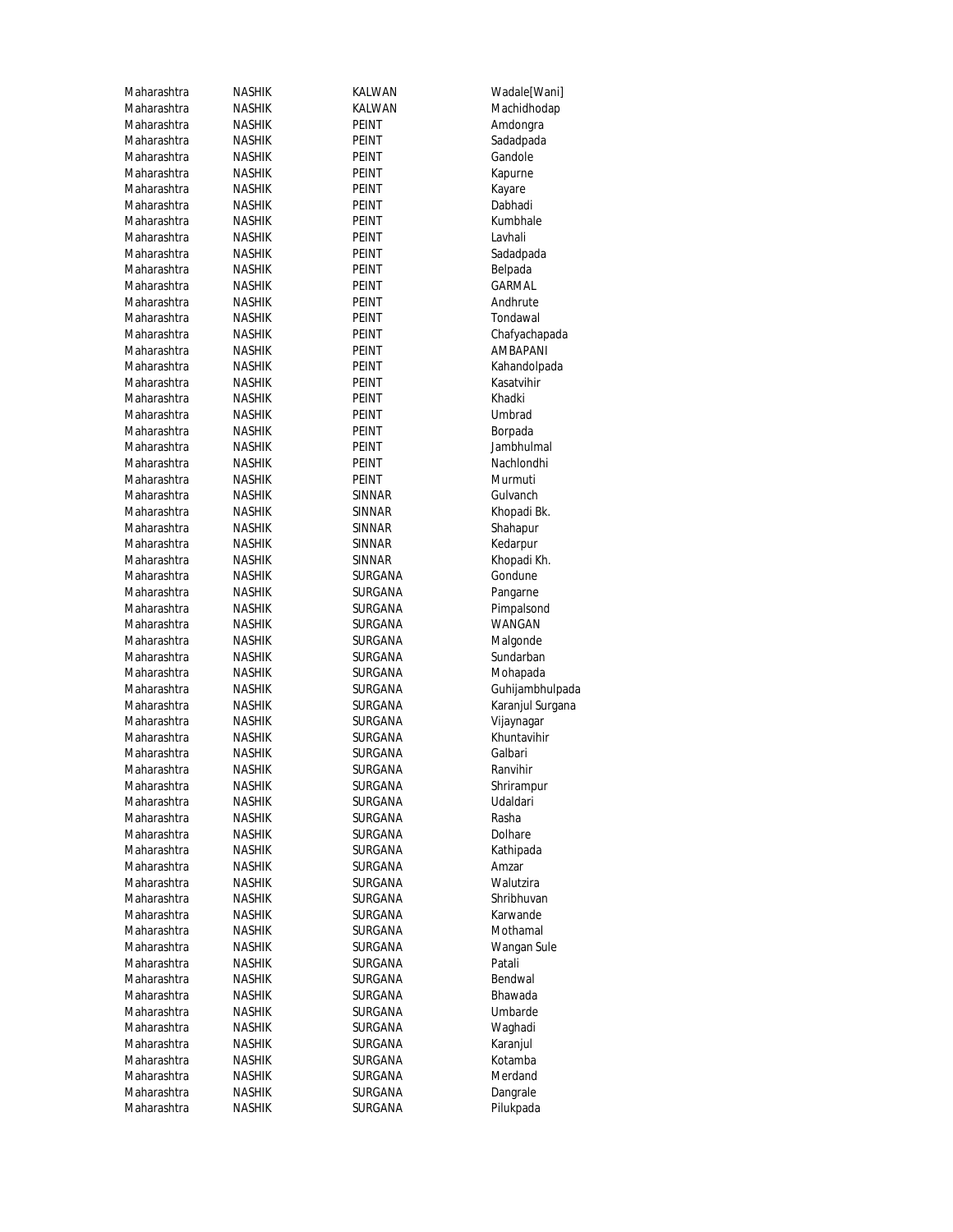| | | | |
|---|---|---|---|
| Maharashtra | NASHIK | KALWAN | Wadale[Wani] |
| Maharashtra | NASHIK | KALWAN | Machidhodap |
| Maharashtra | NASHIK | PEINT | Amdongra |
| Maharashtra | NASHIK | PEINT | Sadadpada |
| Maharashtra | NASHIK | PEINT | Gandole |
| Maharashtra | NASHIK | PEINT | Kapurne |
| Maharashtra | NASHIK | PEINT | Kayare |
| Maharashtra | NASHIK | PEINT | Dabhadi |
| Maharashtra | NASHIK | PEINT | Kumbhale |
| Maharashtra | NASHIK | PEINT | Lavhali |
| Maharashtra | NASHIK | PEINT | Sadadpada |
| Maharashtra | NASHIK | PEINT | Belpada |
| Maharashtra | NASHIK | PEINT | GARMAL |
| Maharashtra | NASHIK | PEINT | Andhrute |
| Maharashtra | NASHIK | PEINT | Tondawal |
| Maharashtra | NASHIK | PEINT | Chafyachapada |
| Maharashtra | NASHIK | PEINT | AMBAPANI |
| Maharashtra | NASHIK | PEINT | Kahandolpada |
| Maharashtra | NASHIK | PEINT | Kasatvihir |
| Maharashtra | NASHIK | PEINT | Khadki |
| Maharashtra | NASHIK | PEINT | Umbrad |
| Maharashtra | NASHIK | PEINT | Borpada |
| Maharashtra | NASHIK | PEINT | Jambhulmal |
| Maharashtra | NASHIK | PEINT | Nachlondhi |
| Maharashtra | NASHIK | PEINT | Murmuti |
| Maharashtra | NASHIK | SINNAR | Gulvanch |
| Maharashtra | NASHIK | SINNAR | Khopadi Bk. |
| Maharashtra | NASHIK | SINNAR | Shahapur |
| Maharashtra | NASHIK | SINNAR | Kedarpur |
| Maharashtra | NASHIK | SINNAR | Khopadi Kh. |
| Maharashtra | NASHIK | SURGANA | Gondune |
| Maharashtra | NASHIK | SURGANA | Pangarne |
| Maharashtra | NASHIK | SURGANA | Pimpalsond |
| Maharashtra | NASHIK | SURGANA | WANGAN |
| Maharashtra | NASHIK | SURGANA | Malgonde |
| Maharashtra | NASHIK | SURGANA | Sundarban |
| Maharashtra | NASHIK | SURGANA | Mohapada |
| Maharashtra | NASHIK | SURGANA | Guhijambhulpada |
| Maharashtra | NASHIK | SURGANA | Karanjul Surgana |
| Maharashtra | NASHIK | SURGANA | Vijaynagar |
| Maharashtra | NASHIK | SURGANA | Khuntavihir |
| Maharashtra | NASHIK | SURGANA | Galbari |
| Maharashtra | NASHIK | SURGANA | Ranvihir |
| Maharashtra | NASHIK | SURGANA | Shrirampur |
| Maharashtra | NASHIK | SURGANA | Udaldari |
| Maharashtra | NASHIK | SURGANA | Rasha |
| Maharashtra | NASHIK | SURGANA | Dolhare |
| Maharashtra | NASHIK | SURGANA | Kathipada |
| Maharashtra | NASHIK | SURGANA | Amzar |
| Maharashtra | NASHIK | SURGANA | Walutzira |
| Maharashtra | NASHIK | SURGANA | Shribhuvan |
| Maharashtra | NASHIK | SURGANA | Karwande |
| Maharashtra | NASHIK | SURGANA | Mothamal |
| Maharashtra | NASHIK | SURGANA | Wangan Sule |
| Maharashtra | NASHIK | SURGANA | Patali |
| Maharashtra | NASHIK | SURGANA | Bendwal |
| Maharashtra | NASHIK | SURGANA | Bhawada |
| Maharashtra | NASHIK | SURGANA | Umbarde |
| Maharashtra | NASHIK | SURGANA | Waghadi |
| Maharashtra | NASHIK | SURGANA | Karanjul |
| Maharashtra | NASHIK | SURGANA | Kotamba |
| Maharashtra | NASHIK | SURGANA | Merdand |
| Maharashtra | NASHIK | SURGANA | Dangrale |
| Maharashtra | NASHIK | SURGANA | Pilukpada |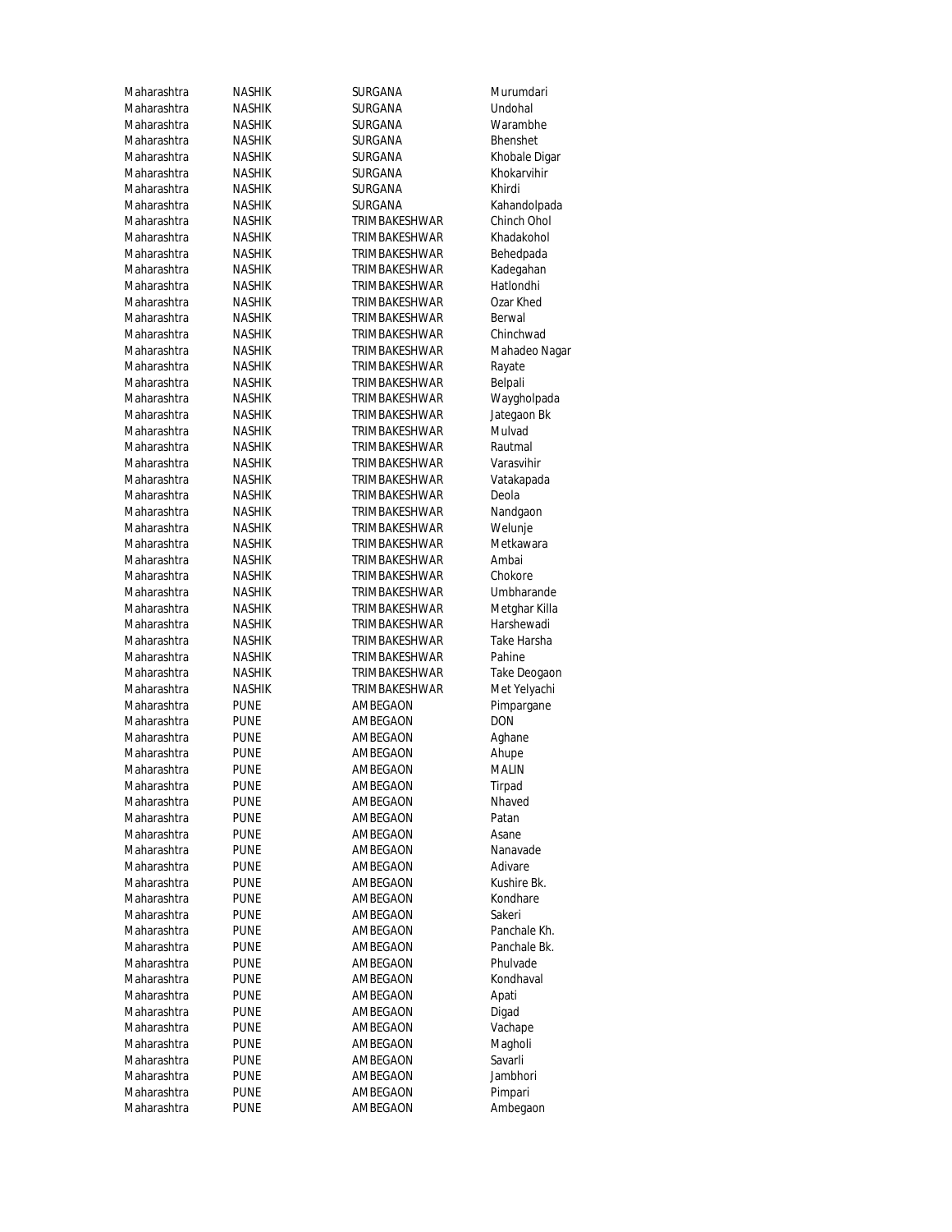| | | | |
|---|---|---|---|
| Maharashtra | NASHIK | SURGANA | Murumdari |
| Maharashtra | NASHIK | SURGANA | Undohal |
| Maharashtra | NASHIK | SURGANA | Warambhe |
| Maharashtra | NASHIK | SURGANA | Bhenshet |
| Maharashtra | NASHIK | SURGANA | Khobale Digar |
| Maharashtra | NASHIK | SURGANA | Khokarvihir |
| Maharashtra | NASHIK | SURGANA | Khirdi |
| Maharashtra | NASHIK | SURGANA | Kahandolpada |
| Maharashtra | NASHIK | TRIMBAKESHWAR | Chinch Ohol |
| Maharashtra | NASHIK | TRIMBAKESHWAR | Khadakohol |
| Maharashtra | NASHIK | TRIMBAKESHWAR | Behedpada |
| Maharashtra | NASHIK | TRIMBAKESHWAR | Kadegahan |
| Maharashtra | NASHIK | TRIMBAKESHWAR | Hatlondhi |
| Maharashtra | NASHIK | TRIMBAKESHWAR | Ozar Khed |
| Maharashtra | NASHIK | TRIMBAKESHWAR | Berwal |
| Maharashtra | NASHIK | TRIMBAKESHWAR | Chinchwad |
| Maharashtra | NASHIK | TRIMBAKESHWAR | Mahadeo Nagar |
| Maharashtra | NASHIK | TRIMBAKESHWAR | Rayate |
| Maharashtra | NASHIK | TRIMBAKESHWAR | Belpali |
| Maharashtra | NASHIK | TRIMBAKESHWAR | Waygholpada |
| Maharashtra | NASHIK | TRIMBAKESHWAR | Jategaon Bk |
| Maharashtra | NASHIK | TRIMBAKESHWAR | Mulvad |
| Maharashtra | NASHIK | TRIMBAKESHWAR | Rautmal |
| Maharashtra | NASHIK | TRIMBAKESHWAR | Varasvihir |
| Maharashtra | NASHIK | TRIMBAKESHWAR | Vatakapada |
| Maharashtra | NASHIK | TRIMBAKESHWAR | Deola |
| Maharashtra | NASHIK | TRIMBAKESHWAR | Nandgaon |
| Maharashtra | NASHIK | TRIMBAKESHWAR | Welunje |
| Maharashtra | NASHIK | TRIMBAKESHWAR | Metkawara |
| Maharashtra | NASHIK | TRIMBAKESHWAR | Ambai |
| Maharashtra | NASHIK | TRIMBAKESHWAR | Chokore |
| Maharashtra | NASHIK | TRIMBAKESHWAR | Umbharande |
| Maharashtra | NASHIK | TRIMBAKESHWAR | Metghar Killa |
| Maharashtra | NASHIK | TRIMBAKESHWAR | Harshewadi |
| Maharashtra | NASHIK | TRIMBAKESHWAR | Take Harsha |
| Maharashtra | NASHIK | TRIMBAKESHWAR | Pahine |
| Maharashtra | NASHIK | TRIMBAKESHWAR | Take Deogaon |
| Maharashtra | NASHIK | TRIMBAKESHWAR | Met Yelyachi |
| Maharashtra | PUNE | AMBEGAON | Pimpargane |
| Maharashtra | PUNE | AMBEGAON | DON |
| Maharashtra | PUNE | AMBEGAON | Aghane |
| Maharashtra | PUNE | AMBEGAON | Ahupe |
| Maharashtra | PUNE | AMBEGAON | MALIN |
| Maharashtra | PUNE | AMBEGAON | Tirpad |
| Maharashtra | PUNE | AMBEGAON | Nhaved |
| Maharashtra | PUNE | AMBEGAON | Patan |
| Maharashtra | PUNE | AMBEGAON | Asane |
| Maharashtra | PUNE | AMBEGAON | Nanavade |
| Maharashtra | PUNE | AMBEGAON | Adivare |
| Maharashtra | PUNE | AMBEGAON | Kushire Bk. |
| Maharashtra | PUNE | AMBEGAON | Kondhare |
| Maharashtra | PUNE | AMBEGAON | Sakeri |
| Maharashtra | PUNE | AMBEGAON | Panchale Kh. |
| Maharashtra | PUNE | AMBEGAON | Panchale Bk. |
| Maharashtra | PUNE | AMBEGAON | Phulvade |
| Maharashtra | PUNE | AMBEGAON | Kondhaval |
| Maharashtra | PUNE | AMBEGAON | Apati |
| Maharashtra | PUNE | AMBEGAON | Digad |
| Maharashtra | PUNE | AMBEGAON | Vachape |
| Maharashtra | PUNE | AMBEGAON | Magholi |
| Maharashtra | PUNE | AMBEGAON | Savarli |
| Maharashtra | PUNE | AMBEGAON | Jambhori |
| Maharashtra | PUNE | AMBEGAON | Pimpari |
| Maharashtra | PUNE | AMBEGAON | Ambegaon |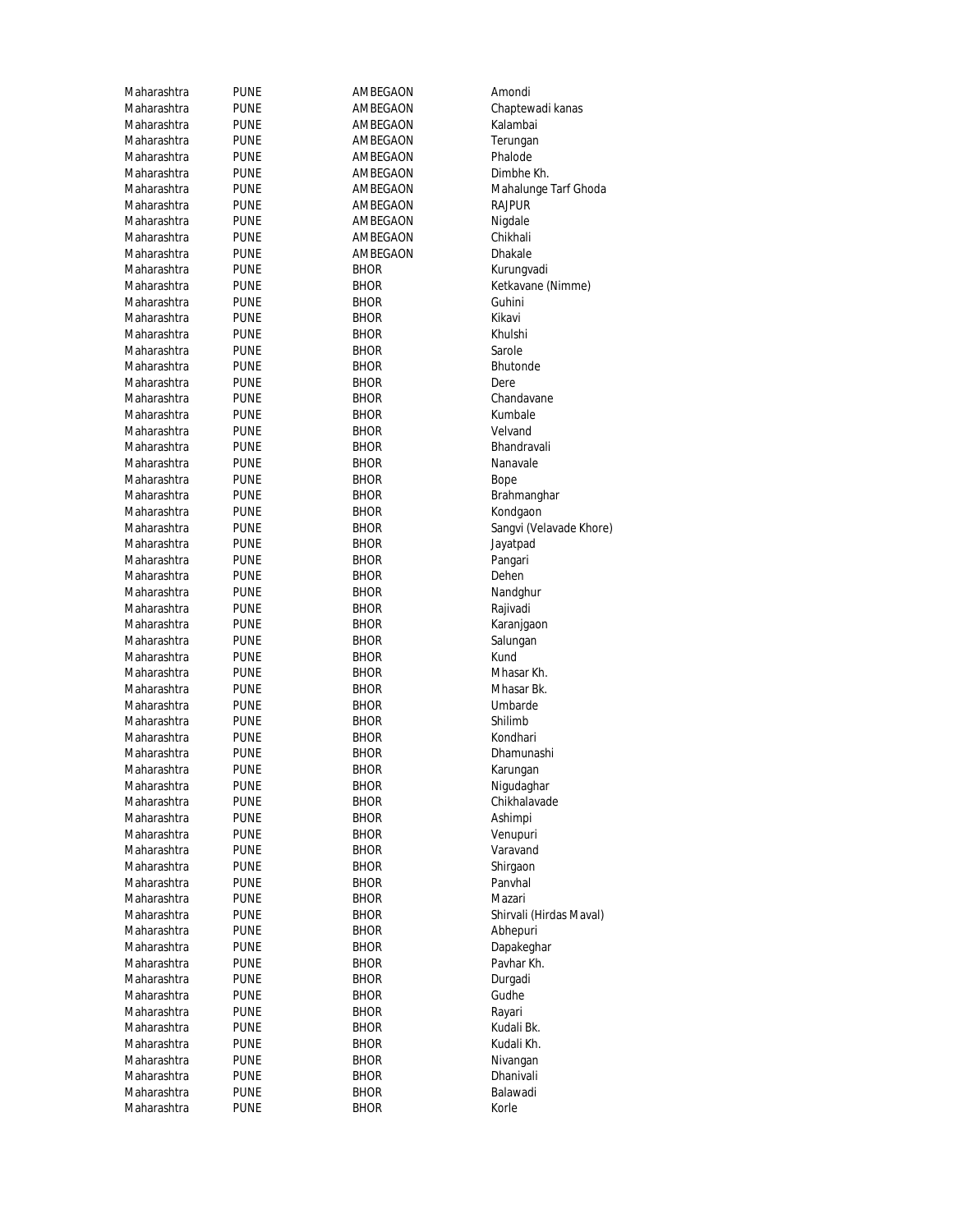| | | | |
|---|---|---|---|
| Maharashtra | PUNE | AMBEGAON | Amondi |
| Maharashtra | PUNE | AMBEGAON | Chaptewadi kanas |
| Maharashtra | PUNE | AMBEGAON | Kalambai |
| Maharashtra | PUNE | AMBEGAON | Terungan |
| Maharashtra | PUNE | AMBEGAON | Phalode |
| Maharashtra | PUNE | AMBEGAON | Dimbhe Kh. |
| Maharashtra | PUNE | AMBEGAON | Mahalunge Tarf Ghoda |
| Maharashtra | PUNE | AMBEGAON | RAJPUR |
| Maharashtra | PUNE | AMBEGAON | Nigdale |
| Maharashtra | PUNE | AMBEGAON | Chikhali |
| Maharashtra | PUNE | AMBEGAON | Dhakale |
| Maharashtra | PUNE | BHOR | Kurungvadi |
| Maharashtra | PUNE | BHOR | Ketkavane (Nimme) |
| Maharashtra | PUNE | BHOR | Guhini |
| Maharashtra | PUNE | BHOR | Kikavi |
| Maharashtra | PUNE | BHOR | Khulshi |
| Maharashtra | PUNE | BHOR | Sarole |
| Maharashtra | PUNE | BHOR | Bhutonde |
| Maharashtra | PUNE | BHOR | Dere |
| Maharashtra | PUNE | BHOR | Chandavane |
| Maharashtra | PUNE | BHOR | Kumbale |
| Maharashtra | PUNE | BHOR | Velvand |
| Maharashtra | PUNE | BHOR | Bhandravali |
| Maharashtra | PUNE | BHOR | Nanavale |
| Maharashtra | PUNE | BHOR | Bope |
| Maharashtra | PUNE | BHOR | Brahmanghar |
| Maharashtra | PUNE | BHOR | Kondgaon |
| Maharashtra | PUNE | BHOR | Sangvi (Velavade Khore) |
| Maharashtra | PUNE | BHOR | Jayatpad |
| Maharashtra | PUNE | BHOR | Pangari |
| Maharashtra | PUNE | BHOR | Dehen |
| Maharashtra | PUNE | BHOR | Nandghur |
| Maharashtra | PUNE | BHOR | Rajivadi |
| Maharashtra | PUNE | BHOR | Karanjgaon |
| Maharashtra | PUNE | BHOR | Salungan |
| Maharashtra | PUNE | BHOR | Kund |
| Maharashtra | PUNE | BHOR | Mhasar Kh. |
| Maharashtra | PUNE | BHOR | Mhasar Bk. |
| Maharashtra | PUNE | BHOR | Umbarde |
| Maharashtra | PUNE | BHOR | Shilimb |
| Maharashtra | PUNE | BHOR | Kondhari |
| Maharashtra | PUNE | BHOR | Dhamunashi |
| Maharashtra | PUNE | BHOR | Karungan |
| Maharashtra | PUNE | BHOR | Nigudaghar |
| Maharashtra | PUNE | BHOR | Chikhalavade |
| Maharashtra | PUNE | BHOR | Ashimpi |
| Maharashtra | PUNE | BHOR | Venupuri |
| Maharashtra | PUNE | BHOR | Varavand |
| Maharashtra | PUNE | BHOR | Shirgaon |
| Maharashtra | PUNE | BHOR | Panvhal |
| Maharashtra | PUNE | BHOR | Mazari |
| Maharashtra | PUNE | BHOR | Shirvali (Hirdas Maval) |
| Maharashtra | PUNE | BHOR | Abhepuri |
| Maharashtra | PUNE | BHOR | Dapakeghar |
| Maharashtra | PUNE | BHOR | Pavhar Kh. |
| Maharashtra | PUNE | BHOR | Durgadi |
| Maharashtra | PUNE | BHOR | Gudhe |
| Maharashtra | PUNE | BHOR | Rayari |
| Maharashtra | PUNE | BHOR | Kudali Bk. |
| Maharashtra | PUNE | BHOR | Kudali Kh. |
| Maharashtra | PUNE | BHOR | Nivangan |
| Maharashtra | PUNE | BHOR | Dhanivali |
| Maharashtra | PUNE | BHOR | Balawadi |
| Maharashtra | PUNE | BHOR | Korle |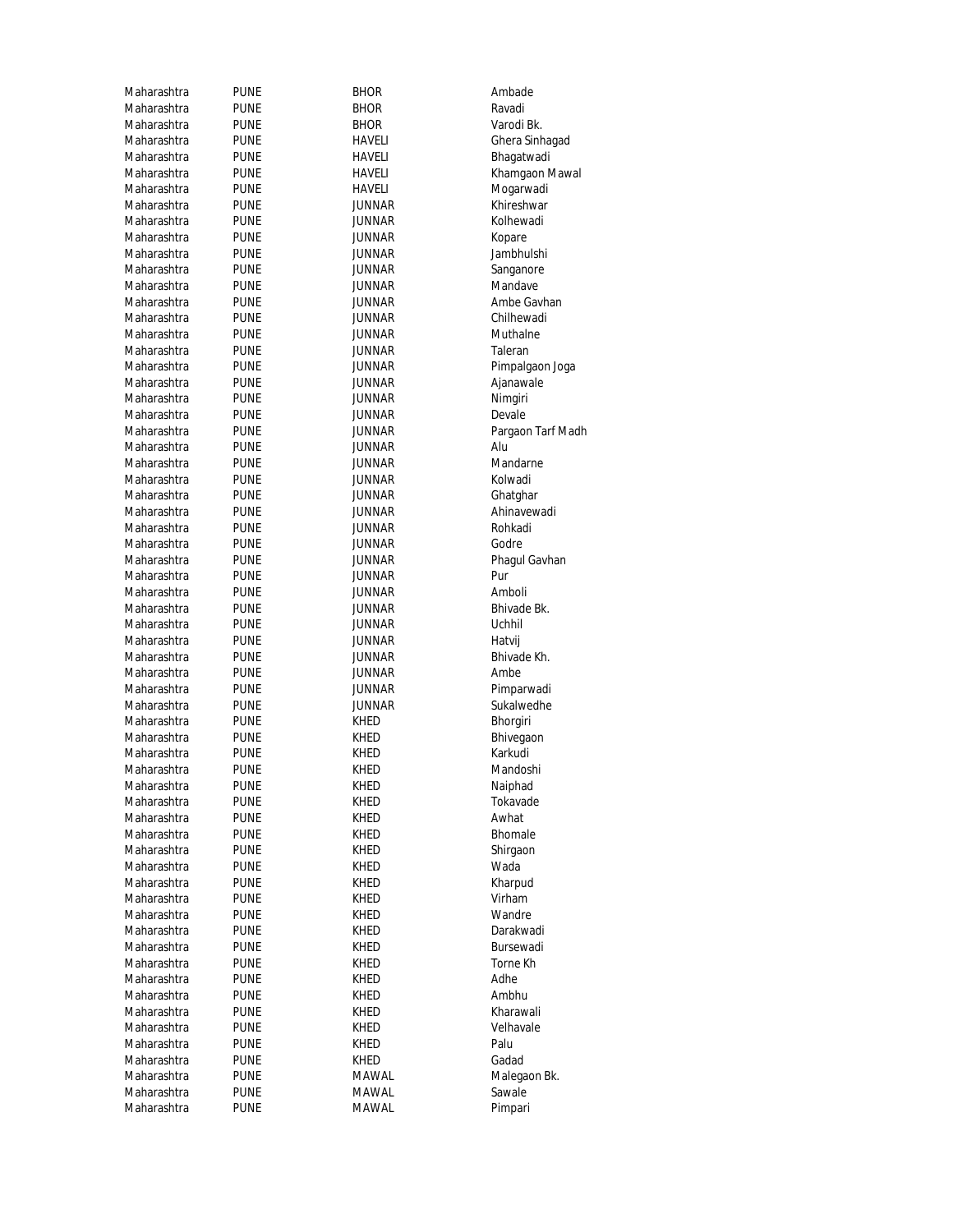| | | | |
|---|---|---|---|
| Maharashtra | PUNE | BHOR | Ambade |
| Maharashtra | PUNE | BHOR | Ravadi |
| Maharashtra | PUNE | BHOR | Varodi Bk. |
| Maharashtra | PUNE | HAVELI | Ghera Sinhagad |
| Maharashtra | PUNE | HAVELI | Bhagatwadi |
| Maharashtra | PUNE | HAVELI | Khamgaon Mawal |
| Maharashtra | PUNE | HAVELI | Mogarwadi |
| Maharashtra | PUNE | JUNNAR | Khireshwar |
| Maharashtra | PUNE | JUNNAR | Kolhewadi |
| Maharashtra | PUNE | JUNNAR | Kopare |
| Maharashtra | PUNE | JUNNAR | Jambhulshi |
| Maharashtra | PUNE | JUNNAR | Sanganore |
| Maharashtra | PUNE | JUNNAR | Mandave |
| Maharashtra | PUNE | JUNNAR | Ambe Gavhan |
| Maharashtra | PUNE | JUNNAR | Chilhewadi |
| Maharashtra | PUNE | JUNNAR | Muthalne |
| Maharashtra | PUNE | JUNNAR | Taleran |
| Maharashtra | PUNE | JUNNAR | Pimpalgaon Joga |
| Maharashtra | PUNE | JUNNAR | Ajanawale |
| Maharashtra | PUNE | JUNNAR | Nimgiri |
| Maharashtra | PUNE | JUNNAR | Devale |
| Maharashtra | PUNE | JUNNAR | Pargaon Tarf Madh |
| Maharashtra | PUNE | JUNNAR | Alu |
| Maharashtra | PUNE | JUNNAR | Mandarne |
| Maharashtra | PUNE | JUNNAR | Kolwadi |
| Maharashtra | PUNE | JUNNAR | Ghatghar |
| Maharashtra | PUNE | JUNNAR | Ahinavewadi |
| Maharashtra | PUNE | JUNNAR | Rohkadi |
| Maharashtra | PUNE | JUNNAR | Godre |
| Maharashtra | PUNE | JUNNAR | Phagul Gavhan |
| Maharashtra | PUNE | JUNNAR | Pur |
| Maharashtra | PUNE | JUNNAR | Amboli |
| Maharashtra | PUNE | JUNNAR | Bhivade Bk. |
| Maharashtra | PUNE | JUNNAR | Uchhil |
| Maharashtra | PUNE | JUNNAR | Hatvij |
| Maharashtra | PUNE | JUNNAR | Bhivade Kh. |
| Maharashtra | PUNE | JUNNAR | Ambe |
| Maharashtra | PUNE | JUNNAR | Pimparwadi |
| Maharashtra | PUNE | JUNNAR | Sukalwedhe |
| Maharashtra | PUNE | KHED | Bhorgiri |
| Maharashtra | PUNE | KHED | Bhivegaon |
| Maharashtra | PUNE | KHED | Karkudi |
| Maharashtra | PUNE | KHED | Mandoshi |
| Maharashtra | PUNE | KHED | Naiphad |
| Maharashtra | PUNE | KHED | Tokavade |
| Maharashtra | PUNE | KHED | Awhat |
| Maharashtra | PUNE | KHED | Bhomale |
| Maharashtra | PUNE | KHED | Shirgaon |
| Maharashtra | PUNE | KHED | Wada |
| Maharashtra | PUNE | KHED | Kharpud |
| Maharashtra | PUNE | KHED | Virham |
| Maharashtra | PUNE | KHED | Wandre |
| Maharashtra | PUNE | KHED | Darakwadi |
| Maharashtra | PUNE | KHED | Bursewadi |
| Maharashtra | PUNE | KHED | Torne Kh |
| Maharashtra | PUNE | KHED | Adhe |
| Maharashtra | PUNE | KHED | Ambhu |
| Maharashtra | PUNE | KHED | Kharawali |
| Maharashtra | PUNE | KHED | Velhavale |
| Maharashtra | PUNE | KHED | Palu |
| Maharashtra | PUNE | KHED | Gadad |
| Maharashtra | PUNE | MAWAL | Malegaon Bk. |
| Maharashtra | PUNE | MAWAL | Sawale |
| Maharashtra | PUNE | MAWAL | Pimpari |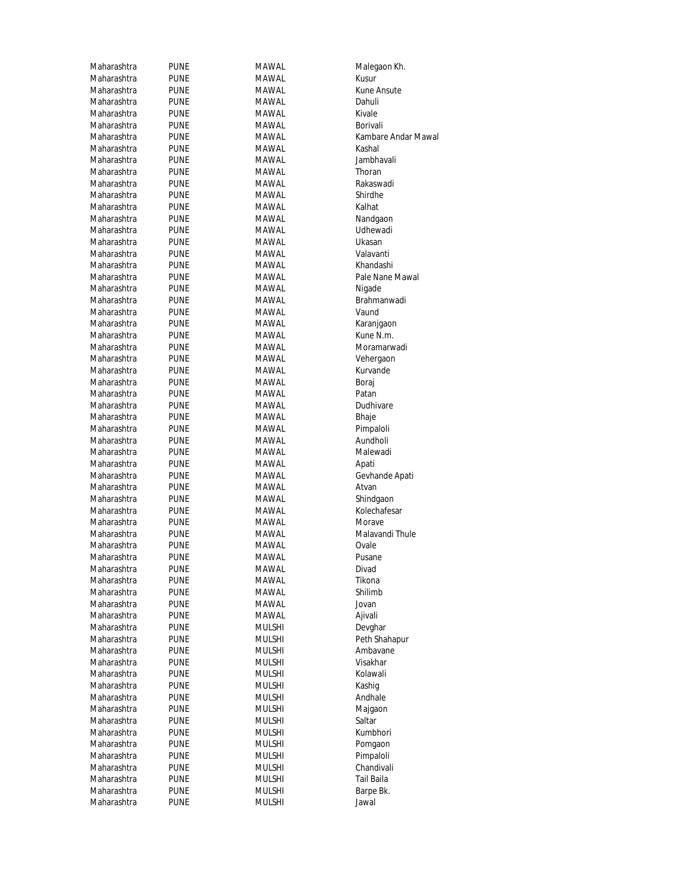| Maharashtra | PUNE | MAWAL | Malegaon Kh. |
|---|---|---|---|
| Maharashtra | PUNE | MAWAL | Kusur |
| Maharashtra | PUNE | MAWAL | Kune Ansute |
| Maharashtra | PUNE | MAWAL | Dahuli |
| Maharashtra | PUNE | MAWAL | Kivale |
| Maharashtra | PUNE | MAWAL | Borivali |
| Maharashtra | PUNE | MAWAL | Kambare Andar Mawal |
| Maharashtra | PUNE | MAWAL | Kashal |
| Maharashtra | PUNE | MAWAL | Jambhavali |
| Maharashtra | PUNE | MAWAL | Thoran |
| Maharashtra | PUNE | MAWAL | Rakaswadi |
| Maharashtra | PUNE | MAWAL | Shirdhe |
| Maharashtra | PUNE | MAWAL | Kalhat |
| Maharashtra | PUNE | MAWAL | Nandgaon |
| Maharashtra | PUNE | MAWAL | Udhewadi |
| Maharashtra | PUNE | MAWAL | Ukasan |
| Maharashtra | PUNE | MAWAL | Valavanti |
| Maharashtra | PUNE | MAWAL | Khandashi |
| Maharashtra | PUNE | MAWAL | Pale Nane Mawal |
| Maharashtra | PUNE | MAWAL | Nigade |
| Maharashtra | PUNE | MAWAL | Brahmanwadi |
| Maharashtra | PUNE | MAWAL | Vaund |
| Maharashtra | PUNE | MAWAL | Karanjgaon |
| Maharashtra | PUNE | MAWAL | Kune N.m. |
| Maharashtra | PUNE | MAWAL | Moramarwadi |
| Maharashtra | PUNE | MAWAL | Vehergaon |
| Maharashtra | PUNE | MAWAL | Kurvande |
| Maharashtra | PUNE | MAWAL | Boraj |
| Maharashtra | PUNE | MAWAL | Patan |
| Maharashtra | PUNE | MAWAL | Dudhivare |
| Maharashtra | PUNE | MAWAL | Bhaje |
| Maharashtra | PUNE | MAWAL | Pimpaloli |
| Maharashtra | PUNE | MAWAL | Aundholi |
| Maharashtra | PUNE | MAWAL | Malewadi |
| Maharashtra | PUNE | MAWAL | Apati |
| Maharashtra | PUNE | MAWAL | Gevhande Apati |
| Maharashtra | PUNE | MAWAL | Atvan |
| Maharashtra | PUNE | MAWAL | Shindgaon |
| Maharashtra | PUNE | MAWAL | Kolechafesar |
| Maharashtra | PUNE | MAWAL | Morave |
| Maharashtra | PUNE | MAWAL | Malavandi Thule |
| Maharashtra | PUNE | MAWAL | Ovale |
| Maharashtra | PUNE | MAWAL | Pusane |
| Maharashtra | PUNE | MAWAL | Divad |
| Maharashtra | PUNE | MAWAL | Tikona |
| Maharashtra | PUNE | MAWAL | Shilimb |
| Maharashtra | PUNE | MAWAL | Jovan |
| Maharashtra | PUNE | MAWAL | Ajivali |
| Maharashtra | PUNE | MULSHI | Devghar |
| Maharashtra | PUNE | MULSHI | Peth Shahapur |
| Maharashtra | PUNE | MULSHI | Ambavane |
| Maharashtra | PUNE | MULSHI | Visakhar |
| Maharashtra | PUNE | MULSHI | Kolawali |
| Maharashtra | PUNE | MULSHI | Kashig |
| Maharashtra | PUNE | MULSHI | Andhale |
| Maharashtra | PUNE | MULSHI | Majgaon |
| Maharashtra | PUNE | MULSHI | Saltar |
| Maharashtra | PUNE | MULSHI | Kumbhori |
| Maharashtra | PUNE | MULSHI | Pomgaon |
| Maharashtra | PUNE | MULSHI | Pimpaloli |
| Maharashtra | PUNE | MULSHI | Chandivali |
| Maharashtra | PUNE | MULSHI | Tail Baila |
| Maharashtra | PUNE | MULSHI | Barpe Bk. |
| Maharashtra | PUNE | MULSHI | Jawal |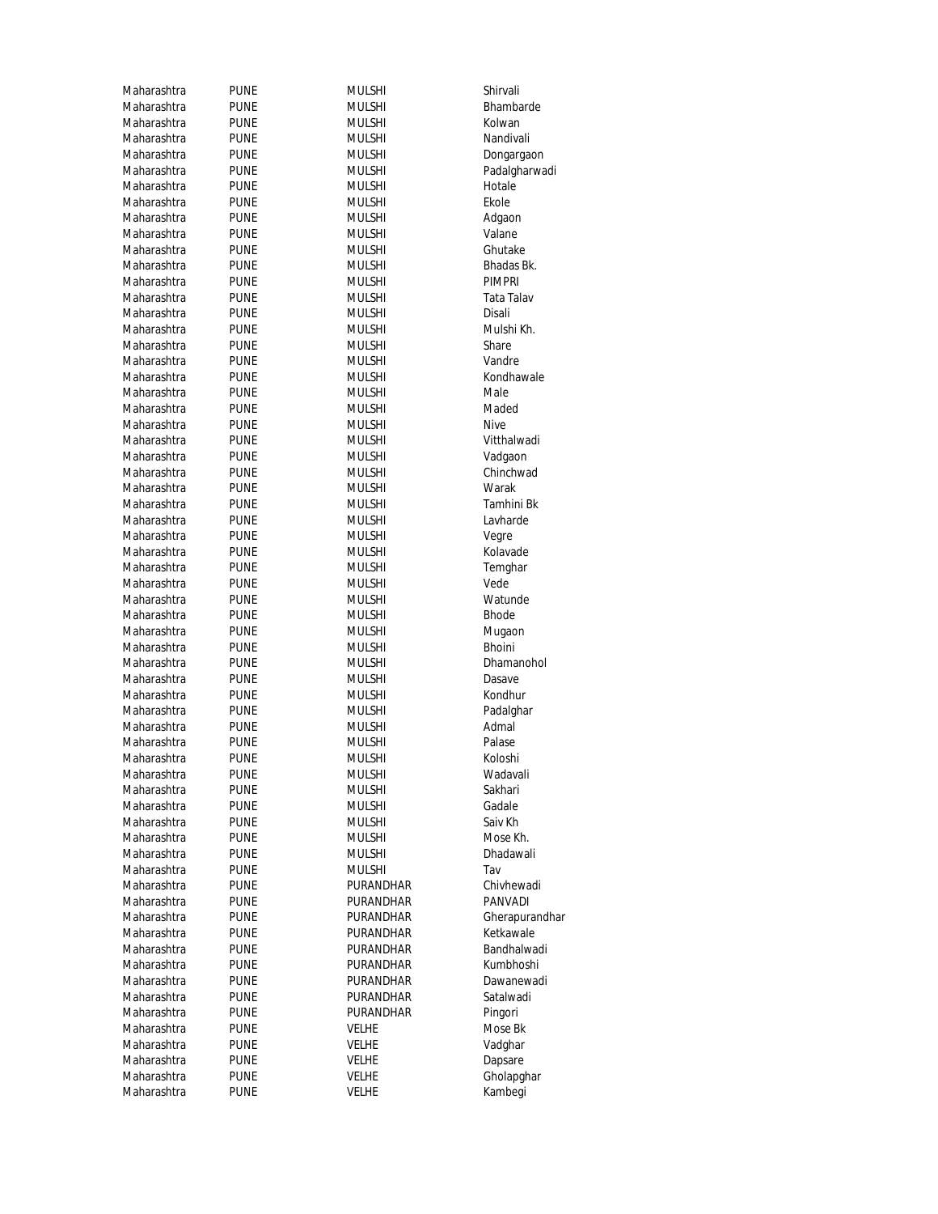| Maharashtra | PUNE | MULSHI | Shirvali |
|---|---|---|---|
| Maharashtra | PUNE | MULSHI | Bhambarde |
| Maharashtra | PUNE | MULSHI | Kolwan |
| Maharashtra | PUNE | MULSHI | Nandivali |
| Maharashtra | PUNE | MULSHI | Dongargaon |
| Maharashtra | PUNE | MULSHI | Padalgharwadi |
| Maharashtra | PUNE | MULSHI | Hotale |
| Maharashtra | PUNE | MULSHI | Ekole |
| Maharashtra | PUNE | MULSHI | Adgaon |
| Maharashtra | PUNE | MULSHI | Valane |
| Maharashtra | PUNE | MULSHI | Ghutake |
| Maharashtra | PUNE | MULSHI | Bhadas Bk. |
| Maharashtra | PUNE | MULSHI | PIMPRI |
| Maharashtra | PUNE | MULSHI | Tata Talav |
| Maharashtra | PUNE | MULSHI | Disali |
| Maharashtra | PUNE | MULSHI | Mulshi Kh. |
| Maharashtra | PUNE | MULSHI | Share |
| Maharashtra | PUNE | MULSHI | Vandre |
| Maharashtra | PUNE | MULSHI | Kondhawale |
| Maharashtra | PUNE | MULSHI | Male |
| Maharashtra | PUNE | MULSHI | Maded |
| Maharashtra | PUNE | MULSHI | Nive |
| Maharashtra | PUNE | MULSHI | Vitthalwadi |
| Maharashtra | PUNE | MULSHI | Vadgaon |
| Maharashtra | PUNE | MULSHI | Chinchwad |
| Maharashtra | PUNE | MULSHI | Warak |
| Maharashtra | PUNE | MULSHI | Tamhini Bk |
| Maharashtra | PUNE | MULSHI | Lavharde |
| Maharashtra | PUNE | MULSHI | Vegre |
| Maharashtra | PUNE | MULSHI | Kolavade |
| Maharashtra | PUNE | MULSHI | Temghar |
| Maharashtra | PUNE | MULSHI | Vede |
| Maharashtra | PUNE | MULSHI | Watunde |
| Maharashtra | PUNE | MULSHI | Bhode |
| Maharashtra | PUNE | MULSHI | Mugaon |
| Maharashtra | PUNE | MULSHI | Bhoini |
| Maharashtra | PUNE | MULSHI | Dhamanohol |
| Maharashtra | PUNE | MULSHI | Dasave |
| Maharashtra | PUNE | MULSHI | Kondhur |
| Maharashtra | PUNE | MULSHI | Padalghar |
| Maharashtra | PUNE | MULSHI | Admal |
| Maharashtra | PUNE | MULSHI | Palase |
| Maharashtra | PUNE | MULSHI | Koloshi |
| Maharashtra | PUNE | MULSHI | Wadavali |
| Maharashtra | PUNE | MULSHI | Sakhari |
| Maharashtra | PUNE | MULSHI | Gadale |
| Maharashtra | PUNE | MULSHI | Saiv Kh |
| Maharashtra | PUNE | MULSHI | Mose Kh. |
| Maharashtra | PUNE | MULSHI | Dhadawali |
| Maharashtra | PUNE | MULSHI | Tav |
| Maharashtra | PUNE | PURANDHAR | Chivhewadi |
| Maharashtra | PUNE | PURANDHAR | PANVADI |
| Maharashtra | PUNE | PURANDHAR | Gherapurandhar |
| Maharashtra | PUNE | PURANDHAR | Ketkawale |
| Maharashtra | PUNE | PURANDHAR | Bandhalwadi |
| Maharashtra | PUNE | PURANDHAR | Kumbhoshi |
| Maharashtra | PUNE | PURANDHAR | Dawanewadi |
| Maharashtra | PUNE | PURANDHAR | Satalwadi |
| Maharashtra | PUNE | PURANDHAR | Pingori |
| Maharashtra | PUNE | VELHE | Mose Bk |
| Maharashtra | PUNE | VELHE | Vadghar |
| Maharashtra | PUNE | VELHE | Dapsare |
| Maharashtra | PUNE | VELHE | Gholapghar |
| Maharashtra | PUNE | VELHE | Kambegi |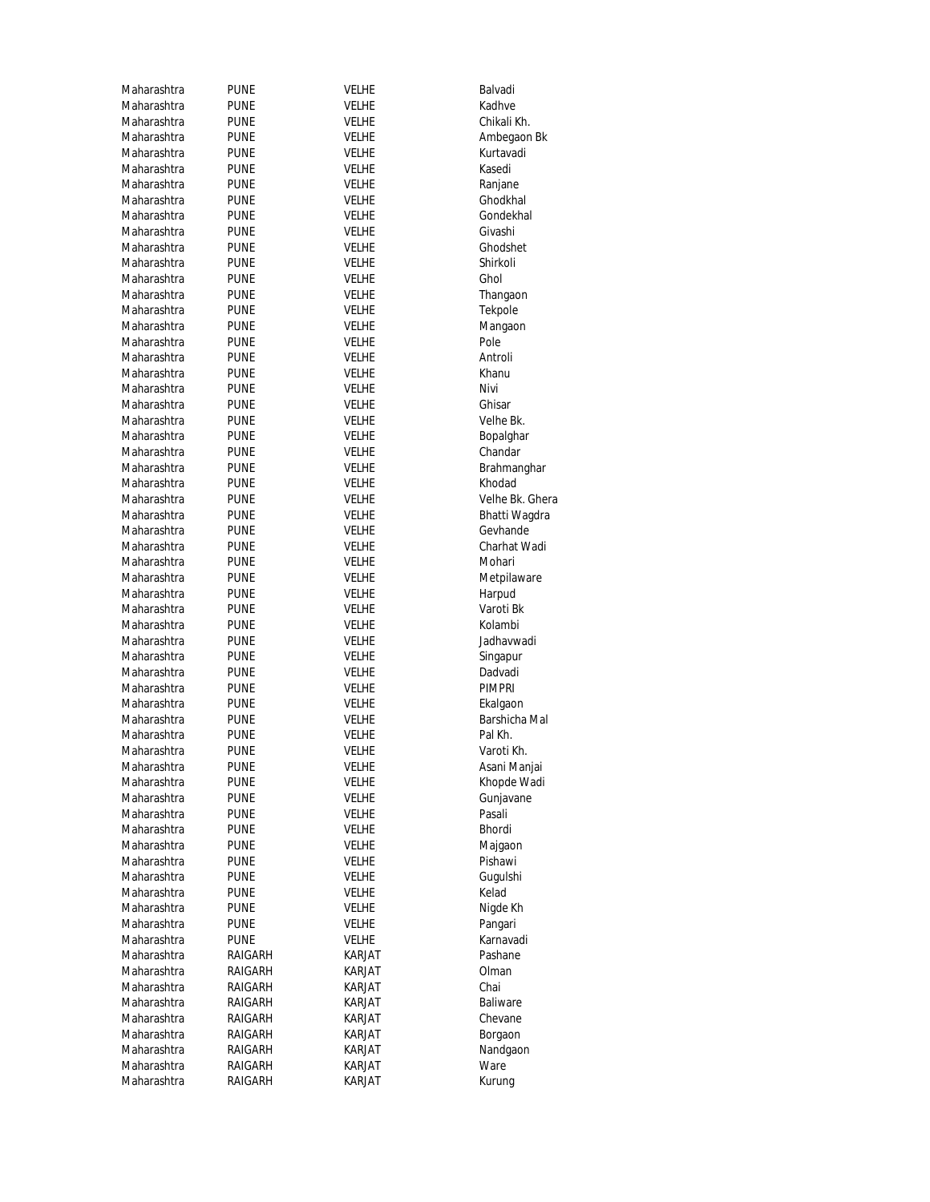| | | | |
|---|---|---|---|
| Maharashtra | PUNE | VELHE | Balvadi |
| Maharashtra | PUNE | VELHE | Kadhve |
| Maharashtra | PUNE | VELHE | Chikali Kh. |
| Maharashtra | PUNE | VELHE | Ambegaon Bk |
| Maharashtra | PUNE | VELHE | Kurtavadi |
| Maharashtra | PUNE | VELHE | Kasedi |
| Maharashtra | PUNE | VELHE | Ranjane |
| Maharashtra | PUNE | VELHE | Ghodkhal |
| Maharashtra | PUNE | VELHE | Gondekhal |
| Maharashtra | PUNE | VELHE | Givashi |
| Maharashtra | PUNE | VELHE | Ghodshet |
| Maharashtra | PUNE | VELHE | Shirkoli |
| Maharashtra | PUNE | VELHE | Ghol |
| Maharashtra | PUNE | VELHE | Thangaon |
| Maharashtra | PUNE | VELHE | Tekpole |
| Maharashtra | PUNE | VELHE | Mangaon |
| Maharashtra | PUNE | VELHE | Pole |
| Maharashtra | PUNE | VELHE | Antroli |
| Maharashtra | PUNE | VELHE | Khanu |
| Maharashtra | PUNE | VELHE | Nivi |
| Maharashtra | PUNE | VELHE | Ghisar |
| Maharashtra | PUNE | VELHE | Velhe Bk. |
| Maharashtra | PUNE | VELHE | Bopalghar |
| Maharashtra | PUNE | VELHE | Chandar |
| Maharashtra | PUNE | VELHE | Brahmanghar |
| Maharashtra | PUNE | VELHE | Khodad |
| Maharashtra | PUNE | VELHE | Velhe Bk. Ghera |
| Maharashtra | PUNE | VELHE | Bhatti Wagdra |
| Maharashtra | PUNE | VELHE | Gevhande |
| Maharashtra | PUNE | VELHE | Charhat Wadi |
| Maharashtra | PUNE | VELHE | Mohari |
| Maharashtra | PUNE | VELHE | Metpilaware |
| Maharashtra | PUNE | VELHE | Harpud |
| Maharashtra | PUNE | VELHE | Varoti Bk |
| Maharashtra | PUNE | VELHE | Kolambi |
| Maharashtra | PUNE | VELHE | Jadhavwadi |
| Maharashtra | PUNE | VELHE | Singapur |
| Maharashtra | PUNE | VELHE | Dadvadi |
| Maharashtra | PUNE | VELHE | PIMPRI |
| Maharashtra | PUNE | VELHE | Ekalgaon |
| Maharashtra | PUNE | VELHE | Barshicha Mal |
| Maharashtra | PUNE | VELHE | Pal Kh. |
| Maharashtra | PUNE | VELHE | Varoti Kh. |
| Maharashtra | PUNE | VELHE | Asani Manjai |
| Maharashtra | PUNE | VELHE | Khopde Wadi |
| Maharashtra | PUNE | VELHE | Gunjavane |
| Maharashtra | PUNE | VELHE | Pasali |
| Maharashtra | PUNE | VELHE | Bhordi |
| Maharashtra | PUNE | VELHE | Majgaon |
| Maharashtra | PUNE | VELHE | Pishawi |
| Maharashtra | PUNE | VELHE | Gugulshi |
| Maharashtra | PUNE | VELHE | Kelad |
| Maharashtra | PUNE | VELHE | Nigde Kh |
| Maharashtra | PUNE | VELHE | Pangari |
| Maharashtra | PUNE | VELHE | Karnavadi |
| Maharashtra | RAIGARH | KARJAT | Pashane |
| Maharashtra | RAIGARH | KARJAT | Olman |
| Maharashtra | RAIGARH | KARJAT | Chai |
| Maharashtra | RAIGARH | KARJAT | Baliware |
| Maharashtra | RAIGARH | KARJAT | Chevane |
| Maharashtra | RAIGARH | KARJAT | Borgaon |
| Maharashtra | RAIGARH | KARJAT | Nandgaon |
| Maharashtra | RAIGARH | KARJAT | Ware |
| Maharashtra | RAIGARH | KARJAT | Kurung |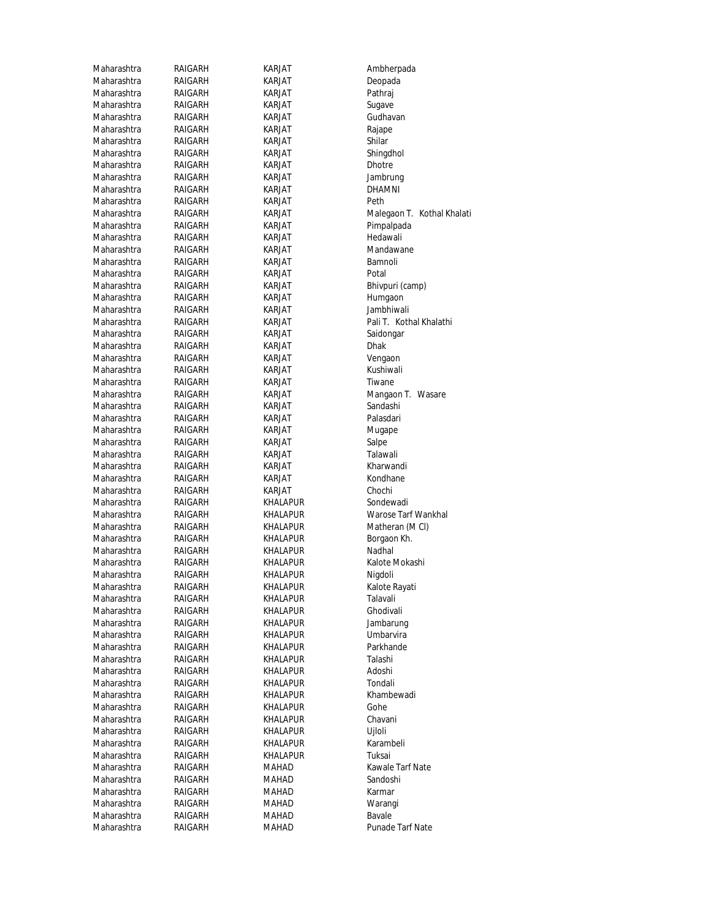| | | | |
|---|---|---|---|
| Maharashtra | RAIGARH | KARJAT | Ambherpada |
| Maharashtra | RAIGARH | KARJAT | Deopada |
| Maharashtra | RAIGARH | KARJAT | Pathraj |
| Maharashtra | RAIGARH | KARJAT | Sugave |
| Maharashtra | RAIGARH | KARJAT | Gudhavan |
| Maharashtra | RAIGARH | KARJAT | Rajape |
| Maharashtra | RAIGARH | KARJAT | Shilar |
| Maharashtra | RAIGARH | KARJAT | Shingdhol |
| Maharashtra | RAIGARH | KARJAT | Dhotre |
| Maharashtra | RAIGARH | KARJAT | Jambrung |
| Maharashtra | RAIGARH | KARJAT | DHAMNI |
| Maharashtra | RAIGARH | KARJAT | Peth |
| Maharashtra | RAIGARH | KARJAT | Malegaon T. Kothal Khalati |
| Maharashtra | RAIGARH | KARJAT | Pimpalpada |
| Maharashtra | RAIGARH | KARJAT | Hedawali |
| Maharashtra | RAIGARH | KARJAT | Mandawane |
| Maharashtra | RAIGARH | KARJAT | Bamnoli |
| Maharashtra | RAIGARH | KARJAT | Potal |
| Maharashtra | RAIGARH | KARJAT | Bhivpuri (camp) |
| Maharashtra | RAIGARH | KARJAT | Humgaon |
| Maharashtra | RAIGARH | KARJAT | Jambhiwali |
| Maharashtra | RAIGARH | KARJAT | Pali T. Kothal Khalathi |
| Maharashtra | RAIGARH | KARJAT | Saidongar |
| Maharashtra | RAIGARH | KARJAT | Dhak |
| Maharashtra | RAIGARH | KARJAT | Vengaon |
| Maharashtra | RAIGARH | KARJAT | Kushiwali |
| Maharashtra | RAIGARH | KARJAT | Tiwane |
| Maharashtra | RAIGARH | KARJAT | Mangaon T. Wasare |
| Maharashtra | RAIGARH | KARJAT | Sandashi |
| Maharashtra | RAIGARH | KARJAT | Palasdari |
| Maharashtra | RAIGARH | KARJAT | Mugape |
| Maharashtra | RAIGARH | KARJAT | Salpe |
| Maharashtra | RAIGARH | KARJAT | Talawali |
| Maharashtra | RAIGARH | KARJAT | Kharwandi |
| Maharashtra | RAIGARH | KARJAT | Kondhane |
| Maharashtra | RAIGARH | KARJAT | Chochi |
| Maharashtra | RAIGARH | KHALAPUR | Sondewadi |
| Maharashtra | RAIGARH | KHALAPUR | Warose Tarf Wankhal |
| Maharashtra | RAIGARH | KHALAPUR | Matheran (M Cl) |
| Maharashtra | RAIGARH | KHALAPUR | Borgaon Kh. |
| Maharashtra | RAIGARH | KHALAPUR | Nadhal |
| Maharashtra | RAIGARH | KHALAPUR | Kalote Mokashi |
| Maharashtra | RAIGARH | KHALAPUR | Nigdoli |
| Maharashtra | RAIGARH | KHALAPUR | Kalote Rayati |
| Maharashtra | RAIGARH | KHALAPUR | Talavali |
| Maharashtra | RAIGARH | KHALAPUR | Ghodivali |
| Maharashtra | RAIGARH | KHALAPUR | Jambarung |
| Maharashtra | RAIGARH | KHALAPUR | Umbarvira |
| Maharashtra | RAIGARH | KHALAPUR | Parkhande |
| Maharashtra | RAIGARH | KHALAPUR | Talashi |
| Maharashtra | RAIGARH | KHALAPUR | Adoshi |
| Maharashtra | RAIGARH | KHALAPUR | Tondali |
| Maharashtra | RAIGARH | KHALAPUR | Khambewadi |
| Maharashtra | RAIGARH | KHALAPUR | Gohe |
| Maharashtra | RAIGARH | KHALAPUR | Chavani |
| Maharashtra | RAIGARH | KHALAPUR | Ujloli |
| Maharashtra | RAIGARH | KHALAPUR | Karambeli |
| Maharashtra | RAIGARH | KHALAPUR | Tuksai |
| Maharashtra | RAIGARH | MAHAD | Kawale Tarf Nate |
| Maharashtra | RAIGARH | MAHAD | Sandoshi |
| Maharashtra | RAIGARH | MAHAD | Karmar |
| Maharashtra | RAIGARH | MAHAD | Warangi |
| Maharashtra | RAIGARH | MAHAD | Bavale |
| Maharashtra | RAIGARH | MAHAD | Punade Tarf Nate |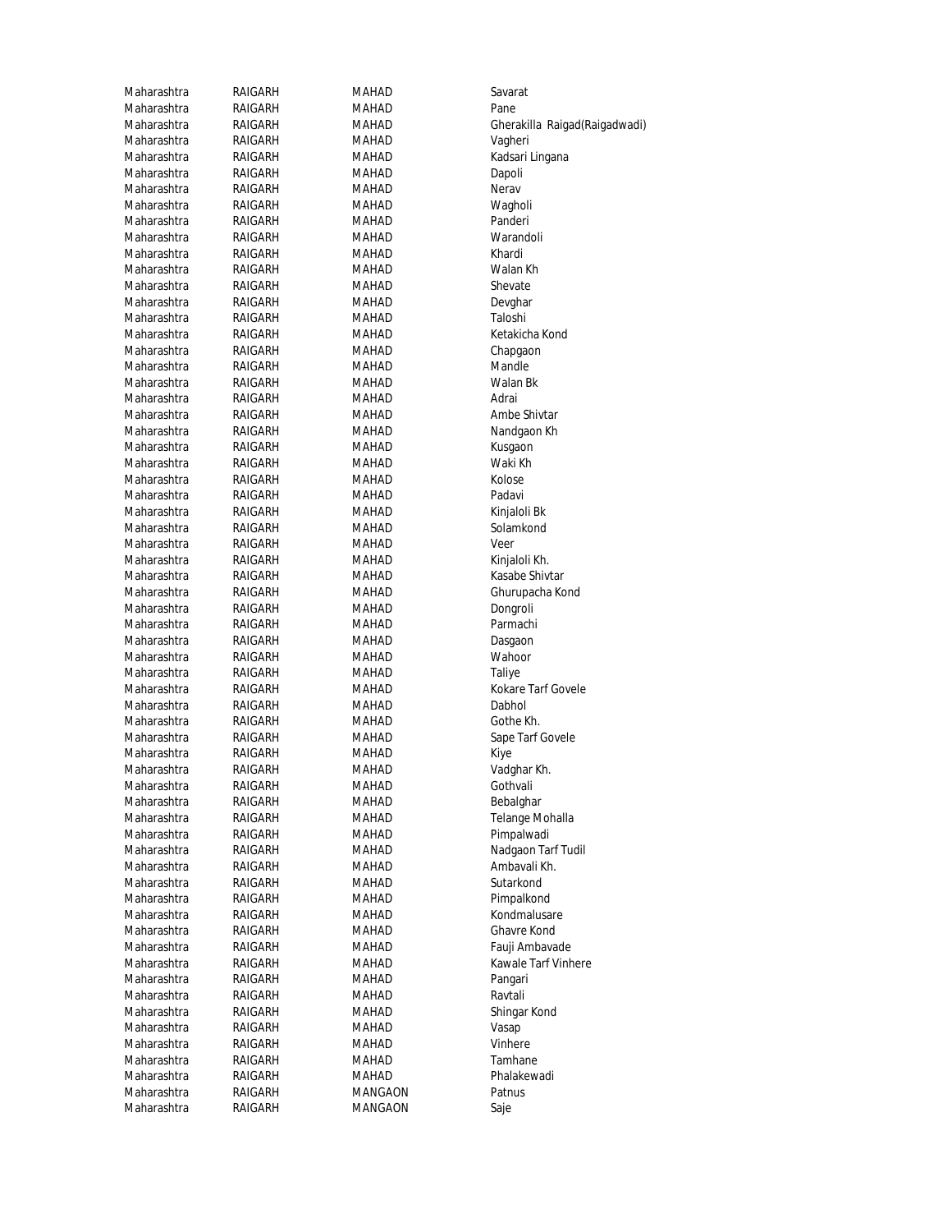| | | | |
|---|---|---|---|
| Maharashtra | RAIGARH | MAHAD | Savarat |
| Maharashtra | RAIGARH | MAHAD | Pane |
| Maharashtra | RAIGARH | MAHAD | Gherakilla Raigad(Raigadwadi) |
| Maharashtra | RAIGARH | MAHAD | Vagheri |
| Maharashtra | RAIGARH | MAHAD | Kadsari Lingana |
| Maharashtra | RAIGARH | MAHAD | Dapoli |
| Maharashtra | RAIGARH | MAHAD | Nerav |
| Maharashtra | RAIGARH | MAHAD | Wagholi |
| Maharashtra | RAIGARH | MAHAD | Panderi |
| Maharashtra | RAIGARH | MAHAD | Warandoli |
| Maharashtra | RAIGARH | MAHAD | Khardi |
| Maharashtra | RAIGARH | MAHAD | Walan Kh |
| Maharashtra | RAIGARH | MAHAD | Shevate |
| Maharashtra | RAIGARH | MAHAD | Devghar |
| Maharashtra | RAIGARH | MAHAD | Taloshi |
| Maharashtra | RAIGARH | MAHAD | Ketakicha Kond |
| Maharashtra | RAIGARH | MAHAD | Chapgaon |
| Maharashtra | RAIGARH | MAHAD | Mandle |
| Maharashtra | RAIGARH | MAHAD | Walan Bk |
| Maharashtra | RAIGARH | MAHAD | Adrai |
| Maharashtra | RAIGARH | MAHAD | Ambe Shivtar |
| Maharashtra | RAIGARH | MAHAD | Nandgaon Kh |
| Maharashtra | RAIGARH | MAHAD | Kusgaon |
| Maharashtra | RAIGARH | MAHAD | Waki Kh |
| Maharashtra | RAIGARH | MAHAD | Kolose |
| Maharashtra | RAIGARH | MAHAD | Padavi |
| Maharashtra | RAIGARH | MAHAD | Kinjaloli Bk |
| Maharashtra | RAIGARH | MAHAD | Solamkond |
| Maharashtra | RAIGARH | MAHAD | Veer |
| Maharashtra | RAIGARH | MAHAD | Kinjaloli Kh. |
| Maharashtra | RAIGARH | MAHAD | Kasabe Shivtar |
| Maharashtra | RAIGARH | MAHAD | Ghurupacha Kond |
| Maharashtra | RAIGARH | MAHAD | Dongroli |
| Maharashtra | RAIGARH | MAHAD | Parmachi |
| Maharashtra | RAIGARH | MAHAD | Dasgaon |
| Maharashtra | RAIGARH | MAHAD | Wahoor |
| Maharashtra | RAIGARH | MAHAD | Taliye |
| Maharashtra | RAIGARH | MAHAD | Kokare Tarf Govele |
| Maharashtra | RAIGARH | MAHAD | Dabhol |
| Maharashtra | RAIGARH | MAHAD | Gothe Kh. |
| Maharashtra | RAIGARH | MAHAD | Sape Tarf Govele |
| Maharashtra | RAIGARH | MAHAD | Kiye |
| Maharashtra | RAIGARH | MAHAD | Vadghar Kh. |
| Maharashtra | RAIGARH | MAHAD | Gothvali |
| Maharashtra | RAIGARH | MAHAD | Bebalghar |
| Maharashtra | RAIGARH | MAHAD | Telange Mohalla |
| Maharashtra | RAIGARH | MAHAD | Pimpalwadi |
| Maharashtra | RAIGARH | MAHAD | Nadgaon Tarf Tudil |
| Maharashtra | RAIGARH | MAHAD | Ambavali Kh. |
| Maharashtra | RAIGARH | MAHAD | Sutarkond |
| Maharashtra | RAIGARH | MAHAD | Pimpalkond |
| Maharashtra | RAIGARH | MAHAD | Kondmalusare |
| Maharashtra | RAIGARH | MAHAD | Ghavre Kond |
| Maharashtra | RAIGARH | MAHAD | Fauji Ambavade |
| Maharashtra | RAIGARH | MAHAD | Kawale Tarf Vinhere |
| Maharashtra | RAIGARH | MAHAD | Pangari |
| Maharashtra | RAIGARH | MAHAD | Ravtali |
| Maharashtra | RAIGARH | MAHAD | Shingar Kond |
| Maharashtra | RAIGARH | MAHAD | Vasap |
| Maharashtra | RAIGARH | MAHAD | Vinhere |
| Maharashtra | RAIGARH | MAHAD | Tamhane |
| Maharashtra | RAIGARH | MAHAD | Phalakewadi |
| Maharashtra | RAIGARH | MANGAON | Patnus |
| Maharashtra | RAIGARH | MANGAON | Saje |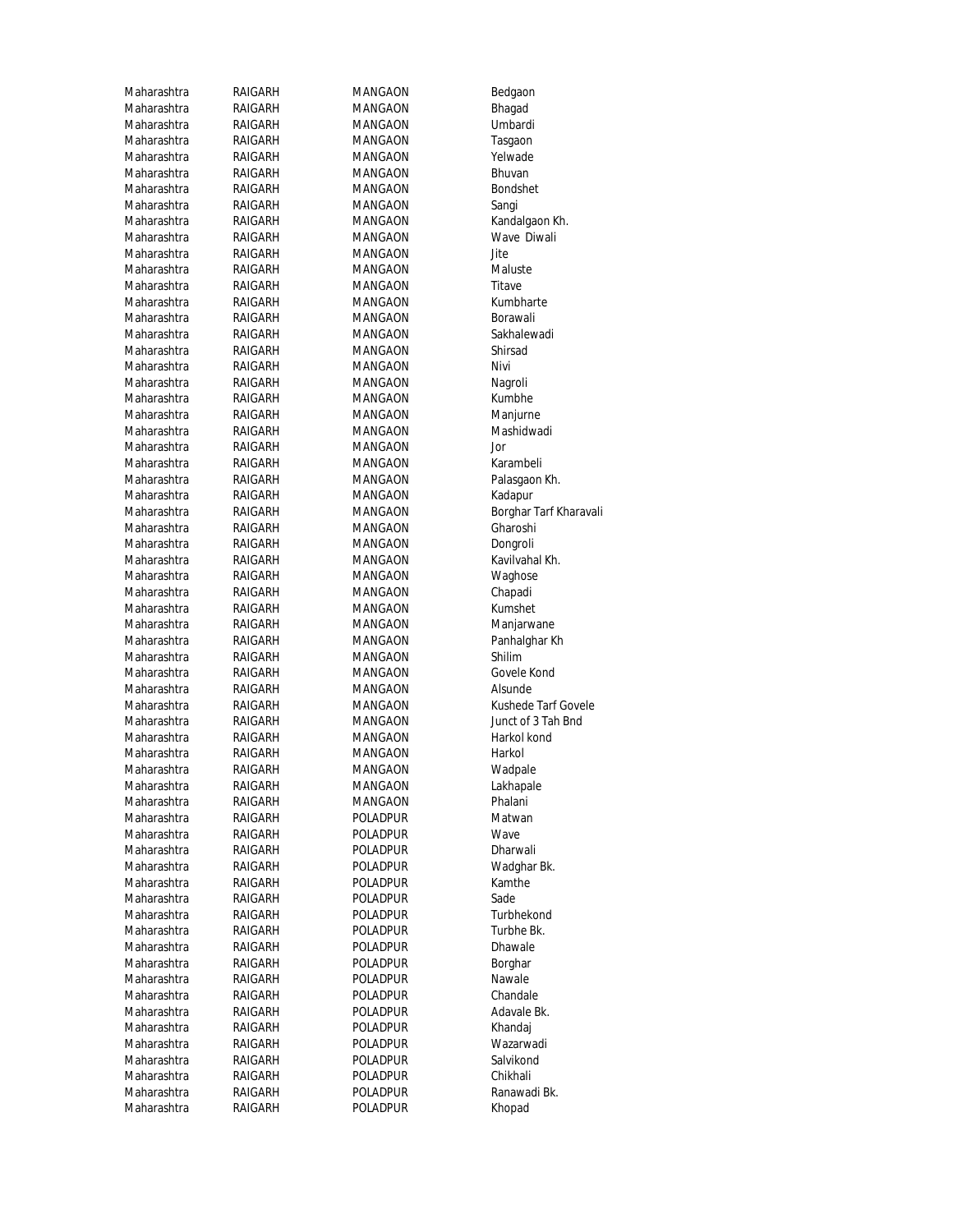| | | | |
|---|---|---|---|
| Maharashtra | RAIGARH | MANGAON | Bedgaon |
| Maharashtra | RAIGARH | MANGAON | Bhagad |
| Maharashtra | RAIGARH | MANGAON | Umbardi |
| Maharashtra | RAIGARH | MANGAON | Tasgaon |
| Maharashtra | RAIGARH | MANGAON | Yelwade |
| Maharashtra | RAIGARH | MANGAON | Bhuvan |
| Maharashtra | RAIGARH | MANGAON | Bondshet |
| Maharashtra | RAIGARH | MANGAON | Sangi |
| Maharashtra | RAIGARH | MANGAON | Kandalgaon Kh. |
| Maharashtra | RAIGARH | MANGAON | Wave Diwali |
| Maharashtra | RAIGARH | MANGAON | Jite |
| Maharashtra | RAIGARH | MANGAON | Maluste |
| Maharashtra | RAIGARH | MANGAON | Titave |
| Maharashtra | RAIGARH | MANGAON | Kumbharte |
| Maharashtra | RAIGARH | MANGAON | Borawali |
| Maharashtra | RAIGARH | MANGAON | Sakhalewadi |
| Maharashtra | RAIGARH | MANGAON | Shirsad |
| Maharashtra | RAIGARH | MANGAON | Nivi |
| Maharashtra | RAIGARH | MANGAON | Nagroli |
| Maharashtra | RAIGARH | MANGAON | Kumbhe |
| Maharashtra | RAIGARH | MANGAON | Manjurne |
| Maharashtra | RAIGARH | MANGAON | Mashidwadi |
| Maharashtra | RAIGARH | MANGAON | Jor |
| Maharashtra | RAIGARH | MANGAON | Karambeli |
| Maharashtra | RAIGARH | MANGAON | Palasgaon Kh. |
| Maharashtra | RAIGARH | MANGAON | Kadapur |
| Maharashtra | RAIGARH | MANGAON | Borghar Tarf Kharavali |
| Maharashtra | RAIGARH | MANGAON | Gharoshi |
| Maharashtra | RAIGARH | MANGAON | Dongroli |
| Maharashtra | RAIGARH | MANGAON | Kavilvahal Kh. |
| Maharashtra | RAIGARH | MANGAON | Waghose |
| Maharashtra | RAIGARH | MANGAON | Chapadi |
| Maharashtra | RAIGARH | MANGAON | Kumshet |
| Maharashtra | RAIGARH | MANGAON | Manjarwane |
| Maharashtra | RAIGARH | MANGAON | Panhalghar Kh |
| Maharashtra | RAIGARH | MANGAON | Shilim |
| Maharashtra | RAIGARH | MANGAON | Govele Kond |
| Maharashtra | RAIGARH | MANGAON | Alsunde |
| Maharashtra | RAIGARH | MANGAON | Kushede Tarf Govele |
| Maharashtra | RAIGARH | MANGAON | Junct of 3 Tah Bnd |
| Maharashtra | RAIGARH | MANGAON | Harkol kond |
| Maharashtra | RAIGARH | MANGAON | Harkol |
| Maharashtra | RAIGARH | MANGAON | Wadpale |
| Maharashtra | RAIGARH | MANGAON | Lakhapale |
| Maharashtra | RAIGARH | MANGAON | Phalani |
| Maharashtra | RAIGARH | POLADPUR | Matwan |
| Maharashtra | RAIGARH | POLADPUR | Wave |
| Maharashtra | RAIGARH | POLADPUR | Dharwali |
| Maharashtra | RAIGARH | POLADPUR | Wadghar Bk. |
| Maharashtra | RAIGARH | POLADPUR | Kamthe |
| Maharashtra | RAIGARH | POLADPUR | Sade |
| Maharashtra | RAIGARH | POLADPUR | Turbhekond |
| Maharashtra | RAIGARH | POLADPUR | Turbhe Bk. |
| Maharashtra | RAIGARH | POLADPUR | Dhawale |
| Maharashtra | RAIGARH | POLADPUR | Borghar |
| Maharashtra | RAIGARH | POLADPUR | Nawale |
| Maharashtra | RAIGARH | POLADPUR | Chandale |
| Maharashtra | RAIGARH | POLADPUR | Adavale Bk. |
| Maharashtra | RAIGARH | POLADPUR | Khandaj |
| Maharashtra | RAIGARH | POLADPUR | Wazarwadi |
| Maharashtra | RAIGARH | POLADPUR | Salvikond |
| Maharashtra | RAIGARH | POLADPUR | Chikhali |
| Maharashtra | RAIGARH | POLADPUR | Ranawadi Bk. |
| Maharashtra | RAIGARH | POLADPUR | Khopad |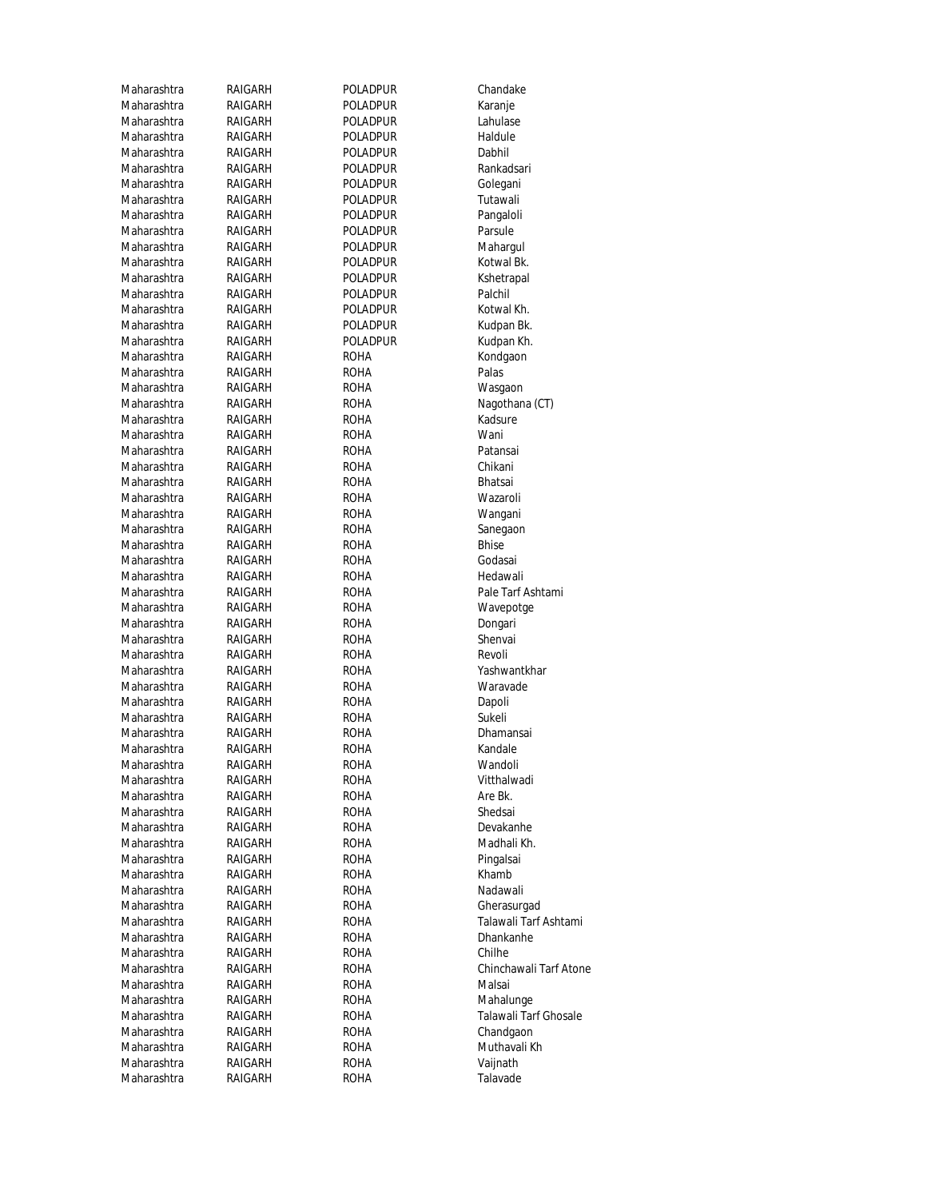| Maharashtra | RAIGARH | POLADPUR | Chandake |
|---|---|---|---|
| Maharashtra | RAIGARH | POLADPUR | Karanje |
| Maharashtra | RAIGARH | POLADPUR | Lahulase |
| Maharashtra | RAIGARH | POLADPUR | Haldule |
| Maharashtra | RAIGARH | POLADPUR | Dabhil |
| Maharashtra | RAIGARH | POLADPUR | Rankadsari |
| Maharashtra | RAIGARH | POLADPUR | Golegani |
| Maharashtra | RAIGARH | POLADPUR | Tutawali |
| Maharashtra | RAIGARH | POLADPUR | Pangaloli |
| Maharashtra | RAIGARH | POLADPUR | Parsule |
| Maharashtra | RAIGARH | POLADPUR | Mahargul |
| Maharashtra | RAIGARH | POLADPUR | Kotwal Bk. |
| Maharashtra | RAIGARH | POLADPUR | Kshetrapal |
| Maharashtra | RAIGARH | POLADPUR | Palchil |
| Maharashtra | RAIGARH | POLADPUR | Kotwal Kh. |
| Maharashtra | RAIGARH | POLADPUR | Kudpan Bk. |
| Maharashtra | RAIGARH | POLADPUR | Kudpan Kh. |
| Maharashtra | RAIGARH | ROHA | Kondgaon |
| Maharashtra | RAIGARH | ROHA | Palas |
| Maharashtra | RAIGARH | ROHA | Wasgaon |
| Maharashtra | RAIGARH | ROHA | Nagothana (CT) |
| Maharashtra | RAIGARH | ROHA | Kadsure |
| Maharashtra | RAIGARH | ROHA | Wani |
| Maharashtra | RAIGARH | ROHA | Patansai |
| Maharashtra | RAIGARH | ROHA | Chikani |
| Maharashtra | RAIGARH | ROHA | Bhatsai |
| Maharashtra | RAIGARH | ROHA | Wazaroli |
| Maharashtra | RAIGARH | ROHA | Wangani |
| Maharashtra | RAIGARH | ROHA | Sanegaon |
| Maharashtra | RAIGARH | ROHA | Bhise |
| Maharashtra | RAIGARH | ROHA | Godasai |
| Maharashtra | RAIGARH | ROHA | Hedawali |
| Maharashtra | RAIGARH | ROHA | Pale Tarf Ashtami |
| Maharashtra | RAIGARH | ROHA | Wavepotge |
| Maharashtra | RAIGARH | ROHA | Dongari |
| Maharashtra | RAIGARH | ROHA | Shenvai |
| Maharashtra | RAIGARH | ROHA | Revoli |
| Maharashtra | RAIGARH | ROHA | Yashwantkhar |
| Maharashtra | RAIGARH | ROHA | Waravade |
| Maharashtra | RAIGARH | ROHA | Dapoli |
| Maharashtra | RAIGARH | ROHA | Sukeli |
| Maharashtra | RAIGARH | ROHA | Dhamansai |
| Maharashtra | RAIGARH | ROHA | Kandale |
| Maharashtra | RAIGARH | ROHA | Wandoli |
| Maharashtra | RAIGARH | ROHA | Vitthalwadi |
| Maharashtra | RAIGARH | ROHA | Are Bk. |
| Maharashtra | RAIGARH | ROHA | Shedsai |
| Maharashtra | RAIGARH | ROHA | Devakanhe |
| Maharashtra | RAIGARH | ROHA | Madhali Kh. |
| Maharashtra | RAIGARH | ROHA | Pingalsai |
| Maharashtra | RAIGARH | ROHA | Khamb |
| Maharashtra | RAIGARH | ROHA | Nadawali |
| Maharashtra | RAIGARH | ROHA | Gherasurgad |
| Maharashtra | RAIGARH | ROHA | Talawali Tarf Ashtami |
| Maharashtra | RAIGARH | ROHA | Dhankanhe |
| Maharashtra | RAIGARH | ROHA | Chilhe |
| Maharashtra | RAIGARH | ROHA | Chinchawali Tarf Atone |
| Maharashtra | RAIGARH | ROHA | Malsai |
| Maharashtra | RAIGARH | ROHA | Mahalunge |
| Maharashtra | RAIGARH | ROHA | Talawali Tarf Ghosale |
| Maharashtra | RAIGARH | ROHA | Chandgaon |
| Maharashtra | RAIGARH | ROHA | Muthavali Kh |
| Maharashtra | RAIGARH | ROHA | Vaijnath |
| Maharashtra | RAIGARH | ROHA | Talavade |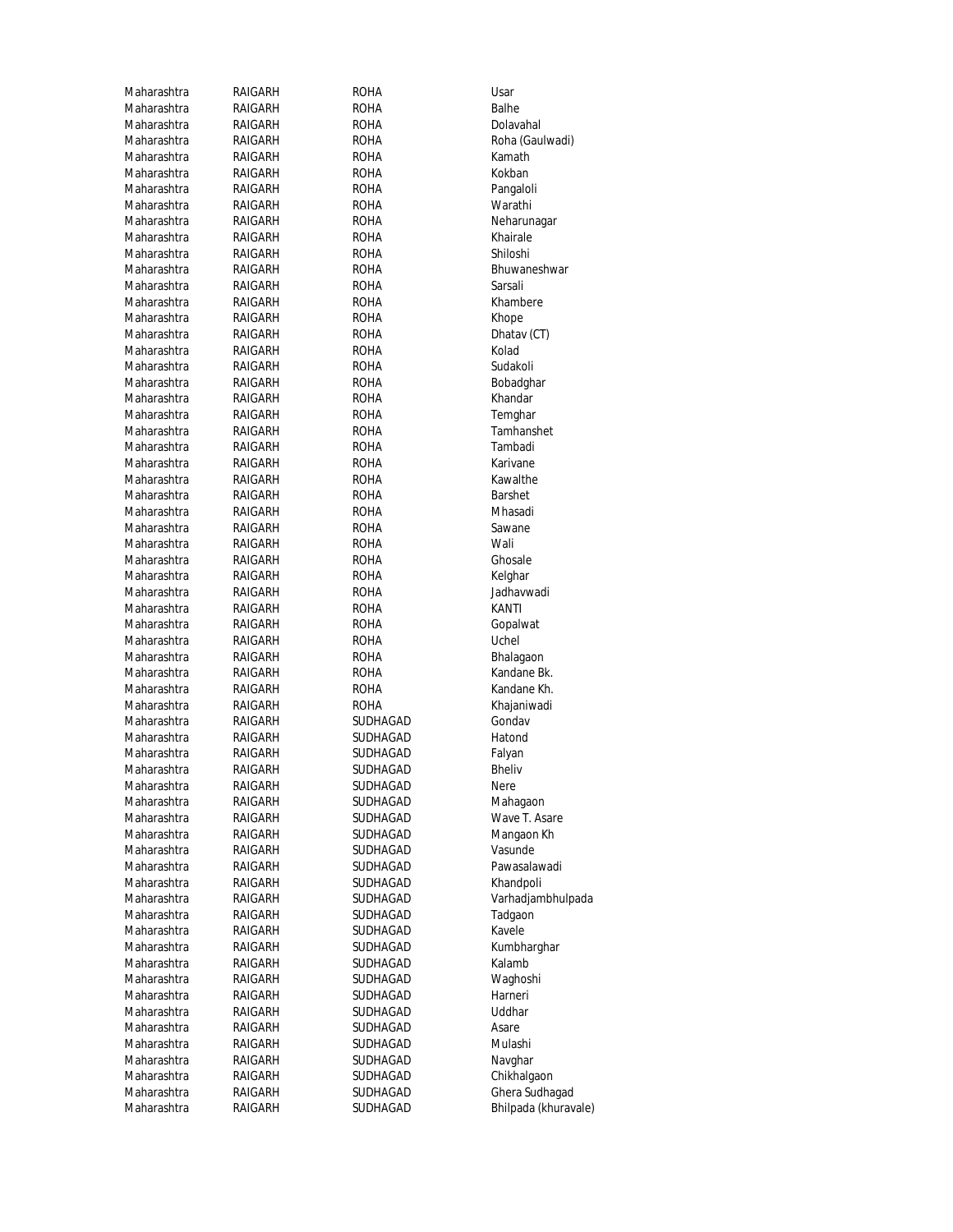| | | | |
|---|---|---|---|
| Maharashtra | RAIGARH | ROHA | Usar |
| Maharashtra | RAIGARH | ROHA | Balhe |
| Maharashtra | RAIGARH | ROHA | Dolavahal |
| Maharashtra | RAIGARH | ROHA | Roha (Gaulwadi) |
| Maharashtra | RAIGARH | ROHA | Kamath |
| Maharashtra | RAIGARH | ROHA | Kokban |
| Maharashtra | RAIGARH | ROHA | Pangaloli |
| Maharashtra | RAIGARH | ROHA | Warathi |
| Maharashtra | RAIGARH | ROHA | Neharunagar |
| Maharashtra | RAIGARH | ROHA | Khairale |
| Maharashtra | RAIGARH | ROHA | Shiloshi |
| Maharashtra | RAIGARH | ROHA | Bhuwaneshwar |
| Maharashtra | RAIGARH | ROHA | Sarsali |
| Maharashtra | RAIGARH | ROHA | Khambere |
| Maharashtra | RAIGARH | ROHA | Khope |
| Maharashtra | RAIGARH | ROHA | Dhatav (CT) |
| Maharashtra | RAIGARH | ROHA | Kolad |
| Maharashtra | RAIGARH | ROHA | Sudakoli |
| Maharashtra | RAIGARH | ROHA | Bobadghar |
| Maharashtra | RAIGARH | ROHA | Khandar |
| Maharashtra | RAIGARH | ROHA | Temghar |
| Maharashtra | RAIGARH | ROHA | Tamhanshet |
| Maharashtra | RAIGARH | ROHA | Tambadi |
| Maharashtra | RAIGARH | ROHA | Karivane |
| Maharashtra | RAIGARH | ROHA | Kawalthe |
| Maharashtra | RAIGARH | ROHA | Barshet |
| Maharashtra | RAIGARH | ROHA | Mhasadi |
| Maharashtra | RAIGARH | ROHA | Sawane |
| Maharashtra | RAIGARH | ROHA | Wali |
| Maharashtra | RAIGARH | ROHA | Ghosale |
| Maharashtra | RAIGARH | ROHA | Kelghar |
| Maharashtra | RAIGARH | ROHA | Jadhavwadi |
| Maharashtra | RAIGARH | ROHA | KANTI |
| Maharashtra | RAIGARH | ROHA | Gopalwat |
| Maharashtra | RAIGARH | ROHA | Uchel |
| Maharashtra | RAIGARH | ROHA | Bhalagaon |
| Maharashtra | RAIGARH | ROHA | Kandane Bk. |
| Maharashtra | RAIGARH | ROHA | Kandane Kh. |
| Maharashtra | RAIGARH | ROHA | Khajaniwadi |
| Maharashtra | RAIGARH | SUDHAGAD | Gondav |
| Maharashtra | RAIGARH | SUDHAGAD | Hatond |
| Maharashtra | RAIGARH | SUDHAGAD | Falyan |
| Maharashtra | RAIGARH | SUDHAGAD | Bheliv |
| Maharashtra | RAIGARH | SUDHAGAD | Nere |
| Maharashtra | RAIGARH | SUDHAGAD | Mahagaon |
| Maharashtra | RAIGARH | SUDHAGAD | Wave T. Asare |
| Maharashtra | RAIGARH | SUDHAGAD | Mangaon Kh |
| Maharashtra | RAIGARH | SUDHAGAD | Vasunde |
| Maharashtra | RAIGARH | SUDHAGAD | Pawasalawadi |
| Maharashtra | RAIGARH | SUDHAGAD | Khandpoli |
| Maharashtra | RAIGARH | SUDHAGAD | Varhadjambhulpada |
| Maharashtra | RAIGARH | SUDHAGAD | Tadgaon |
| Maharashtra | RAIGARH | SUDHAGAD | Kavele |
| Maharashtra | RAIGARH | SUDHAGAD | Kumbharghar |
| Maharashtra | RAIGARH | SUDHAGAD | Kalamb |
| Maharashtra | RAIGARH | SUDHAGAD | Waghoshi |
| Maharashtra | RAIGARH | SUDHAGAD | Harneri |
| Maharashtra | RAIGARH | SUDHAGAD | Uddhar |
| Maharashtra | RAIGARH | SUDHAGAD | Asare |
| Maharashtra | RAIGARH | SUDHAGAD | Mulashi |
| Maharashtra | RAIGARH | SUDHAGAD | Navghar |
| Maharashtra | RAIGARH | SUDHAGAD | Chikhalgaon |
| Maharashtra | RAIGARH | SUDHAGAD | Ghera Sudhagad |
| Maharashtra | RAIGARH | SUDHAGAD | Bhilpada (khuravale) |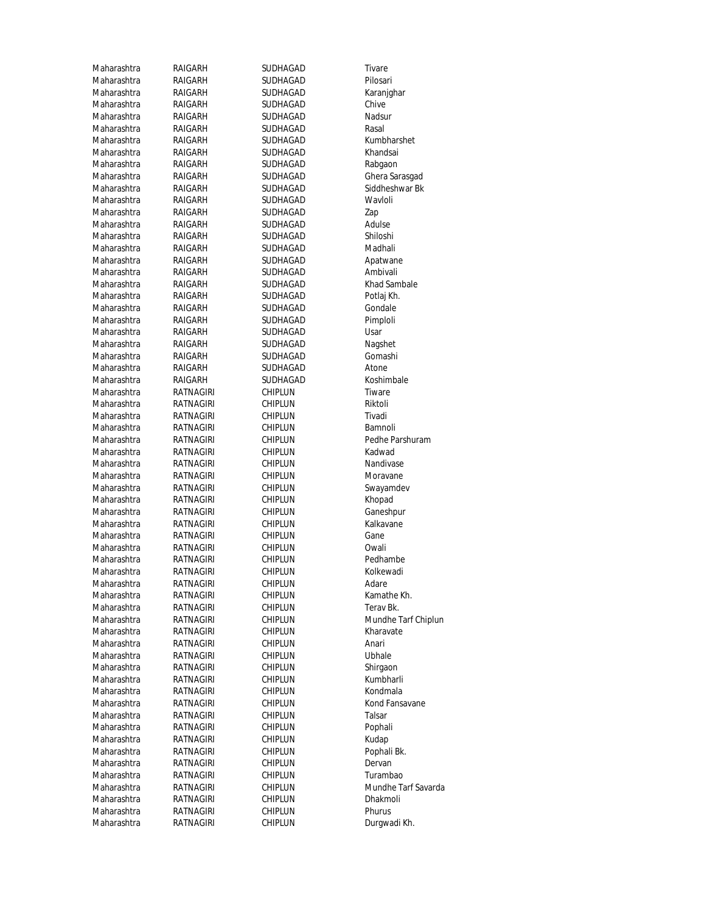| | | | |
|---|---|---|---|
| Maharashtra | RAIGARH | SUDHAGAD | Tivare |
| Maharashtra | RAIGARH | SUDHAGAD | Pilosari |
| Maharashtra | RAIGARH | SUDHAGAD | Karanjghar |
| Maharashtra | RAIGARH | SUDHAGAD | Chive |
| Maharashtra | RAIGARH | SUDHAGAD | Nadsur |
| Maharashtra | RAIGARH | SUDHAGAD | Rasal |
| Maharashtra | RAIGARH | SUDHAGAD | Kumbharshet |
| Maharashtra | RAIGARH | SUDHAGAD | Khandsai |
| Maharashtra | RAIGARH | SUDHAGAD | Rabgaon |
| Maharashtra | RAIGARH | SUDHAGAD | Ghera Sarasgad |
| Maharashtra | RAIGARH | SUDHAGAD | Siddheshwar Bk |
| Maharashtra | RAIGARH | SUDHAGAD | Wavloli |
| Maharashtra | RAIGARH | SUDHAGAD | Zap |
| Maharashtra | RAIGARH | SUDHAGAD | Adulse |
| Maharashtra | RAIGARH | SUDHAGAD | Shiloshi |
| Maharashtra | RAIGARH | SUDHAGAD | Madhali |
| Maharashtra | RAIGARH | SUDHAGAD | Apatwane |
| Maharashtra | RAIGARH | SUDHAGAD | Ambivali |
| Maharashtra | RAIGARH | SUDHAGAD | Khad Sambale |
| Maharashtra | RAIGARH | SUDHAGAD | Potlaj Kh. |
| Maharashtra | RAIGARH | SUDHAGAD | Gondale |
| Maharashtra | RAIGARH | SUDHAGAD | Pimploli |
| Maharashtra | RAIGARH | SUDHAGAD | Usar |
| Maharashtra | RAIGARH | SUDHAGAD | Nagshet |
| Maharashtra | RAIGARH | SUDHAGAD | Gomashi |
| Maharashtra | RAIGARH | SUDHAGAD | Atone |
| Maharashtra | RAIGARH | SUDHAGAD | Koshimbale |
| Maharashtra | RATNAGIRI | CHIPLUN | Tiware |
| Maharashtra | RATNAGIRI | CHIPLUN | Riktoli |
| Maharashtra | RATNAGIRI | CHIPLUN | Tivadi |
| Maharashtra | RATNAGIRI | CHIPLUN | Bamnoli |
| Maharashtra | RATNAGIRI | CHIPLUN | Pedhe Parshuram |
| Maharashtra | RATNAGIRI | CHIPLUN | Kadwad |
| Maharashtra | RATNAGIRI | CHIPLUN | Nandivase |
| Maharashtra | RATNAGIRI | CHIPLUN | Moravane |
| Maharashtra | RATNAGIRI | CHIPLUN | Swayamdev |
| Maharashtra | RATNAGIRI | CHIPLUN | Khopad |
| Maharashtra | RATNAGIRI | CHIPLUN | Ganeshpur |
| Maharashtra | RATNAGIRI | CHIPLUN | Kalkavane |
| Maharashtra | RATNAGIRI | CHIPLUN | Gane |
| Maharashtra | RATNAGIRI | CHIPLUN | Owali |
| Maharashtra | RATNAGIRI | CHIPLUN | Pedhambe |
| Maharashtra | RATNAGIRI | CHIPLUN | Kolkewadi |
| Maharashtra | RATNAGIRI | CHIPLUN | Adare |
| Maharashtra | RATNAGIRI | CHIPLUN | Kamathe Kh. |
| Maharashtra | RATNAGIRI | CHIPLUN | Terav Bk. |
| Maharashtra | RATNAGIRI | CHIPLUN | Mundhe Tarf Chiplun |
| Maharashtra | RATNAGIRI | CHIPLUN | Kharavate |
| Maharashtra | RATNAGIRI | CHIPLUN | Anari |
| Maharashtra | RATNAGIRI | CHIPLUN | Ubhale |
| Maharashtra | RATNAGIRI | CHIPLUN | Shirgaon |
| Maharashtra | RATNAGIRI | CHIPLUN | Kumbharli |
| Maharashtra | RATNAGIRI | CHIPLUN | Kondmala |
| Maharashtra | RATNAGIRI | CHIPLUN | Kond Fansavane |
| Maharashtra | RATNAGIRI | CHIPLUN | Talsar |
| Maharashtra | RATNAGIRI | CHIPLUN | Pophali |
| Maharashtra | RATNAGIRI | CHIPLUN | Kudap |
| Maharashtra | RATNAGIRI | CHIPLUN | Pophali Bk. |
| Maharashtra | RATNAGIRI | CHIPLUN | Dervan |
| Maharashtra | RATNAGIRI | CHIPLUN | Turambao |
| Maharashtra | RATNAGIRI | CHIPLUN | Mundhe Tarf Savarda |
| Maharashtra | RATNAGIRI | CHIPLUN | Dhakmoli |
| Maharashtra | RATNAGIRI | CHIPLUN | Phurus |
| Maharashtra | RATNAGIRI | CHIPLUN | Durgwadi Kh. |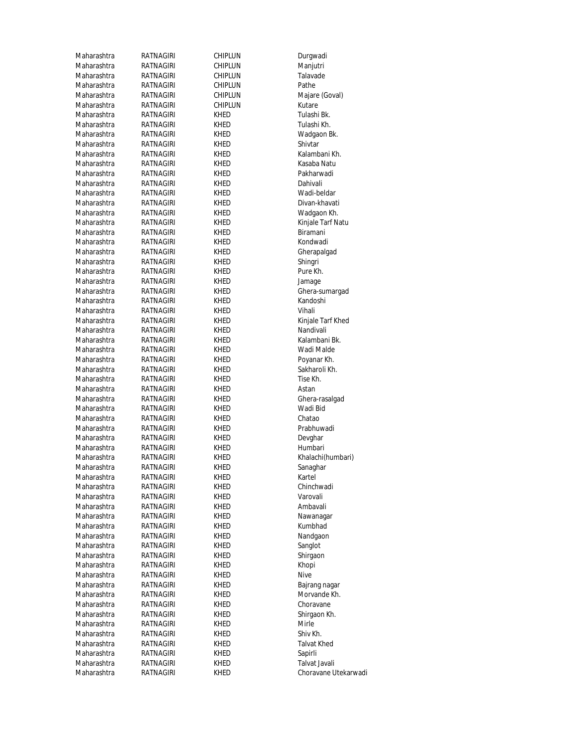| | | | |
|---|---|---|---|
| Maharashtra | RATNAGIRI | CHIPLUN | Durgwadi |
| Maharashtra | RATNAGIRI | CHIPLUN | Manjutri |
| Maharashtra | RATNAGIRI | CHIPLUN | Talavade |
| Maharashtra | RATNAGIRI | CHIPLUN | Pathe |
| Maharashtra | RATNAGIRI | CHIPLUN | Majare (Goval) |
| Maharashtra | RATNAGIRI | CHIPLUN | Kutare |
| Maharashtra | RATNAGIRI | KHED | Tulashi Bk. |
| Maharashtra | RATNAGIRI | KHED | Tulashi Kh. |
| Maharashtra | RATNAGIRI | KHED | Wadgaon Bk. |
| Maharashtra | RATNAGIRI | KHED | Shivtar |
| Maharashtra | RATNAGIRI | KHED | Kalambani Kh. |
| Maharashtra | RATNAGIRI | KHED | Kasaba Natu |
| Maharashtra | RATNAGIRI | KHED | Pakharwadi |
| Maharashtra | RATNAGIRI | KHED | Dahivali |
| Maharashtra | RATNAGIRI | KHED | Wadi-beldar |
| Maharashtra | RATNAGIRI | KHED | Divan-khavati |
| Maharashtra | RATNAGIRI | KHED | Wadgaon Kh. |
| Maharashtra | RATNAGIRI | KHED | Kinjale Tarf Natu |
| Maharashtra | RATNAGIRI | KHED | Biramani |
| Maharashtra | RATNAGIRI | KHED | Kondwadi |
| Maharashtra | RATNAGIRI | KHED | Gherapalgad |
| Maharashtra | RATNAGIRI | KHED | Shingri |
| Maharashtra | RATNAGIRI | KHED | Pure Kh. |
| Maharashtra | RATNAGIRI | KHED | Jamage |
| Maharashtra | RATNAGIRI | KHED | Ghera-sumargad |
| Maharashtra | RATNAGIRI | KHED | Kandoshi |
| Maharashtra | RATNAGIRI | KHED | Vihali |
| Maharashtra | RATNAGIRI | KHED | Kinjale Tarf Khed |
| Maharashtra | RATNAGIRI | KHED | Nandivali |
| Maharashtra | RATNAGIRI | KHED | Kalambani Bk. |
| Maharashtra | RATNAGIRI | KHED | Wadi Malde |
| Maharashtra | RATNAGIRI | KHED | Poyanar Kh. |
| Maharashtra | RATNAGIRI | KHED | Sakharoli Kh. |
| Maharashtra | RATNAGIRI | KHED | Tise Kh. |
| Maharashtra | RATNAGIRI | KHED | Astan |
| Maharashtra | RATNAGIRI | KHED | Ghera-rasalgad |
| Maharashtra | RATNAGIRI | KHED | Wadi Bid |
| Maharashtra | RATNAGIRI | KHED | Chatao |
| Maharashtra | RATNAGIRI | KHED | Prabhuwadi |
| Maharashtra | RATNAGIRI | KHED | Devghar |
| Maharashtra | RATNAGIRI | KHED | Humbari |
| Maharashtra | RATNAGIRI | KHED | Khalachi(humbari) |
| Maharashtra | RATNAGIRI | KHED | Sanaghar |
| Maharashtra | RATNAGIRI | KHED | Kartel |
| Maharashtra | RATNAGIRI | KHED | Chinchwadi |
| Maharashtra | RATNAGIRI | KHED | Varovali |
| Maharashtra | RATNAGIRI | KHED | Ambavali |
| Maharashtra | RATNAGIRI | KHED | Nawanagar |
| Maharashtra | RATNAGIRI | KHED | Kumbhad |
| Maharashtra | RATNAGIRI | KHED | Nandgaon |
| Maharashtra | RATNAGIRI | KHED | Sanglot |
| Maharashtra | RATNAGIRI | KHED | Shirgaon |
| Maharashtra | RATNAGIRI | KHED | Khopi |
| Maharashtra | RATNAGIRI | KHED | Nive |
| Maharashtra | RATNAGIRI | KHED | Bajrang nagar |
| Maharashtra | RATNAGIRI | KHED | Morvande Kh. |
| Maharashtra | RATNAGIRI | KHED | Choravane |
| Maharashtra | RATNAGIRI | KHED | Shirgaon Kh. |
| Maharashtra | RATNAGIRI | KHED | Mirle |
| Maharashtra | RATNAGIRI | KHED | Shiv Kh. |
| Maharashtra | RATNAGIRI | KHED | Talvat Khed |
| Maharashtra | RATNAGIRI | KHED | Sapirli |
| Maharashtra | RATNAGIRI | KHED | Talvat Javali |
| Maharashtra | RATNAGIRI | KHED | Choravane Utekarwadi |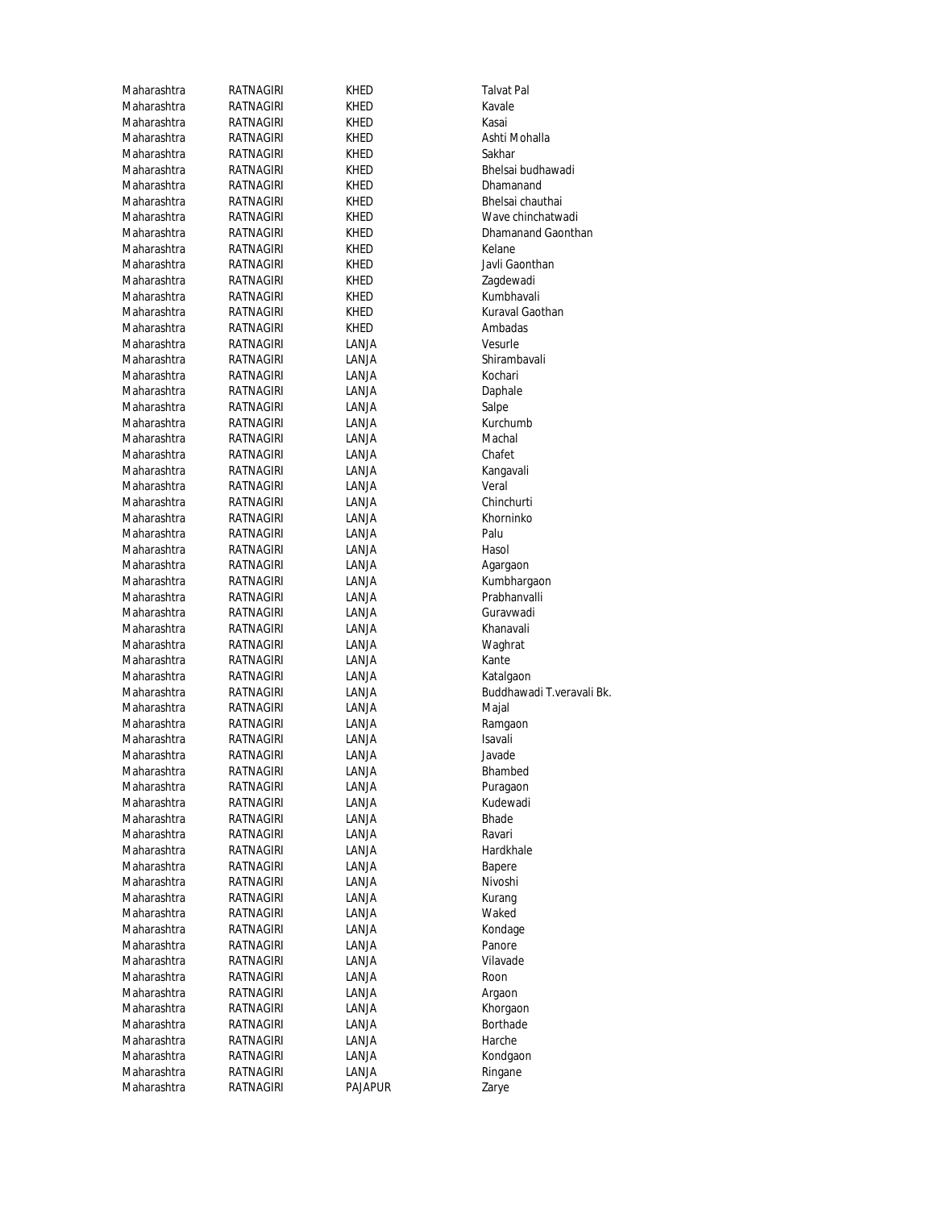| | | | |
|---|---|---|---|
| Maharashtra | RATNAGIRI | KHED | Talvat Pal |
| Maharashtra | RATNAGIRI | KHED | Kavale |
| Maharashtra | RATNAGIRI | KHED | Kasai |
| Maharashtra | RATNAGIRI | KHED | Ashti Mohalla |
| Maharashtra | RATNAGIRI | KHED | Sakhar |
| Maharashtra | RATNAGIRI | KHED | Bhelsai budhawadi |
| Maharashtra | RATNAGIRI | KHED | Dhamanand |
| Maharashtra | RATNAGIRI | KHED | Bhelsai chauthai |
| Maharashtra | RATNAGIRI | KHED | Wave chinchatwadi |
| Maharashtra | RATNAGIRI | KHED | Dhamanand Gaonthan |
| Maharashtra | RATNAGIRI | KHED | Kelane |
| Maharashtra | RATNAGIRI | KHED | Javli Gaonthan |
| Maharashtra | RATNAGIRI | KHED | Zagdewadi |
| Maharashtra | RATNAGIRI | KHED | Kumbhavali |
| Maharashtra | RATNAGIRI | KHED | Kuraval Gaothan |
| Maharashtra | RATNAGIRI | KHED | Ambadas |
| Maharashtra | RATNAGIRI | LANJA | Vesurle |
| Maharashtra | RATNAGIRI | LANJA | Shirambavali |
| Maharashtra | RATNAGIRI | LANJA | Kochari |
| Maharashtra | RATNAGIRI | LANJA | Daphale |
| Maharashtra | RATNAGIRI | LANJA | Salpe |
| Maharashtra | RATNAGIRI | LANJA | Kurchumb |
| Maharashtra | RATNAGIRI | LANJA | Machal |
| Maharashtra | RATNAGIRI | LANJA | Chafet |
| Maharashtra | RATNAGIRI | LANJA | Kangavali |
| Maharashtra | RATNAGIRI | LANJA | Veral |
| Maharashtra | RATNAGIRI | LANJA | Chinchurti |
| Maharashtra | RATNAGIRI | LANJA | Khorninko |
| Maharashtra | RATNAGIRI | LANJA | Palu |
| Maharashtra | RATNAGIRI | LANJA | Hasol |
| Maharashtra | RATNAGIRI | LANJA | Agargaon |
| Maharashtra | RATNAGIRI | LANJA | Kumbhargaon |
| Maharashtra | RATNAGIRI | LANJA | Prabhanvalli |
| Maharashtra | RATNAGIRI | LANJA | Guravwadi |
| Maharashtra | RATNAGIRI | LANJA | Khanavali |
| Maharashtra | RATNAGIRI | LANJA | Waghrat |
| Maharashtra | RATNAGIRI | LANJA | Kante |
| Maharashtra | RATNAGIRI | LANJA | Katalgaon |
| Maharashtra | RATNAGIRI | LANJA | Buddhawadi T.veravali Bk. |
| Maharashtra | RATNAGIRI | LANJA | Majal |
| Maharashtra | RATNAGIRI | LANJA | Ramgaon |
| Maharashtra | RATNAGIRI | LANJA | Isavali |
| Maharashtra | RATNAGIRI | LANJA | Javade |
| Maharashtra | RATNAGIRI | LANJA | Bhambed |
| Maharashtra | RATNAGIRI | LANJA | Puragaon |
| Maharashtra | RATNAGIRI | LANJA | Kudewadi |
| Maharashtra | RATNAGIRI | LANJA | Bhade |
| Maharashtra | RATNAGIRI | LANJA | Ravari |
| Maharashtra | RATNAGIRI | LANJA | Hardkhale |
| Maharashtra | RATNAGIRI | LANJA | Bapere |
| Maharashtra | RATNAGIRI | LANJA | Nivoshi |
| Maharashtra | RATNAGIRI | LANJA | Kurang |
| Maharashtra | RATNAGIRI | LANJA | Waked |
| Maharashtra | RATNAGIRI | LANJA | Kondage |
| Maharashtra | RATNAGIRI | LANJA | Panore |
| Maharashtra | RATNAGIRI | LANJA | Vilavade |
| Maharashtra | RATNAGIRI | LANJA | Roon |
| Maharashtra | RATNAGIRI | LANJA | Argaon |
| Maharashtra | RATNAGIRI | LANJA | Khorgaon |
| Maharashtra | RATNAGIRI | LANJA | Borthade |
| Maharashtra | RATNAGIRI | LANJA | Harche |
| Maharashtra | RATNAGIRI | LANJA | Kondgaon |
| Maharashtra | RATNAGIRI | LANJA | Ringane |
| Maharashtra | RATNAGIRI | PAJAPUR | Zarye |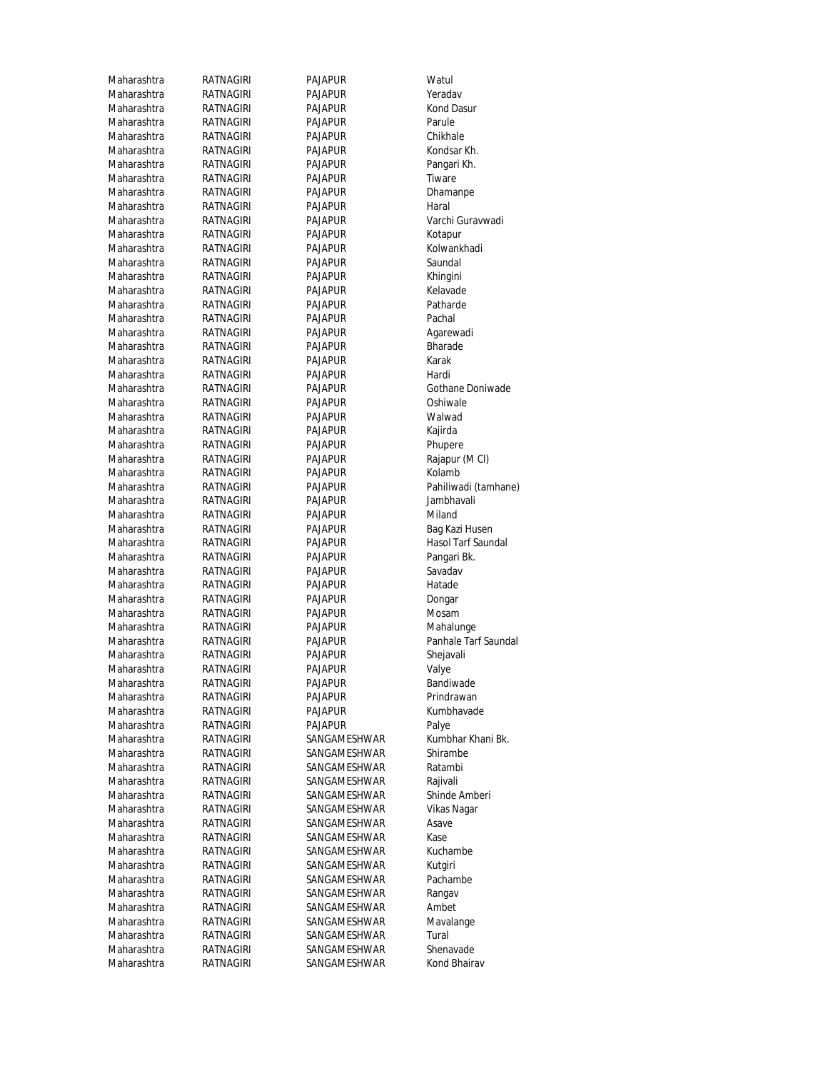| | | | |
|---|---|---|---|
| Maharashtra | RATNAGIRI | PAJAPUR | Watul |
| Maharashtra | RATNAGIRI | PAJAPUR | Yeradav |
| Maharashtra | RATNAGIRI | PAJAPUR | Kond Dasur |
| Maharashtra | RATNAGIRI | PAJAPUR | Parule |
| Maharashtra | RATNAGIRI | PAJAPUR | Chikhale |
| Maharashtra | RATNAGIRI | PAJAPUR | Kondsar Kh. |
| Maharashtra | RATNAGIRI | PAJAPUR | Pangari Kh. |
| Maharashtra | RATNAGIRI | PAJAPUR | Tiware |
| Maharashtra | RATNAGIRI | PAJAPUR | Dhamanpe |
| Maharashtra | RATNAGIRI | PAJAPUR | Haral |
| Maharashtra | RATNAGIRI | PAJAPUR | Varchi Guravwadi |
| Maharashtra | RATNAGIRI | PAJAPUR | Kotapur |
| Maharashtra | RATNAGIRI | PAJAPUR | Kolwankhadi |
| Maharashtra | RATNAGIRI | PAJAPUR | Saundal |
| Maharashtra | RATNAGIRI | PAJAPUR | Khingini |
| Maharashtra | RATNAGIRI | PAJAPUR | Kelavade |
| Maharashtra | RATNAGIRI | PAJAPUR | Patharde |
| Maharashtra | RATNAGIRI | PAJAPUR | Pachal |
| Maharashtra | RATNAGIRI | PAJAPUR | Agarewadi |
| Maharashtra | RATNAGIRI | PAJAPUR | Bharade |
| Maharashtra | RATNAGIRI | PAJAPUR | Karak |
| Maharashtra | RATNAGIRI | PAJAPUR | Hardi |
| Maharashtra | RATNAGIRI | PAJAPUR | Gothane Doniwade |
| Maharashtra | RATNAGIRI | PAJAPUR | Oshiwale |
| Maharashtra | RATNAGIRI | PAJAPUR | Walwad |
| Maharashtra | RATNAGIRI | PAJAPUR | Kajirda |
| Maharashtra | RATNAGIRI | PAJAPUR | Phupere |
| Maharashtra | RATNAGIRI | PAJAPUR | Rajapur (M Cl) |
| Maharashtra | RATNAGIRI | PAJAPUR | Kolamb |
| Maharashtra | RATNAGIRI | PAJAPUR | Pahiliwadi (tamhane) |
| Maharashtra | RATNAGIRI | PAJAPUR | Jambhavali |
| Maharashtra | RATNAGIRI | PAJAPUR | Miland |
| Maharashtra | RATNAGIRI | PAJAPUR | Bag Kazi Husen |
| Maharashtra | RATNAGIRI | PAJAPUR | Hasol Tarf Saundal |
| Maharashtra | RATNAGIRI | PAJAPUR | Pangari Bk. |
| Maharashtra | RATNAGIRI | PAJAPUR | Savadav |
| Maharashtra | RATNAGIRI | PAJAPUR | Hatade |
| Maharashtra | RATNAGIRI | PAJAPUR | Dongar |
| Maharashtra | RATNAGIRI | PAJAPUR | Mosam |
| Maharashtra | RATNAGIRI | PAJAPUR | Mahalunge |
| Maharashtra | RATNAGIRI | PAJAPUR | Panhale Tarf Saundal |
| Maharashtra | RATNAGIRI | PAJAPUR | Shejavali |
| Maharashtra | RATNAGIRI | PAJAPUR | Valye |
| Maharashtra | RATNAGIRI | PAJAPUR | Bandiwade |
| Maharashtra | RATNAGIRI | PAJAPUR | Prindrawan |
| Maharashtra | RATNAGIRI | PAJAPUR | Kumbhavade |
| Maharashtra | RATNAGIRI | PAJAPUR | Palye |
| Maharashtra | RATNAGIRI | SANGAMESHWAR | Kumbhar Khani Bk. |
| Maharashtra | RATNAGIRI | SANGAMESHWAR | Shirambe |
| Maharashtra | RATNAGIRI | SANGAMESHWAR | Ratambi |
| Maharashtra | RATNAGIRI | SANGAMESHWAR | Rajivali |
| Maharashtra | RATNAGIRI | SANGAMESHWAR | Shinde Amberi |
| Maharashtra | RATNAGIRI | SANGAMESHWAR | Vikas Nagar |
| Maharashtra | RATNAGIRI | SANGAMESHWAR | Asave |
| Maharashtra | RATNAGIRI | SANGAMESHWAR | Kase |
| Maharashtra | RATNAGIRI | SANGAMESHWAR | Kuchambe |
| Maharashtra | RATNAGIRI | SANGAMESHWAR | Kutgiri |
| Maharashtra | RATNAGIRI | SANGAMESHWAR | Pachambe |
| Maharashtra | RATNAGIRI | SANGAMESHWAR | Rangav |
| Maharashtra | RATNAGIRI | SANGAMESHWAR | Ambet |
| Maharashtra | RATNAGIRI | SANGAMESHWAR | Mavalange |
| Maharashtra | RATNAGIRI | SANGAMESHWAR | Tural |
| Maharashtra | RATNAGIRI | SANGAMESHWAR | Shenavade |
| Maharashtra | RATNAGIRI | SANGAMESHWAR | Kond Bhairav |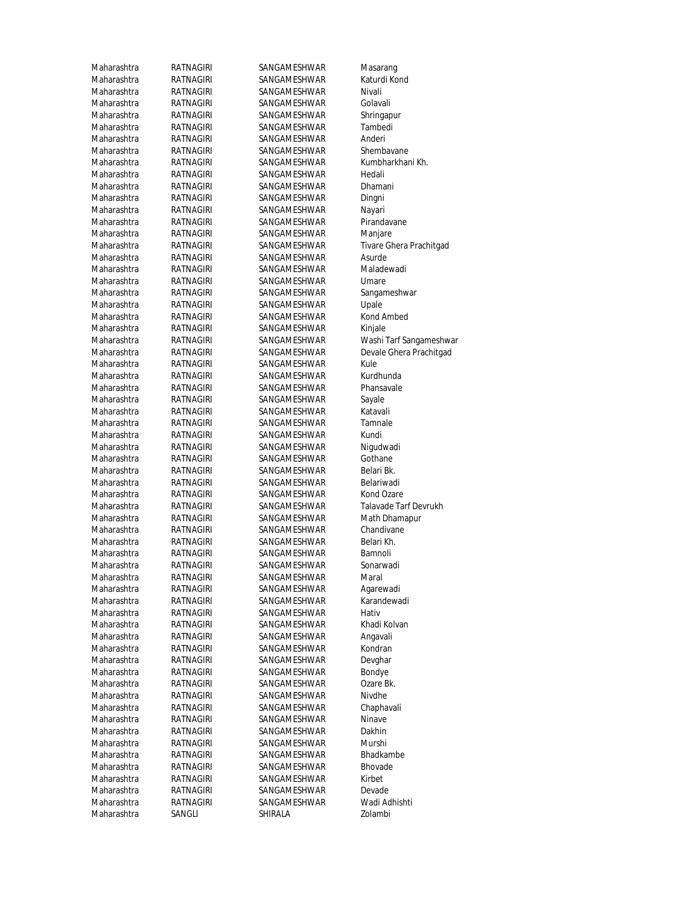| | | | |
|---|---|---|---|
| Maharashtra | RATNAGIRI | SANGAMESHWAR | Masarang |
| Maharashtra | RATNAGIRI | SANGAMESHWAR | Katurdi Kond |
| Maharashtra | RATNAGIRI | SANGAMESHWAR | Nivali |
| Maharashtra | RATNAGIRI | SANGAMESHWAR | Golavali |
| Maharashtra | RATNAGIRI | SANGAMESHWAR | Shringapur |
| Maharashtra | RATNAGIRI | SANGAMESHWAR | Tambedi |
| Maharashtra | RATNAGIRI | SANGAMESHWAR | Anderi |
| Maharashtra | RATNAGIRI | SANGAMESHWAR | Shembavane |
| Maharashtra | RATNAGIRI | SANGAMESHWAR | Kumbharkhani Kh. |
| Maharashtra | RATNAGIRI | SANGAMESHWAR | Hedali |
| Maharashtra | RATNAGIRI | SANGAMESHWAR | Dhamani |
| Maharashtra | RATNAGIRI | SANGAMESHWAR | Dingni |
| Maharashtra | RATNAGIRI | SANGAMESHWAR | Nayari |
| Maharashtra | RATNAGIRI | SANGAMESHWAR | Pirandavane |
| Maharashtra | RATNAGIRI | SANGAMESHWAR | Manjare |
| Maharashtra | RATNAGIRI | SANGAMESHWAR | Tivare Ghera Prachitgad |
| Maharashtra | RATNAGIRI | SANGAMESHWAR | Asurde |
| Maharashtra | RATNAGIRI | SANGAMESHWAR | Maladewadi |
| Maharashtra | RATNAGIRI | SANGAMESHWAR | Umare |
| Maharashtra | RATNAGIRI | SANGAMESHWAR | Sangameshwar |
| Maharashtra | RATNAGIRI | SANGAMESHWAR | Upale |
| Maharashtra | RATNAGIRI | SANGAMESHWAR | Kond Ambed |
| Maharashtra | RATNAGIRI | SANGAMESHWAR | Kinjale |
| Maharashtra | RATNAGIRI | SANGAMESHWAR | Washi Tarf Sangameshwar |
| Maharashtra | RATNAGIRI | SANGAMESHWAR | Devale Ghera Prachitgad |
| Maharashtra | RATNAGIRI | SANGAMESHWAR | Kule |
| Maharashtra | RATNAGIRI | SANGAMESHWAR | Kurdhunda |
| Maharashtra | RATNAGIRI | SANGAMESHWAR | Phansavale |
| Maharashtra | RATNAGIRI | SANGAMESHWAR | Sayale |
| Maharashtra | RATNAGIRI | SANGAMESHWAR | Katavali |
| Maharashtra | RATNAGIRI | SANGAMESHWAR | Tamnale |
| Maharashtra | RATNAGIRI | SANGAMESHWAR | Kundi |
| Maharashtra | RATNAGIRI | SANGAMESHWAR | Nigudwadi |
| Maharashtra | RATNAGIRI | SANGAMESHWAR | Gothane |
| Maharashtra | RATNAGIRI | SANGAMESHWAR | Belari Bk. |
| Maharashtra | RATNAGIRI | SANGAMESHWAR | Belariwadi |
| Maharashtra | RATNAGIRI | SANGAMESHWAR | Kond Ozare |
| Maharashtra | RATNAGIRI | SANGAMESHWAR | Talavade Tarf Devrukh |
| Maharashtra | RATNAGIRI | SANGAMESHWAR | Math Dhamapur |
| Maharashtra | RATNAGIRI | SANGAMESHWAR | Chandivane |
| Maharashtra | RATNAGIRI | SANGAMESHWAR | Belari Kh. |
| Maharashtra | RATNAGIRI | SANGAMESHWAR | Bamnoli |
| Maharashtra | RATNAGIRI | SANGAMESHWAR | Sonarwadi |
| Maharashtra | RATNAGIRI | SANGAMESHWAR | Maral |
| Maharashtra | RATNAGIRI | SANGAMESHWAR | Agarewadi |
| Maharashtra | RATNAGIRI | SANGAMESHWAR | Karandewadi |
| Maharashtra | RATNAGIRI | SANGAMESHWAR | Hativ |
| Maharashtra | RATNAGIRI | SANGAMESHWAR | Khadi Kolvan |
| Maharashtra | RATNAGIRI | SANGAMESHWAR | Angavali |
| Maharashtra | RATNAGIRI | SANGAMESHWAR | Kondran |
| Maharashtra | RATNAGIRI | SANGAMESHWAR | Devghar |
| Maharashtra | RATNAGIRI | SANGAMESHWAR | Bondye |
| Maharashtra | RATNAGIRI | SANGAMESHWAR | Ozare Bk. |
| Maharashtra | RATNAGIRI | SANGAMESHWAR | Nivdhe |
| Maharashtra | RATNAGIRI | SANGAMESHWAR | Chaphavali |
| Maharashtra | RATNAGIRI | SANGAMESHWAR | Ninave |
| Maharashtra | RATNAGIRI | SANGAMESHWAR | Dakhin |
| Maharashtra | RATNAGIRI | SANGAMESHWAR | Murshi |
| Maharashtra | RATNAGIRI | SANGAMESHWAR | Bhadkambe |
| Maharashtra | RATNAGIRI | SANGAMESHWAR | Bhovade |
| Maharashtra | RATNAGIRI | SANGAMESHWAR | Kirbet |
| Maharashtra | RATNAGIRI | SANGAMESHWAR | Devade |
| Maharashtra | RATNAGIRI | SANGAMESHWAR | Wadi Adhishti |
| Maharashtra | SANGLI | SHIRALA | Zolambi |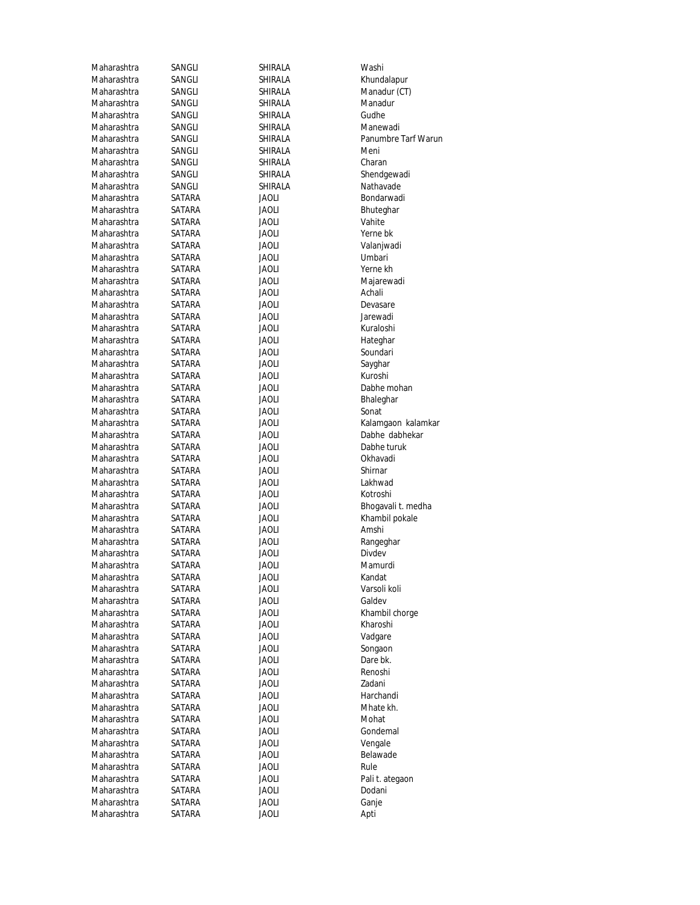| | | | |
|---|---|---|---|
| Maharashtra | SANGLI | SHIRALA | Washi |
| Maharashtra | SANGLI | SHIRALA | Khundalapur |
| Maharashtra | SANGLI | SHIRALA | Manadur (CT) |
| Maharashtra | SANGLI | SHIRALA | Manadur |
| Maharashtra | SANGLI | SHIRALA | Gudhe |
| Maharashtra | SANGLI | SHIRALA | Manewadi |
| Maharashtra | SANGLI | SHIRALA | Panumbre Tarf Warun |
| Maharashtra | SANGLI | SHIRALA | Meni |
| Maharashtra | SANGLI | SHIRALA | Charan |
| Maharashtra | SANGLI | SHIRALA | Shendgewadi |
| Maharashtra | SANGLI | SHIRALA | Nathavade |
| Maharashtra | SATARA | JAOLI | Bondarwadi |
| Maharashtra | SATARA | JAOLI | Bhuteghar |
| Maharashtra | SATARA | JAOLI | Vahite |
| Maharashtra | SATARA | JAOLI | Yerne bk |
| Maharashtra | SATARA | JAOLI | Valanjwadi |
| Maharashtra | SATARA | JAOLI | Umbari |
| Maharashtra | SATARA | JAOLI | Yerne kh |
| Maharashtra | SATARA | JAOLI | Majarewadi |
| Maharashtra | SATARA | JAOLI | Achali |
| Maharashtra | SATARA | JAOLI | Devasare |
| Maharashtra | SATARA | JAOLI | Jarewadi |
| Maharashtra | SATARA | JAOLI | Kuraloshi |
| Maharashtra | SATARA | JAOLI | Hateghar |
| Maharashtra | SATARA | JAOLI | Soundari |
| Maharashtra | SATARA | JAOLI | Sayghar |
| Maharashtra | SATARA | JAOLI | Kuroshi |
| Maharashtra | SATARA | JAOLI | Dabhe mohan |
| Maharashtra | SATARA | JAOLI | Bhaleghar |
| Maharashtra | SATARA | JAOLI | Sonat |
| Maharashtra | SATARA | JAOLI | Kalamgaon kalamkar |
| Maharashtra | SATARA | JAOLI | Dabhe dabhekar |
| Maharashtra | SATARA | JAOLI | Dabhe turuk |
| Maharashtra | SATARA | JAOLI | Okhavadi |
| Maharashtra | SATARA | JAOLI | Shirnar |
| Maharashtra | SATARA | JAOLI | Lakhwad |
| Maharashtra | SATARA | JAOLI | Kotroshi |
| Maharashtra | SATARA | JAOLI | Bhogavali t. medha |
| Maharashtra | SATARA | JAOLI | Khambil pokale |
| Maharashtra | SATARA | JAOLI | Amshi |
| Maharashtra | SATARA | JAOLI | Rangeghar |
| Maharashtra | SATARA | JAOLI | Divdev |
| Maharashtra | SATARA | JAOLI | Mamurdi |
| Maharashtra | SATARA | JAOLI | Kandat |
| Maharashtra | SATARA | JAOLI | Varsoli koli |
| Maharashtra | SATARA | JAOLI | Galdev |
| Maharashtra | SATARA | JAOLI | Khambil chorge |
| Maharashtra | SATARA | JAOLI | Kharoshi |
| Maharashtra | SATARA | JAOLI | Vadgare |
| Maharashtra | SATARA | JAOLI | Songaon |
| Maharashtra | SATARA | JAOLI | Dare bk. |
| Maharashtra | SATARA | JAOLI | Renoshi |
| Maharashtra | SATARA | JAOLI | Zadani |
| Maharashtra | SATARA | JAOLI | Harchandi |
| Maharashtra | SATARA | JAOLI | Mhate kh. |
| Maharashtra | SATARA | JAOLI | Mohat |
| Maharashtra | SATARA | JAOLI | Gondemal |
| Maharashtra | SATARA | JAOLI | Vengale |
| Maharashtra | SATARA | JAOLI | Belawade |
| Maharashtra | SATARA | JAOLI | Rule |
| Maharashtra | SATARA | JAOLI | Pali t. ategaon |
| Maharashtra | SATARA | JAOLI | Dodani |
| Maharashtra | SATARA | JAOLI | Ganje |
| Maharashtra | SATARA | JAOLI | Apti |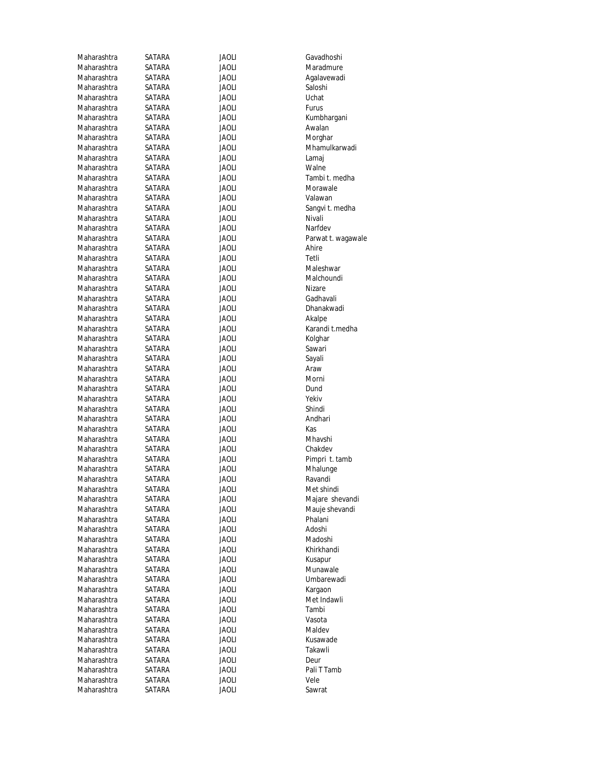| | | | |
|---|---|---|---|
| Maharashtra | SATARA | JAOLI | Gavadhoshi |
| Maharashtra | SATARA | JAOLI | Maradmure |
| Maharashtra | SATARA | JAOLI | Agalavewadi |
| Maharashtra | SATARA | JAOLI | Saloshi |
| Maharashtra | SATARA | JAOLI | Uchat |
| Maharashtra | SATARA | JAOLI | Furus |
| Maharashtra | SATARA | JAOLI | Kumbhargani |
| Maharashtra | SATARA | JAOLI | Awalan |
| Maharashtra | SATARA | JAOLI | Morghar |
| Maharashtra | SATARA | JAOLI | Mhamulkarwadi |
| Maharashtra | SATARA | JAOLI | Lamaj |
| Maharashtra | SATARA | JAOLI | Walne |
| Maharashtra | SATARA | JAOLI | Tambi t. medha |
| Maharashtra | SATARA | JAOLI | Morawale |
| Maharashtra | SATARA | JAOLI | Valawan |
| Maharashtra | SATARA | JAOLI | Sangvi t. medha |
| Maharashtra | SATARA | JAOLI | Nivali |
| Maharashtra | SATARA | JAOLI | Narfdev |
| Maharashtra | SATARA | JAOLI | Parwat t. wagawale |
| Maharashtra | SATARA | JAOLI | Ahire |
| Maharashtra | SATARA | JAOLI | Tetli |
| Maharashtra | SATARA | JAOLI | Maleshwar |
| Maharashtra | SATARA | JAOLI | Malchoundi |
| Maharashtra | SATARA | JAOLI | Nizare |
| Maharashtra | SATARA | JAOLI | Gadhavali |
| Maharashtra | SATARA | JAOLI | Dhanakwadi |
| Maharashtra | SATARA | JAOLI | Akalpe |
| Maharashtra | SATARA | JAOLI | Karandi t.medha |
| Maharashtra | SATARA | JAOLI | Kolghar |
| Maharashtra | SATARA | JAOLI | Sawari |
| Maharashtra | SATARA | JAOLI | Sayali |
| Maharashtra | SATARA | JAOLI | Araw |
| Maharashtra | SATARA | JAOLI | Morni |
| Maharashtra | SATARA | JAOLI | Dund |
| Maharashtra | SATARA | JAOLI | Yekiv |
| Maharashtra | SATARA | JAOLI | Shindi |
| Maharashtra | SATARA | JAOLI | Andhari |
| Maharashtra | SATARA | JAOLI | Kas |
| Maharashtra | SATARA | JAOLI | Mhavshi |
| Maharashtra | SATARA | JAOLI | Chakdev |
| Maharashtra | SATARA | JAOLI | Pimpri t. tamb |
| Maharashtra | SATARA | JAOLI | Mhalunge |
| Maharashtra | SATARA | JAOLI | Ravandi |
| Maharashtra | SATARA | JAOLI | Met shindi |
| Maharashtra | SATARA | JAOLI | Majare shevandi |
| Maharashtra | SATARA | JAOLI | Mauje shevandi |
| Maharashtra | SATARA | JAOLI | Phalani |
| Maharashtra | SATARA | JAOLI | Adoshi |
| Maharashtra | SATARA | JAOLI | Madoshi |
| Maharashtra | SATARA | JAOLI | Khirkhandi |
| Maharashtra | SATARA | JAOLI | Kusapur |
| Maharashtra | SATARA | JAOLI | Munawale |
| Maharashtra | SATARA | JAOLI | Umbarewadi |
| Maharashtra | SATARA | JAOLI | Kargaon |
| Maharashtra | SATARA | JAOLI | Met Indawli |
| Maharashtra | SATARA | JAOLI | Tambi |
| Maharashtra | SATARA | JAOLI | Vasota |
| Maharashtra | SATARA | JAOLI | Maldev |
| Maharashtra | SATARA | JAOLI | Kusawade |
| Maharashtra | SATARA | JAOLI | Takawli |
| Maharashtra | SATARA | JAOLI | Deur |
| Maharashtra | SATARA | JAOLI | Pali T Tamb |
| Maharashtra | SATARA | JAOLI | Vele |
| Maharashtra | SATARA | JAOLI | Sawrat |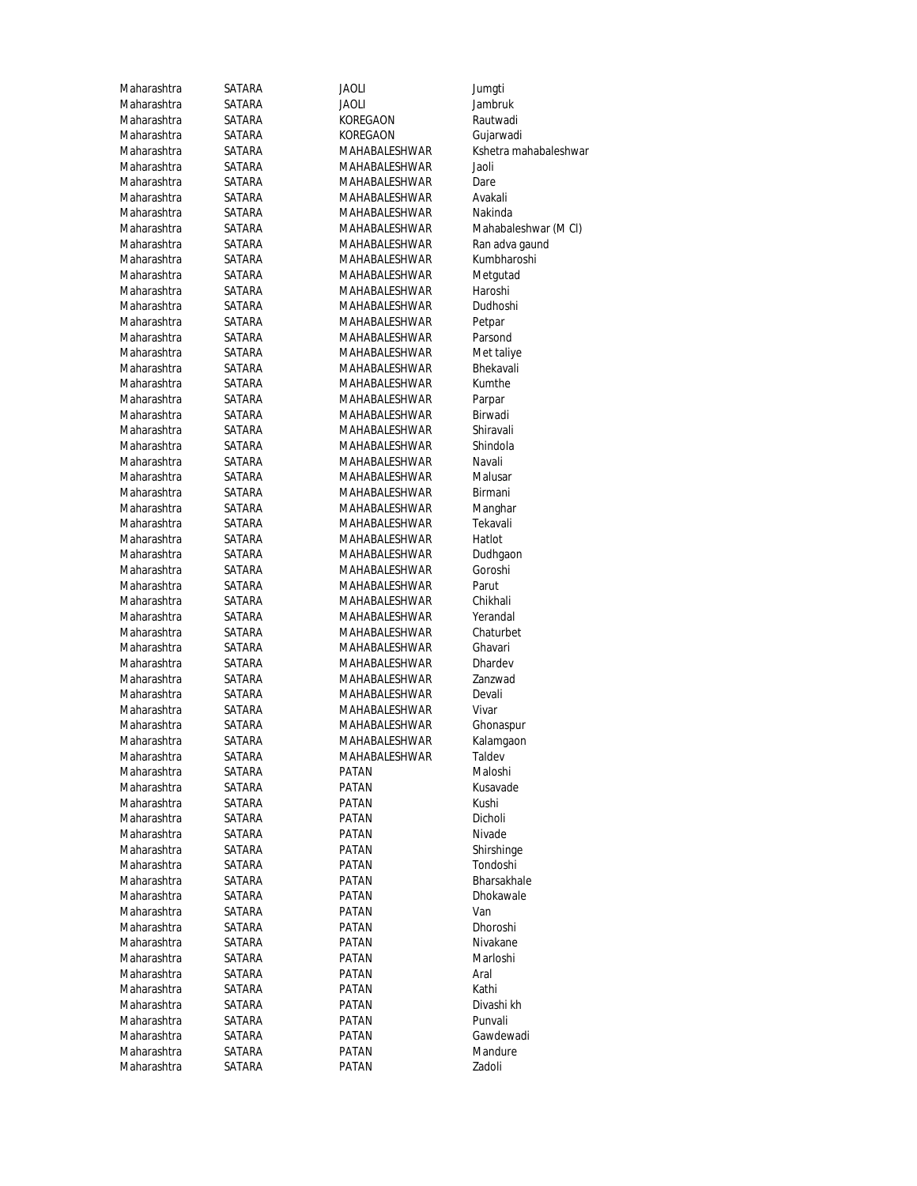| Maharashtra | SATARA | JAOLI | Jumgti |
|---|---|---|---|
| Maharashtra | SATARA | JAOLI | Jambruk |
| Maharashtra | SATARA | KOREGAON | Rautwadi |
| Maharashtra | SATARA | KOREGAON | Gujarwadi |
| Maharashtra | SATARA | MAHABALESHWAR | Kshetra mahabaleshwar |
| Maharashtra | SATARA | MAHABALESHWAR | Jaoli |
| Maharashtra | SATARA | MAHABALESHWAR | Dare |
| Maharashtra | SATARA | MAHABALESHWAR | Avakali |
| Maharashtra | SATARA | MAHABALESHWAR | Nakinda |
| Maharashtra | SATARA | MAHABALESHWAR | Mahabaleshwar (M Cl) |
| Maharashtra | SATARA | MAHABALESHWAR | Ran adva gaund |
| Maharashtra | SATARA | MAHABALESHWAR | Kumbharoshi |
| Maharashtra | SATARA | MAHABALESHWAR | Metgutad |
| Maharashtra | SATARA | MAHABALESHWAR | Haroshi |
| Maharashtra | SATARA | MAHABALESHWAR | Dudhoshi |
| Maharashtra | SATARA | MAHABALESHWAR | Petpar |
| Maharashtra | SATARA | MAHABALESHWAR | Parsond |
| Maharashtra | SATARA | MAHABALESHWAR | Met taliye |
| Maharashtra | SATARA | MAHABALESHWAR | Bhekavali |
| Maharashtra | SATARA | MAHABALESHWAR | Kumthe |
| Maharashtra | SATARA | MAHABALESHWAR | Parpar |
| Maharashtra | SATARA | MAHABALESHWAR | Birwadi |
| Maharashtra | SATARA | MAHABALESHWAR | Shiravali |
| Maharashtra | SATARA | MAHABALESHWAR | Shindola |
| Maharashtra | SATARA | MAHABALESHWAR | Navali |
| Maharashtra | SATARA | MAHABALESHWAR | Malusar |
| Maharashtra | SATARA | MAHABALESHWAR | Birmani |
| Maharashtra | SATARA | MAHABALESHWAR | Manghar |
| Maharashtra | SATARA | MAHABALESHWAR | Tekavali |
| Maharashtra | SATARA | MAHABALESHWAR | Hatlot |
| Maharashtra | SATARA | MAHABALESHWAR | Dudhgaon |
| Maharashtra | SATARA | MAHABALESHWAR | Goroshi |
| Maharashtra | SATARA | MAHABALESHWAR | Parut |
| Maharashtra | SATARA | MAHABALESHWAR | Chikhali |
| Maharashtra | SATARA | MAHABALESHWAR | Yerandal |
| Maharashtra | SATARA | MAHABALESHWAR | Chaturbet |
| Maharashtra | SATARA | MAHABALESHWAR | Ghavari |
| Maharashtra | SATARA | MAHABALESHWAR | Dhardev |
| Maharashtra | SATARA | MAHABALESHWAR | Zanzwad |
| Maharashtra | SATARA | MAHABALESHWAR | Devali |
| Maharashtra | SATARA | MAHABALESHWAR | Vivar |
| Maharashtra | SATARA | MAHABALESHWAR | Ghonaspur |
| Maharashtra | SATARA | MAHABALESHWAR | Kalamgaon |
| Maharashtra | SATARA | MAHABALESHWAR | Taldev |
| Maharashtra | SATARA | PATAN | Maloshi |
| Maharashtra | SATARA | PATAN | Kusavade |
| Maharashtra | SATARA | PATAN | Kushi |
| Maharashtra | SATARA | PATAN | Dicholi |
| Maharashtra | SATARA | PATAN | Nivade |
| Maharashtra | SATARA | PATAN | Shirshinge |
| Maharashtra | SATARA | PATAN | Tondoshi |
| Maharashtra | SATARA | PATAN | Bharsakhale |
| Maharashtra | SATARA | PATAN | Dhokawale |
| Maharashtra | SATARA | PATAN | Van |
| Maharashtra | SATARA | PATAN | Dhoroshi |
| Maharashtra | SATARA | PATAN | Nivakane |
| Maharashtra | SATARA | PATAN | Marloshi |
| Maharashtra | SATARA | PATAN | Aral |
| Maharashtra | SATARA | PATAN | Kathi |
| Maharashtra | SATARA | PATAN | Divashi kh |
| Maharashtra | SATARA | PATAN | Punvali |
| Maharashtra | SATARA | PATAN | Gawdewadi |
| Maharashtra | SATARA | PATAN | Mandure |
| Maharashtra | SATARA | PATAN | Zadoli |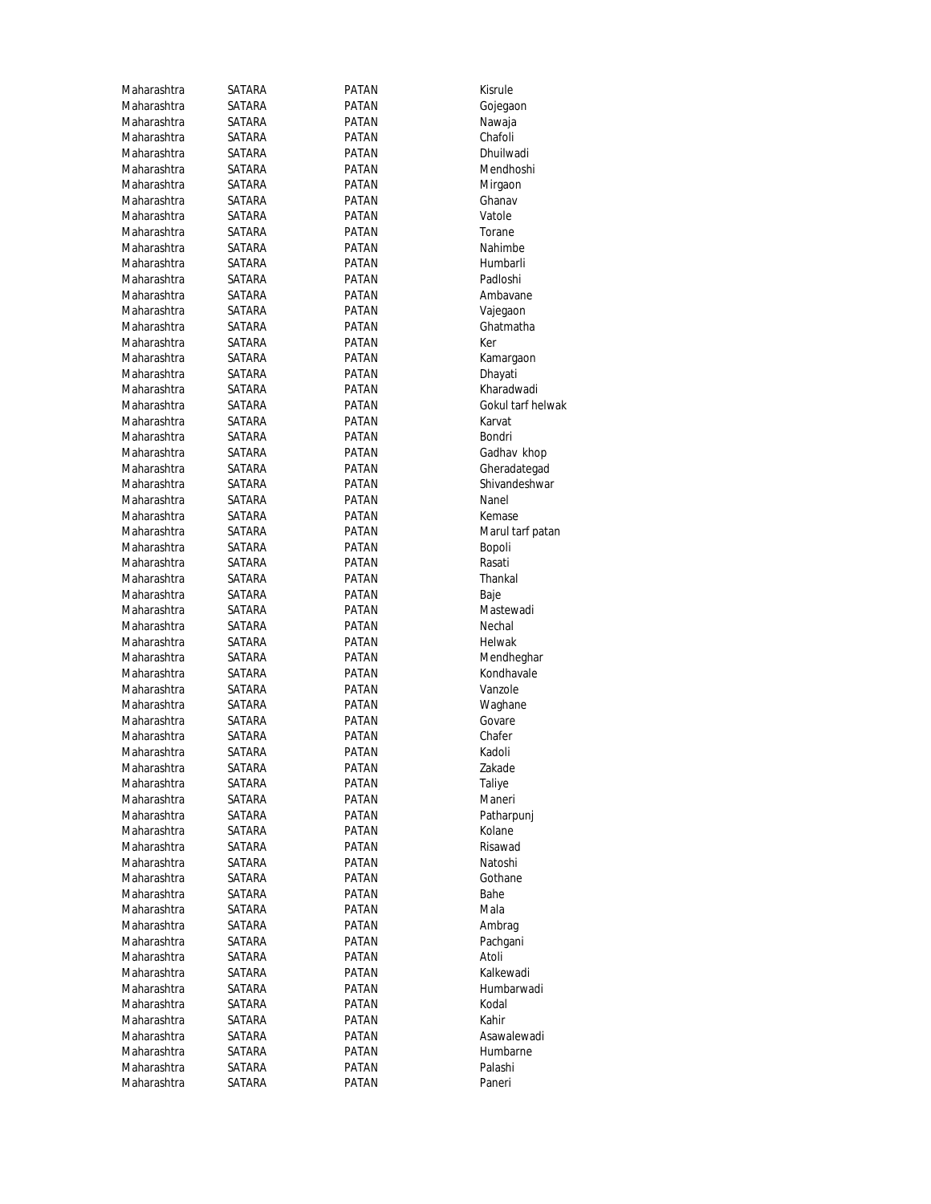| Maharashtra | SATARA | PATAN | Kisrule |
|---|---|---|---|
| Maharashtra | SATARA | PATAN | Gojegaon |
| Maharashtra | SATARA | PATAN | Nawaja |
| Maharashtra | SATARA | PATAN | Chafoli |
| Maharashtra | SATARA | PATAN | Dhuilwadi |
| Maharashtra | SATARA | PATAN | Mendhoshi |
| Maharashtra | SATARA | PATAN | Mirgaon |
| Maharashtra | SATARA | PATAN | Ghanav |
| Maharashtra | SATARA | PATAN | Vatole |
| Maharashtra | SATARA | PATAN | Torane |
| Maharashtra | SATARA | PATAN | Nahimbe |
| Maharashtra | SATARA | PATAN | Humbarli |
| Maharashtra | SATARA | PATAN | Padloshi |
| Maharashtra | SATARA | PATAN | Ambavane |
| Maharashtra | SATARA | PATAN | Vajegaon |
| Maharashtra | SATARA | PATAN | Ghatmatha |
| Maharashtra | SATARA | PATAN | Ker |
| Maharashtra | SATARA | PATAN | Kamargaon |
| Maharashtra | SATARA | PATAN | Dhayati |
| Maharashtra | SATARA | PATAN | Kharadwadi |
| Maharashtra | SATARA | PATAN | Gokul tarf helwak |
| Maharashtra | SATARA | PATAN | Karvat |
| Maharashtra | SATARA | PATAN | Bondri |
| Maharashtra | SATARA | PATAN | Gadhav khop |
| Maharashtra | SATARA | PATAN | Gheradategad |
| Maharashtra | SATARA | PATAN | Shivandeshwar |
| Maharashtra | SATARA | PATAN | Nanel |
| Maharashtra | SATARA | PATAN | Kemase |
| Maharashtra | SATARA | PATAN | Marul tarf patan |
| Maharashtra | SATARA | PATAN | Bopoli |
| Maharashtra | SATARA | PATAN | Rasati |
| Maharashtra | SATARA | PATAN | Thankal |
| Maharashtra | SATARA | PATAN | Baje |
| Maharashtra | SATARA | PATAN | Mastewadi |
| Maharashtra | SATARA | PATAN | Nechal |
| Maharashtra | SATARA | PATAN | Helwak |
| Maharashtra | SATARA | PATAN | Mendheghar |
| Maharashtra | SATARA | PATAN | Kondhavale |
| Maharashtra | SATARA | PATAN | Vanzole |
| Maharashtra | SATARA | PATAN | Waghane |
| Maharashtra | SATARA | PATAN | Govare |
| Maharashtra | SATARA | PATAN | Chafer |
| Maharashtra | SATARA | PATAN | Kadoli |
| Maharashtra | SATARA | PATAN | Zakade |
| Maharashtra | SATARA | PATAN | Taliye |
| Maharashtra | SATARA | PATAN | Maneri |
| Maharashtra | SATARA | PATAN | Patharpunj |
| Maharashtra | SATARA | PATAN | Kolane |
| Maharashtra | SATARA | PATAN | Risawad |
| Maharashtra | SATARA | PATAN | Natoshi |
| Maharashtra | SATARA | PATAN | Gothane |
| Maharashtra | SATARA | PATAN | Bahe |
| Maharashtra | SATARA | PATAN | Mala |
| Maharashtra | SATARA | PATAN | Ambrag |
| Maharashtra | SATARA | PATAN | Pachgani |
| Maharashtra | SATARA | PATAN | Atoli |
| Maharashtra | SATARA | PATAN | Kalkewadi |
| Maharashtra | SATARA | PATAN | Humbarwadi |
| Maharashtra | SATARA | PATAN | Kodal |
| Maharashtra | SATARA | PATAN | Kahir |
| Maharashtra | SATARA | PATAN | Asawalewadi |
| Maharashtra | SATARA | PATAN | Humbarne |
| Maharashtra | SATARA | PATAN | Palashi |
| Maharashtra | SATARA | PATAN | Paneri |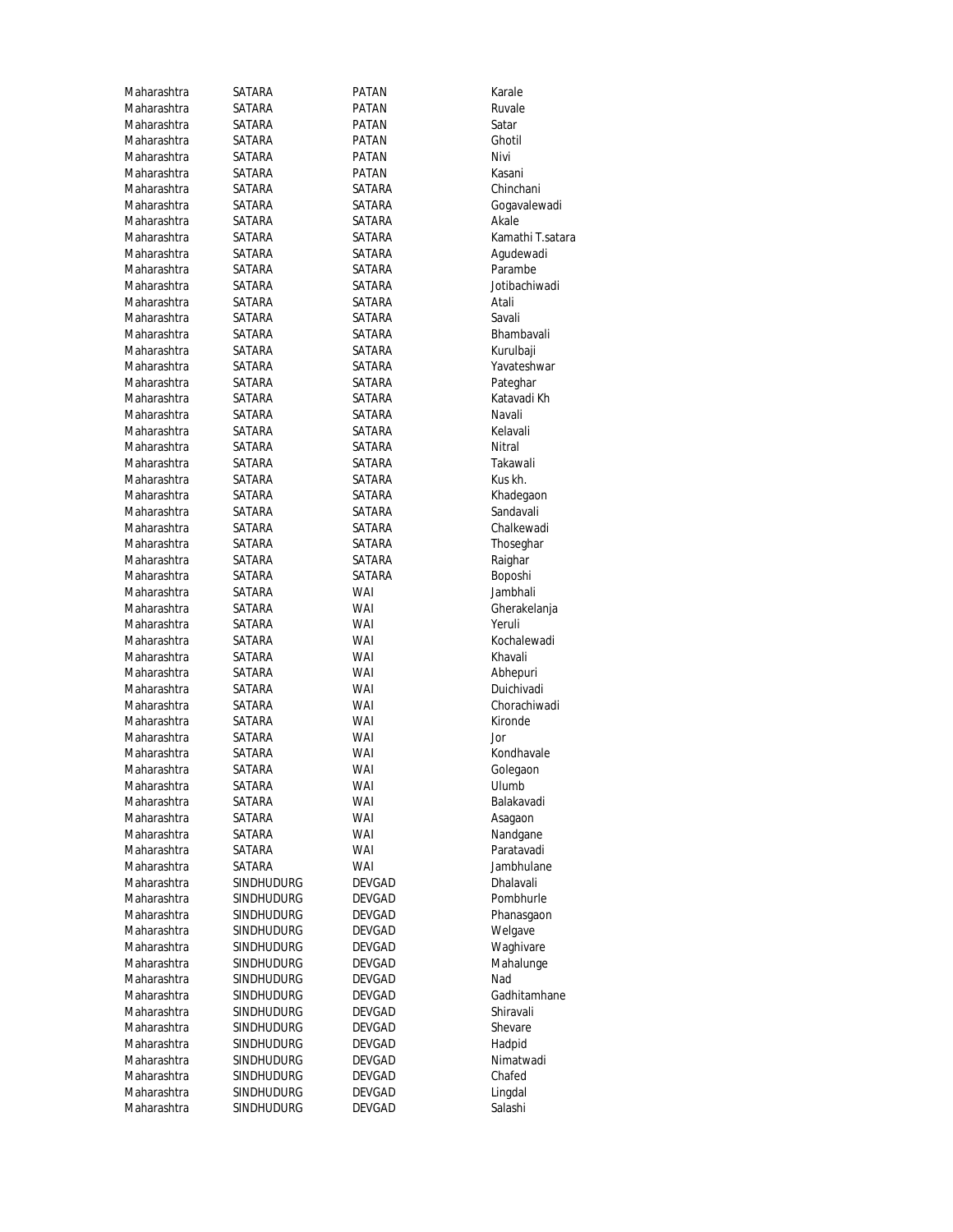| | | | |
|---|---|---|---|
| Maharashtra | SATARA | PATAN | Karale |
| Maharashtra | SATARA | PATAN | Ruvale |
| Maharashtra | SATARA | PATAN | Satar |
| Maharashtra | SATARA | PATAN | Ghotil |
| Maharashtra | SATARA | PATAN | Nivi |
| Maharashtra | SATARA | PATAN | Kasani |
| Maharashtra | SATARA | SATARA | Chinchani |
| Maharashtra | SATARA | SATARA | Gogavalewadi |
| Maharashtra | SATARA | SATARA | Akale |
| Maharashtra | SATARA | SATARA | Kamathi T.satara |
| Maharashtra | SATARA | SATARA | Agudewadi |
| Maharashtra | SATARA | SATARA | Parambe |
| Maharashtra | SATARA | SATARA | Jotibachiwadi |
| Maharashtra | SATARA | SATARA | Atali |
| Maharashtra | SATARA | SATARA | Savali |
| Maharashtra | SATARA | SATARA | Bhambavali |
| Maharashtra | SATARA | SATARA | Kurulbaji |
| Maharashtra | SATARA | SATARA | Yavateshwar |
| Maharashtra | SATARA | SATARA | Pateghar |
| Maharashtra | SATARA | SATARA | Katavadi Kh |
| Maharashtra | SATARA | SATARA | Navali |
| Maharashtra | SATARA | SATARA | Kelavali |
| Maharashtra | SATARA | SATARA | Nitral |
| Maharashtra | SATARA | SATARA | Takawali |
| Maharashtra | SATARA | SATARA | Kus kh. |
| Maharashtra | SATARA | SATARA | Khadegaon |
| Maharashtra | SATARA | SATARA | Sandavali |
| Maharashtra | SATARA | SATARA | Chalkewadi |
| Maharashtra | SATARA | SATARA | Thoseghar |
| Maharashtra | SATARA | SATARA | Raighar |
| Maharashtra | SATARA | SATARA | Boposhi |
| Maharashtra | SATARA | WAI | Jambhali |
| Maharashtra | SATARA | WAI | Gherakelanja |
| Maharashtra | SATARA | WAI | Yeruli |
| Maharashtra | SATARA | WAI | Kochalewadi |
| Maharashtra | SATARA | WAI | Khavali |
| Maharashtra | SATARA | WAI | Abhepuri |
| Maharashtra | SATARA | WAI | Duichivadi |
| Maharashtra | SATARA | WAI | Chorachiwadi |
| Maharashtra | SATARA | WAI | Kironde |
| Maharashtra | SATARA | WAI | Jor |
| Maharashtra | SATARA | WAI | Kondhavale |
| Maharashtra | SATARA | WAI | Golegaon |
| Maharashtra | SATARA | WAI | Ulumb |
| Maharashtra | SATARA | WAI | Balakavadi |
| Maharashtra | SATARA | WAI | Asagaon |
| Maharashtra | SATARA | WAI | Nandgane |
| Maharashtra | SATARA | WAI | Paratavadi |
| Maharashtra | SATARA | WAI | Jambhulane |
| Maharashtra | SINDHUDURG | DEVGAD | Dhalavali |
| Maharashtra | SINDHUDURG | DEVGAD | Pombhurle |
| Maharashtra | SINDHUDURG | DEVGAD | Phanasgaon |
| Maharashtra | SINDHUDURG | DEVGAD | Welgave |
| Maharashtra | SINDHUDURG | DEVGAD | Waghivare |
| Maharashtra | SINDHUDURG | DEVGAD | Mahalunge |
| Maharashtra | SINDHUDURG | DEVGAD | Nad |
| Maharashtra | SINDHUDURG | DEVGAD | Gadhitamhane |
| Maharashtra | SINDHUDURG | DEVGAD | Shiravali |
| Maharashtra | SINDHUDURG | DEVGAD | Shevare |
| Maharashtra | SINDHUDURG | DEVGAD | Hadpid |
| Maharashtra | SINDHUDURG | DEVGAD | Nimatwadi |
| Maharashtra | SINDHUDURG | DEVGAD | Chafed |
| Maharashtra | SINDHUDURG | DEVGAD | Lingdal |
| Maharashtra | SINDHUDURG | DEVGAD | Salashi |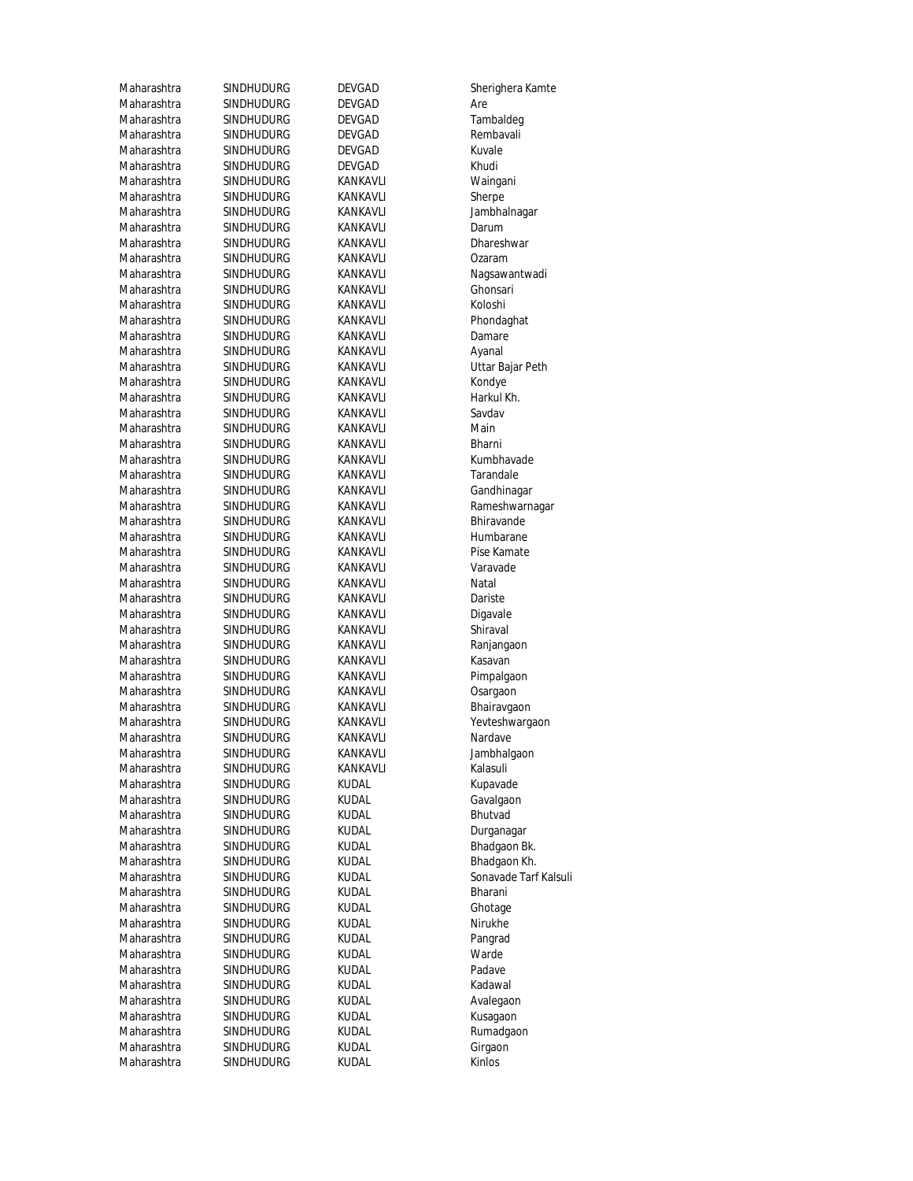| | | | |
|---|---|---|---|
| Maharashtra | SINDHUDURG | DEVGAD | Sherighera Kamte |
| Maharashtra | SINDHUDURG | DEVGAD | Are |
| Maharashtra | SINDHUDURG | DEVGAD | Tambaldeg |
| Maharashtra | SINDHUDURG | DEVGAD | Rembavali |
| Maharashtra | SINDHUDURG | DEVGAD | Kuvale |
| Maharashtra | SINDHUDURG | DEVGAD | Khudi |
| Maharashtra | SINDHUDURG | KANKAVLI | Waingani |
| Maharashtra | SINDHUDURG | KANKAVLI | Sherpe |
| Maharashtra | SINDHUDURG | KANKAVLI | Jambhalnagar |
| Maharashtra | SINDHUDURG | KANKAVLI | Darum |
| Maharashtra | SINDHUDURG | KANKAVLI | Dhareshwar |
| Maharashtra | SINDHUDURG | KANKAVLI | Ozaram |
| Maharashtra | SINDHUDURG | KANKAVLI | Nagsawantwadi |
| Maharashtra | SINDHUDURG | KANKAVLI | Ghonsari |
| Maharashtra | SINDHUDURG | KANKAVLI | Koloshi |
| Maharashtra | SINDHUDURG | KANKAVLI | Phondaghat |
| Maharashtra | SINDHUDURG | KANKAVLI | Damare |
| Maharashtra | SINDHUDURG | KANKAVLI | Ayanal |
| Maharashtra | SINDHUDURG | KANKAVLI | Uttar Bajar Peth |
| Maharashtra | SINDHUDURG | KANKAVLI | Kondye |
| Maharashtra | SINDHUDURG | KANKAVLI | Harkul Kh. |
| Maharashtra | SINDHUDURG | KANKAVLI | Savdav |
| Maharashtra | SINDHUDURG | KANKAVLI | Main |
| Maharashtra | SINDHUDURG | KANKAVLI | Bharni |
| Maharashtra | SINDHUDURG | KANKAVLI | Kumbhavade |
| Maharashtra | SINDHUDURG | KANKAVLI | Tarandale |
| Maharashtra | SINDHUDURG | KANKAVLI | Gandhinagar |
| Maharashtra | SINDHUDURG | KANKAVLI | Rameshwarnagar |
| Maharashtra | SINDHUDURG | KANKAVLI | Bhiravande |
| Maharashtra | SINDHUDURG | KANKAVLI | Humbarane |
| Maharashtra | SINDHUDURG | KANKAVLI | Pise Kamate |
| Maharashtra | SINDHUDURG | KANKAVLI | Varavade |
| Maharashtra | SINDHUDURG | KANKAVLI | Natal |
| Maharashtra | SINDHUDURG | KANKAVLI | Dariste |
| Maharashtra | SINDHUDURG | KANKAVLI | Digavale |
| Maharashtra | SINDHUDURG | KANKAVLI | Shiraval |
| Maharashtra | SINDHUDURG | KANKAVLI | Ranjangaon |
| Maharashtra | SINDHUDURG | KANKAVLI | Kasavan |
| Maharashtra | SINDHUDURG | KANKAVLI | Pimpalgaon |
| Maharashtra | SINDHUDURG | KANKAVLI | Osargaon |
| Maharashtra | SINDHUDURG | KANKAVLI | Bhairavgaon |
| Maharashtra | SINDHUDURG | KANKAVLI | Yevteshwargaon |
| Maharashtra | SINDHUDURG | KANKAVLI | Nardave |
| Maharashtra | SINDHUDURG | KANKAVLI | Jambhalgaon |
| Maharashtra | SINDHUDURG | KANKAVLI | Kalasuli |
| Maharashtra | SINDHUDURG | KUDAL | Kupavade |
| Maharashtra | SINDHUDURG | KUDAL | Gavalgaon |
| Maharashtra | SINDHUDURG | KUDAL | Bhutvad |
| Maharashtra | SINDHUDURG | KUDAL | Durganagar |
| Maharashtra | SINDHUDURG | KUDAL | Bhadgaon Bk. |
| Maharashtra | SINDHUDURG | KUDAL | Bhadgaon Kh. |
| Maharashtra | SINDHUDURG | KUDAL | Sonavade Tarf Kalsuli |
| Maharashtra | SINDHUDURG | KUDAL | Bharani |
| Maharashtra | SINDHUDURG | KUDAL | Ghotage |
| Maharashtra | SINDHUDURG | KUDAL | Nirukhe |
| Maharashtra | SINDHUDURG | KUDAL | Pangrad |
| Maharashtra | SINDHUDURG | KUDAL | Warde |
| Maharashtra | SINDHUDURG | KUDAL | Padave |
| Maharashtra | SINDHUDURG | KUDAL | Kadawal |
| Maharashtra | SINDHUDURG | KUDAL | Avalegaon |
| Maharashtra | SINDHUDURG | KUDAL | Kusagaon |
| Maharashtra | SINDHUDURG | KUDAL | Rumadgaon |
| Maharashtra | SINDHUDURG | KUDAL | Girgaon |
| Maharashtra | SINDHUDURG | KUDAL | Kinlos |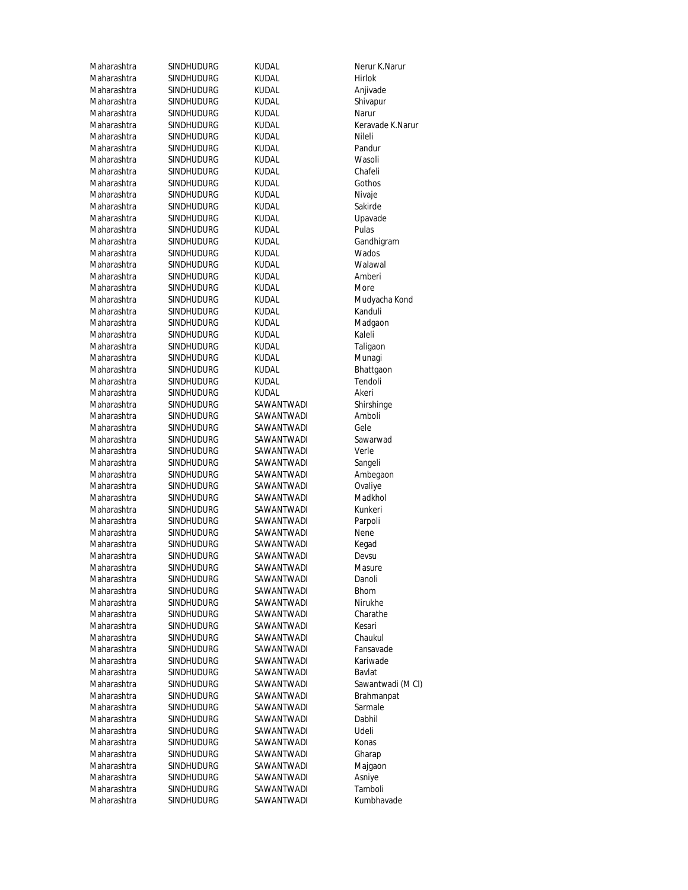| | | | |
|---|---|---|---|
| Maharashtra | SINDHUDURG | KUDAL | Nerur K.Narur |
| Maharashtra | SINDHUDURG | KUDAL | Hirlok |
| Maharashtra | SINDHUDURG | KUDAL | Anjivade |
| Maharashtra | SINDHUDURG | KUDAL | Shivapur |
| Maharashtra | SINDHUDURG | KUDAL | Narur |
| Maharashtra | SINDHUDURG | KUDAL | Keravade K.Narur |
| Maharashtra | SINDHUDURG | KUDAL | Nileli |
| Maharashtra | SINDHUDURG | KUDAL | Pandur |
| Maharashtra | SINDHUDURG | KUDAL | Wasoli |
| Maharashtra | SINDHUDURG | KUDAL | Chafeli |
| Maharashtra | SINDHUDURG | KUDAL | Gothos |
| Maharashtra | SINDHUDURG | KUDAL | Nivaje |
| Maharashtra | SINDHUDURG | KUDAL | Sakirde |
| Maharashtra | SINDHUDURG | KUDAL | Upavade |
| Maharashtra | SINDHUDURG | KUDAL | Pulas |
| Maharashtra | SINDHUDURG | KUDAL | Gandhigram |
| Maharashtra | SINDHUDURG | KUDAL | Wados |
| Maharashtra | SINDHUDURG | KUDAL | Walawal |
| Maharashtra | SINDHUDURG | KUDAL | Amberi |
| Maharashtra | SINDHUDURG | KUDAL | More |
| Maharashtra | SINDHUDURG | KUDAL | Mudyacha Kond |
| Maharashtra | SINDHUDURG | KUDAL | Kanduli |
| Maharashtra | SINDHUDURG | KUDAL | Madgaon |
| Maharashtra | SINDHUDURG | KUDAL | Kaleli |
| Maharashtra | SINDHUDURG | KUDAL | Taligaon |
| Maharashtra | SINDHUDURG | KUDAL | Munagi |
| Maharashtra | SINDHUDURG | KUDAL | Bhattgaon |
| Maharashtra | SINDHUDURG | KUDAL | Tendoli |
| Maharashtra | SINDHUDURG | KUDAL | Akeri |
| Maharashtra | SINDHUDURG | SAWANTWADI | Shirshinge |
| Maharashtra | SINDHUDURG | SAWANTWADI | Amboli |
| Maharashtra | SINDHUDURG | SAWANTWADI | Gele |
| Maharashtra | SINDHUDURG | SAWANTWADI | Sawarwad |
| Maharashtra | SINDHUDURG | SAWANTWADI | Verle |
| Maharashtra | SINDHUDURG | SAWANTWADI | Sangeli |
| Maharashtra | SINDHUDURG | SAWANTWADI | Ambegaon |
| Maharashtra | SINDHUDURG | SAWANTWADI | Ovaliye |
| Maharashtra | SINDHUDURG | SAWANTWADI | Madkhol |
| Maharashtra | SINDHUDURG | SAWANTWADI | Kunkeri |
| Maharashtra | SINDHUDURG | SAWANTWADI | Parpoli |
| Maharashtra | SINDHUDURG | SAWANTWADI | Nene |
| Maharashtra | SINDHUDURG | SAWANTWADI | Kegad |
| Maharashtra | SINDHUDURG | SAWANTWADI | Devsu |
| Maharashtra | SINDHUDURG | SAWANTWADI | Masure |
| Maharashtra | SINDHUDURG | SAWANTWADI | Danoli |
| Maharashtra | SINDHUDURG | SAWANTWADI | Bhom |
| Maharashtra | SINDHUDURG | SAWANTWADI | Nirukhe |
| Maharashtra | SINDHUDURG | SAWANTWADI | Charathe |
| Maharashtra | SINDHUDURG | SAWANTWADI | Kesari |
| Maharashtra | SINDHUDURG | SAWANTWADI | Chaukul |
| Maharashtra | SINDHUDURG | SAWANTWADI | Fansavade |
| Maharashtra | SINDHUDURG | SAWANTWADI | Kariwade |
| Maharashtra | SINDHUDURG | SAWANTWADI | Bavlat |
| Maharashtra | SINDHUDURG | SAWANTWADI | Sawantwadi (M Cl) |
| Maharashtra | SINDHUDURG | SAWANTWADI | Brahmanpat |
| Maharashtra | SINDHUDURG | SAWANTWADI | Sarmale |
| Maharashtra | SINDHUDURG | SAWANTWADI | Dabhil |
| Maharashtra | SINDHUDURG | SAWANTWADI | Udeli |
| Maharashtra | SINDHUDURG | SAWANTWADI | Konas |
| Maharashtra | SINDHUDURG | SAWANTWADI | Gharap |
| Maharashtra | SINDHUDURG | SAWANTWADI | Majgaon |
| Maharashtra | SINDHUDURG | SAWANTWADI | Asniye |
| Maharashtra | SINDHUDURG | SAWANTWADI | Tamboli |
| Maharashtra | SINDHUDURG | SAWANTWADI | Kumbhavade |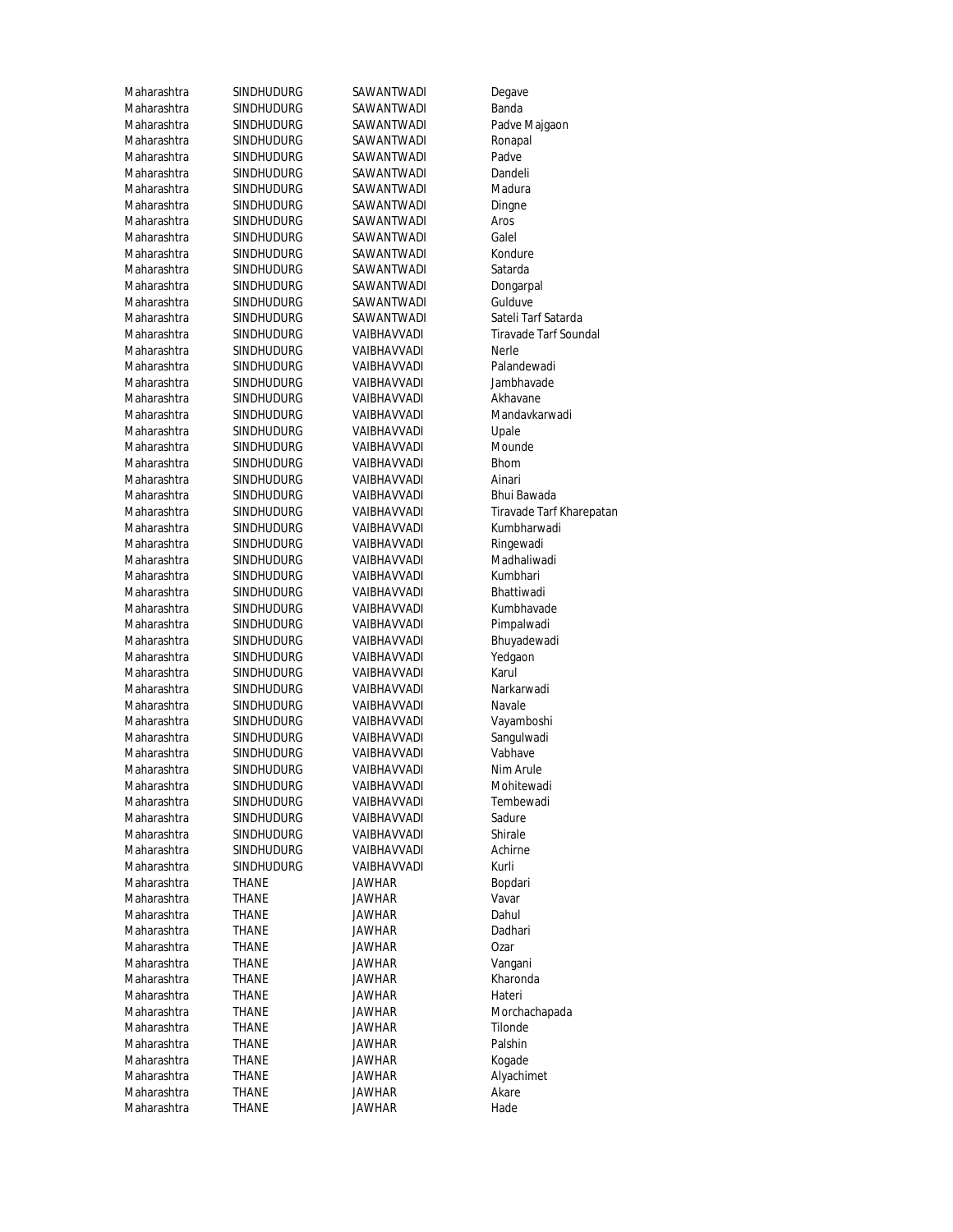| | | | |
|---|---|---|---|
| Maharashtra | SINDHUDURG | SAWANTWADI | Degave |
| Maharashtra | SINDHUDURG | SAWANTWADI | Banda |
| Maharashtra | SINDHUDURG | SAWANTWADI | Padve Majgaon |
| Maharashtra | SINDHUDURG | SAWANTWADI | Ronapal |
| Maharashtra | SINDHUDURG | SAWANTWADI | Padve |
| Maharashtra | SINDHUDURG | SAWANTWADI | Dandeli |
| Maharashtra | SINDHUDURG | SAWANTWADI | Madura |
| Maharashtra | SINDHUDURG | SAWANTWADI | Dingne |
| Maharashtra | SINDHUDURG | SAWANTWADI | Aros |
| Maharashtra | SINDHUDURG | SAWANTWADI | Galel |
| Maharashtra | SINDHUDURG | SAWANTWADI | Kondure |
| Maharashtra | SINDHUDURG | SAWANTWADI | Satarda |
| Maharashtra | SINDHUDURG | SAWANTWADI | Dongarpal |
| Maharashtra | SINDHUDURG | SAWANTWADI | Gulduve |
| Maharashtra | SINDHUDURG | SAWANTWADI | Sateli Tarf Satarda |
| Maharashtra | SINDHUDURG | VAIBHAVVADI | Tiravade Tarf Soundal |
| Maharashtra | SINDHUDURG | VAIBHAVVADI | Nerle |
| Maharashtra | SINDHUDURG | VAIBHAVVADI | Palandewadi |
| Maharashtra | SINDHUDURG | VAIBHAVVADI | Jambhavade |
| Maharashtra | SINDHUDURG | VAIBHAVVADI | Akhavane |
| Maharashtra | SINDHUDURG | VAIBHAVVADI | Mandavkarwadi |
| Maharashtra | SINDHUDURG | VAIBHAVVADI | Upale |
| Maharashtra | SINDHUDURG | VAIBHAVVADI | Mounde |
| Maharashtra | SINDHUDURG | VAIBHAVVADI | Bhom |
| Maharashtra | SINDHUDURG | VAIBHAVVADI | Ainari |
| Maharashtra | SINDHUDURG | VAIBHAVVADI | Bhui Bawada |
| Maharashtra | SINDHUDURG | VAIBHAVVADI | Tiravade Tarf Kharepatan |
| Maharashtra | SINDHUDURG | VAIBHAVVADI | Kumbharwadi |
| Maharashtra | SINDHUDURG | VAIBHAVVADI | Ringewadi |
| Maharashtra | SINDHUDURG | VAIBHAVVADI | Madhaliwadi |
| Maharashtra | SINDHUDURG | VAIBHAVVADI | Kumbhari |
| Maharashtra | SINDHUDURG | VAIBHAVVADI | Bhattiwadi |
| Maharashtra | SINDHUDURG | VAIBHAVVADI | Kumbhavade |
| Maharashtra | SINDHUDURG | VAIBHAVVADI | Pimpalwadi |
| Maharashtra | SINDHUDURG | VAIBHAVVADI | Bhuyadewadi |
| Maharashtra | SINDHUDURG | VAIBHAVVADI | Yedgaon |
| Maharashtra | SINDHUDURG | VAIBHAVVADI | Karul |
| Maharashtra | SINDHUDURG | VAIBHAVVADI | Narkarwadi |
| Maharashtra | SINDHUDURG | VAIBHAVVADI | Navale |
| Maharashtra | SINDHUDURG | VAIBHAVVADI | Vayamboshi |
| Maharashtra | SINDHUDURG | VAIBHAVVADI | Sangulwadi |
| Maharashtra | SINDHUDURG | VAIBHAVVADI | Vabhave |
| Maharashtra | SINDHUDURG | VAIBHAVVADI | Nim Arule |
| Maharashtra | SINDHUDURG | VAIBHAVVADI | Mohitewadi |
| Maharashtra | SINDHUDURG | VAIBHAVVADI | Tembewadi |
| Maharashtra | SINDHUDURG | VAIBHAVVADI | Sadure |
| Maharashtra | SINDHUDURG | VAIBHAVVADI | Shirale |
| Maharashtra | SINDHUDURG | VAIBHAVVADI | Achirne |
| Maharashtra | SINDHUDURG | VAIBHAVVADI | Kurli |
| Maharashtra | THANE | JAWHAR | Bopdari |
| Maharashtra | THANE | JAWHAR | Vavar |
| Maharashtra | THANE | JAWHAR | Dahul |
| Maharashtra | THANE | JAWHAR | Dadhari |
| Maharashtra | THANE | JAWHAR | Ozar |
| Maharashtra | THANE | JAWHAR | Vangani |
| Maharashtra | THANE | JAWHAR | Kharonda |
| Maharashtra | THANE | JAWHAR | Hateri |
| Maharashtra | THANE | JAWHAR | Morchachapada |
| Maharashtra | THANE | JAWHAR | Tilonde |
| Maharashtra | THANE | JAWHAR | Palshin |
| Maharashtra | THANE | JAWHAR | Kogade |
| Maharashtra | THANE | JAWHAR | Alyachimet |
| Maharashtra | THANE | JAWHAR | Akare |
| Maharashtra | THANE | JAWHAR | Hade |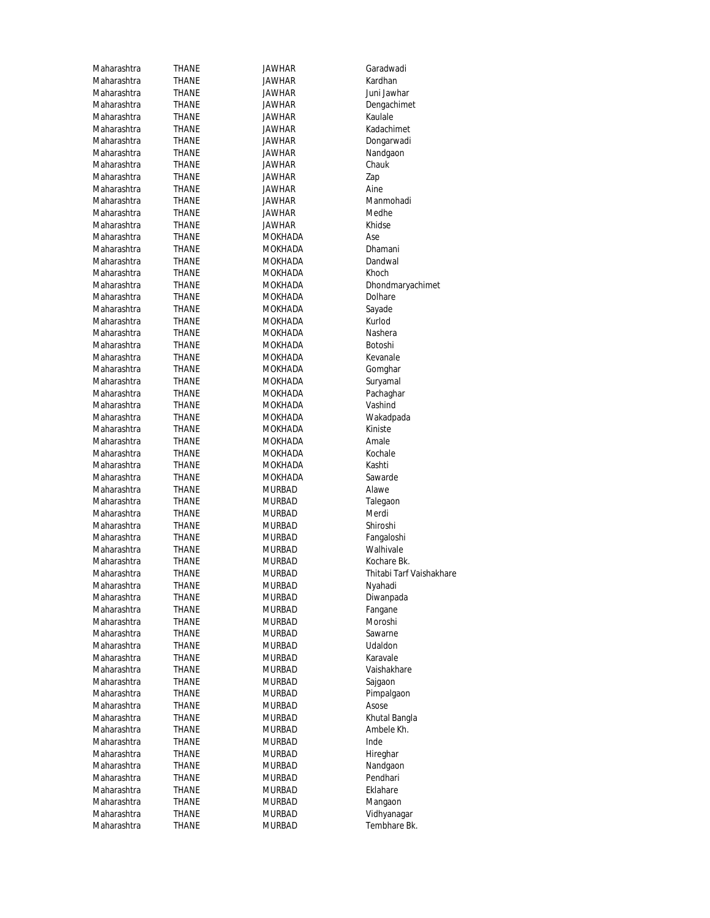| | | | |
|---|---|---|---|
| Maharashtra | THANE | JAWHAR | Garadwadi |
| Maharashtra | THANE | JAWHAR | Kardhan |
| Maharashtra | THANE | JAWHAR | Juni Jawhar |
| Maharashtra | THANE | JAWHAR | Dengachimet |
| Maharashtra | THANE | JAWHAR | Kaulale |
| Maharashtra | THANE | JAWHAR | Kadachimet |
| Maharashtra | THANE | JAWHAR | Dongarwadi |
| Maharashtra | THANE | JAWHAR | Nandgaon |
| Maharashtra | THANE | JAWHAR | Chauk |
| Maharashtra | THANE | JAWHAR | Zap |
| Maharashtra | THANE | JAWHAR | Aine |
| Maharashtra | THANE | JAWHAR | Manmohadi |
| Maharashtra | THANE | JAWHAR | Medhe |
| Maharashtra | THANE | JAWHAR | Khidse |
| Maharashtra | THANE | MOKHADA | Ase |
| Maharashtra | THANE | MOKHADA | Dhamani |
| Maharashtra | THANE | MOKHADA | Dandwal |
| Maharashtra | THANE | MOKHADA | Khoch |
| Maharashtra | THANE | MOKHADA | Dhondmaryachimet |
| Maharashtra | THANE | MOKHADA | Dolhare |
| Maharashtra | THANE | MOKHADA | Sayade |
| Maharashtra | THANE | MOKHADA | Kurlod |
| Maharashtra | THANE | MOKHADA | Nashera |
| Maharashtra | THANE | MOKHADA | Botoshi |
| Maharashtra | THANE | MOKHADA | Kevanale |
| Maharashtra | THANE | MOKHADA | Gomghar |
| Maharashtra | THANE | MOKHADA | Suryamal |
| Maharashtra | THANE | MOKHADA | Pachaghar |
| Maharashtra | THANE | MOKHADA | Vashind |
| Maharashtra | THANE | MOKHADA | Wakadpada |
| Maharashtra | THANE | MOKHADA | Kiniste |
| Maharashtra | THANE | MOKHADA | Amale |
| Maharashtra | THANE | MOKHADA | Kochale |
| Maharashtra | THANE | MOKHADA | Kashti |
| Maharashtra | THANE | MOKHADA | Sawarde |
| Maharashtra | THANE | MURBAD | Alawe |
| Maharashtra | THANE | MURBAD | Talegaon |
| Maharashtra | THANE | MURBAD | Merdi |
| Maharashtra | THANE | MURBAD | Shiroshi |
| Maharashtra | THANE | MURBAD | Fangaloshi |
| Maharashtra | THANE | MURBAD | Walhivale |
| Maharashtra | THANE | MURBAD | Kochare Bk. |
| Maharashtra | THANE | MURBAD | Thitabi Tarf Vaishakhare |
| Maharashtra | THANE | MURBAD | Nyahadi |
| Maharashtra | THANE | MURBAD | Diwanpada |
| Maharashtra | THANE | MURBAD | Fangane |
| Maharashtra | THANE | MURBAD | Moroshi |
| Maharashtra | THANE | MURBAD | Sawarne |
| Maharashtra | THANE | MURBAD | Udaldon |
| Maharashtra | THANE | MURBAD | Karavale |
| Maharashtra | THANE | MURBAD | Vaishakhare |
| Maharashtra | THANE | MURBAD | Sajgaon |
| Maharashtra | THANE | MURBAD | Pimpalgaon |
| Maharashtra | THANE | MURBAD | Asose |
| Maharashtra | THANE | MURBAD | Khutal Bangla |
| Maharashtra | THANE | MURBAD | Ambele Kh. |
| Maharashtra | THANE | MURBAD | Inde |
| Maharashtra | THANE | MURBAD | Hireghar |
| Maharashtra | THANE | MURBAD | Nandgaon |
| Maharashtra | THANE | MURBAD | Pendhari |
| Maharashtra | THANE | MURBAD | Eklahare |
| Maharashtra | THANE | MURBAD | Mangaon |
| Maharashtra | THANE | MURBAD | Vidhyanagar |
| Maharashtra | THANE | MURBAD | Tembhare Bk. |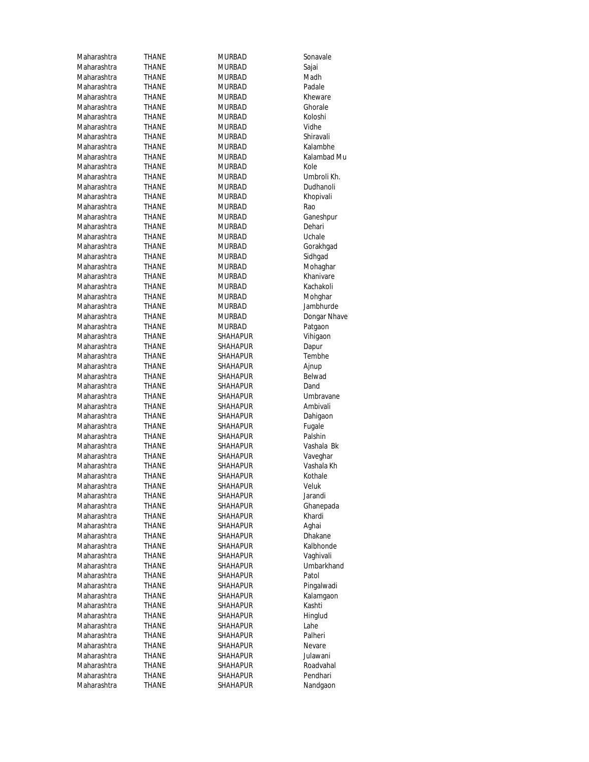| Maharashtra | THANE | MURBAD | Sonavale |
|---|---|---|---|
| Maharashtra | THANE | MURBAD | Sajai |
| Maharashtra | THANE | MURBAD | Madh |
| Maharashtra | THANE | MURBAD | Padale |
| Maharashtra | THANE | MURBAD | Kheware |
| Maharashtra | THANE | MURBAD | Ghorale |
| Maharashtra | THANE | MURBAD | Koloshi |
| Maharashtra | THANE | MURBAD | Vidhe |
| Maharashtra | THANE | MURBAD | Shiravali |
| Maharashtra | THANE | MURBAD | Kalambhe |
| Maharashtra | THANE | MURBAD | Kalambad Mu |
| Maharashtra | THANE | MURBAD | Kole |
| Maharashtra | THANE | MURBAD | Umbroli Kh. |
| Maharashtra | THANE | MURBAD | Dudhanoli |
| Maharashtra | THANE | MURBAD | Khopivali |
| Maharashtra | THANE | MURBAD | Rao |
| Maharashtra | THANE | MURBAD | Ganeshpur |
| Maharashtra | THANE | MURBAD | Dehari |
| Maharashtra | THANE | MURBAD | Uchale |
| Maharashtra | THANE | MURBAD | Gorakhgad |
| Maharashtra | THANE | MURBAD | Sidhgad |
| Maharashtra | THANE | MURBAD | Mohaghar |
| Maharashtra | THANE | MURBAD | Khanivare |
| Maharashtra | THANE | MURBAD | Kachakoli |
| Maharashtra | THANE | MURBAD | Mohghar |
| Maharashtra | THANE | MURBAD | Jambhurde |
| Maharashtra | THANE | MURBAD | Dongar Nhave |
| Maharashtra | THANE | MURBAD | Patgaon |
| Maharashtra | THANE | SHAHAPUR | Vihigaon |
| Maharashtra | THANE | SHAHAPUR | Dapur |
| Maharashtra | THANE | SHAHAPUR | Tembhe |
| Maharashtra | THANE | SHAHAPUR | Ajnup |
| Maharashtra | THANE | SHAHAPUR | Belwad |
| Maharashtra | THANE | SHAHAPUR | Dand |
| Maharashtra | THANE | SHAHAPUR | Umbravane |
| Maharashtra | THANE | SHAHAPUR | Ambivali |
| Maharashtra | THANE | SHAHAPUR | Dahigaon |
| Maharashtra | THANE | SHAHAPUR | Fugale |
| Maharashtra | THANE | SHAHAPUR | Palshin |
| Maharashtra | THANE | SHAHAPUR | Vashala Bk |
| Maharashtra | THANE | SHAHAPUR | Vaveghar |
| Maharashtra | THANE | SHAHAPUR | Vashala Kh |
| Maharashtra | THANE | SHAHAPUR | Kothale |
| Maharashtra | THANE | SHAHAPUR | Veluk |
| Maharashtra | THANE | SHAHAPUR | Jarandi |
| Maharashtra | THANE | SHAHAPUR | Ghanepada |
| Maharashtra | THANE | SHAHAPUR | Khardi |
| Maharashtra | THANE | SHAHAPUR | Aghai |
| Maharashtra | THANE | SHAHAPUR | Dhakane |
| Maharashtra | THANE | SHAHAPUR | Kalbhonde |
| Maharashtra | THANE | SHAHAPUR | Vaghivali |
| Maharashtra | THANE | SHAHAPUR | Umbarkhand |
| Maharashtra | THANE | SHAHAPUR | Patol |
| Maharashtra | THANE | SHAHAPUR | Pingalwadi |
| Maharashtra | THANE | SHAHAPUR | Kalamgaon |
| Maharashtra | THANE | SHAHAPUR | Kashti |
| Maharashtra | THANE | SHAHAPUR | Hinglud |
| Maharashtra | THANE | SHAHAPUR | Lahe |
| Maharashtra | THANE | SHAHAPUR | Palheri |
| Maharashtra | THANE | SHAHAPUR | Nevare |
| Maharashtra | THANE | SHAHAPUR | Julawani |
| Maharashtra | THANE | SHAHAPUR | Roadvahal |
| Maharashtra | THANE | SHAHAPUR | Pendhari |
| Maharashtra | THANE | SHAHAPUR | Nandgaon |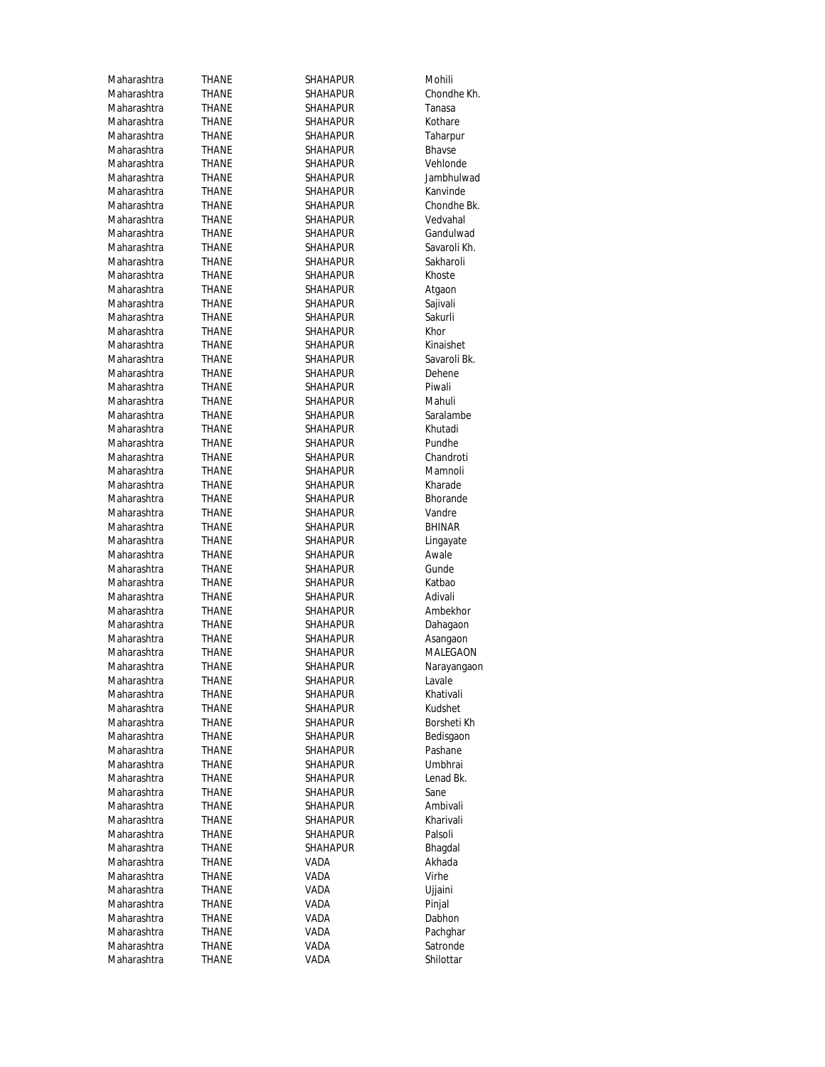| | | | |
|---|---|---|---|
| Maharashtra | THANE | SHAHAPUR | Mohili |
| Maharashtra | THANE | SHAHAPUR | Chondhe Kh. |
| Maharashtra | THANE | SHAHAPUR | Tanasa |
| Maharashtra | THANE | SHAHAPUR | Kothare |
| Maharashtra | THANE | SHAHAPUR | Taharpur |
| Maharashtra | THANE | SHAHAPUR | Bhavse |
| Maharashtra | THANE | SHAHAPUR | Vehlonde |
| Maharashtra | THANE | SHAHAPUR | Jambhulwad |
| Maharashtra | THANE | SHAHAPUR | Kanvinde |
| Maharashtra | THANE | SHAHAPUR | Chondhe Bk. |
| Maharashtra | THANE | SHAHAPUR | Vedvahal |
| Maharashtra | THANE | SHAHAPUR | Gandulwad |
| Maharashtra | THANE | SHAHAPUR | Savaroli Kh. |
| Maharashtra | THANE | SHAHAPUR | Sakharoli |
| Maharashtra | THANE | SHAHAPUR | Khoste |
| Maharashtra | THANE | SHAHAPUR | Atgaon |
| Maharashtra | THANE | SHAHAPUR | Sajivali |
| Maharashtra | THANE | SHAHAPUR | Sakurli |
| Maharashtra | THANE | SHAHAPUR | Khor |
| Maharashtra | THANE | SHAHAPUR | Kinaishet |
| Maharashtra | THANE | SHAHAPUR | Savaroli Bk. |
| Maharashtra | THANE | SHAHAPUR | Dehene |
| Maharashtra | THANE | SHAHAPUR | Piwali |
| Maharashtra | THANE | SHAHAPUR | Mahuli |
| Maharashtra | THANE | SHAHAPUR | Saralambe |
| Maharashtra | THANE | SHAHAPUR | Khutadi |
| Maharashtra | THANE | SHAHAPUR | Pundhe |
| Maharashtra | THANE | SHAHAPUR | Chandroti |
| Maharashtra | THANE | SHAHAPUR | Mamnoli |
| Maharashtra | THANE | SHAHAPUR | Kharade |
| Maharashtra | THANE | SHAHAPUR | Bhorande |
| Maharashtra | THANE | SHAHAPUR | Vandre |
| Maharashtra | THANE | SHAHAPUR | BHINAR |
| Maharashtra | THANE | SHAHAPUR | Lingayate |
| Maharashtra | THANE | SHAHAPUR | Awale |
| Maharashtra | THANE | SHAHAPUR | Gunde |
| Maharashtra | THANE | SHAHAPUR | Katbao |
| Maharashtra | THANE | SHAHAPUR | Adivali |
| Maharashtra | THANE | SHAHAPUR | Ambekhor |
| Maharashtra | THANE | SHAHAPUR | Dahagaon |
| Maharashtra | THANE | SHAHAPUR | Asangaon |
| Maharashtra | THANE | SHAHAPUR | MALEGAON |
| Maharashtra | THANE | SHAHAPUR | Narayangaon |
| Maharashtra | THANE | SHAHAPUR | Lavale |
| Maharashtra | THANE | SHAHAPUR | Khativali |
| Maharashtra | THANE | SHAHAPUR | Kudshet |
| Maharashtra | THANE | SHAHAPUR | Borsheti Kh |
| Maharashtra | THANE | SHAHAPUR | Bedisgaon |
| Maharashtra | THANE | SHAHAPUR | Pashane |
| Maharashtra | THANE | SHAHAPUR | Umbhrai |
| Maharashtra | THANE | SHAHAPUR | Lenad Bk. |
| Maharashtra | THANE | SHAHAPUR | Sane |
| Maharashtra | THANE | SHAHAPUR | Ambivali |
| Maharashtra | THANE | SHAHAPUR | Kharivali |
| Maharashtra | THANE | SHAHAPUR | Palsoli |
| Maharashtra | THANE | SHAHAPUR | Bhagdal |
| Maharashtra | THANE | VADA | Akhada |
| Maharashtra | THANE | VADA | Virhe |
| Maharashtra | THANE | VADA | Ujjaini |
| Maharashtra | THANE | VADA | Pinjal |
| Maharashtra | THANE | VADA | Dabhon |
| Maharashtra | THANE | VADA | Pachghar |
| Maharashtra | THANE | VADA | Satronde |
| Maharashtra | THANE | VADA | Shilottar |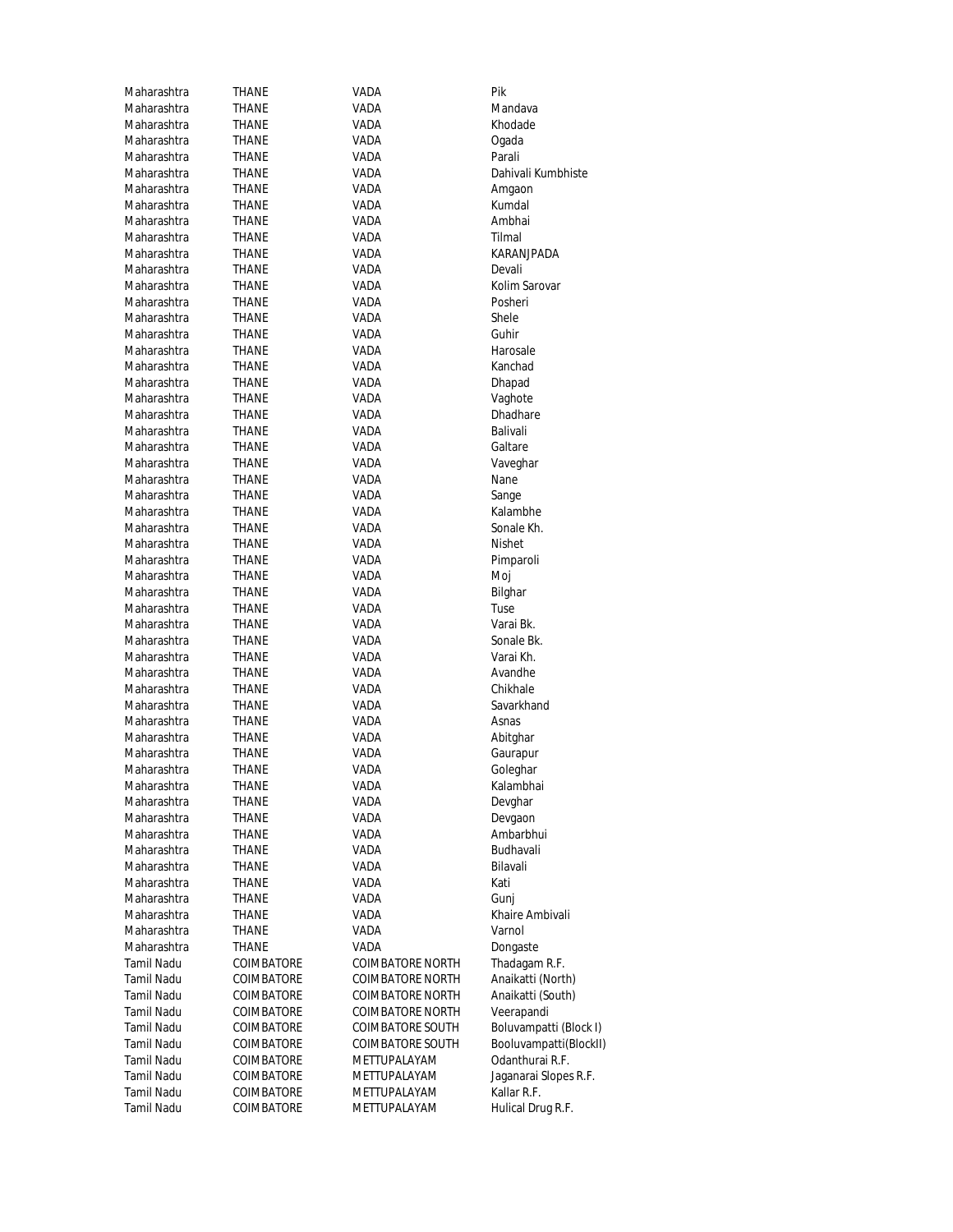| | | | |
|---|---|---|---|
| Maharashtra | THANE | VADA | Pik |
| Maharashtra | THANE | VADA | Mandava |
| Maharashtra | THANE | VADA | Khodade |
| Maharashtra | THANE | VADA | Ogada |
| Maharashtra | THANE | VADA | Parali |
| Maharashtra | THANE | VADA | Dahivali Kumbhiste |
| Maharashtra | THANE | VADA | Amgaon |
| Maharashtra | THANE | VADA | Kumdal |
| Maharashtra | THANE | VADA | Ambhai |
| Maharashtra | THANE | VADA | Tilmal |
| Maharashtra | THANE | VADA | KARANJPADA |
| Maharashtra | THANE | VADA | Devali |
| Maharashtra | THANE | VADA | Kolim Sarovar |
| Maharashtra | THANE | VADA | Posheri |
| Maharashtra | THANE | VADA | Shele |
| Maharashtra | THANE | VADA | Guhir |
| Maharashtra | THANE | VADA | Harosale |
| Maharashtra | THANE | VADA | Kanchad |
| Maharashtra | THANE | VADA | Dhapad |
| Maharashtra | THANE | VADA | Vaghote |
| Maharashtra | THANE | VADA | Dhadhare |
| Maharashtra | THANE | VADA | Balivali |
| Maharashtra | THANE | VADA | Galtare |
| Maharashtra | THANE | VADA | Vaveghar |
| Maharashtra | THANE | VADA | Nane |
| Maharashtra | THANE | VADA | Sange |
| Maharashtra | THANE | VADA | Kalambhe |
| Maharashtra | THANE | VADA | Sonale Kh. |
| Maharashtra | THANE | VADA | Nishet |
| Maharashtra | THANE | VADA | Pimparoli |
| Maharashtra | THANE | VADA | Moj |
| Maharashtra | THANE | VADA | Bilghar |
| Maharashtra | THANE | VADA | Tuse |
| Maharashtra | THANE | VADA | Varai Bk. |
| Maharashtra | THANE | VADA | Sonale Bk. |
| Maharashtra | THANE | VADA | Varai Kh. |
| Maharashtra | THANE | VADA | Avandhe |
| Maharashtra | THANE | VADA | Chikhale |
| Maharashtra | THANE | VADA | Savarkhand |
| Maharashtra | THANE | VADA | Asnas |
| Maharashtra | THANE | VADA | Abitghar |
| Maharashtra | THANE | VADA | Gaurapur |
| Maharashtra | THANE | VADA | Goleghar |
| Maharashtra | THANE | VADA | Kalambhai |
| Maharashtra | THANE | VADA | Devghar |
| Maharashtra | THANE | VADA | Devgaon |
| Maharashtra | THANE | VADA | Ambarbhui |
| Maharashtra | THANE | VADA | Budhavali |
| Maharashtra | THANE | VADA | Bilavali |
| Maharashtra | THANE | VADA | Kati |
| Maharashtra | THANE | VADA | Gunj |
| Maharashtra | THANE | VADA | Khaire Ambivali |
| Maharashtra | THANE | VADA | Varnol |
| Maharashtra | THANE | VADA | Dongaste |
| Tamil Nadu | COIMBATORE | COIMBATORE NORTH | Thadagam R.F. |
| Tamil Nadu | COIMBATORE | COIMBATORE NORTH | Anaikatti (North) |
| Tamil Nadu | COIMBATORE | COIMBATORE NORTH | Anaikatti (South) |
| Tamil Nadu | COIMBATORE | COIMBATORE NORTH | Veerapandi |
| Tamil Nadu | COIMBATORE | COIMBATORE SOUTH | Boluvampatti (Block I) |
| Tamil Nadu | COIMBATORE | COIMBATORE SOUTH | Booluvampatti(BlockII) |
| Tamil Nadu | COIMBATORE | METTUPALAYAM | Odanthurai R.F. |
| Tamil Nadu | COIMBATORE | METTUPALAYAM | Jaganarai Slopes R.F. |
| Tamil Nadu | COIMBATORE | METTUPALAYAM | Kallar R.F. |
| Tamil Nadu | COIMBATORE | METTUPALAYAM | Hulical Drug R.F. |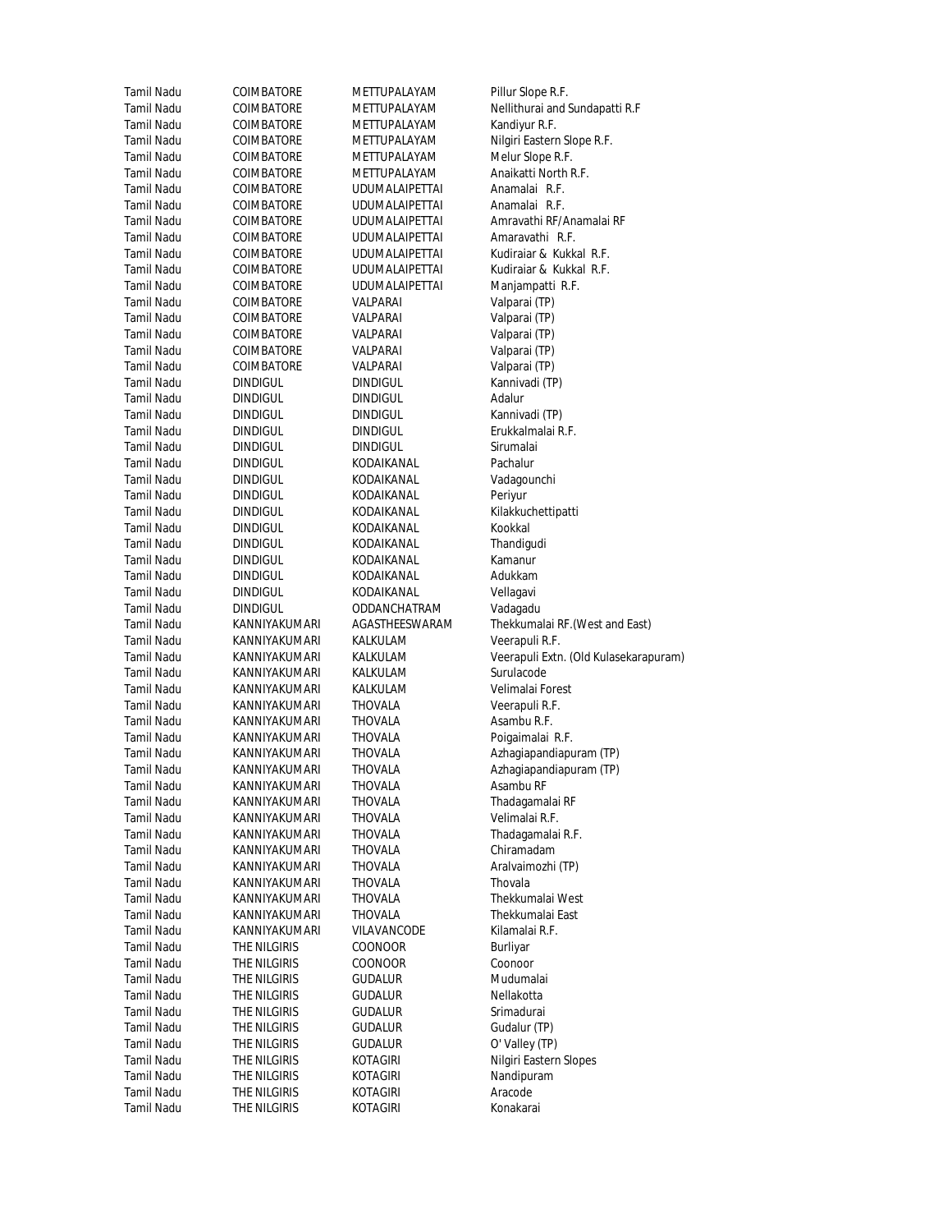| | | | |
|---|---|---|---|
| Tamil Nadu | COIMBATORE | METTUPALAYAM | Pillur Slope R.F. |
| Tamil Nadu | COIMBATORE | METTUPALAYAM | Nellithurai and Sundapatti R.F |
| Tamil Nadu | COIMBATORE | METTUPALAYAM | Kandiyur R.F. |
| Tamil Nadu | COIMBATORE | METTUPALAYAM | Nilgiri Eastern Slope R.F. |
| Tamil Nadu | COIMBATORE | METTUPALAYAM | Melur Slope R.F. |
| Tamil Nadu | COIMBATORE | METTUPALAYAM | Anaikatti North R.F. |
| Tamil Nadu | COIMBATORE | UDUMALAIPETTAI | Anamalai R.F. |
| Tamil Nadu | COIMBATORE | UDUMALAIPETTAI | Anamalai R.F. |
| Tamil Nadu | COIMBATORE | UDUMALAIPETTAI | Amravathi RF/Anamalai RF |
| Tamil Nadu | COIMBATORE | UDUMALAIPETTAI | Amaravathi R.F. |
| Tamil Nadu | COIMBATORE | UDUMALAIPETTAI | Kudiraiar & Kukkal R.F. |
| Tamil Nadu | COIMBATORE | UDUMALAIPETTAI | Kudiraiar & Kukkal R.F. |
| Tamil Nadu | COIMBATORE | UDUMALAIPETTAI | Manjampatti R.F. |
| Tamil Nadu | COIMBATORE | VALPARAI | Valparai (TP) |
| Tamil Nadu | COIMBATORE | VALPARAI | Valparai (TP) |
| Tamil Nadu | COIMBATORE | VALPARAI | Valparai (TP) |
| Tamil Nadu | COIMBATORE | VALPARAI | Valparai (TP) |
| Tamil Nadu | COIMBATORE | VALPARAI | Valparai (TP) |
| Tamil Nadu | DINDIGUL | DINDIGUL | Kannivadi (TP) |
| Tamil Nadu | DINDIGUL | DINDIGUL | Adalur |
| Tamil Nadu | DINDIGUL | DINDIGUL | Kannivadi (TP) |
| Tamil Nadu | DINDIGUL | DINDIGUL | Erukkalmalai R.F. |
| Tamil Nadu | DINDIGUL | DINDIGUL | Sirumalai |
| Tamil Nadu | DINDIGUL | KODAIKANAL | Pachalur |
| Tamil Nadu | DINDIGUL | KODAIKANAL | Vadagounchi |
| Tamil Nadu | DINDIGUL | KODAIKANAL | Periyur |
| Tamil Nadu | DINDIGUL | KODAIKANAL | Kilakkuchettipatti |
| Tamil Nadu | DINDIGUL | KODAIKANAL | Kookkal |
| Tamil Nadu | DINDIGUL | KODAIKANAL | Thandigudi |
| Tamil Nadu | DINDIGUL | KODAIKANAL | Kamanur |
| Tamil Nadu | DINDIGUL | KODAIKANAL | Adukkam |
| Tamil Nadu | DINDIGUL | KODAIKANAL | Vellagavi |
| Tamil Nadu | DINDIGUL | ODDANCHATRAM | Vadagadu |
| Tamil Nadu | KANNIYAKUMARI | AGASTHEESWARAM | Thekkumalai RF.(West and East) |
| Tamil Nadu | KANNIYAKUMARI | KALKULAM | Veerapuli R.F. |
| Tamil Nadu | KANNIYAKUMARI | KALKULAM | Veerapuli Extn. (Old Kulasekarapuram) |
| Tamil Nadu | KANNIYAKUMARI | KALKULAM | Surulacode |
| Tamil Nadu | KANNIYAKUMARI | KALKULAM | Velimalai Forest |
| Tamil Nadu | KANNIYAKUMARI | THOVALA | Veerapuli R.F. |
| Tamil Nadu | KANNIYAKUMARI | THOVALA | Asambu R.F. |
| Tamil Nadu | KANNIYAKUMARI | THOVALA | Poigaimalai R.F. |
| Tamil Nadu | KANNIYAKUMARI | THOVALA | Azhagiapandiapuram (TP) |
| Tamil Nadu | KANNIYAKUMARI | THOVALA | Azhagiapandiapuram (TP) |
| Tamil Nadu | KANNIYAKUMARI | THOVALA | Asambu RF |
| Tamil Nadu | KANNIYAKUMARI | THOVALA | Thadagamalai RF |
| Tamil Nadu | KANNIYAKUMARI | THOVALA | Velimalai R.F. |
| Tamil Nadu | KANNIYAKUMARI | THOVALA | Thadagamalai R.F. |
| Tamil Nadu | KANNIYAKUMARI | THOVALA | Chiramadam |
| Tamil Nadu | KANNIYAKUMARI | THOVALA | Aralvaimozhi (TP) |
| Tamil Nadu | KANNIYAKUMARI | THOVALA | Thovala |
| Tamil Nadu | KANNIYAKUMARI | THOVALA | Thekkumalai West |
| Tamil Nadu | KANNIYAKUMARI | THOVALA | Thekkumalai East |
| Tamil Nadu | KANNIYAKUMARI | VILAVANCODE | Kilamalai R.F. |
| Tamil Nadu | THE NILGIRIS | COONOOR | Burliyar |
| Tamil Nadu | THE NILGIRIS | COONOOR | Coonoor |
| Tamil Nadu | THE NILGIRIS | GUDALUR | Mudumalai |
| Tamil Nadu | THE NILGIRIS | GUDALUR | Nellakotta |
| Tamil Nadu | THE NILGIRIS | GUDALUR | Srimadurai |
| Tamil Nadu | THE NILGIRIS | GUDALUR | Gudalur (TP) |
| Tamil Nadu | THE NILGIRIS | GUDALUR | O' Valley (TP) |
| Tamil Nadu | THE NILGIRIS | KOTAGIRI | Nilgiri Eastern Slopes |
| Tamil Nadu | THE NILGIRIS | KOTAGIRI | Nandipuram |
| Tamil Nadu | THE NILGIRIS | KOTAGIRI | Aracode |
| Tamil Nadu | THE NILGIRIS | KOTAGIRI | Konakarai |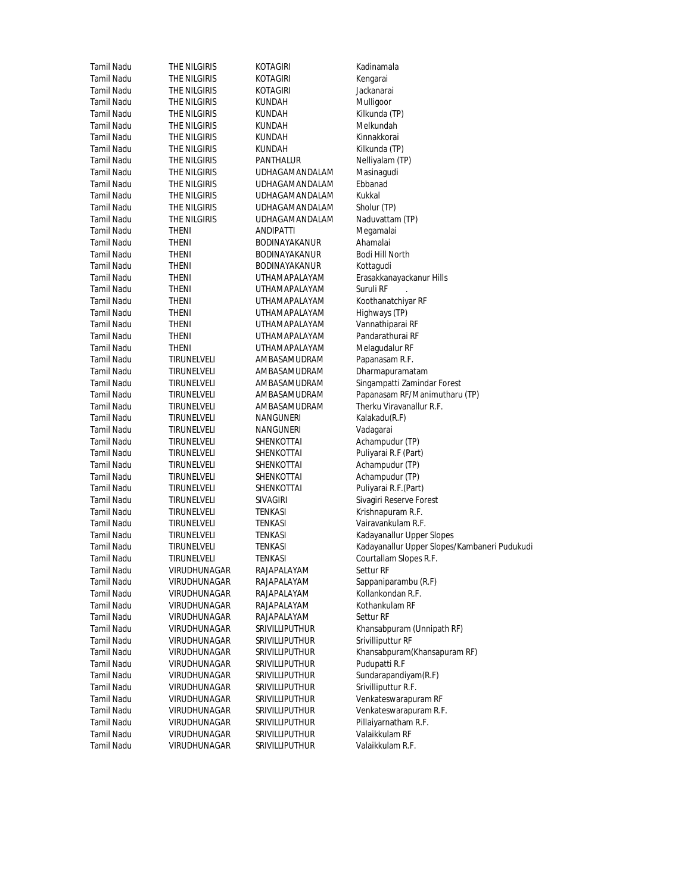| | | | |
|---|---|---|---|
| Tamil Nadu | THE NILGIRIS | KOTAGIRI | Kadinamala |
| Tamil Nadu | THE NILGIRIS | KOTAGIRI | Kengarai |
| Tamil Nadu | THE NILGIRIS | KOTAGIRI | Jackanarai |
| Tamil Nadu | THE NILGIRIS | KUNDAH | Mulligoor |
| Tamil Nadu | THE NILGIRIS | KUNDAH | Kilkunda (TP) |
| Tamil Nadu | THE NILGIRIS | KUNDAH | Melkundah |
| Tamil Nadu | THE NILGIRIS | KUNDAH | Kinnakkorai |
| Tamil Nadu | THE NILGIRIS | KUNDAH | Kilkunda (TP) |
| Tamil Nadu | THE NILGIRIS | PANTHALUR | Nelliyalam (TP) |
| Tamil Nadu | THE NILGIRIS | UDHAGAMANDALAM | Masinagudi |
| Tamil Nadu | THE NILGIRIS | UDHAGAMANDALAM | Ebbanad |
| Tamil Nadu | THE NILGIRIS | UDHAGAMANDALAM | Kukkal |
| Tamil Nadu | THE NILGIRIS | UDHAGAMANDALAM | Sholur (TP) |
| Tamil Nadu | THE NILGIRIS | UDHAGAMANDALAM | Naduvattam (TP) |
| Tamil Nadu | THENI | ANDIPATTI | Megamalai |
| Tamil Nadu | THENI | BODINAYAKANUR | Ahamalai |
| Tamil Nadu | THENI | BODINAYAKANUR | Bodi Hill North |
| Tamil Nadu | THENI | BODINAYAKANUR | Kottagudi |
| Tamil Nadu | THENI | UTHAMAPALAYAM | Erasakkanayackanur Hills |
| Tamil Nadu | THENI | UTHAMAPALAYAM | Suruli RF . |
| Tamil Nadu | THENI | UTHAMAPALAYAM | Koothanatchiyar RF |
| Tamil Nadu | THENI | UTHAMAPALAYAM | Highways (TP) |
| Tamil Nadu | THENI | UTHAMAPALAYAM | Vannathiparai RF |
| Tamil Nadu | THENI | UTHAMAPALAYAM | Pandarathurai RF |
| Tamil Nadu | THENI | UTHAMAPALAYAM | Melagudalur RF |
| Tamil Nadu | TIRUNELVELI | AMBASAMUDRAM | Papanasam R.F. |
| Tamil Nadu | TIRUNELVELI | AMBASAMUDRAM | Dharmapuramatam |
| Tamil Nadu | TIRUNELVELI | AMBASAMUDRAM | Singampatti Zamindar Forest |
| Tamil Nadu | TIRUNELVELI | AMBASAMUDRAM | Papanasam RF/Manimutharu (TP) |
| Tamil Nadu | TIRUNELVELI | AMBASAMUDRAM | Therku Viravanallur R.F. |
| Tamil Nadu | TIRUNELVELI | NANGUNERI | Kalakadu(R.F) |
| Tamil Nadu | TIRUNELVELI | NANGUNERI | Vadagarai |
| Tamil Nadu | TIRUNELVELI | SHENKOTTAI | Achampudur (TP) |
| Tamil Nadu | TIRUNELVELI | SHENKOTTAI | Puliyarai R.F (Part) |
| Tamil Nadu | TIRUNELVELI | SHENKOTTAI | Achampudur (TP) |
| Tamil Nadu | TIRUNELVELI | SHENKOTTAI | Achampudur (TP) |
| Tamil Nadu | TIRUNELVELI | SHENKOTTAI | Puliyarai R.F.(Part) |
| Tamil Nadu | TIRUNELVELI | SIVAGIRI | Sivagiri Reserve Forest |
| Tamil Nadu | TIRUNELVELI | TENKASI | Krishnapuram R.F. |
| Tamil Nadu | TIRUNELVELI | TENKASI | Vairavankulam R.F. |
| Tamil Nadu | TIRUNELVELI | TENKASI | Kadayanallur Upper Slopes |
| Tamil Nadu | TIRUNELVELI | TENKASI | Kadayanallur Upper Slopes/Kambaneri Pudukudi |
| Tamil Nadu | TIRUNELVELI | TENKASI | Courtallam Slopes R.F. |
| Tamil Nadu | VIRUDHUNAGAR | RAJAPALAYAM | Settur RF |
| Tamil Nadu | VIRUDHUNAGAR | RAJAPALAYAM | Sappaniparambu (R.F) |
| Tamil Nadu | VIRUDHUNAGAR | RAJAPALAYAM | Kollankondan R.F. |
| Tamil Nadu | VIRUDHUNAGAR | RAJAPALAYAM | Kothankulam RF |
| Tamil Nadu | VIRUDHUNAGAR | RAJAPALAYAM | Settur RF |
| Tamil Nadu | VIRUDHUNAGAR | SRIVILLIPUTHUR | Khansabpuram (Unnipath RF) |
| Tamil Nadu | VIRUDHUNAGAR | SRIVILLIPUTHUR | Srivilliputtur RF |
| Tamil Nadu | VIRUDHUNAGAR | SRIVILLIPUTHUR | Khansabpuram(Khansapuram RF) |
| Tamil Nadu | VIRUDHUNAGAR | SRIVILLIPUTHUR | Pudupatti R.F |
| Tamil Nadu | VIRUDHUNAGAR | SRIVILLIPUTHUR | Sundarapandiyam(R.F) |
| Tamil Nadu | VIRUDHUNAGAR | SRIVILLIPUTHUR | Srivilliputtur R.F. |
| Tamil Nadu | VIRUDHUNAGAR | SRIVILLIPUTHUR | Venkateswarapuram RF |
| Tamil Nadu | VIRUDHUNAGAR | SRIVILLIPUTHUR | Venkateswarapuram R.F. |
| Tamil Nadu | VIRUDHUNAGAR | SRIVILLIPUTHUR | Pillaiyarnatham R.F. |
| Tamil Nadu | VIRUDHUNAGAR | SRIVILLIPUTHUR | Valaikkulam RF |
| Tamil Nadu | VIRUDHUNAGAR | SRIVILLIPUTHUR | Valaikkulam R.F. |